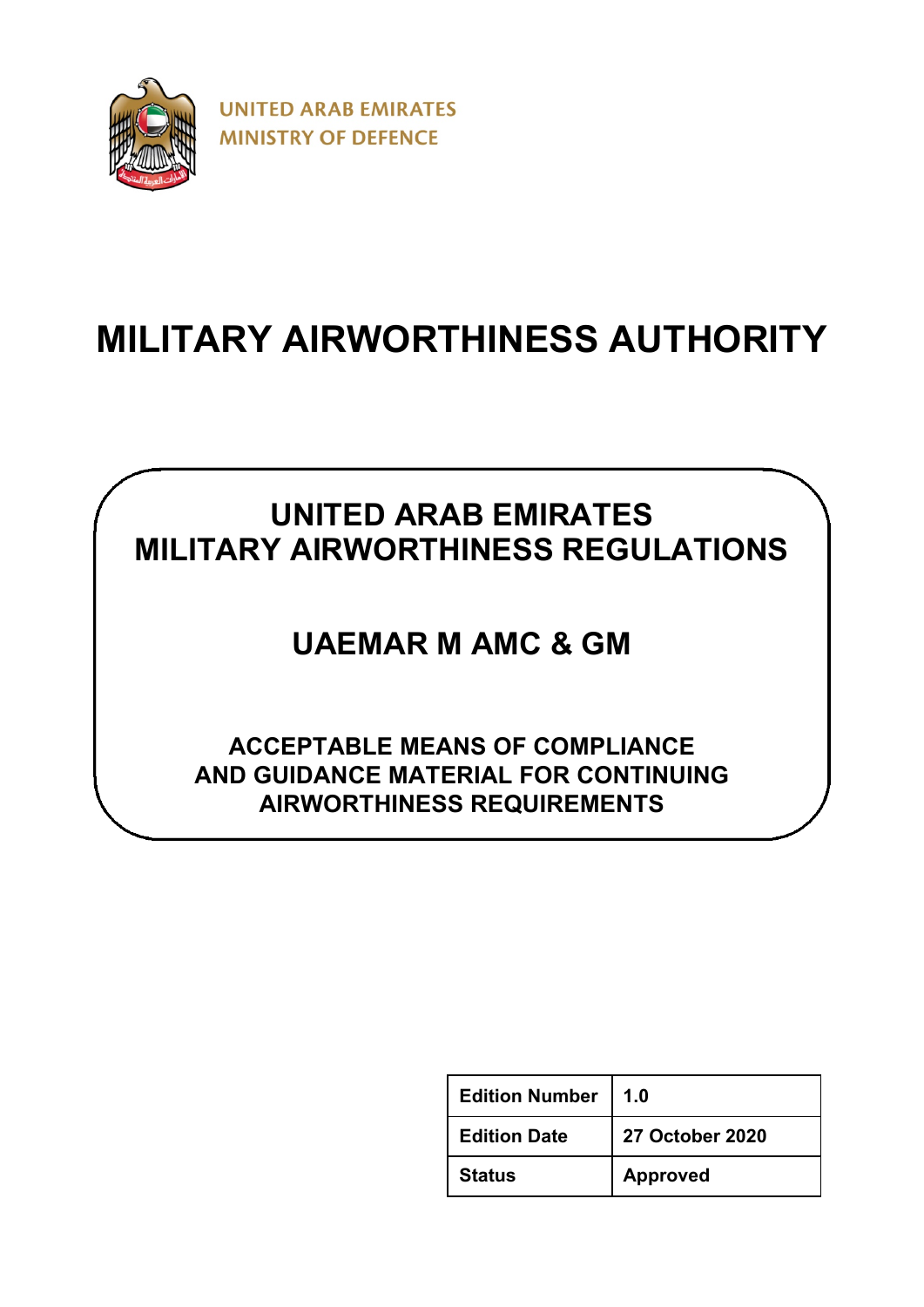UNITED ARAB EMIRATES
MINISTRY OF DEFENCE

# MILITARY AIRWORTHINESS AUTHORITY

## UNITED ARAB EMIRATES
## MILITARY AIRWORTHINESS REGULATIONS

## UAEMAR M AMC & GM

### ACCEPTABLE MEANS OF COMPLIANCE AND GUIDANCE MATERIAL FOR CONTINUING AIRWORTHINESS REQUIREMENTS

| Edition Number | 1.0 |
|---|---|
| Edition Date | 27 October 2020 |
| Status | Approved |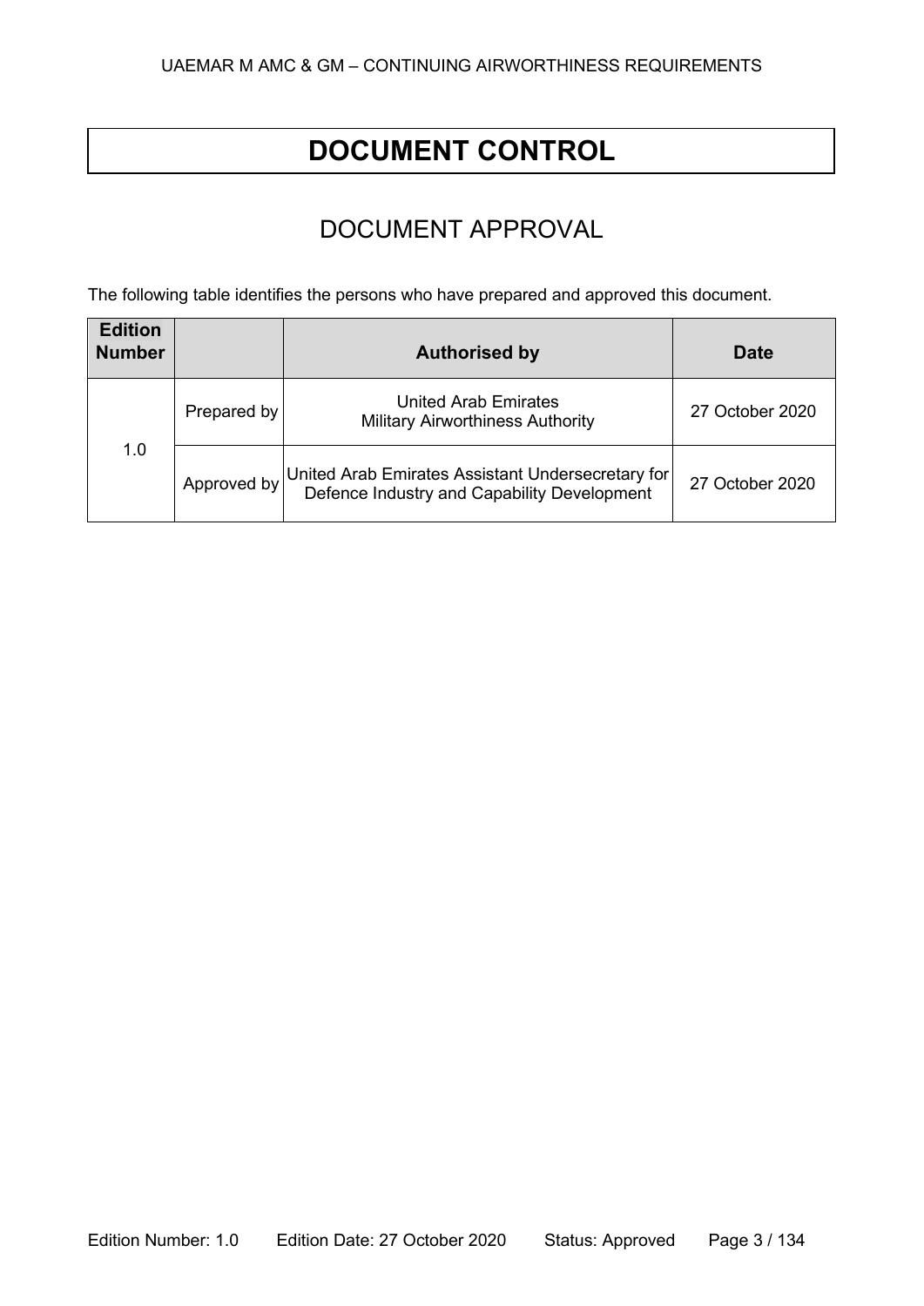# DOCUMENT CONTROL

## DOCUMENT APPROVAL

The following table identifies the persons who have prepared and approved this document.

| Edition Number | | Authorised by | Date |
|---|---|---|---|
| 1.0 | Prepared by | United Arab Emirates Military Airworthiness Authority | 27 October 2020 |
| | Approved by | United Arab Emirates Assistant Undersecretary for Defence Industry and Capability Development | 27 October 2020 |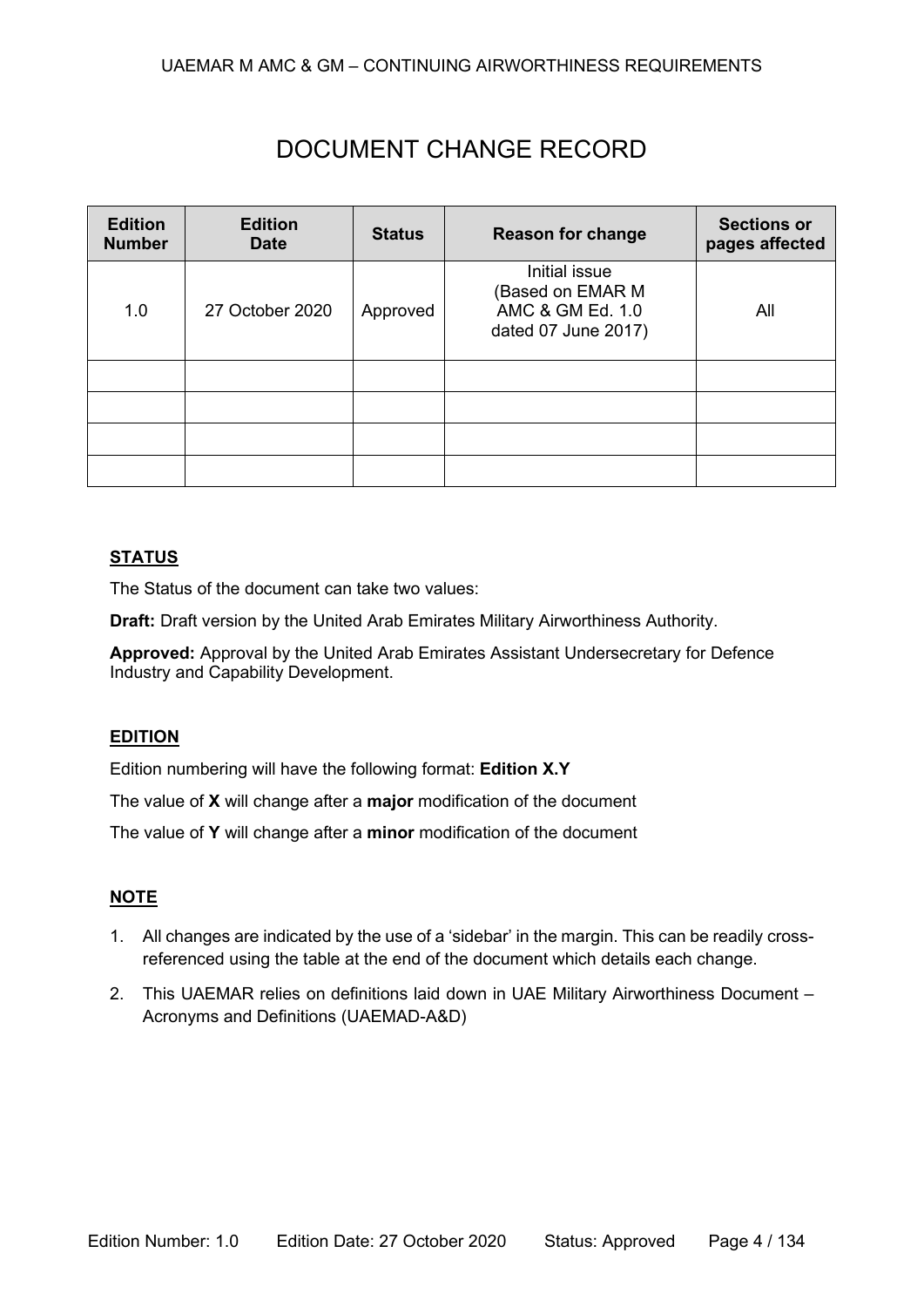# DOCUMENT CHANGE RECORD

| Edition Number | Edition Date | Status | Reason for change | Sections or pages affected |
|---|---|---|---|---|
| 1.0 | 27 October 2020 | Approved | Initial issue (Based on EMAR M AMC & GM Ed. 1.0 dated 07 June 2017) | All |
| | | | | |
| | | | | |
| | | | | |
| | | | | |

## STATUS

The Status of the document can take two values:

**Draft:** Draft version by the United Arab Emirates Military Airworthiness Authority.

**Approved:** Approval by the United Arab Emirates Assistant Undersecretary for Defence Industry and Capability Development.

## EDITION

Edition numbering will have the following format: **Edition X.Y**

The value of **X** will change after a **major** modification of the document

The value of **Y** will change after a **minor** modification of the document

## NOTE

1. All changes are indicated by the use of a 'sidebar' in the margin. This can be readily cross-referenced using the table at the end of the document which details each change.
2. This UAEMAR relies on definitions laid down in UAE Military Airworthiness Document – Acronyms and Definitions (UAEMAD-A&D)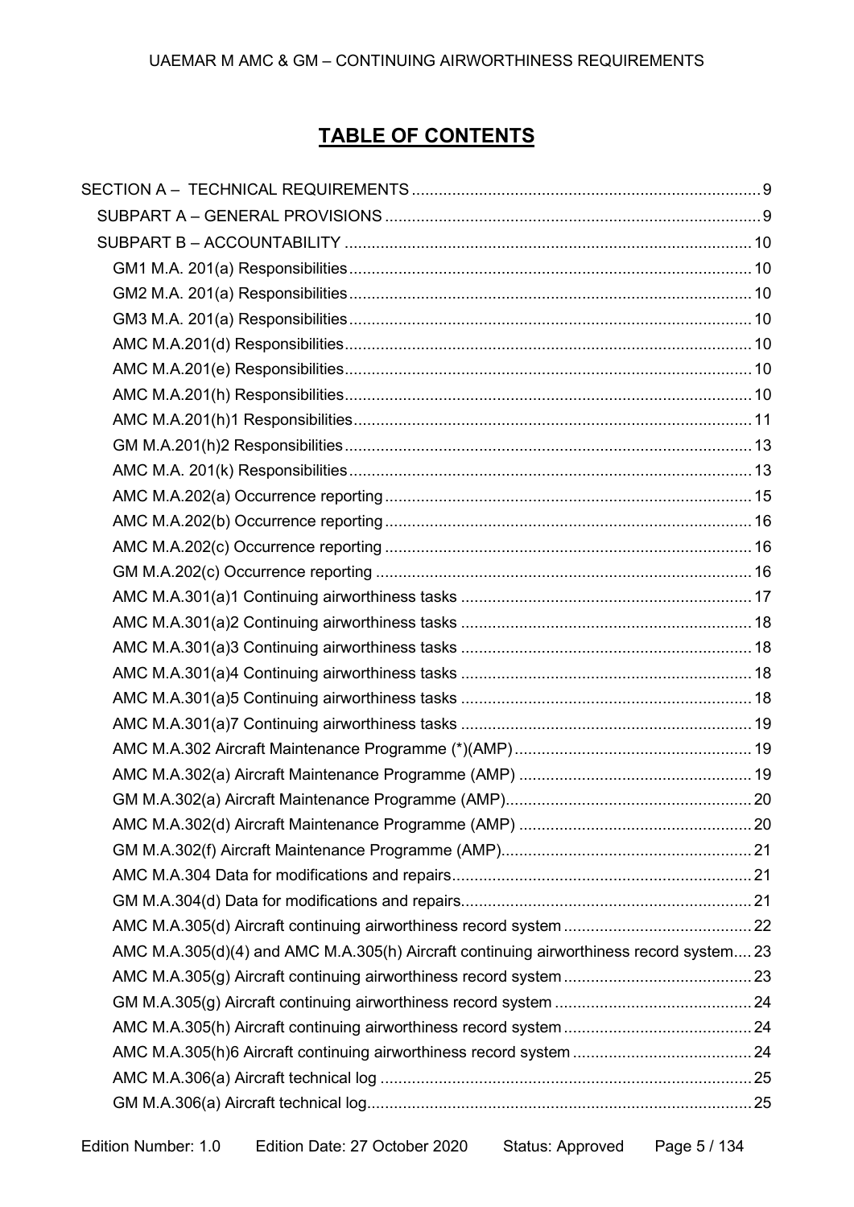# TABLE OF CONTENTS

SECTION A – TECHNICAL REQUIREMENTS ..... 9

- SUBPART A – GENERAL PROVISIONS ..... 9
- SUBPART B – ACCOUNTABILITY ..... 10
  - GM1 M.A. 201(a) Responsibilities ..... 10
  - GM2 M.A. 201(a) Responsibilities ..... 10
  - GM3 M.A. 201(a) Responsibilities ..... 10
  - AMC M.A.201(d) Responsibilities ..... 10
  - AMC M.A.201(e) Responsibilities ..... 10
  - AMC M.A.201(h) Responsibilities ..... 10
  - AMC M.A.201(h)1 Responsibilities ..... 11
  - GM M.A.201(h)2 Responsibilities ..... 13
  - AMC M.A. 201(k) Responsibilities ..... 13
  - AMC M.A.202(a) Occurrence reporting ..... 15
  - AMC M.A.202(b) Occurrence reporting ..... 16
  - AMC M.A.202(c) Occurrence reporting ..... 16
  - GM M.A.202(c) Occurrence reporting ..... 16
  - AMC M.A.301(a)1 Continuing airworthiness tasks ..... 17
  - AMC M.A.301(a)2 Continuing airworthiness tasks ..... 18
  - AMC M.A.301(a)3 Continuing airworthiness tasks ..... 18
  - AMC M.A.301(a)4 Continuing airworthiness tasks ..... 18
  - AMC M.A.301(a)5 Continuing airworthiness tasks ..... 18
  - AMC M.A.301(a)7 Continuing airworthiness tasks ..... 19
  - AMC M.A.302 Aircraft Maintenance Programme (*)(AMP) ..... 19
  - AMC M.A.302(a) Aircraft Maintenance Programme (AMP) ..... 19
  - GM M.A.302(a) Aircraft Maintenance Programme (AMP) ..... 20
  - AMC M.A.302(d) Aircraft Maintenance Programme (AMP) ..... 20
  - GM M.A.302(f) Aircraft Maintenance Programme (AMP) ..... 21
  - AMC M.A.304 Data for modifications and repairs ..... 21
  - GM M.A.304(d) Data for modifications and repairs ..... 21
  - AMC M.A.305(d) Aircraft continuing airworthiness record system ..... 22
  - AMC M.A.305(d)(4) and AMC M.A.305(h) Aircraft continuing airworthiness record system ..... 23
  - AMC M.A.305(g) Aircraft continuing airworthiness record system ..... 23
  - GM M.A.305(g) Aircraft continuing airworthiness record system ..... 24
  - AMC M.A.305(h) Aircraft continuing airworthiness record system ..... 24
  - AMC M.A.305(h)6 Aircraft continuing airworthiness record system ..... 24
  - AMC M.A.306(a) Aircraft technical log ..... 25
  - GM M.A.306(a) Aircraft technical log ..... 25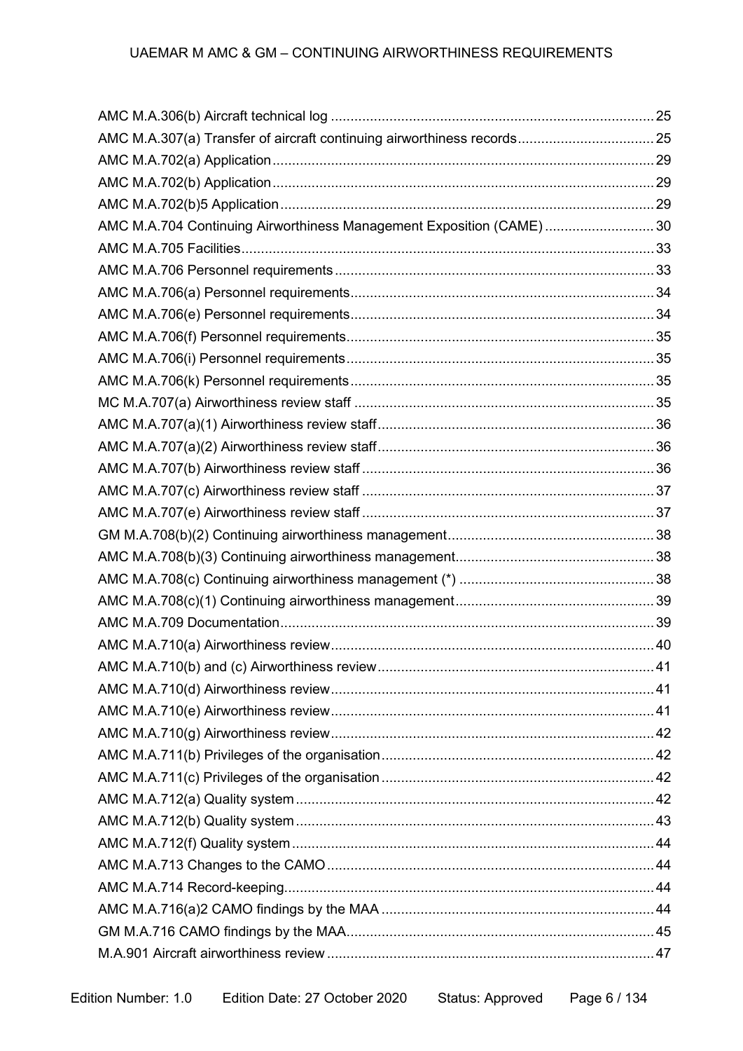AMC M.A.306(b) Aircraft technical log ..... 25
AMC M.A.307(a) Transfer of aircraft continuing airworthiness records ..... 25
AMC M.A.702(a) Application ..... 29
AMC M.A.702(b) Application ..... 29
AMC M.A.702(b)5 Application ..... 29
AMC M.A.704 Continuing Airworthiness Management Exposition (CAME) ..... 30
AMC M.A.705 Facilities ..... 33
AMC M.A.706 Personnel requirements ..... 33
AMC M.A.706(a) Personnel requirements ..... 34
AMC M.A.706(e) Personnel requirements ..... 34
AMC M.A.706(f) Personnel requirements ..... 35
AMC M.A.706(i) Personnel requirements ..... 35
AMC M.A.706(k) Personnel requirements ..... 35
MC M.A.707(a) Airworthiness review staff ..... 35
AMC M.A.707(a)(1) Airworthiness review staff ..... 36
AMC M.A.707(a)(2) Airworthiness review staff ..... 36
AMC M.A.707(b) Airworthiness review staff ..... 36
AMC M.A.707(c) Airworthiness review staff ..... 37
AMC M.A.707(e) Airworthiness review staff ..... 37
GM M.A.708(b)(2) Continuing airworthiness management ..... 38
AMC M.A.708(b)(3) Continuing airworthiness management ..... 38
AMC M.A.708(c) Continuing airworthiness management (*) ..... 38
AMC M.A.708(c)(1) Continuing airworthiness management ..... 39
AMC M.A.709 Documentation ..... 39
AMC M.A.710(a) Airworthiness review ..... 40
AMC M.A.710(b) and (c) Airworthiness review ..... 41
AMC M.A.710(d) Airworthiness review ..... 41
AMC M.A.710(e) Airworthiness review ..... 41
AMC M.A.710(g) Airworthiness review ..... 42
AMC M.A.711(b) Privileges of the organisation ..... 42
AMC M.A.711(c) Privileges of the organisation ..... 42
AMC M.A.712(a) Quality system ..... 42
AMC M.A.712(b) Quality system ..... 43
AMC M.A.712(f) Quality system ..... 44
AMC M.A.713 Changes to the CAMO ..... 44
AMC M.A.714 Record-keeping ..... 44
AMC M.A.716(a)2 CAMO findings by the MAA ..... 44
GM M.A.716 CAMO findings by the MAA ..... 45
M.A.901 Aircraft airworthiness review ..... 47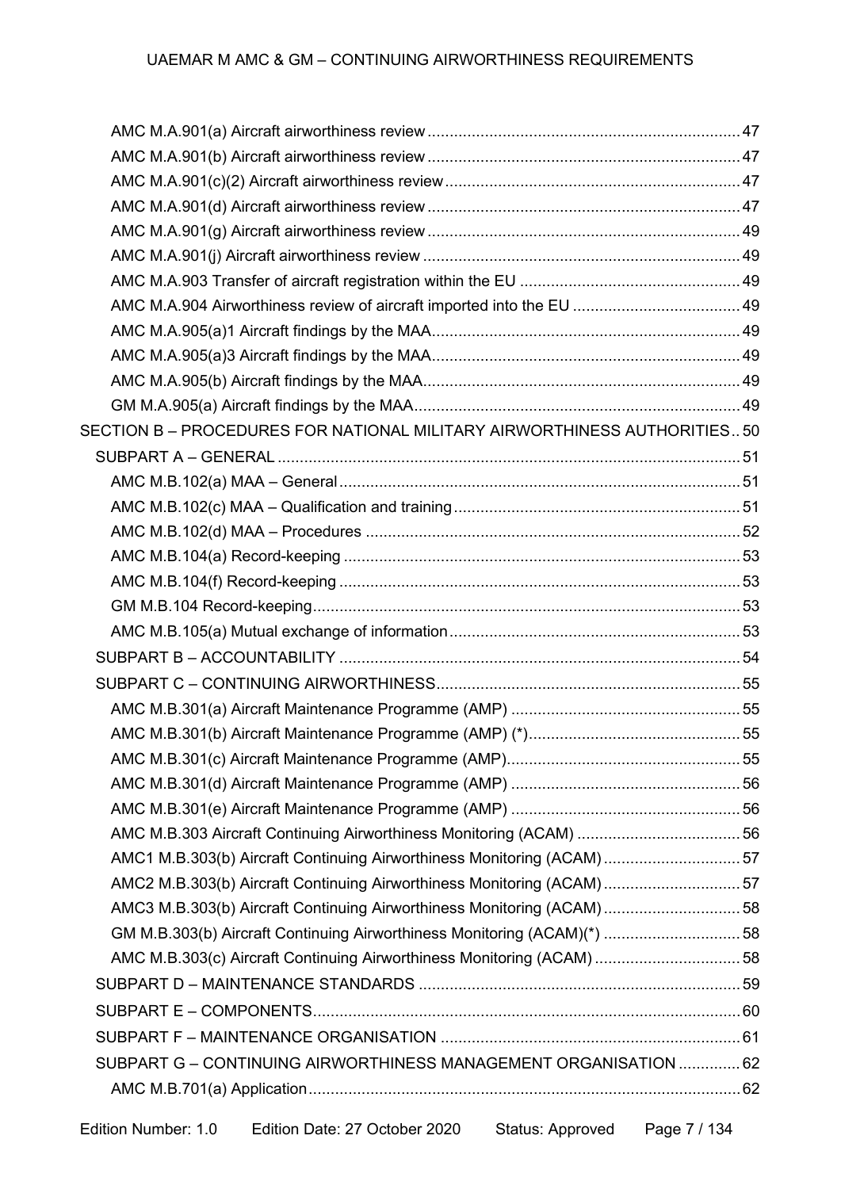AMC M.A.901(a) Aircraft airworthiness review ........ 47
AMC M.A.901(b) Aircraft airworthiness review ........ 47
AMC M.A.901(c)(2) Aircraft airworthiness review ........ 47
AMC M.A.901(d) Aircraft airworthiness review ........ 47
AMC M.A.901(g) Aircraft airworthiness review ........ 49
AMC M.A.901(j) Aircraft airworthiness review ........ 49
AMC M.A.903 Transfer of aircraft registration within the EU ........ 49
AMC M.A.904 Airworthiness review of aircraft imported into the EU ........ 49
AMC M.A.905(a)1 Aircraft findings by the MAA ........ 49
AMC M.A.905(a)3 Aircraft findings by the MAA ........ 49
AMC M.A.905(b) Aircraft findings by the MAA ........ 49
GM M.A.905(a) Aircraft findings by the MAA ........ 49

SECTION B – PROCEDURES FOR NATIONAL MILITARY AIRWORTHINESS AUTHORITIES .. 50

SUBPART A – GENERAL ........ 51
AMC M.B.102(a) MAA – General ........ 51
AMC M.B.102(c) MAA – Qualification and training ........ 51
AMC M.B.102(d) MAA – Procedures ........ 52
AMC M.B.104(a) Record-keeping ........ 53
AMC M.B.104(f) Record-keeping ........ 53
GM M.B.104 Record-keeping ........ 53
AMC M.B.105(a) Mutual exchange of information ........ 53

SUBPART B – ACCOUNTABILITY ........ 54

SUBPART C – CONTINUING AIRWORTHINESS ........ 55
AMC M.B.301(a) Aircraft Maintenance Programme (AMP) ........ 55
AMC M.B.301(b) Aircraft Maintenance Programme (AMP) (*) ........ 55
AMC M.B.301(c) Aircraft Maintenance Programme (AMP) ........ 55
AMC M.B.301(d) Aircraft Maintenance Programme (AMP) ........ 56
AMC M.B.301(e) Aircraft Maintenance Programme (AMP) ........ 56
AMC M.B.303 Aircraft Continuing Airworthiness Monitoring (ACAM) ........ 56
AMC1 M.B.303(b) Aircraft Continuing Airworthiness Monitoring (ACAM) ........ 57
AMC2 M.B.303(b) Aircraft Continuing Airworthiness Monitoring (ACAM) ........ 57
AMC3 M.B.303(b) Aircraft Continuing Airworthiness Monitoring (ACAM) ........ 58
GM M.B.303(b) Aircraft Continuing Airworthiness Monitoring (ACAM)(*) ........ 58
AMC M.B.303(c) Aircraft Continuing Airworthiness Monitoring (ACAM) ........ 58

SUBPART D – MAINTENANCE STANDARDS ........ 59

SUBPART E – COMPONENTS ........ 60

SUBPART F – MAINTENANCE ORGANISATION ........ 61

SUBPART G – CONTINUING AIRWORTHINESS MANAGEMENT ORGANISATION ........ 62
AMC M.B.701(a) Application ........ 62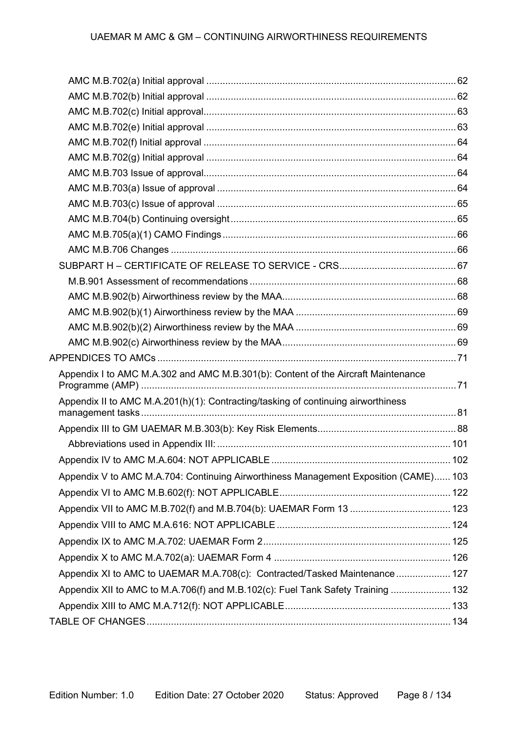- AMC M.B.702(a) Initial approval ... 62
- AMC M.B.702(b) Initial approval ... 62
- AMC M.B.702(c) Initial approval ... 63
- AMC M.B.702(e) Initial approval ... 63
- AMC M.B.702(f) Initial approval ... 64
- AMC M.B.702(g) Initial approval ... 64
- AMC M.B.703 Issue of approval ... 64
- AMC M.B.703(a) Issue of approval ... 64
- AMC M.B.703(c) Issue of approval ... 65
- AMC M.B.704(b) Continuing oversight ... 65
- AMC M.B.705(a)(1) CAMO Findings ... 66
- AMC M.B.706 Changes ... 66

SUBPART H – CERTIFICATE OF RELEASE TO SERVICE - CRS ... 67

- M.B.901 Assessment of recommendations ... 68
- AMC M.B.902(b) Airworthiness review by the MAA ... 68
- AMC M.B.902(b)(1) Airworthiness review by the MAA ... 69
- AMC M.B.902(b)(2) Airworthiness review by the MAA ... 69
- AMC M.B.902(c) Airworthiness review by the MAA ... 69

APPENDICES TO AMCs ... 71

- Appendix I to AMC M.A.302 and AMC M.B.301(b): Content of the Aircraft Maintenance Programme (AMP) ... 71
- Appendix II to AMC M.A.201(h)(1): Contracting/tasking of continuing airworthiness management tasks ... 81
- Appendix III to GM UAEMAR M.B.303(b): Key Risk Elements ... 88
  - Abbreviations used in Appendix III: ... 101
- Appendix IV to AMC M.A.604: NOT APPLICABLE ... 102
- Appendix V to AMC M.A.704: Continuing Airworthiness Management Exposition (CAME) ... 103
- Appendix VI to AMC M.B.602(f): NOT APPLICABLE ... 122
- Appendix VII to AMC M.B.702(f) and M.B.704(b): UAEMAR Form 13 ... 123
- Appendix VIII to AMC M.A.616: NOT APPLICABLE ... 124
- Appendix IX to AMC M.A.702: UAEMAR Form 2 ... 125
- Appendix X to AMC M.A.702(a): UAEMAR Form 4 ... 126
- Appendix XI to AMC to UAEMAR M.A.708(c): Contracted/Tasked Maintenance ... 127
- Appendix XII to AMC to M.A.706(f) and M.B.102(c): Fuel Tank Safety Training ... 132
- Appendix XIII to AMC M.A.712(f): NOT APPLICABLE ... 133

TABLE OF CHANGES ... 134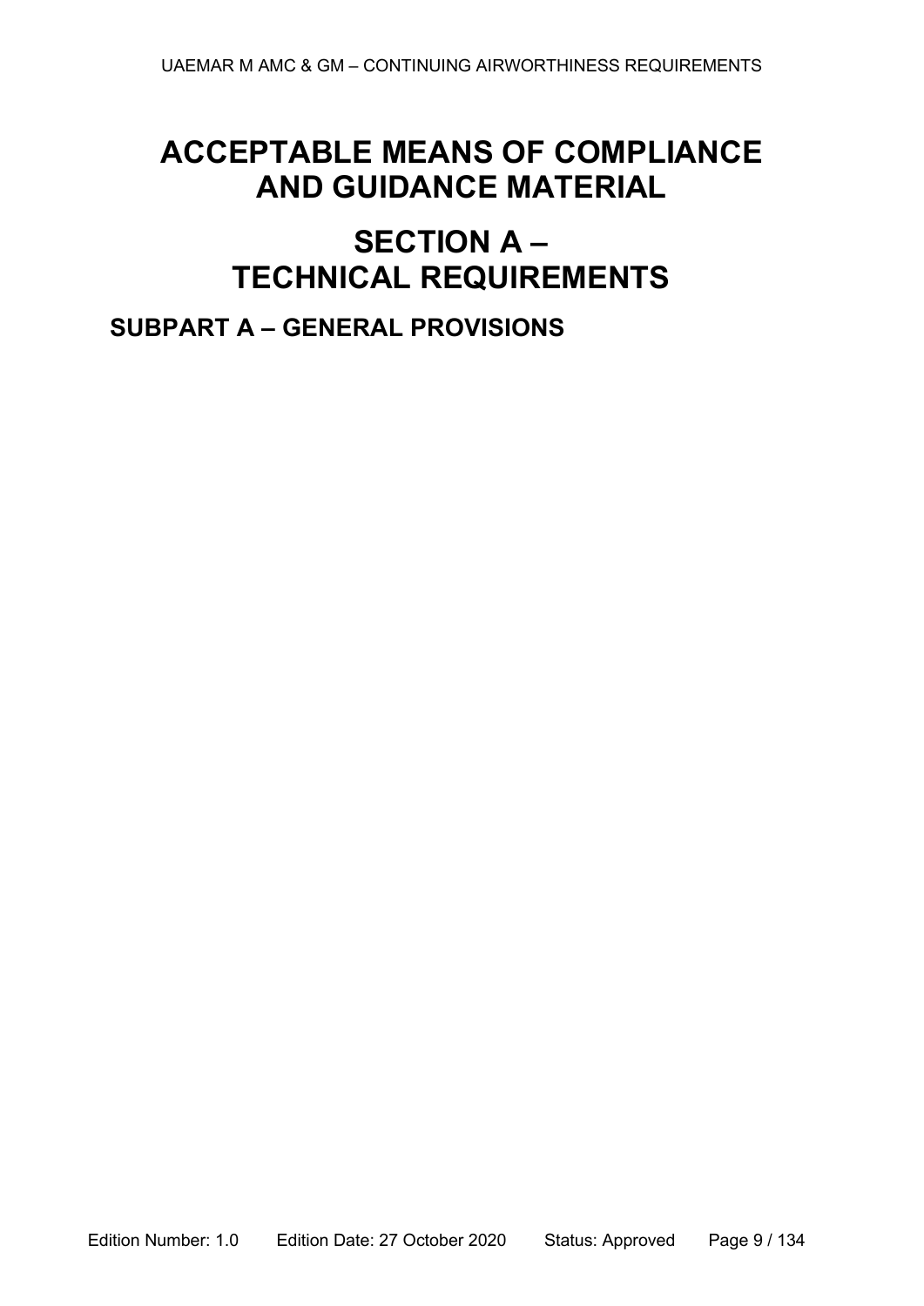# ACCEPTABLE MEANS OF COMPLIANCE AND GUIDANCE MATERIAL

# SECTION A – TECHNICAL REQUIREMENTS

## SUBPART A – GENERAL PROVISIONS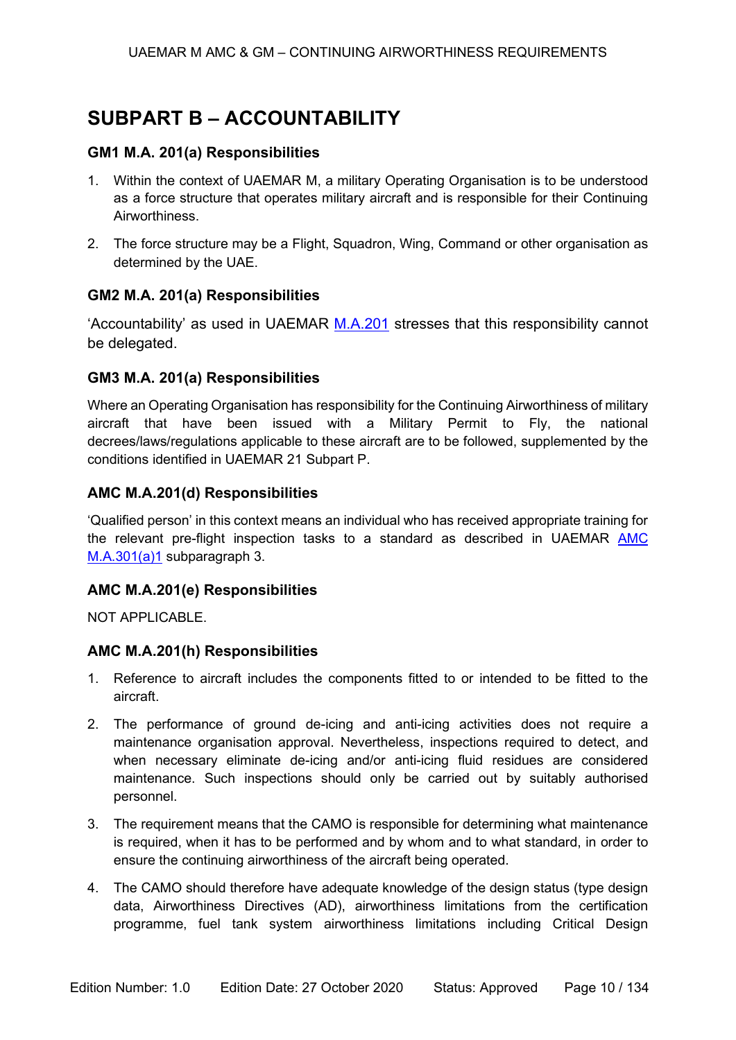# SUBPART B – ACCOUNTABILITY

### GM1 M.A. 201(a) Responsibilities

1. Within the context of UAEMAR M, a military Operating Organisation is to be understood as a force structure that operates military aircraft and is responsible for their Continuing Airworthiness.
2. The force structure may be a Flight, Squadron, Wing, Command or other organisation as determined by the UAE.

### GM2 M.A. 201(a) Responsibilities

'Accountability' as used in UAEMAR M.A.201 stresses that this responsibility cannot be delegated.

### GM3 M.A. 201(a) Responsibilities

Where an Operating Organisation has responsibility for the Continuing Airworthiness of military aircraft that have been issued with a Military Permit to Fly, the national decrees/laws/regulations applicable to these aircraft are to be followed, supplemented by the conditions identified in UAEMAR 21 Subpart P.

### AMC M.A.201(d) Responsibilities

'Qualified person' in this context means an individual who has received appropriate training for the relevant pre-flight inspection tasks to a standard as described in UAEMAR AMC M.A.301(a)1 subparagraph 3.

### AMC M.A.201(e) Responsibilities

NOT APPLICABLE.

### AMC M.A.201(h) Responsibilities

1. Reference to aircraft includes the components fitted to or intended to be fitted to the aircraft.
2. The performance of ground de-icing and anti-icing activities does not require a maintenance organisation approval. Nevertheless, inspections required to detect, and when necessary eliminate de-icing and/or anti-icing fluid residues are considered maintenance. Such inspections should only be carried out by suitably authorised personnel.
3. The requirement means that the CAMO is responsible for determining what maintenance is required, when it has to be performed and by whom and to what standard, in order to ensure the continuing airworthiness of the aircraft being operated.
4. The CAMO should therefore have adequate knowledge of the design status (type design data, Airworthiness Directives (AD), airworthiness limitations from the certification programme, fuel tank system airworthiness limitations including Critical Design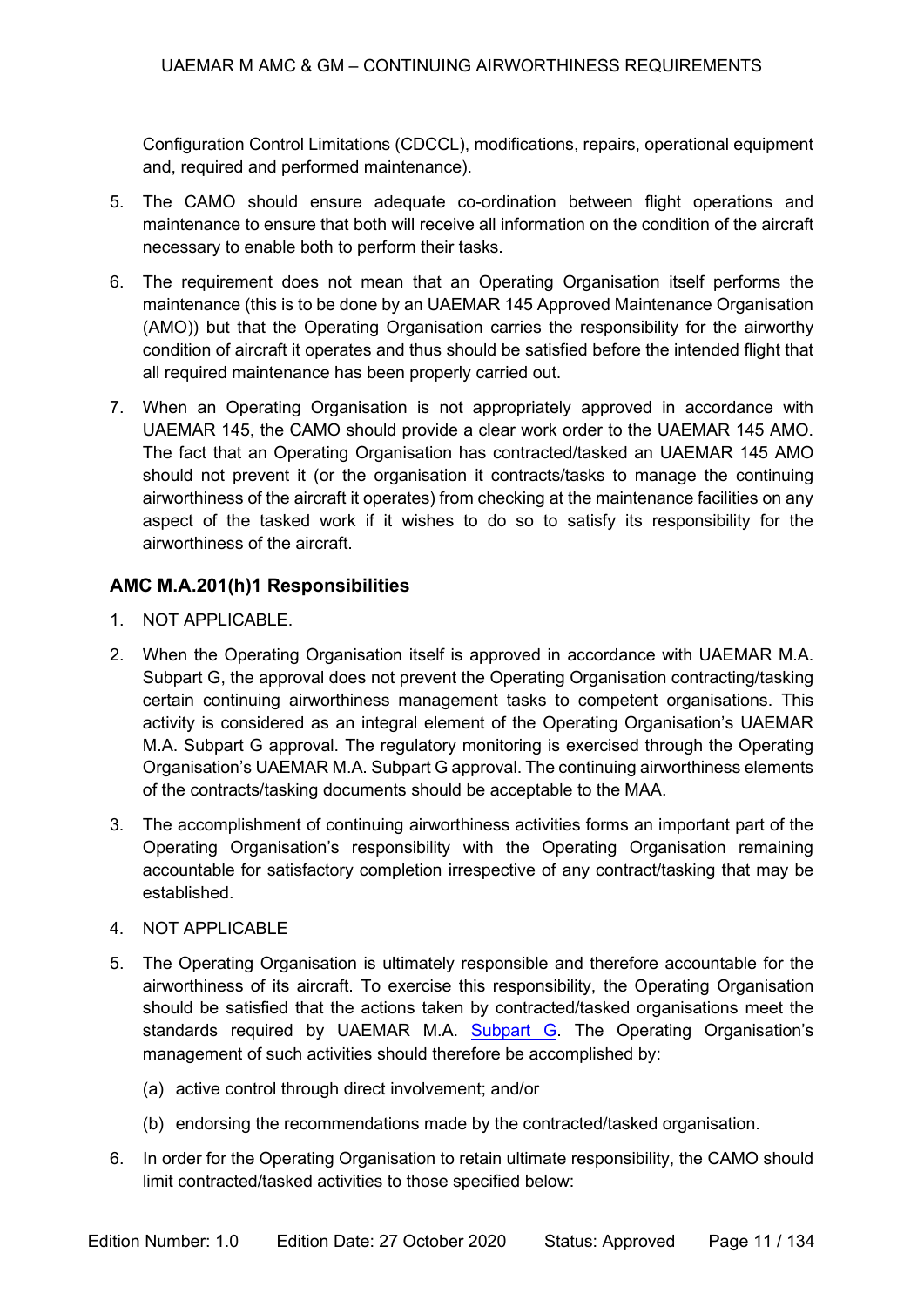Configuration Control Limitations (CDCCL), modifications, repairs, operational equipment and, required and performed maintenance).

5. The CAMO should ensure adequate co-ordination between flight operations and maintenance to ensure that both will receive all information on the condition of the aircraft necessary to enable both to perform their tasks.

6. The requirement does not mean that an Operating Organisation itself performs the maintenance (this is to be done by an UAEMAR 145 Approved Maintenance Organisation (AMO)) but that the Operating Organisation carries the responsibility for the airworthy condition of aircraft it operates and thus should be satisfied before the intended flight that all required maintenance has been properly carried out.

7. When an Operating Organisation is not appropriately approved in accordance with UAEMAR 145, the CAMO should provide a clear work order to the UAEMAR 145 AMO. The fact that an Operating Organisation has contracted/tasked an UAEMAR 145 AMO should not prevent it (or the organisation it contracts/tasks to manage the continuing airworthiness of the aircraft it operates) from checking at the maintenance facilities on any aspect of the tasked work if it wishes to do so to satisfy its responsibility for the airworthiness of the aircraft.

### AMC M.A.201(h)1 Responsibilities

1. NOT APPLICABLE.

2. When the Operating Organisation itself is approved in accordance with UAEMAR M.A. Subpart G, the approval does not prevent the Operating Organisation contracting/tasking certain continuing airworthiness management tasks to competent organisations. This activity is considered as an integral element of the Operating Organisation's UAEMAR M.A. Subpart G approval. The regulatory monitoring is exercised through the Operating Organisation's UAEMAR M.A. Subpart G approval. The continuing airworthiness elements of the contracts/tasking documents should be acceptable to the MAA.

3. The accomplishment of continuing airworthiness activities forms an important part of the Operating Organisation's responsibility with the Operating Organisation remaining accountable for satisfactory completion irrespective of any contract/tasking that may be established.

4. NOT APPLICABLE

5. The Operating Organisation is ultimately responsible and therefore accountable for the airworthiness of its aircraft. To exercise this responsibility, the Operating Organisation should be satisfied that the actions taken by contracted/tasked organisations meet the standards required by UAEMAR M.A. Subpart G. The Operating Organisation's management of such activities should therefore be accomplished by:

   (a) active control through direct involvement; and/or

   (b) endorsing the recommendations made by the contracted/tasked organisation.

6. In order for the Operating Organisation to retain ultimate responsibility, the CAMO should limit contracted/tasked activities to those specified below: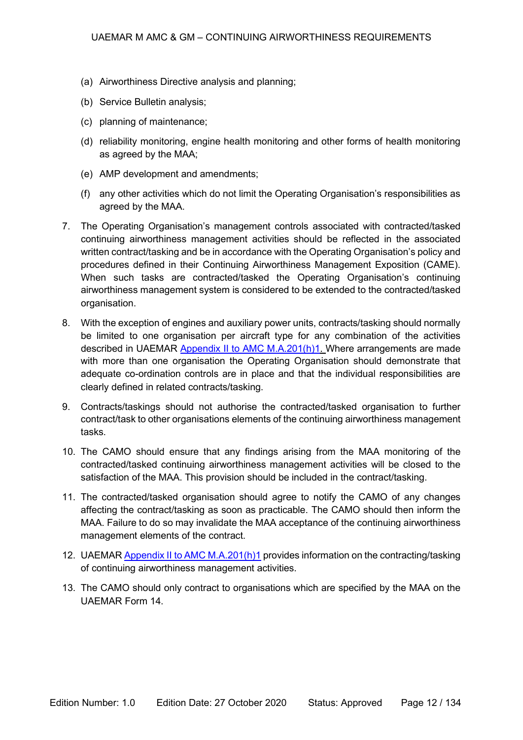(a) Airworthiness Directive analysis and planning;

(b) Service Bulletin analysis;

(c) planning of maintenance;

(d) reliability monitoring, engine health monitoring and other forms of health monitoring as agreed by the MAA;

(e) AMP development and amendments;

(f) any other activities which do not limit the Operating Organisation's responsibilities as agreed by the MAA.

7. The Operating Organisation's management controls associated with contracted/tasked continuing airworthiness management activities should be reflected in the associated written contract/tasking and be in accordance with the Operating Organisation's policy and procedures defined in their Continuing Airworthiness Management Exposition (CAME). When such tasks are contracted/tasked the Operating Organisation's continuing airworthiness management system is considered to be extended to the contracted/tasked organisation.

8. With the exception of engines and auxiliary power units, contracts/tasking should normally be limited to one organisation per aircraft type for any combination of the activities described in UAEMAR Appendix II to AMC M.A.201(h)1. Where arrangements are made with more than one organisation the Operating Organisation should demonstrate that adequate co-ordination controls are in place and that the individual responsibilities are clearly defined in related contracts/tasking.

9. Contracts/taskings should not authorise the contracted/tasked organisation to further contract/task to other organisations elements of the continuing airworthiness management tasks.

10. The CAMO should ensure that any findings arising from the MAA monitoring of the contracted/tasked continuing airworthiness management activities will be closed to the satisfaction of the MAA. This provision should be included in the contract/tasking.

11. The contracted/tasked organisation should agree to notify the CAMO of any changes affecting the contract/tasking as soon as practicable. The CAMO should then inform the MAA. Failure to do so may invalidate the MAA acceptance of the continuing airworthiness management elements of the contract.

12. UAEMAR Appendix II to AMC M.A.201(h)1 provides information on the contracting/tasking of continuing airworthiness management activities.

13. The CAMO should only contract to organisations which are specified by the MAA on the UAEMAR Form 14.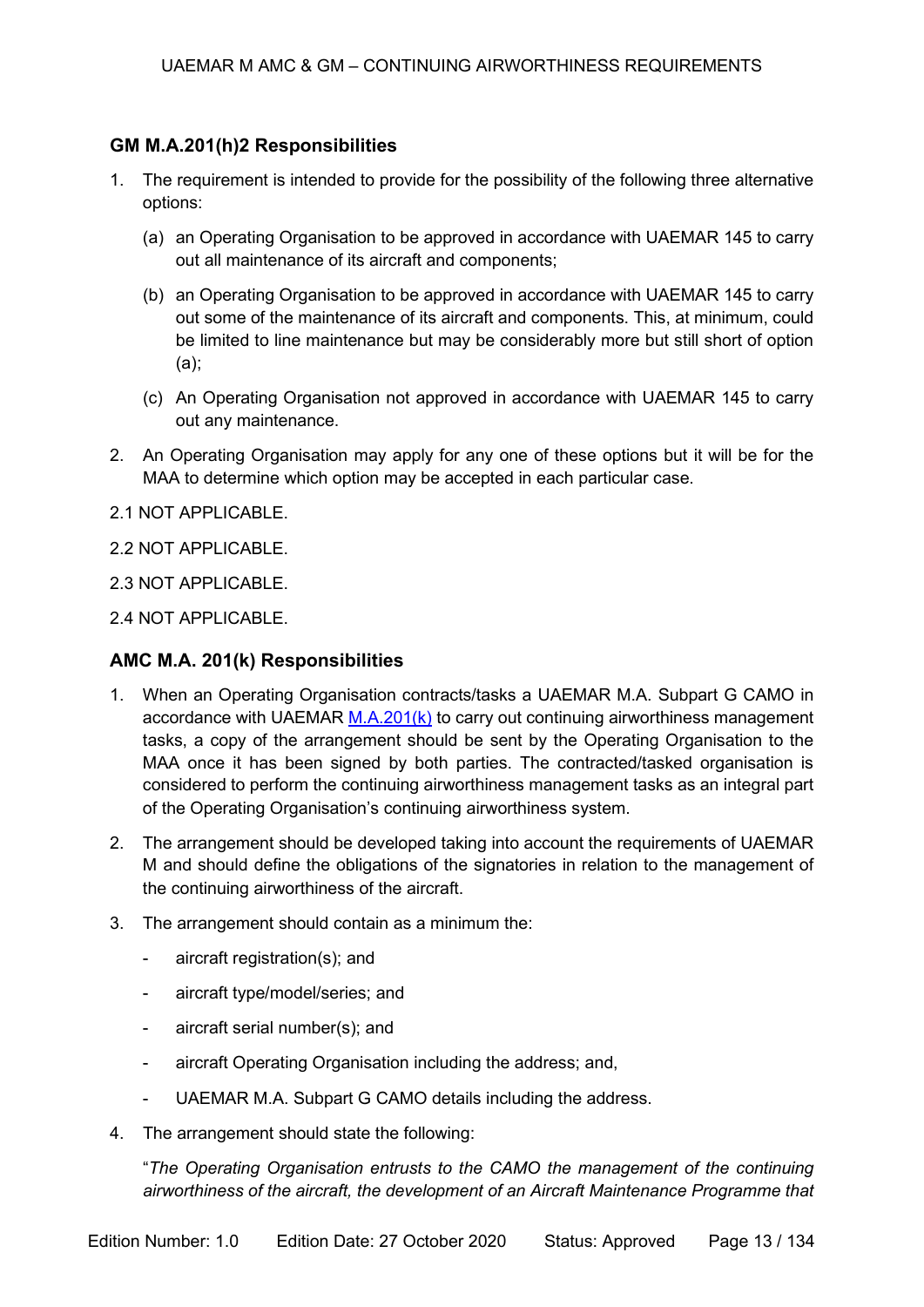### GM M.A.201(h)2 Responsibilities

1. The requirement is intended to provide for the possibility of the following three alternative options:

   (a) an Operating Organisation to be approved in accordance with UAEMAR 145 to carry out all maintenance of its aircraft and components;

   (b) an Operating Organisation to be approved in accordance with UAEMAR 145 to carry out some of the maintenance of its aircraft and components. This, at minimum, could be limited to line maintenance but may be considerably more but still short of option (a);

   (c) An Operating Organisation not approved in accordance with UAEMAR 145 to carry out any maintenance.

2. An Operating Organisation may apply for any one of these options but it will be for the MAA to determine which option may be accepted in each particular case.

2.1 NOT APPLICABLE.

2.2 NOT APPLICABLE.

2.3 NOT APPLICABLE.

2.4 NOT APPLICABLE.

### AMC M.A. 201(k) Responsibilities

1. When an Operating Organisation contracts/tasks a UAEMAR M.A. Subpart G CAMO in accordance with UAEMAR M.A.201(k) to carry out continuing airworthiness management tasks, a copy of the arrangement should be sent by the Operating Organisation to the MAA once it has been signed by both parties. The contracted/tasked organisation is considered to perform the continuing airworthiness management tasks as an integral part of the Operating Organisation's continuing airworthiness system.

2. The arrangement should be developed taking into account the requirements of UAEMAR M and should define the obligations of the signatories in relation to the management of the continuing airworthiness of the aircraft.

3. The arrangement should contain as a minimum the:

   - aircraft registration(s); and
   - aircraft type/model/series; and
   - aircraft serial number(s); and
   - aircraft Operating Organisation including the address; and,
   - UAEMAR M.A. Subpart G CAMO details including the address.

4. The arrangement should state the following:

   "*The Operating Organisation entrusts to the CAMO the management of the continuing airworthiness of the aircraft, the development of an Aircraft Maintenance Programme that*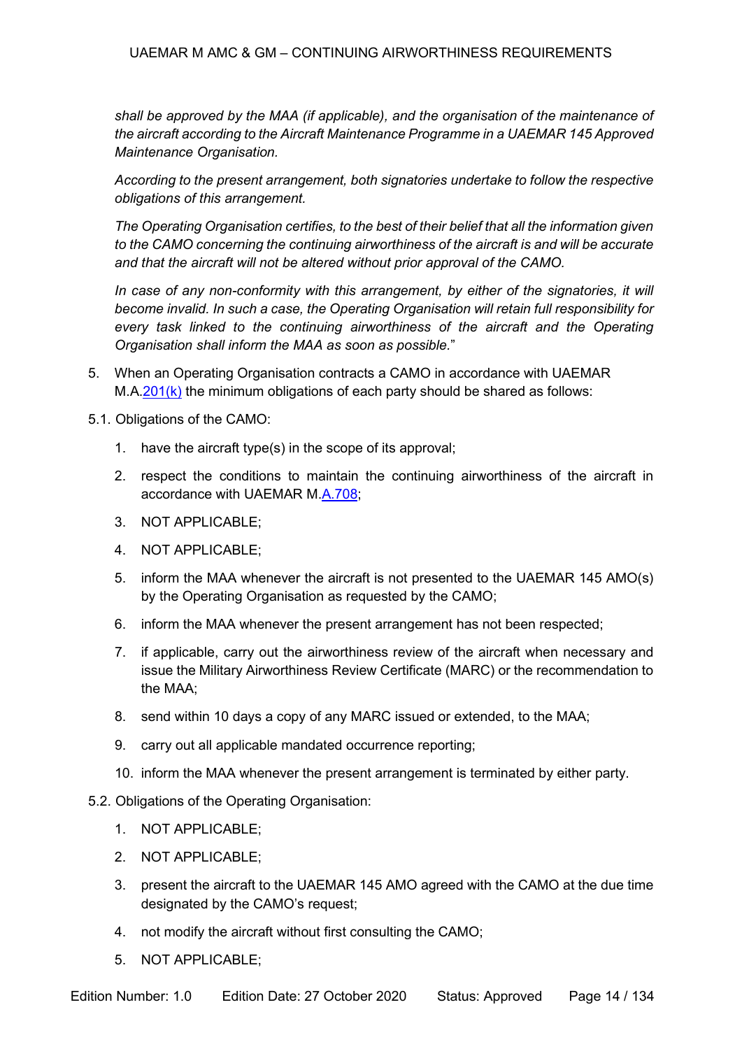*shall be approved by the MAA (if applicable), and the organisation of the maintenance of the aircraft according to the Aircraft Maintenance Programme in a UAEMAR 145 Approved Maintenance Organisation.*

*According to the present arrangement, both signatories undertake to follow the respective obligations of this arrangement.*

*The Operating Organisation certifies, to the best of their belief that all the information given to the CAMO concerning the continuing airworthiness of the aircraft is and will be accurate and that the aircraft will not be altered without prior approval of the CAMO.*

*In case of any non-conformity with this arrangement, by either of the signatories, it will become invalid. In such a case, the Operating Organisation will retain full responsibility for every task linked to the continuing airworthiness of the aircraft and the Operating Organisation shall inform the MAA as soon as possible.*"

5. When an Operating Organisation contracts a CAMO in accordance with UAEMAR M.A.201(k) the minimum obligations of each party should be shared as follows:

5.1. Obligations of the CAMO:

1. have the aircraft type(s) in the scope of its approval;
2. respect the conditions to maintain the continuing airworthiness of the aircraft in accordance with UAEMAR M.A.708;
3. NOT APPLICABLE;
4. NOT APPLICABLE;
5. inform the MAA whenever the aircraft is not presented to the UAEMAR 145 AMO(s) by the Operating Organisation as requested by the CAMO;
6. inform the MAA whenever the present arrangement has not been respected;
7. if applicable, carry out the airworthiness review of the aircraft when necessary and issue the Military Airworthiness Review Certificate (MARC) or the recommendation to the MAA;
8. send within 10 days a copy of any MARC issued or extended, to the MAA;
9. carry out all applicable mandated occurrence reporting;
10. inform the MAA whenever the present arrangement is terminated by either party.

5.2. Obligations of the Operating Organisation:

1. NOT APPLICABLE;
2. NOT APPLICABLE;
3. present the aircraft to the UAEMAR 145 AMO agreed with the CAMO at the due time designated by the CAMO's request;
4. not modify the aircraft without first consulting the CAMO;
5. NOT APPLICABLE;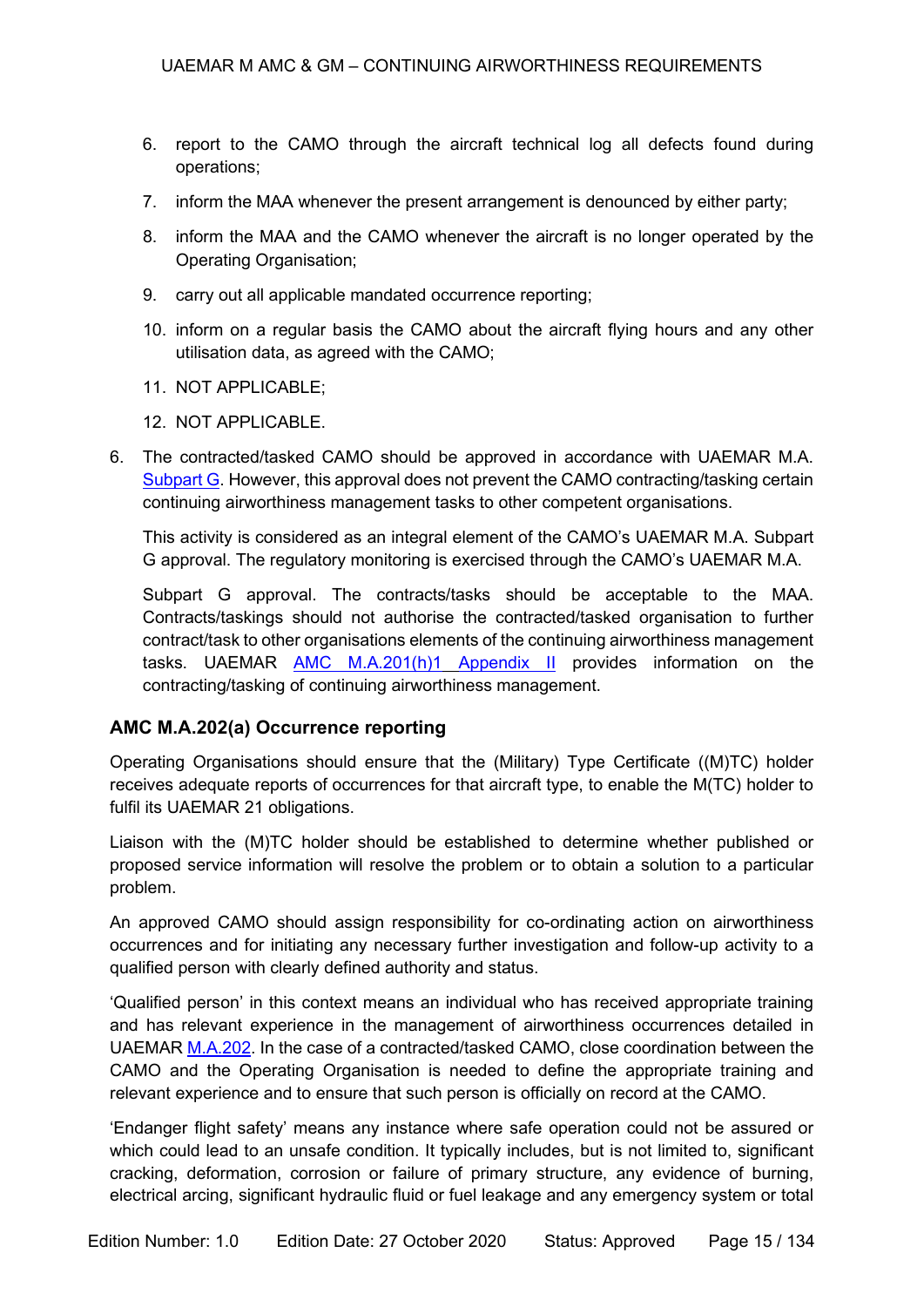6. report to the CAMO through the aircraft technical log all defects found during operations;
7. inform the MAA whenever the present arrangement is denounced by either party;
8. inform the MAA and the CAMO whenever the aircraft is no longer operated by the Operating Organisation;
9. carry out all applicable mandated occurrence reporting;
10. inform on a regular basis the CAMO about the aircraft flying hours and any other utilisation data, as agreed with the CAMO;
11. NOT APPLICABLE;
12. NOT APPLICABLE.

6. The contracted/tasked CAMO should be approved in accordance with UAEMAR M.A. Subpart G. However, this approval does not prevent the CAMO contracting/tasking certain continuing airworthiness management tasks to other competent organisations.

   This activity is considered as an integral element of the CAMO's UAEMAR M.A. Subpart G approval. The regulatory monitoring is exercised through the CAMO's UAEMAR M.A.

   Subpart G approval. The contracts/tasks should be acceptable to the MAA. Contracts/taskings should not authorise the contracted/tasked organisation to further contract/task to other organisations elements of the continuing airworthiness management tasks. UAEMAR AMC M.A.201(h)1 Appendix II provides information on the contracting/tasking of continuing airworthiness management.

### AMC M.A.202(a) Occurrence reporting

Operating Organisations should ensure that the (Military) Type Certificate ((M)TC) holder receives adequate reports of occurrences for that aircraft type, to enable the M(TC) holder to fulfil its UAEMAR 21 obligations.

Liaison with the (M)TC holder should be established to determine whether published or proposed service information will resolve the problem or to obtain a solution to a particular problem.

An approved CAMO should assign responsibility for co-ordinating action on airworthiness occurrences and for initiating any necessary further investigation and follow-up activity to a qualified person with clearly defined authority and status.

'Qualified person' in this context means an individual who has received appropriate training and has relevant experience in the management of airworthiness occurrences detailed in UAEMAR M.A.202. In the case of a contracted/tasked CAMO, close coordination between the CAMO and the Operating Organisation is needed to define the appropriate training and relevant experience and to ensure that such person is officially on record at the CAMO.

'Endanger flight safety' means any instance where safe operation could not be assured or which could lead to an unsafe condition. It typically includes, but is not limited to, significant cracking, deformation, corrosion or failure of primary structure, any evidence of burning, electrical arcing, significant hydraulic fluid or fuel leakage and any emergency system or total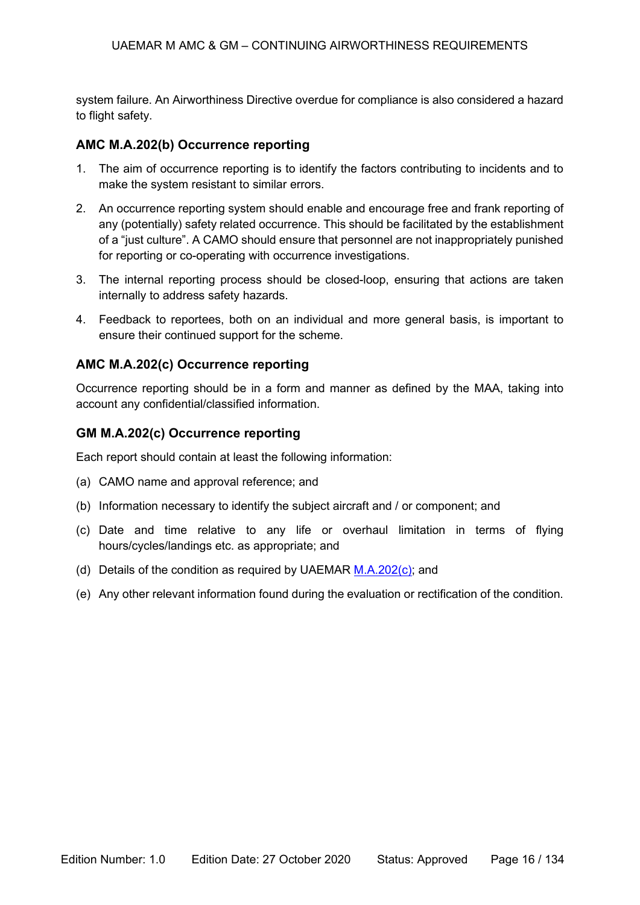system failure. An Airworthiness Directive overdue for compliance is also considered a hazard to flight safety.

### AMC M.A.202(b) Occurrence reporting

1. The aim of occurrence reporting is to identify the factors contributing to incidents and to make the system resistant to similar errors.
2. An occurrence reporting system should enable and encourage free and frank reporting of any (potentially) safety related occurrence. This should be facilitated by the establishment of a "just culture". A CAMO should ensure that personnel are not inappropriately punished for reporting or co-operating with occurrence investigations.
3. The internal reporting process should be closed-loop, ensuring that actions are taken internally to address safety hazards.
4. Feedback to reportees, both on an individual and more general basis, is important to ensure their continued support for the scheme.

### AMC M.A.202(c) Occurrence reporting

Occurrence reporting should be in a form and manner as defined by the MAA, taking into account any confidential/classified information.

### GM M.A.202(c) Occurrence reporting

Each report should contain at least the following information:

(a) CAMO name and approval reference; and

(b) Information necessary to identify the subject aircraft and / or component; and

(c) Date and time relative to any life or overhaul limitation in terms of flying hours/cycles/landings etc. as appropriate; and

(d) Details of the condition as required by UAEMAR M.A.202(c); and

(e) Any other relevant information found during the evaluation or rectification of the condition.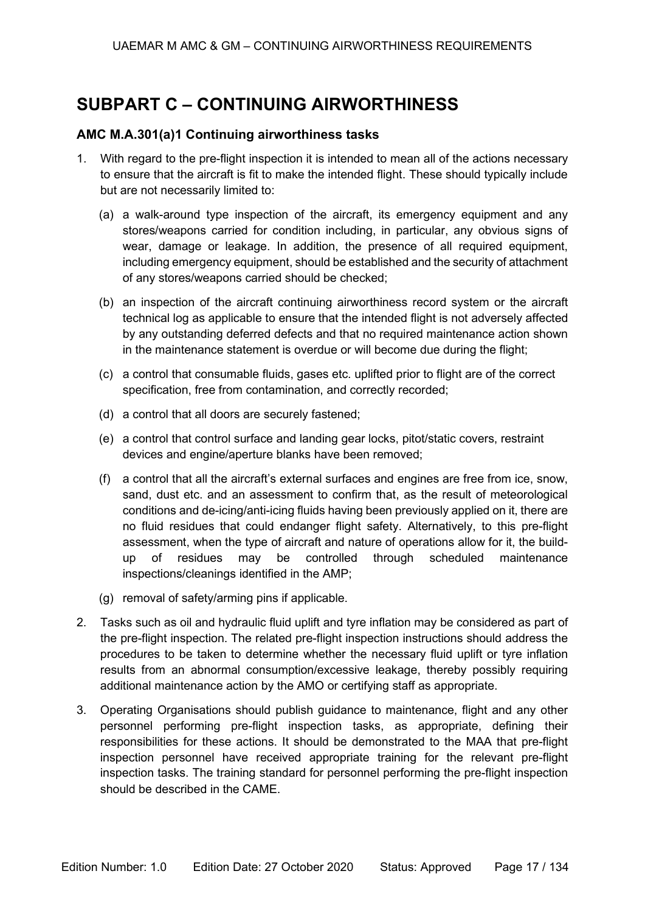# SUBPART C – CONTINUING AIRWORTHINESS

### AMC M.A.301(a)1 Continuing airworthiness tasks

1. With regard to the pre-flight inspection it is intended to mean all of the actions necessary to ensure that the aircraft is fit to make the intended flight. These should typically include but are not necessarily limited to:

   (a) a walk-around type inspection of the aircraft, its emergency equipment and any stores/weapons carried for condition including, in particular, any obvious signs of wear, damage or leakage. In addition, the presence of all required equipment, including emergency equipment, should be established and the security of attachment of any stores/weapons carried should be checked;

   (b) an inspection of the aircraft continuing airworthiness record system or the aircraft technical log as applicable to ensure that the intended flight is not adversely affected by any outstanding deferred defects and that no required maintenance action shown in the maintenance statement is overdue or will become due during the flight;

   (c) a control that consumable fluids, gases etc. uplifted prior to flight are of the correct specification, free from contamination, and correctly recorded;

   (d) a control that all doors are securely fastened;

   (e) a control that control surface and landing gear locks, pitot/static covers, restraint devices and engine/aperture blanks have been removed;

   (f) a control that all the aircraft's external surfaces and engines are free from ice, snow, sand, dust etc. and an assessment to confirm that, as the result of meteorological conditions and de-icing/anti-icing fluids having been previously applied on it, there are no fluid residues that could endanger flight safety. Alternatively, to this pre-flight assessment, when the type of aircraft and nature of operations allow for it, the build-up of residues may be controlled through scheduled maintenance inspections/cleanings identified in the AMP;

   (g) removal of safety/arming pins if applicable.

2. Tasks such as oil and hydraulic fluid uplift and tyre inflation may be considered as part of the pre-flight inspection. The related pre-flight inspection instructions should address the procedures to be taken to determine whether the necessary fluid uplift or tyre inflation results from an abnormal consumption/excessive leakage, thereby possibly requiring additional maintenance action by the AMO or certifying staff as appropriate.

3. Operating Organisations should publish guidance to maintenance, flight and any other personnel performing pre-flight inspection tasks, as appropriate, defining their responsibilities for these actions. It should be demonstrated to the MAA that pre-flight inspection personnel have received appropriate training for the relevant pre-flight inspection tasks. The training standard for personnel performing the pre-flight inspection should be described in the CAME.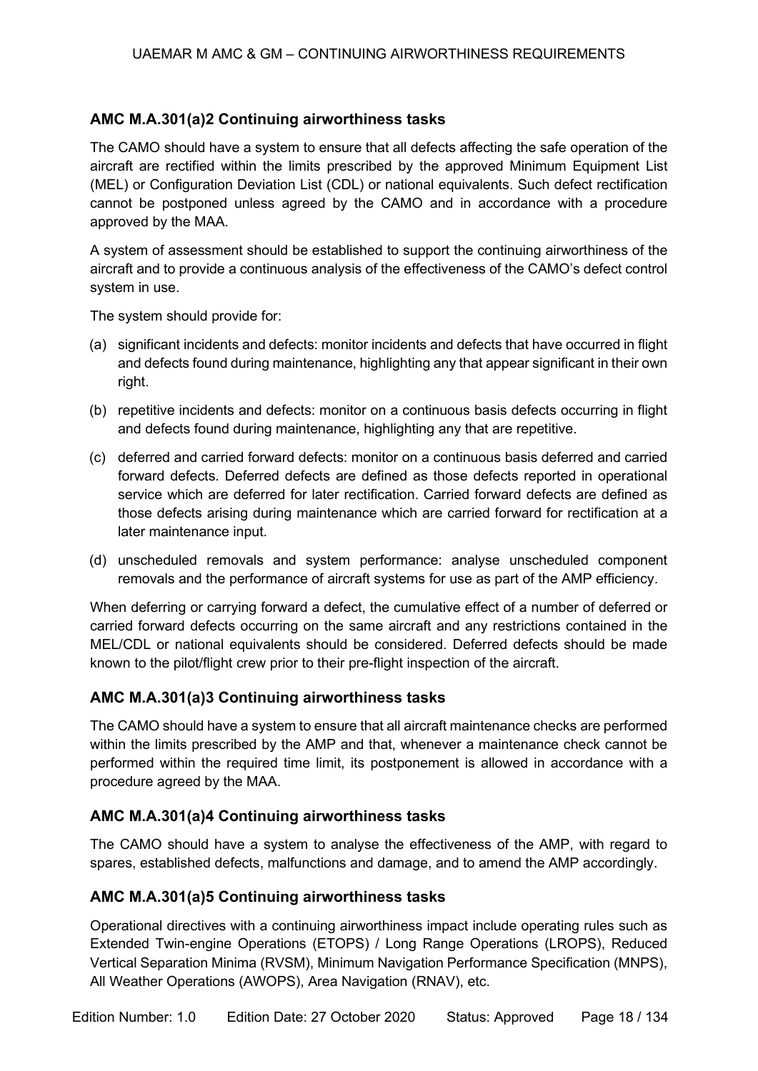### AMC M.A.301(a)2 Continuing airworthiness tasks

The CAMO should have a system to ensure that all defects affecting the safe operation of the aircraft are rectified within the limits prescribed by the approved Minimum Equipment List (MEL) or Configuration Deviation List (CDL) or national equivalents. Such defect rectification cannot be postponed unless agreed by the CAMO and in accordance with a procedure approved by the MAA.

A system of assessment should be established to support the continuing airworthiness of the aircraft and to provide a continuous analysis of the effectiveness of the CAMO's defect control system in use.

The system should provide for:

(a) significant incidents and defects: monitor incidents and defects that have occurred in flight and defects found during maintenance, highlighting any that appear significant in their own right.

(b) repetitive incidents and defects: monitor on a continuous basis defects occurring in flight and defects found during maintenance, highlighting any that are repetitive.

(c) deferred and carried forward defects: monitor on a continuous basis deferred and carried forward defects. Deferred defects are defined as those defects reported in operational service which are deferred for later rectification. Carried forward defects are defined as those defects arising during maintenance which are carried forward for rectification at a later maintenance input.

(d) unscheduled removals and system performance: analyse unscheduled component removals and the performance of aircraft systems for use as part of the AMP efficiency.

When deferring or carrying forward a defect, the cumulative effect of a number of deferred or carried forward defects occurring on the same aircraft and any restrictions contained in the MEL/CDL or national equivalents should be considered. Deferred defects should be made known to the pilot/flight crew prior to their pre-flight inspection of the aircraft.

### AMC M.A.301(a)3 Continuing airworthiness tasks

The CAMO should have a system to ensure that all aircraft maintenance checks are performed within the limits prescribed by the AMP and that, whenever a maintenance check cannot be performed within the required time limit, its postponement is allowed in accordance with a procedure agreed by the MAA.

### AMC M.A.301(a)4 Continuing airworthiness tasks

The CAMO should have a system to analyse the effectiveness of the AMP, with regard to spares, established defects, malfunctions and damage, and to amend the AMP accordingly.

### AMC M.A.301(a)5 Continuing airworthiness tasks

Operational directives with a continuing airworthiness impact include operating rules such as Extended Twin-engine Operations (ETOPS) / Long Range Operations (LROPS), Reduced Vertical Separation Minima (RVSM), Minimum Navigation Performance Specification (MNPS), All Weather Operations (AWOPS), Area Navigation (RNAV), etc.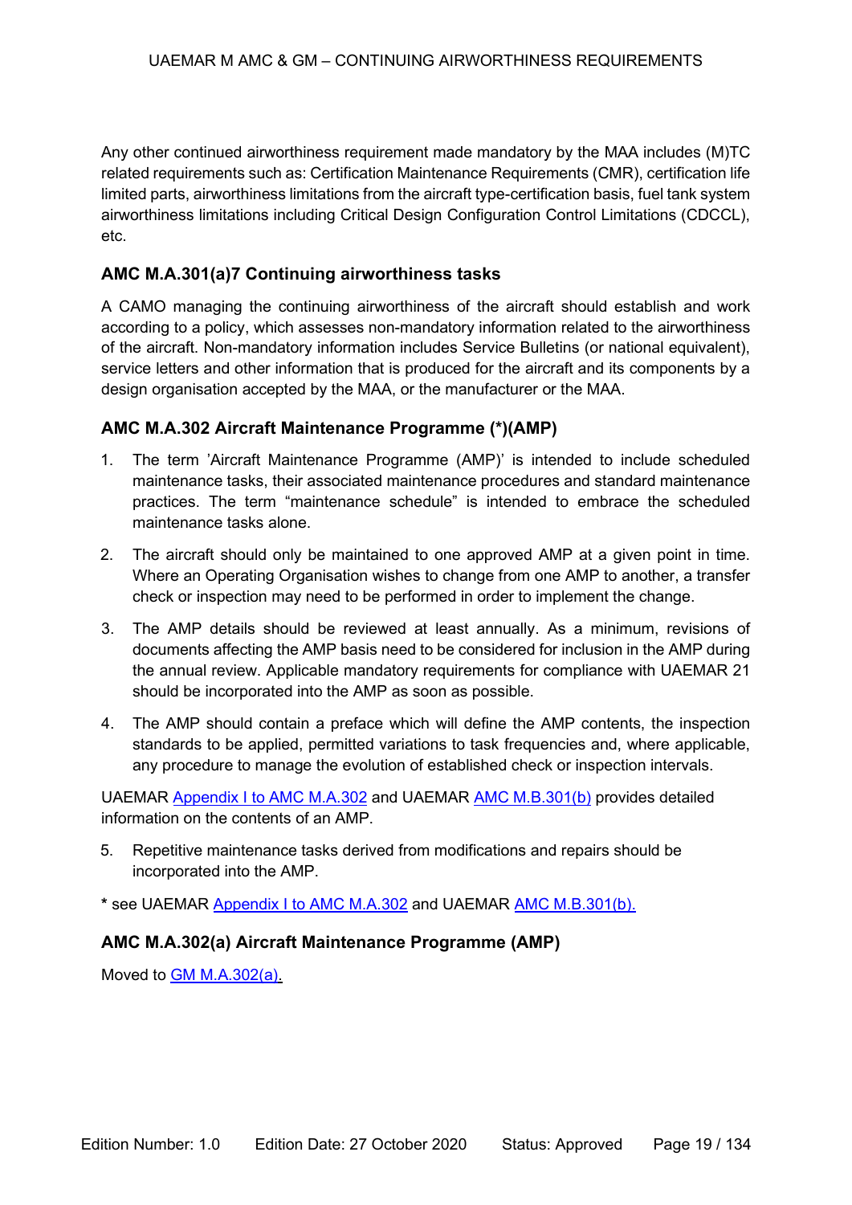Any other continued airworthiness requirement made mandatory by the MAA includes (M)TC related requirements such as: Certification Maintenance Requirements (CMR), certification life limited parts, airworthiness limitations from the aircraft type-certification basis, fuel tank system airworthiness limitations including Critical Design Configuration Control Limitations (CDCCL), etc.

### AMC M.A.301(a)7 Continuing airworthiness tasks

A CAMO managing the continuing airworthiness of the aircraft should establish and work according to a policy, which assesses non-mandatory information related to the airworthiness of the aircraft. Non-mandatory information includes Service Bulletins (or national equivalent), service letters and other information that is produced for the aircraft and its components by a design organisation accepted by the MAA, or the manufacturer or the MAA.

### AMC M.A.302 Aircraft Maintenance Programme (*)(AMP)

1. The term 'Aircraft Maintenance Programme (AMP)' is intended to include scheduled maintenance tasks, their associated maintenance procedures and standard maintenance practices. The term "maintenance schedule" is intended to embrace the scheduled maintenance tasks alone.
2. The aircraft should only be maintained to one approved AMP at a given point in time. Where an Operating Organisation wishes to change from one AMP to another, a transfer check or inspection may need to be performed in order to implement the change.
3. The AMP details should be reviewed at least annually. As a minimum, revisions of documents affecting the AMP basis need to be considered for inclusion in the AMP during the annual review. Applicable mandatory requirements for compliance with UAEMAR 21 should be incorporated into the AMP as soon as possible.
4. The AMP should contain a preface which will define the AMP contents, the inspection standards to be applied, permitted variations to task frequencies and, where applicable, any procedure to manage the evolution of established check or inspection intervals.

UAEMAR Appendix I to AMC M.A.302 and UAEMAR AMC M.B.301(b) provides detailed information on the contents of an AMP.

5. Repetitive maintenance tasks derived from modifications and repairs should be incorporated into the AMP.

**\*** see UAEMAR Appendix I to AMC M.A.302 and UAEMAR AMC M.B.301(b).

### AMC M.A.302(a) Aircraft Maintenance Programme (AMP)

Moved to GM M.A.302(a).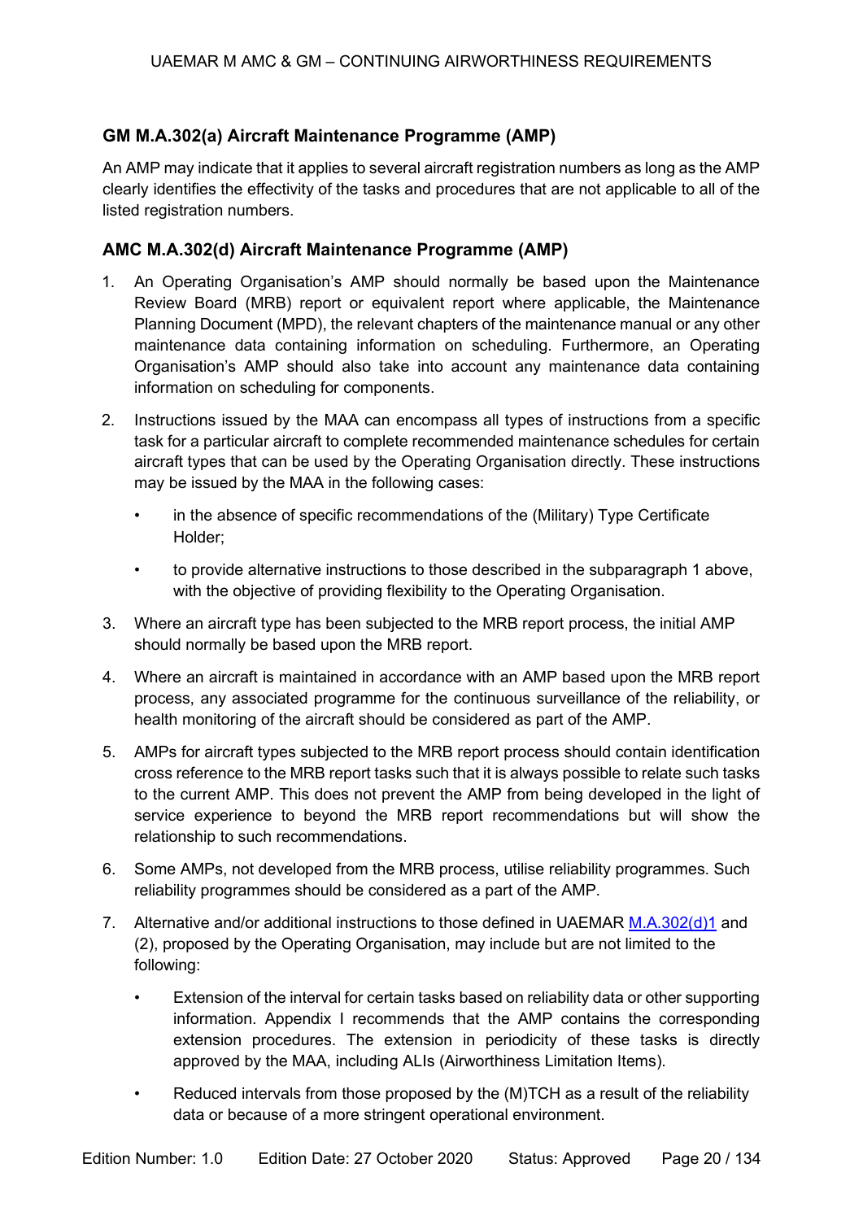## GM M.A.302(a) Aircraft Maintenance Programme (AMP)

An AMP may indicate that it applies to several aircraft registration numbers as long as the AMP clearly identifies the effectivity of the tasks and procedures that are not applicable to all of the listed registration numbers.

## AMC M.A.302(d) Aircraft Maintenance Programme (AMP)

1. An Operating Organisation's AMP should normally be based upon the Maintenance Review Board (MRB) report or equivalent report where applicable, the Maintenance Planning Document (MPD), the relevant chapters of the maintenance manual or any other maintenance data containing information on scheduling. Furthermore, an Operating Organisation's AMP should also take into account any maintenance data containing information on scheduling for components.

2. Instructions issued by the MAA can encompass all types of instructions from a specific task for a particular aircraft to complete recommended maintenance schedules for certain aircraft types that can be used by the Operating Organisation directly. These instructions may be issued by the MAA in the following cases:

    - in the absence of specific recommendations of the (Military) Type Certificate Holder;

    - to provide alternative instructions to those described in the subparagraph 1 above, with the objective of providing flexibility to the Operating Organisation.

3. Where an aircraft type has been subjected to the MRB report process, the initial AMP should normally be based upon the MRB report.

4. Where an aircraft is maintained in accordance with an AMP based upon the MRB report process, any associated programme for the continuous surveillance of the reliability, or health monitoring of the aircraft should be considered as part of the AMP.

5. AMPs for aircraft types subjected to the MRB report process should contain identification cross reference to the MRB report tasks such that it is always possible to relate such tasks to the current AMP. This does not prevent the AMP from being developed in the light of service experience to beyond the MRB report recommendations but will show the relationship to such recommendations.

6. Some AMPs, not developed from the MRB process, utilise reliability programmes. Such reliability programmes should be considered as a part of the AMP.

7. Alternative and/or additional instructions to those defined in UAEMAR M.A.302(d)1 and (2), proposed by the Operating Organisation, may include but are not limited to the following:

    - Extension of the interval for certain tasks based on reliability data or other supporting information. Appendix I recommends that the AMP contains the corresponding extension procedures. The extension in periodicity of these tasks is directly approved by the MAA, including ALIs (Airworthiness Limitation Items).

    - Reduced intervals from those proposed by the (M)TCH as a result of the reliability data or because of a more stringent operational environment.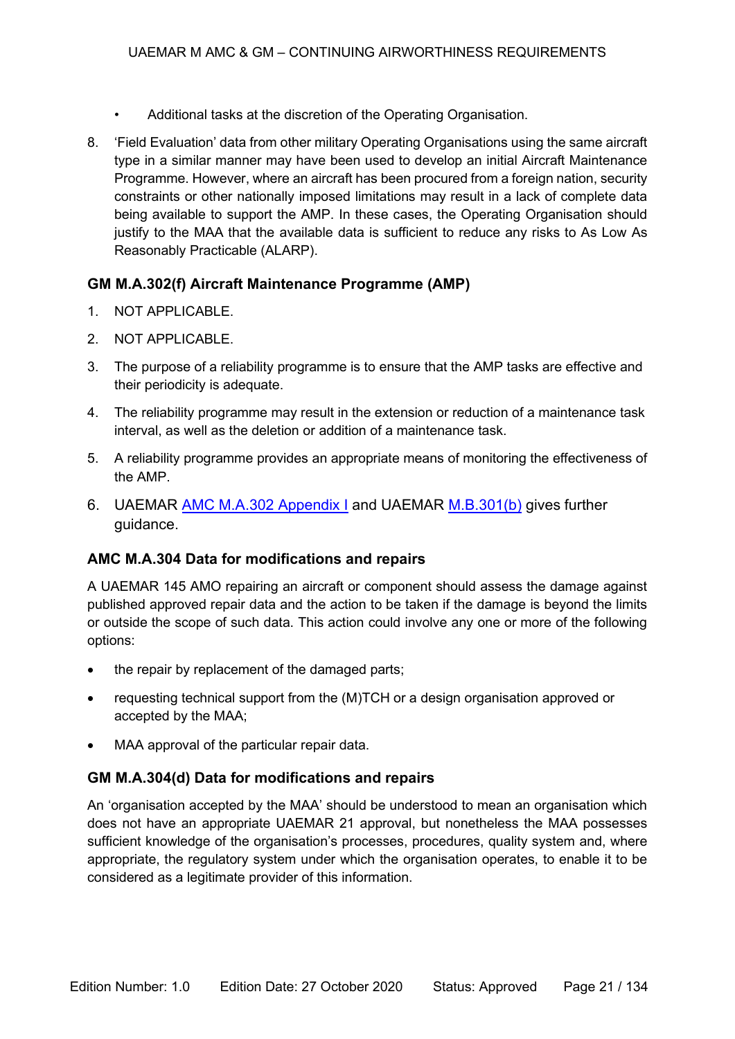- Additional tasks at the discretion of the Operating Organisation.

8. 'Field Evaluation' data from other military Operating Organisations using the same aircraft type in a similar manner may have been used to develop an initial Aircraft Maintenance Programme. However, where an aircraft has been procured from a foreign nation, security constraints or other nationally imposed limitations may result in a lack of complete data being available to support the AMP. In these cases, the Operating Organisation should justify to the MAA that the available data is sufficient to reduce any risks to As Low As Reasonably Practicable (ALARP).

### GM M.A.302(f) Aircraft Maintenance Programme (AMP)

1. NOT APPLICABLE.
2. NOT APPLICABLE.
3. The purpose of a reliability programme is to ensure that the AMP tasks are effective and their periodicity is adequate.
4. The reliability programme may result in the extension or reduction of a maintenance task interval, as well as the deletion or addition of a maintenance task.
5. A reliability programme provides an appropriate means of monitoring the effectiveness of the AMP.
6. UAEMAR AMC M.A.302 Appendix I and UAEMAR M.B.301(b) gives further guidance.

### AMC M.A.304 Data for modifications and repairs

A UAEMAR 145 AMO repairing an aircraft or component should assess the damage against published approved repair data and the action to be taken if the damage is beyond the limits or outside the scope of such data. This action could involve any one or more of the following options:

- the repair by replacement of the damaged parts;
- requesting technical support from the (M)TCH or a design organisation approved or accepted by the MAA;
- MAA approval of the particular repair data.

### GM M.A.304(d) Data for modifications and repairs

An 'organisation accepted by the MAA' should be understood to mean an organisation which does not have an appropriate UAEMAR 21 approval, but nonetheless the MAA possesses sufficient knowledge of the organisation's processes, procedures, quality system and, where appropriate, the regulatory system under which the organisation operates, to enable it to be considered as a legitimate provider of this information.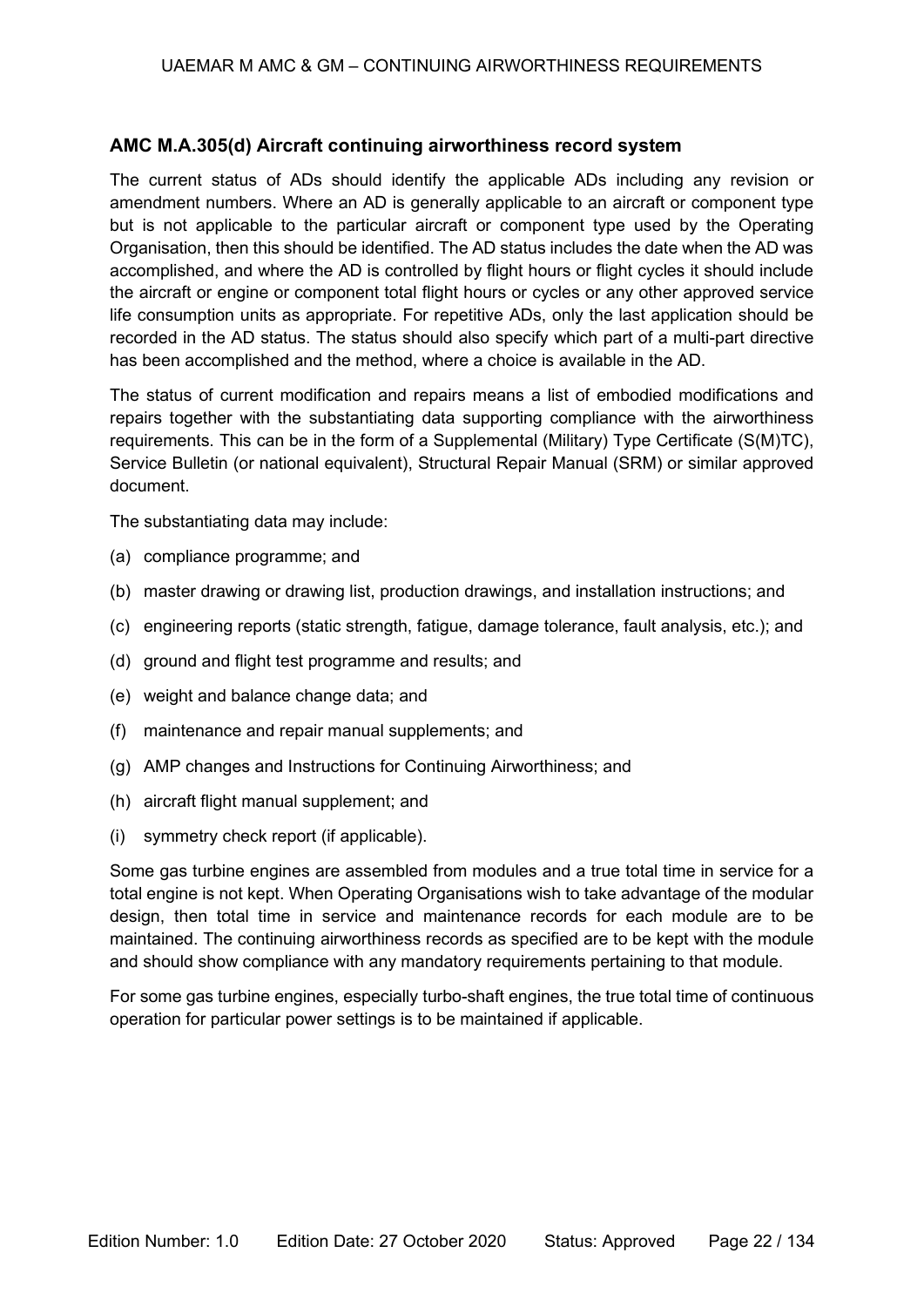### AMC M.A.305(d) Aircraft continuing airworthiness record system

The current status of ADs should identify the applicable ADs including any revision or amendment numbers. Where an AD is generally applicable to an aircraft or component type but is not applicable to the particular aircraft or component type used by the Operating Organisation, then this should be identified. The AD status includes the date when the AD was accomplished, and where the AD is controlled by flight hours or flight cycles it should include the aircraft or engine or component total flight hours or cycles or any other approved service life consumption units as appropriate. For repetitive ADs, only the last application should be recorded in the AD status. The status should also specify which part of a multi-part directive has been accomplished and the method, where a choice is available in the AD.

The status of current modification and repairs means a list of embodied modifications and repairs together with the substantiating data supporting compliance with the airworthiness requirements. This can be in the form of a Supplemental (Military) Type Certificate (S(M)TC), Service Bulletin (or national equivalent), Structural Repair Manual (SRM) or similar approved document.

The substantiating data may include:

(a) compliance programme; and

(b) master drawing or drawing list, production drawings, and installation instructions; and

(c) engineering reports (static strength, fatigue, damage tolerance, fault analysis, etc.); and

(d) ground and flight test programme and results; and

(e) weight and balance change data; and

(f) maintenance and repair manual supplements; and

(g) AMP changes and Instructions for Continuing Airworthiness; and

(h) aircraft flight manual supplement; and

(i) symmetry check report (if applicable).

Some gas turbine engines are assembled from modules and a true total time in service for a total engine is not kept. When Operating Organisations wish to take advantage of the modular design, then total time in service and maintenance records for each module are to be maintained. The continuing airworthiness records as specified are to be kept with the module and should show compliance with any mandatory requirements pertaining to that module.

For some gas turbine engines, especially turbo-shaft engines, the true total time of continuous operation for particular power settings is to be maintained if applicable.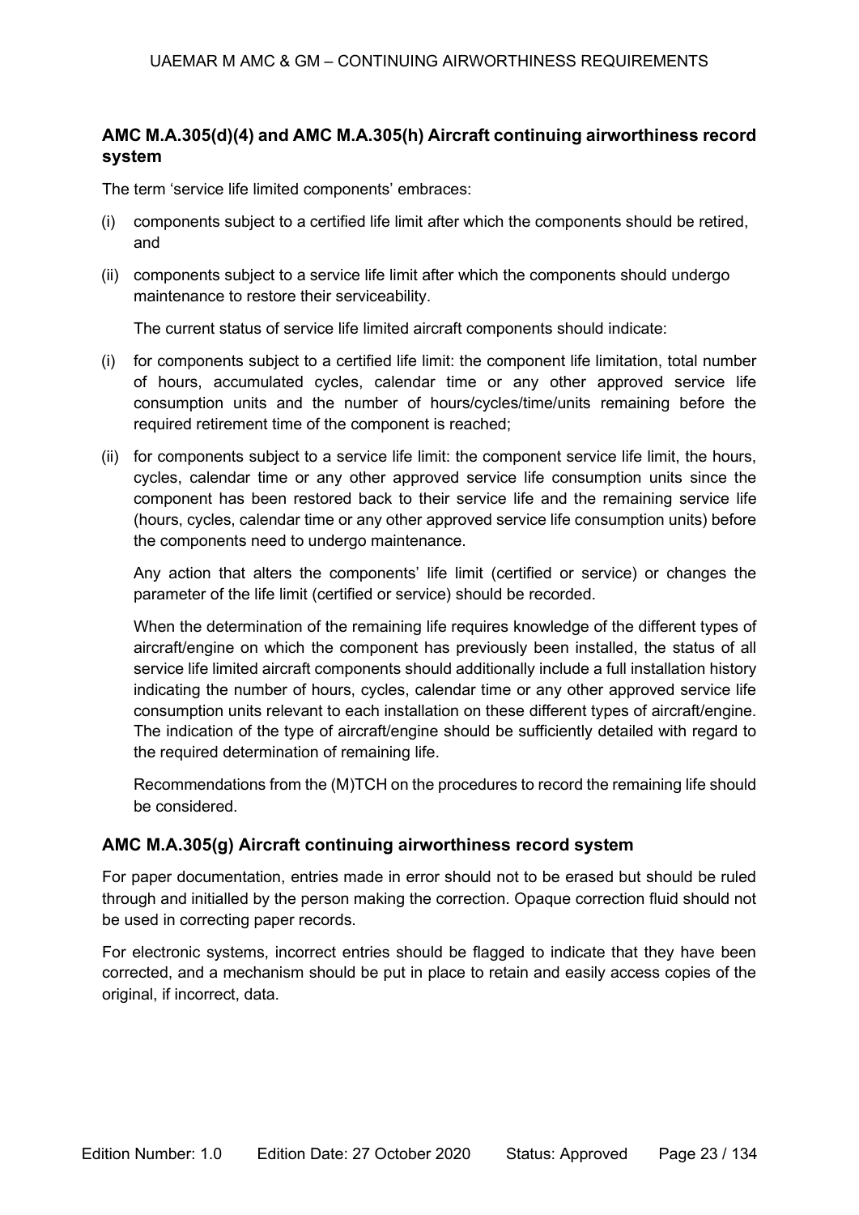## AMC M.A.305(d)(4) and AMC M.A.305(h) Aircraft continuing airworthiness record system

The term 'service life limited components' embraces:

(i) components subject to a certified life limit after which the components should be retired, and

(ii) components subject to a service life limit after which the components should undergo maintenance to restore their serviceability.

The current status of service life limited aircraft components should indicate:

(i) for components subject to a certified life limit: the component life limitation, total number of hours, accumulated cycles, calendar time or any other approved service life consumption units and the number of hours/cycles/time/units remaining before the required retirement time of the component is reached;

(ii) for components subject to a service life limit: the component service life limit, the hours, cycles, calendar time or any other approved service life consumption units since the component has been restored back to their service life and the remaining service life (hours, cycles, calendar time or any other approved service life consumption units) before the components need to undergo maintenance.

Any action that alters the components' life limit (certified or service) or changes the parameter of the life limit (certified or service) should be recorded.

When the determination of the remaining life requires knowledge of the different types of aircraft/engine on which the component has previously been installed, the status of all service life limited aircraft components should additionally include a full installation history indicating the number of hours, cycles, calendar time or any other approved service life consumption units relevant to each installation on these different types of aircraft/engine. The indication of the type of aircraft/engine should be sufficiently detailed with regard to the required determination of remaining life.

Recommendations from the (M)TCH on the procedures to record the remaining life should be considered.

## AMC M.A.305(g) Aircraft continuing airworthiness record system

For paper documentation, entries made in error should not to be erased but should be ruled through and initialled by the person making the correction. Opaque correction fluid should not be used in correcting paper records.

For electronic systems, incorrect entries should be flagged to indicate that they have been corrected, and a mechanism should be put in place to retain and easily access copies of the original, if incorrect, data.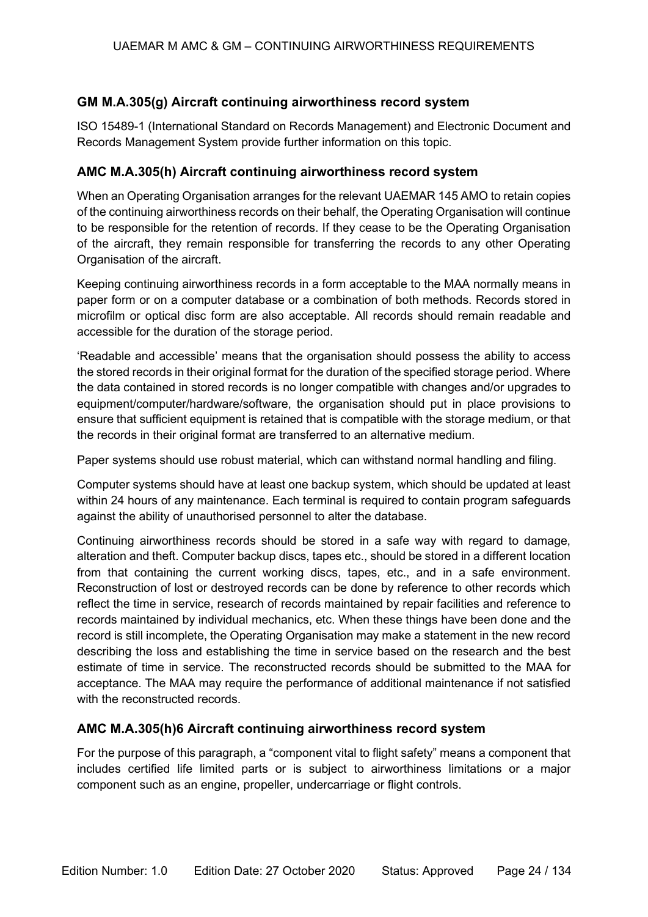### GM M.A.305(g) Aircraft continuing airworthiness record system

ISO 15489-1 (International Standard on Records Management) and Electronic Document and Records Management System provide further information on this topic.

### AMC M.A.305(h) Aircraft continuing airworthiness record system

When an Operating Organisation arranges for the relevant UAEMAR 145 AMO to retain copies of the continuing airworthiness records on their behalf, the Operating Organisation will continue to be responsible for the retention of records. If they cease to be the Operating Organisation of the aircraft, they remain responsible for transferring the records to any other Operating Organisation of the aircraft.

Keeping continuing airworthiness records in a form acceptable to the MAA normally means in paper form or on a computer database or a combination of both methods. Records stored in microfilm or optical disc form are also acceptable. All records should remain readable and accessible for the duration of the storage period.

'Readable and accessible' means that the organisation should possess the ability to access the stored records in their original format for the duration of the specified storage period. Where the data contained in stored records is no longer compatible with changes and/or upgrades to equipment/computer/hardware/software, the organisation should put in place provisions to ensure that sufficient equipment is retained that is compatible with the storage medium, or that the records in their original format are transferred to an alternative medium.

Paper systems should use robust material, which can withstand normal handling and filing.

Computer systems should have at least one backup system, which should be updated at least within 24 hours of any maintenance. Each terminal is required to contain program safeguards against the ability of unauthorised personnel to alter the database.

Continuing airworthiness records should be stored in a safe way with regard to damage, alteration and theft. Computer backup discs, tapes etc., should be stored in a different location from that containing the current working discs, tapes, etc., and in a safe environment. Reconstruction of lost or destroyed records can be done by reference to other records which reflect the time in service, research of records maintained by repair facilities and reference to records maintained by individual mechanics, etc. When these things have been done and the record is still incomplete, the Operating Organisation may make a statement in the new record describing the loss and establishing the time in service based on the research and the best estimate of time in service. The reconstructed records should be submitted to the MAA for acceptance. The MAA may require the performance of additional maintenance if not satisfied with the reconstructed records.

### AMC M.A.305(h)6 Aircraft continuing airworthiness record system

For the purpose of this paragraph, a "component vital to flight safety" means a component that includes certified life limited parts or is subject to airworthiness limitations or a major component such as an engine, propeller, undercarriage or flight controls.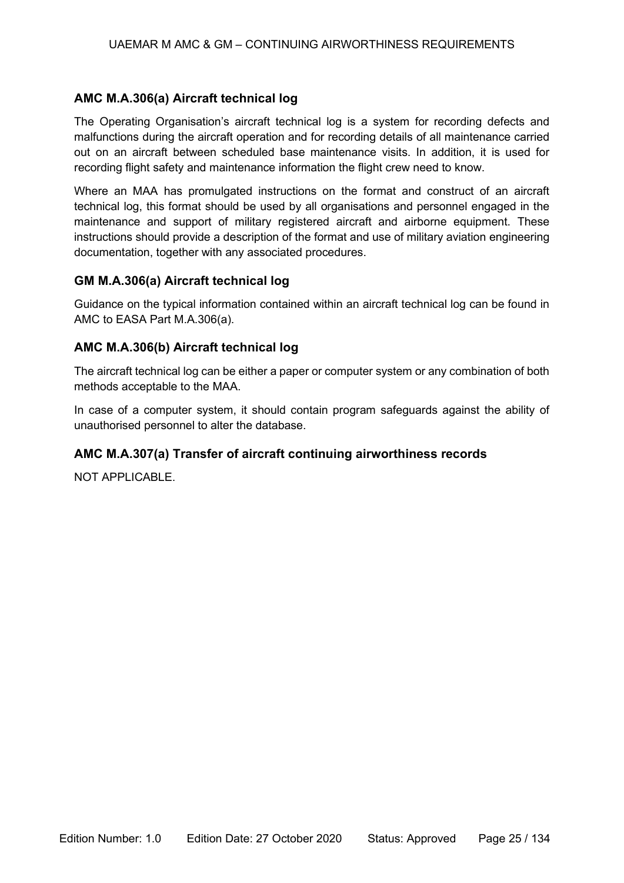## AMC M.A.306(a) Aircraft technical log

The Operating Organisation's aircraft technical log is a system for recording defects and malfunctions during the aircraft operation and for recording details of all maintenance carried out on an aircraft between scheduled base maintenance visits. In addition, it is used for recording flight safety and maintenance information the flight crew need to know.

Where an MAA has promulgated instructions on the format and construct of an aircraft technical log, this format should be used by all organisations and personnel engaged in the maintenance and support of military registered aircraft and airborne equipment. These instructions should provide a description of the format and use of military aviation engineering documentation, together with any associated procedures.

## GM M.A.306(a) Aircraft technical log

Guidance on the typical information contained within an aircraft technical log can be found in AMC to EASA Part M.A.306(a).

## AMC M.A.306(b) Aircraft technical log

The aircraft technical log can be either a paper or computer system or any combination of both methods acceptable to the MAA.

In case of a computer system, it should contain program safeguards against the ability of unauthorised personnel to alter the database.

## AMC M.A.307(a) Transfer of aircraft continuing airworthiness records

NOT APPLICABLE.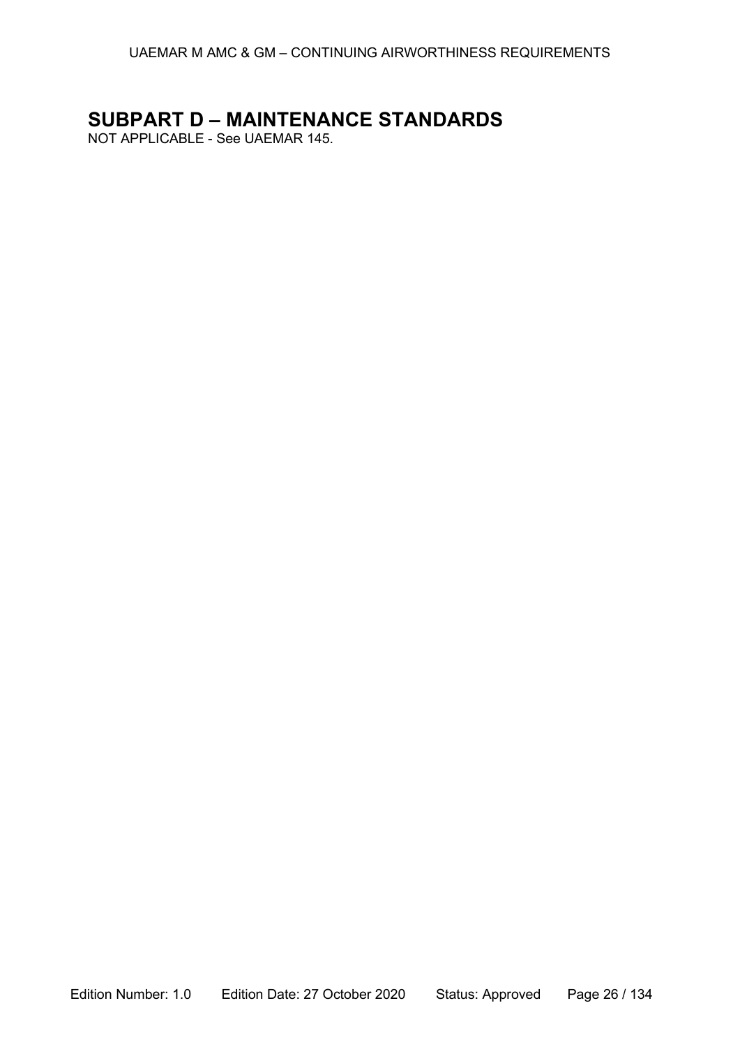# SUBPART D – MAINTENANCE STANDARDS

NOT APPLICABLE - See UAEMAR 145.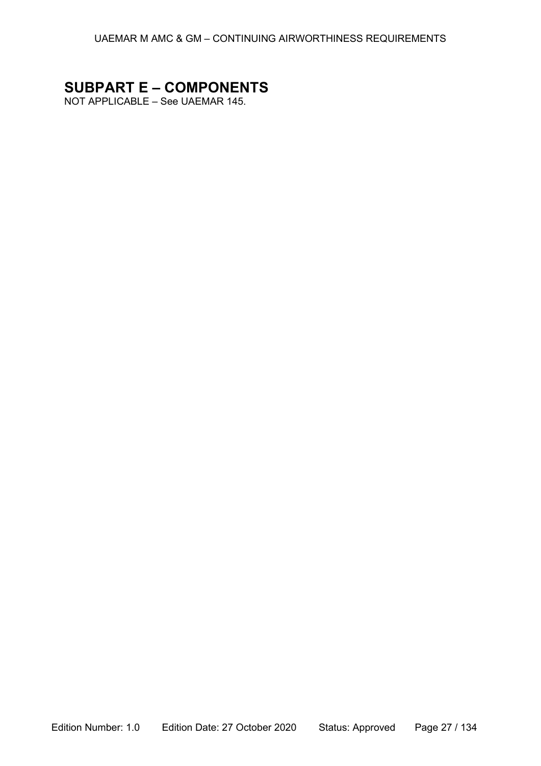# SUBPART E – COMPONENTS

NOT APPLICABLE – See UAEMAR 145.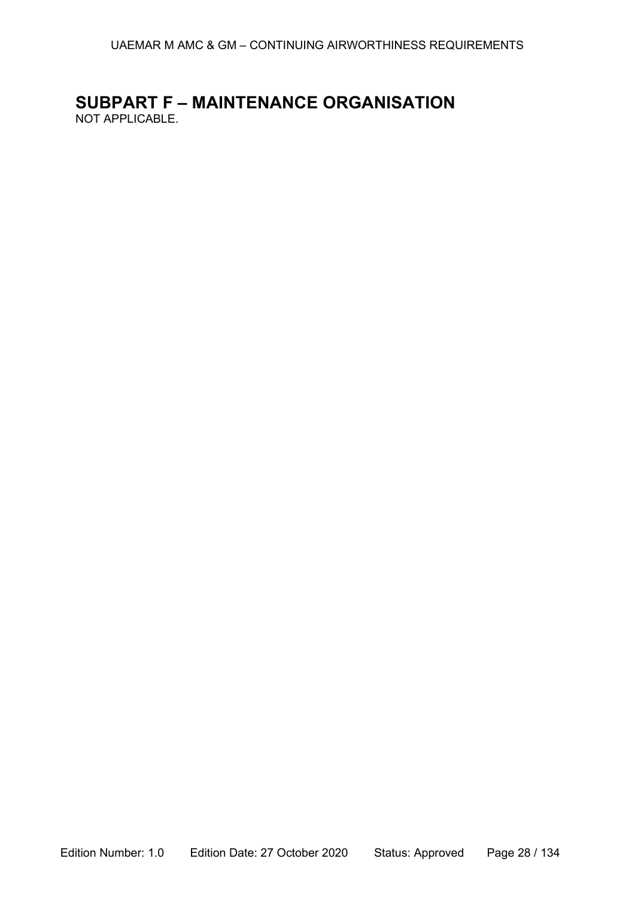# SUBPART F – MAINTENANCE ORGANISATION

NOT APPLICABLE.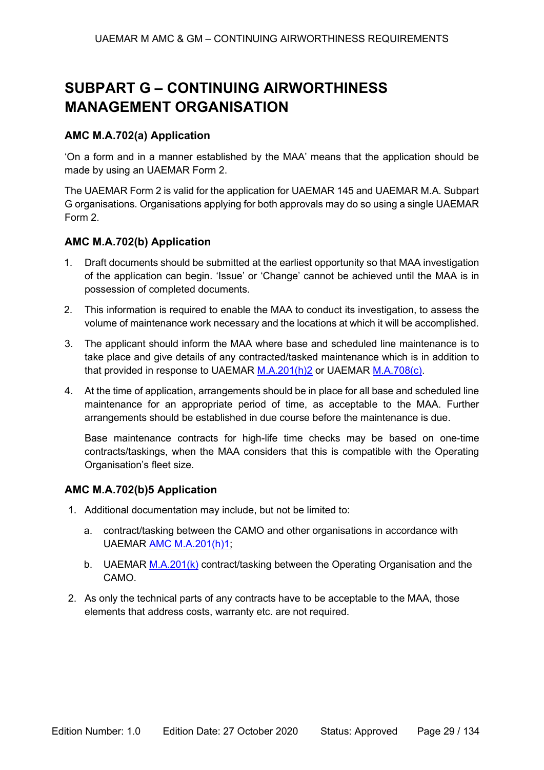# SUBPART G – CONTINUING AIRWORTHINESS MANAGEMENT ORGANISATION

### AMC M.A.702(a) Application

'On a form and in a manner established by the MAA' means that the application should be made by using an UAEMAR Form 2.

The UAEMAR Form 2 is valid for the application for UAEMAR 145 and UAEMAR M.A. Subpart G organisations. Organisations applying for both approvals may do so using a single UAEMAR Form 2.

### AMC M.A.702(b) Application

1. Draft documents should be submitted at the earliest opportunity so that MAA investigation of the application can begin. 'Issue' or 'Change' cannot be achieved until the MAA is in possession of completed documents.
2. This information is required to enable the MAA to conduct its investigation, to assess the volume of maintenance work necessary and the locations at which it will be accomplished.
3. The applicant should inform the MAA where base and scheduled line maintenance is to take place and give details of any contracted/tasked maintenance which is in addition to that provided in response to UAEMAR M.A.201(h)2 or UAEMAR M.A.708(c).
4. At the time of application, arrangements should be in place for all base and scheduled line maintenance for an appropriate period of time, as acceptable to the MAA. Further arrangements should be established in due course before the maintenance is due.

   Base maintenance contracts for high-life time checks may be based on one-time contracts/taskings, when the MAA considers that this is compatible with the Operating Organisation's fleet size.

### AMC M.A.702(b)5 Application

1. Additional documentation may include, but not be limited to:
   a. contract/tasking between the CAMO and other organisations in accordance with UAEMAR AMC M.A.201(h)1;
   b. UAEMAR M.A.201(k) contract/tasking between the Operating Organisation and the CAMO.
2. As only the technical parts of any contracts have to be acceptable to the MAA, those elements that address costs, warranty etc. are not required.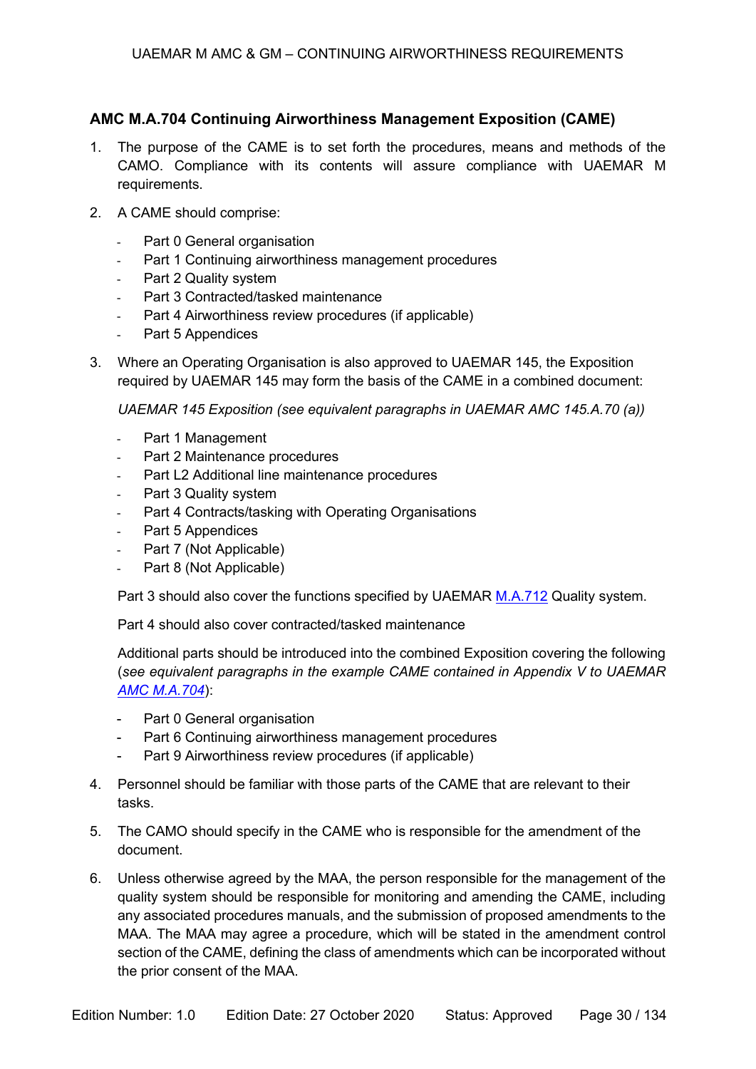### AMC M.A.704 Continuing Airworthiness Management Exposition (CAME)

1. The purpose of the CAME is to set forth the procedures, means and methods of the CAMO. Compliance with its contents will assure compliance with UAEMAR M requirements.

2. A CAME should comprise:

   - Part 0 General organisation
   - Part 1 Continuing airworthiness management procedures
   - Part 2 Quality system
   - Part 3 Contracted/tasked maintenance
   - Part 4 Airworthiness review procedures (if applicable)
   - Part 5 Appendices

3. Where an Operating Organisation is also approved to UAEMAR 145, the Exposition required by UAEMAR 145 may form the basis of the CAME in a combined document:

   *UAEMAR 145 Exposition (see equivalent paragraphs in UAEMAR AMC 145.A.70 (a))*

   - Part 1 Management
   - Part 2 Maintenance procedures
   - Part L2 Additional line maintenance procedures
   - Part 3 Quality system
   - Part 4 Contracts/tasking with Operating Organisations
   - Part 5 Appendices
   - Part 7 (Not Applicable)
   - Part 8 (Not Applicable)

   Part 3 should also cover the functions specified by UAEMAR M.A.712 Quality system.

   Part 4 should also cover contracted/tasked maintenance

   Additional parts should be introduced into the combined Exposition covering the following (*see equivalent paragraphs in the example CAME contained in Appendix V to UAEMAR AMC M.A.704*):

   - Part 0 General organisation
   - Part 6 Continuing airworthiness management procedures
   - Part 9 Airworthiness review procedures (if applicable)

4. Personnel should be familiar with those parts of the CAME that are relevant to their tasks.

5. The CAMO should specify in the CAME who is responsible for the amendment of the document.

6. Unless otherwise agreed by the MAA, the person responsible for the management of the quality system should be responsible for monitoring and amending the CAME, including any associated procedures manuals, and the submission of proposed amendments to the MAA. The MAA may agree a procedure, which will be stated in the amendment control section of the CAME, defining the class of amendments which can be incorporated without the prior consent of the MAA.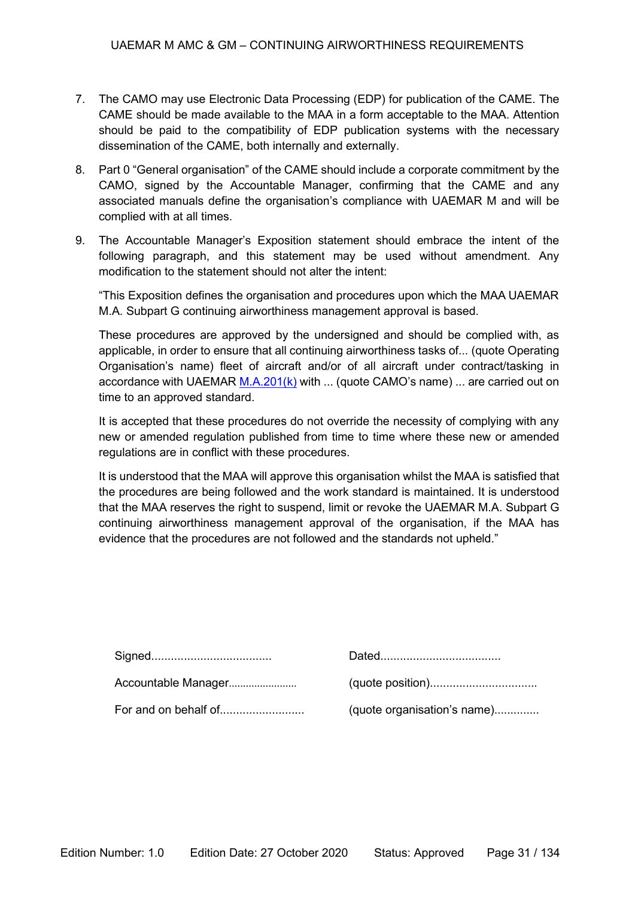7. The CAMO may use Electronic Data Processing (EDP) for publication of the CAME. The CAME should be made available to the MAA in a form acceptable to the MAA. Attention should be paid to the compatibility of EDP publication systems with the necessary dissemination of the CAME, both internally and externally.

8. Part 0 "General organisation" of the CAME should include a corporate commitment by the CAMO, signed by the Accountable Manager, confirming that the CAME and any associated manuals define the organisation's compliance with UAEMAR M and will be complied with at all times.

9. The Accountable Manager's Exposition statement should embrace the intent of the following paragraph, and this statement may be used without amendment. Any modification to the statement should not alter the intent:

   "This Exposition defines the organisation and procedures upon which the MAA UAEMAR M.A. Subpart G continuing airworthiness management approval is based.

   These procedures are approved by the undersigned and should be complied with, as applicable, in order to ensure that all continuing airworthiness tasks of... (quote Operating Organisation's name) fleet of aircraft and/or of all aircraft under contract/tasking in accordance with UAEMAR M.A.201(k) with ... (quote CAMO's name) ... are carried out on time to an approved standard.

   It is accepted that these procedures do not override the necessity of complying with any new or amended regulation published from time to time where these new or amended regulations are in conflict with these procedures.

   It is understood that the MAA will approve this organisation whilst the MAA is satisfied that the procedures are being followed and the work standard is maintained. It is understood that the MAA reserves the right to suspend, limit or revoke the UAEMAR M.A. Subpart G continuing airworthiness management approval of the organisation, if the MAA has evidence that the procedures are not followed and the standards not upheld."

Signed.................................... Dated....................................

Accountable Manager....................... (quote position)................................

For and on behalf of.......................... (quote organisation's name).............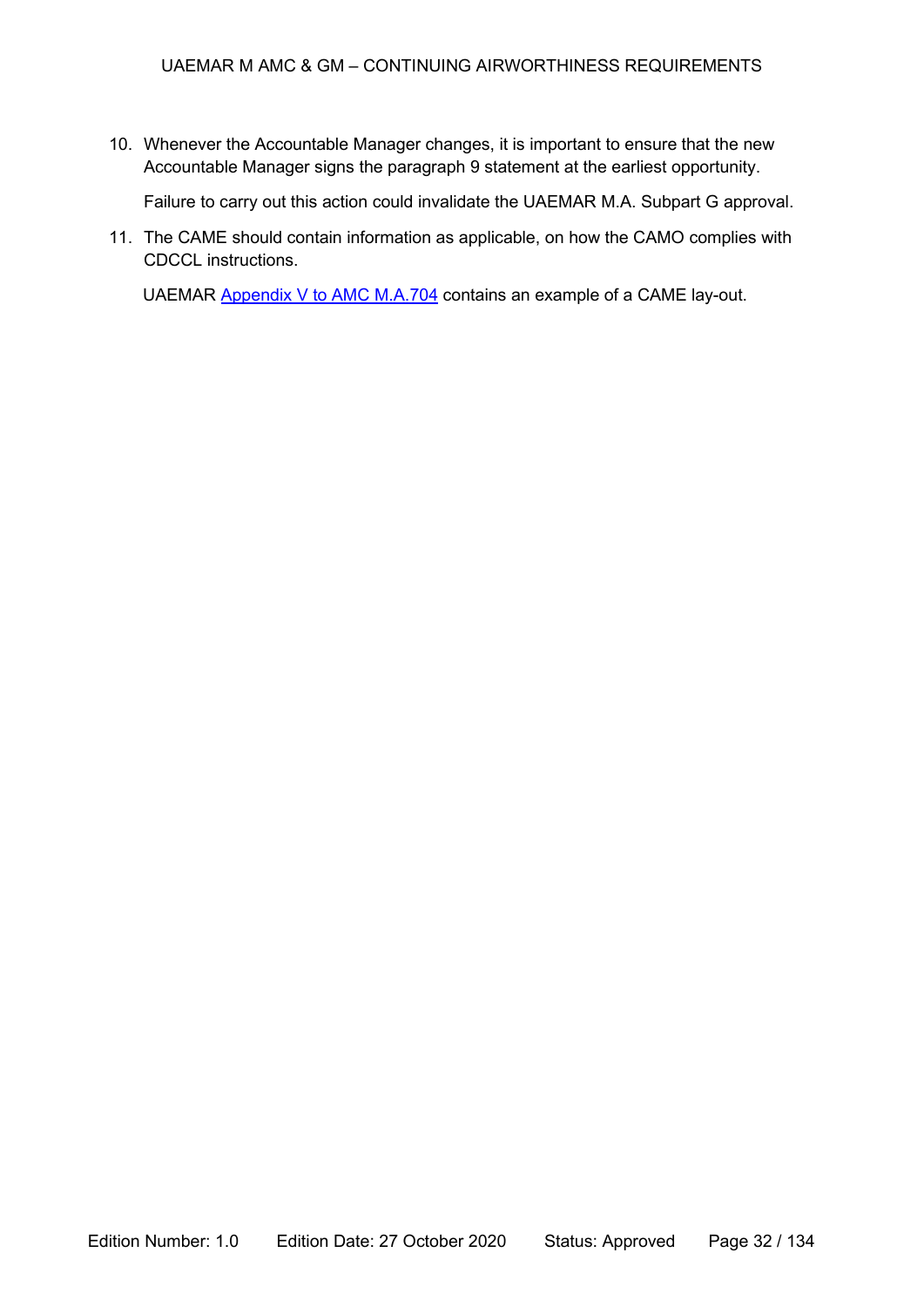10. Whenever the Accountable Manager changes, it is important to ensure that the new Accountable Manager signs the paragraph 9 statement at the earliest opportunity.

    Failure to carry out this action could invalidate the UAEMAR M.A. Subpart G approval.

11. The CAME should contain information as applicable, on how the CAMO complies with CDCCL instructions.

    UAEMAR Appendix V to AMC M.A.704 contains an example of a CAME lay-out.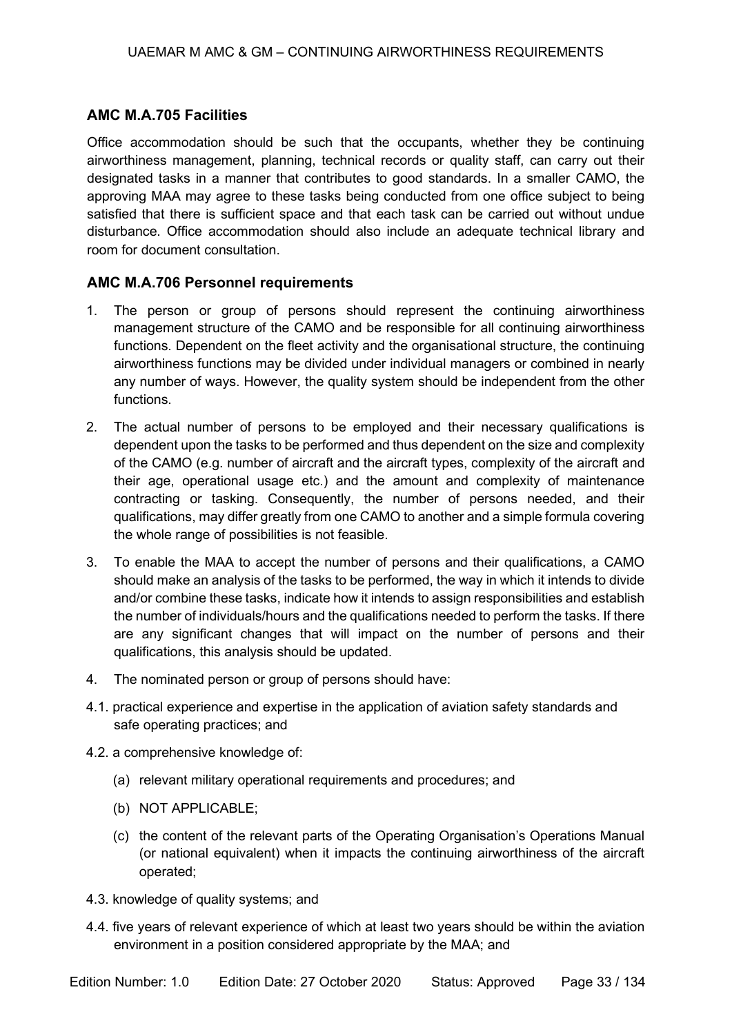### AMC M.A.705 Facilities

Office accommodation should be such that the occupants, whether they be continuing airworthiness management, planning, technical records or quality staff, can carry out their designated tasks in a manner that contributes to good standards. In a smaller CAMO, the approving MAA may agree to these tasks being conducted from one office subject to being satisfied that there is sufficient space and that each task can be carried out without undue disturbance. Office accommodation should also include an adequate technical library and room for document consultation.

### AMC M.A.706 Personnel requirements

1. The person or group of persons should represent the continuing airworthiness management structure of the CAMO and be responsible for all continuing airworthiness functions. Dependent on the fleet activity and the organisational structure, the continuing airworthiness functions may be divided under individual managers or combined in nearly any number of ways. However, the quality system should be independent from the other functions.
2. The actual number of persons to be employed and their necessary qualifications is dependent upon the tasks to be performed and thus dependent on the size and complexity of the CAMO (e.g. number of aircraft and the aircraft types, complexity of the aircraft and their age, operational usage etc.) and the amount and complexity of maintenance contracting or tasking. Consequently, the number of persons needed, and their qualifications, may differ greatly from one CAMO to another and a simple formula covering the whole range of possibilities is not feasible.
3. To enable the MAA to accept the number of persons and their qualifications, a CAMO should make an analysis of the tasks to be performed, the way in which it intends to divide and/or combine these tasks, indicate how it intends to assign responsibilities and establish the number of individuals/hours and the qualifications needed to perform the tasks. If there are any significant changes that will impact on the number of persons and their qualifications, this analysis should be updated.
4. The nominated person or group of persons should have:

4.1. practical experience and expertise in the application of aviation safety standards and safe operating practices; and

4.2. a comprehensive knowledge of:

- (a) relevant military operational requirements and procedures; and
- (b) NOT APPLICABLE;
- (c) the content of the relevant parts of the Operating Organisation's Operations Manual (or national equivalent) when it impacts the continuing airworthiness of the aircraft operated;

4.3. knowledge of quality systems; and

4.4. five years of relevant experience of which at least two years should be within the aviation environment in a position considered appropriate by the MAA; and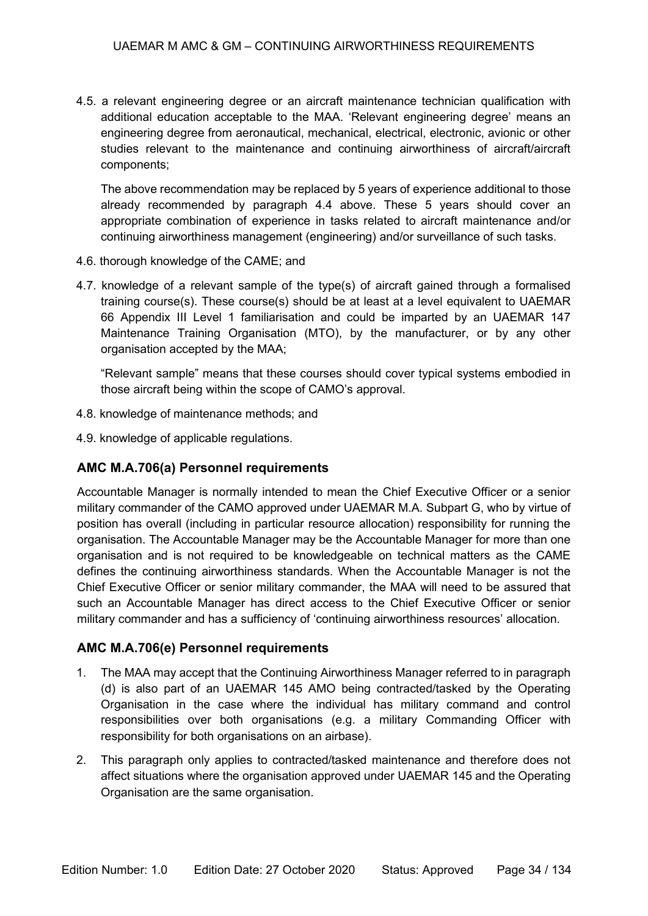4.5. a relevant engineering degree or an aircraft maintenance technician qualification with additional education acceptable to the MAA. 'Relevant engineering degree' means an engineering degree from aeronautical, mechanical, electrical, electronic, avionic or other studies relevant to the maintenance and continuing airworthiness of aircraft/aircraft components;

The above recommendation may be replaced by 5 years of experience additional to those already recommended by paragraph 4.4 above. These 5 years should cover an appropriate combination of experience in tasks related to aircraft maintenance and/or continuing airworthiness management (engineering) and/or surveillance of such tasks.

4.6. thorough knowledge of the CAME; and

4.7. knowledge of a relevant sample of the type(s) of aircraft gained through a formalised training course(s). These course(s) should be at least at a level equivalent to UAEMAR 66 Appendix III Level 1 familiarisation and could be imparted by an UAEMAR 147 Maintenance Training Organisation (MTO), by the manufacturer, or by any other organisation accepted by the MAA;

"Relevant sample" means that these courses should cover typical systems embodied in those aircraft being within the scope of CAMO's approval.

4.8. knowledge of maintenance methods; and

4.9. knowledge of applicable regulations.

### AMC M.A.706(a) Personnel requirements

Accountable Manager is normally intended to mean the Chief Executive Officer or a senior military commander of the CAMO approved under UAEMAR M.A. Subpart G, who by virtue of position has overall (including in particular resource allocation) responsibility for running the organisation. The Accountable Manager may be the Accountable Manager for more than one organisation and is not required to be knowledgeable on technical matters as the CAME defines the continuing airworthiness standards. When the Accountable Manager is not the Chief Executive Officer or senior military commander, the MAA will need to be assured that such an Accountable Manager has direct access to the Chief Executive Officer or senior military commander and has a sufficiency of 'continuing airworthiness resources' allocation.

### AMC M.A.706(e) Personnel requirements

1. The MAA may accept that the Continuing Airworthiness Manager referred to in paragraph (d) is also part of an UAEMAR 145 AMO being contracted/tasked by the Operating Organisation in the case where the individual has military command and control responsibilities over both organisations (e.g. a military Commanding Officer with responsibility for both organisations on an airbase).
2. This paragraph only applies to contracted/tasked maintenance and therefore does not affect situations where the organisation approved under UAEMAR 145 and the Operating Organisation are the same organisation.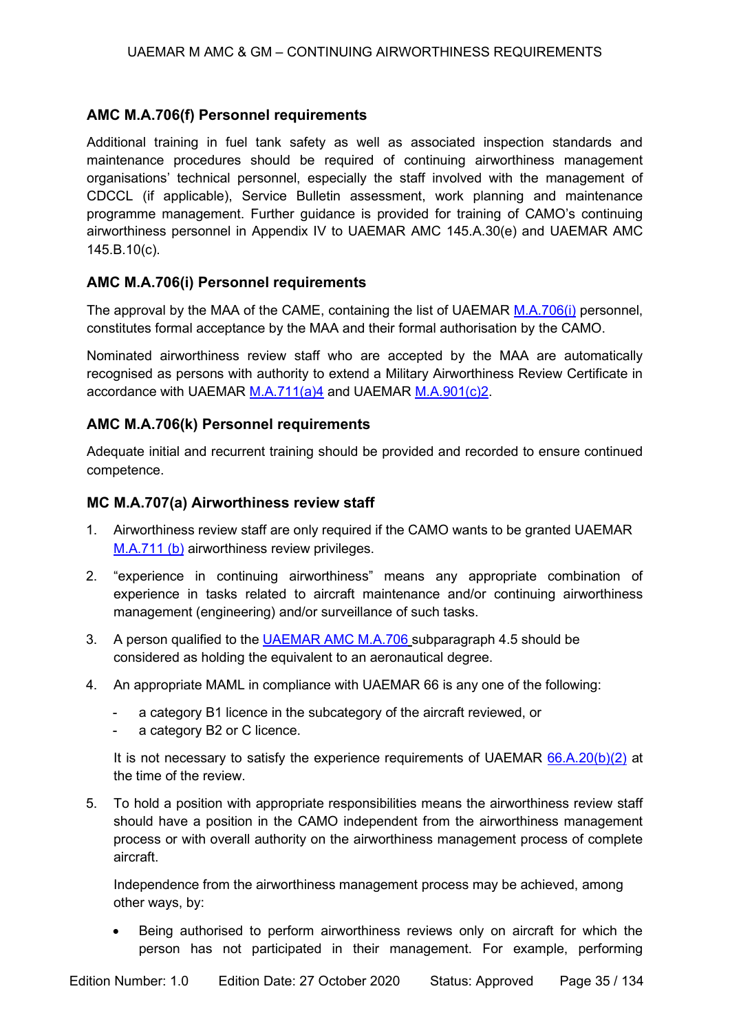### AMC M.A.706(f) Personnel requirements

Additional training in fuel tank safety as well as associated inspection standards and maintenance procedures should be required of continuing airworthiness management organisations' technical personnel, especially the staff involved with the management of CDCCL (if applicable), Service Bulletin assessment, work planning and maintenance programme management. Further guidance is provided for training of CAMO's continuing airworthiness personnel in Appendix IV to UAEMAR AMC 145.A.30(e) and UAEMAR AMC 145.B.10(c).

### AMC M.A.706(i) Personnel requirements

The approval by the MAA of the CAME, containing the list of UAEMAR M.A.706(i) personnel, constitutes formal acceptance by the MAA and their formal authorisation by the CAMO.

Nominated airworthiness review staff who are accepted by the MAA are automatically recognised as persons with authority to extend a Military Airworthiness Review Certificate in accordance with UAEMAR M.A.711(a)4 and UAEMAR M.A.901(c)2.

### AMC M.A.706(k) Personnel requirements

Adequate initial and recurrent training should be provided and recorded to ensure continued competence.

### MC M.A.707(a) Airworthiness review staff

1. Airworthiness review staff are only required if the CAMO wants to be granted UAEMAR M.A.711 (b) airworthiness review privileges.
2. "experience in continuing airworthiness" means any appropriate combination of experience in tasks related to aircraft maintenance and/or continuing airworthiness management (engineering) and/or surveillance of such tasks.
3. A person qualified to the UAEMAR AMC M.A.706 subparagraph 4.5 should be considered as holding the equivalent to an aeronautical degree.
4. An appropriate MAML in compliance with UAEMAR 66 is any one of the following:
   - a category B1 licence in the subcategory of the aircraft reviewed, or
   - a category B2 or C licence.

   It is not necessary to satisfy the experience requirements of UAEMAR 66.A.20(b)(2) at the time of the review.
5. To hold a position with appropriate responsibilities means the airworthiness review staff should have a position in the CAMO independent from the airworthiness management process or with overall authority on the airworthiness management process of complete aircraft.

   Independence from the airworthiness management process may be achieved, among other ways, by:

   - Being authorised to perform airworthiness reviews only on aircraft for which the person has not participated in their management. For example, performing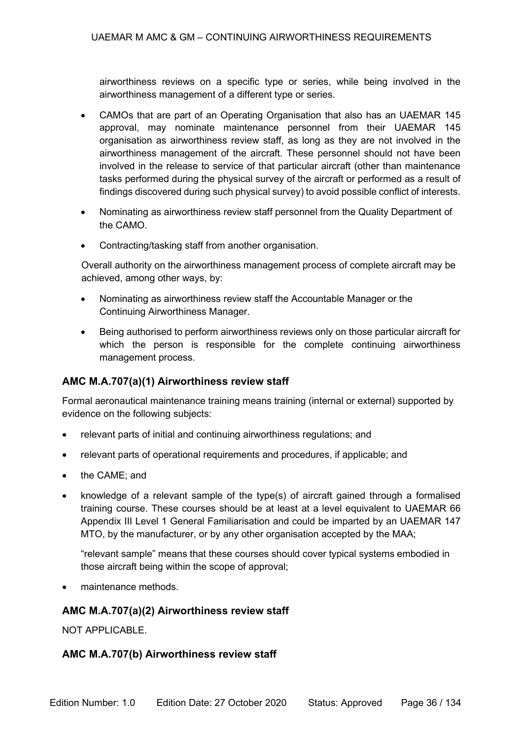airworthiness reviews on a specific type or series, while being involved in the airworthiness management of a different type or series.

- CAMOs that are part of an Operating Organisation that also has an UAEMAR 145 approval, may nominate maintenance personnel from their UAEMAR 145 organisation as airworthiness review staff, as long as they are not involved in the airworthiness management of the aircraft. These personnel should not have been involved in the release to service of that particular aircraft (other than maintenance tasks performed during the physical survey of the aircraft or performed as a result of findings discovered during such physical survey) to avoid possible conflict of interests.
- Nominating as airworthiness review staff personnel from the Quality Department of the CAMO.
- Contracting/tasking staff from another organisation.

Overall authority on the airworthiness management process of complete aircraft may be achieved, among other ways, by:

- Nominating as airworthiness review staff the Accountable Manager or the Continuing Airworthiness Manager.
- Being authorised to perform airworthiness reviews only on those particular aircraft for which the person is responsible for the complete continuing airworthiness management process.

### AMC M.A.707(a)(1) Airworthiness review staff

Formal aeronautical maintenance training means training (internal or external) supported by evidence on the following subjects:

- relevant parts of initial and continuing airworthiness regulations; and
- relevant parts of operational requirements and procedures, if applicable; and
- the CAME; and
- knowledge of a relevant sample of the type(s) of aircraft gained through a formalised training course. These courses should be at least at a level equivalent to UAEMAR 66 Appendix III Level 1 General Familiarisation and could be imparted by an UAEMAR 147 MTO, by the manufacturer, or by any other organisation accepted by the MAA;

  "relevant sample" means that these courses should cover typical systems embodied in those aircraft being within the scope of approval;

- maintenance methods.

### AMC M.A.707(a)(2) Airworthiness review staff

NOT APPLICABLE.

### AMC M.A.707(b) Airworthiness review staff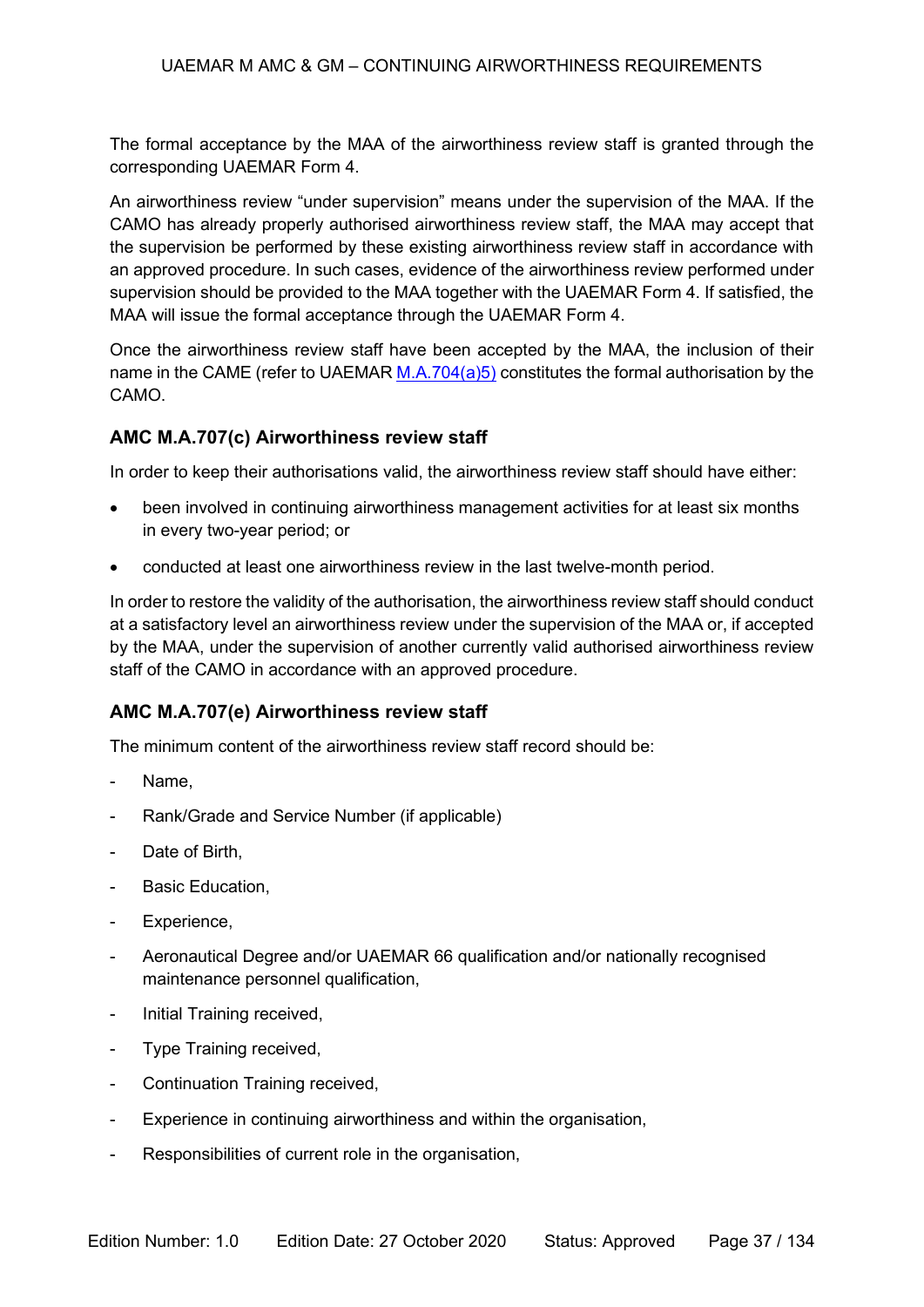The formal acceptance by the MAA of the airworthiness review staff is granted through the corresponding UAEMAR Form 4.

An airworthiness review "under supervision" means under the supervision of the MAA. If the CAMO has already properly authorised airworthiness review staff, the MAA may accept that the supervision be performed by these existing airworthiness review staff in accordance with an approved procedure. In such cases, evidence of the airworthiness review performed under supervision should be provided to the MAA together with the UAEMAR Form 4. If satisfied, the MAA will issue the formal acceptance through the UAEMAR Form 4.

Once the airworthiness review staff have been accepted by the MAA, the inclusion of their name in the CAME (refer to UAEMAR M.A.704(a)5) constitutes the formal authorisation by the CAMO.

### AMC M.A.707(c) Airworthiness review staff

In order to keep their authorisations valid, the airworthiness review staff should have either:

- been involved in continuing airworthiness management activities for at least six months in every two-year period; or
- conducted at least one airworthiness review in the last twelve-month period.

In order to restore the validity of the authorisation, the airworthiness review staff should conduct at a satisfactory level an airworthiness review under the supervision of the MAA or, if accepted by the MAA, under the supervision of another currently valid authorised airworthiness review staff of the CAMO in accordance with an approved procedure.

### AMC M.A.707(e) Airworthiness review staff

The minimum content of the airworthiness review staff record should be:

- Name,
- Rank/Grade and Service Number (if applicable)
- Date of Birth,
- Basic Education,
- Experience,
- Aeronautical Degree and/or UAEMAR 66 qualification and/or nationally recognised maintenance personnel qualification,
- Initial Training received,
- Type Training received,
- Continuation Training received,
- Experience in continuing airworthiness and within the organisation,
- Responsibilities of current role in the organisation,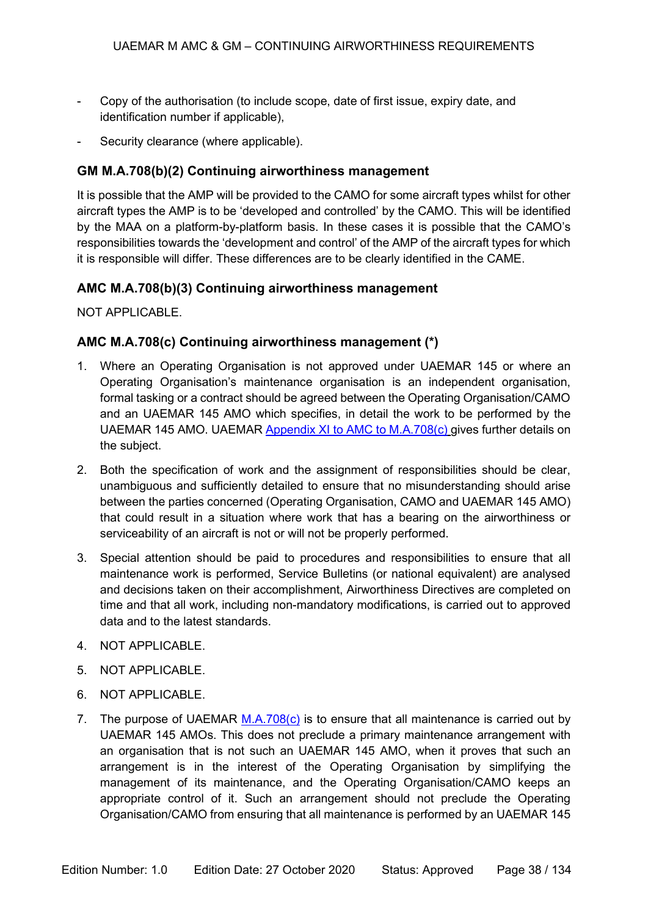- Copy of the authorisation (to include scope, date of first issue, expiry date, and identification number if applicable),
- Security clearance (where applicable).

### GM M.A.708(b)(2) Continuing airworthiness management

It is possible that the AMP will be provided to the CAMO for some aircraft types whilst for other aircraft types the AMP is to be 'developed and controlled' by the CAMO. This will be identified by the MAA on a platform-by-platform basis. In these cases it is possible that the CAMO's responsibilities towards the 'development and control' of the AMP of the aircraft types for which it is responsible will differ. These differences are to be clearly identified in the CAME.

### AMC M.A.708(b)(3) Continuing airworthiness management

NOT APPLICABLE.

### AMC M.A.708(c) Continuing airworthiness management (*)

1. Where an Operating Organisation is not approved under UAEMAR 145 or where an Operating Organisation's maintenance organisation is an independent organisation, formal tasking or a contract should be agreed between the Operating Organisation/CAMO and an UAEMAR 145 AMO which specifies, in detail the work to be performed by the UAEMAR 145 AMO. UAEMAR Appendix XI to AMC to M.A.708(c) gives further details on the subject.
2. Both the specification of work and the assignment of responsibilities should be clear, unambiguous and sufficiently detailed to ensure that no misunderstanding should arise between the parties concerned (Operating Organisation, CAMO and UAEMAR 145 AMO) that could result in a situation where work that has a bearing on the airworthiness or serviceability of an aircraft is not or will not be properly performed.
3. Special attention should be paid to procedures and responsibilities to ensure that all maintenance work is performed, Service Bulletins (or national equivalent) are analysed and decisions taken on their accomplishment, Airworthiness Directives are completed on time and that all work, including non-mandatory modifications, is carried out to approved data and to the latest standards.
4. NOT APPLICABLE.
5. NOT APPLICABLE.
6. NOT APPLICABLE.
7. The purpose of UAEMAR M.A.708(c) is to ensure that all maintenance is carried out by UAEMAR 145 AMOs. This does not preclude a primary maintenance arrangement with an organisation that is not such an UAEMAR 145 AMO, when it proves that such an arrangement is in the interest of the Operating Organisation by simplifying the management of its maintenance, and the Operating Organisation/CAMO keeps an appropriate control of it. Such an arrangement should not preclude the Operating Organisation/CAMO from ensuring that all maintenance is performed by an UAEMAR 145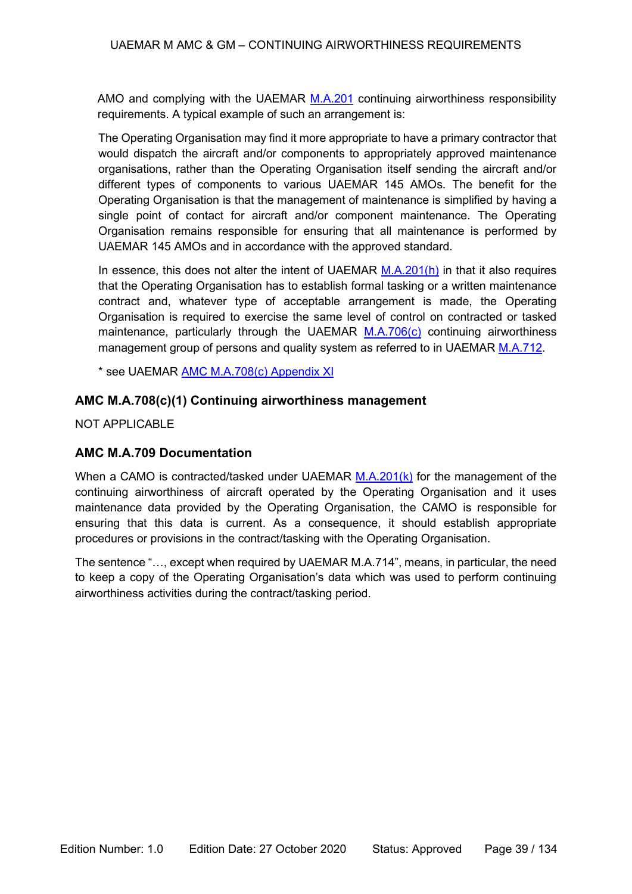AMO and complying with the UAEMAR M.A.201 continuing airworthiness responsibility requirements. A typical example of such an arrangement is:

The Operating Organisation may find it more appropriate to have a primary contractor that would dispatch the aircraft and/or components to appropriately approved maintenance organisations, rather than the Operating Organisation itself sending the aircraft and/or different types of components to various UAEMAR 145 AMOs. The benefit for the Operating Organisation is that the management of maintenance is simplified by having a single point of contact for aircraft and/or component maintenance. The Operating Organisation remains responsible for ensuring that all maintenance is performed by UAEMAR 145 AMOs and in accordance with the approved standard.

In essence, this does not alter the intent of UAEMAR M.A.201(h) in that it also requires that the Operating Organisation has to establish formal tasking or a written maintenance contract and, whatever type of acceptable arrangement is made, the Operating Organisation is required to exercise the same level of control on contracted or tasked maintenance, particularly through the UAEMAR M.A.706(c) continuing airworthiness management group of persons and quality system as referred to in UAEMAR M.A.712.

* see UAEMAR AMC M.A.708(c) Appendix XI

### AMC M.A.708(c)(1) Continuing airworthiness management

NOT APPLICABLE

### AMC M.A.709 Documentation

When a CAMO is contracted/tasked under UAEMAR M.A.201(k) for the management of the continuing airworthiness of aircraft operated by the Operating Organisation and it uses maintenance data provided by the Operating Organisation, the CAMO is responsible for ensuring that this data is current. As a consequence, it should establish appropriate procedures or provisions in the contract/tasking with the Operating Organisation.

The sentence "…, except when required by UAEMAR M.A.714", means, in particular, the need to keep a copy of the Operating Organisation's data which was used to perform continuing airworthiness activities during the contract/tasking period.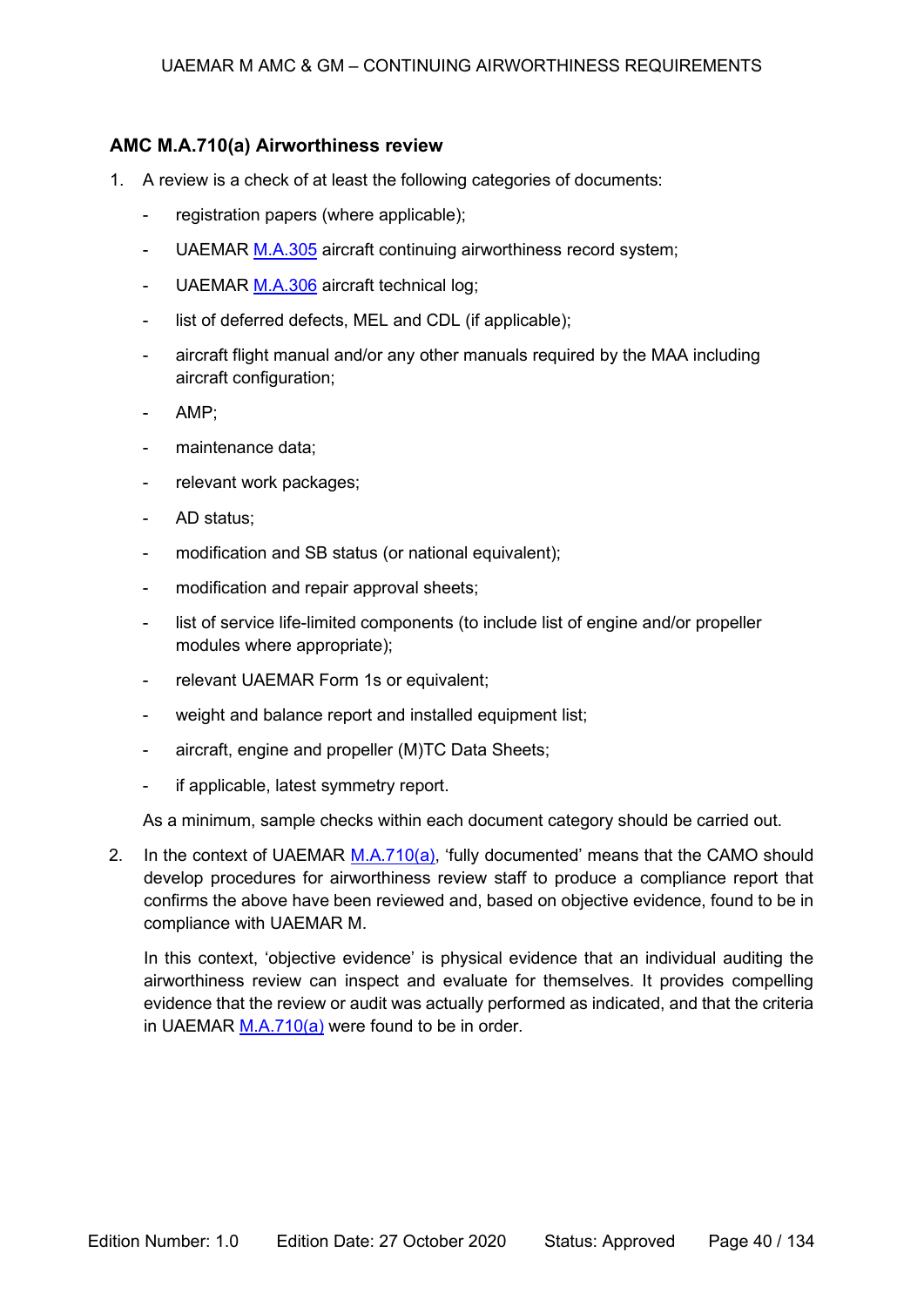### AMC M.A.710(a) Airworthiness review

1. A review is a check of at least the following categories of documents:

   - registration papers (where applicable);
   - UAEMAR M.A.305 aircraft continuing airworthiness record system;
   - UAEMAR M.A.306 aircraft technical log;
   - list of deferred defects, MEL and CDL (if applicable);
   - aircraft flight manual and/or any other manuals required by the MAA including aircraft configuration;
   - AMP;
   - maintenance data;
   - relevant work packages;
   - AD status;
   - modification and SB status (or national equivalent);
   - modification and repair approval sheets;
   - list of service life-limited components (to include list of engine and/or propeller modules where appropriate);
   - relevant UAEMAR Form 1s or equivalent;
   - weight and balance report and installed equipment list;
   - aircraft, engine and propeller (M)TC Data Sheets;
   - if applicable, latest symmetry report.

   As a minimum, sample checks within each document category should be carried out.

2. In the context of UAEMAR M.A.710(a), 'fully documented' means that the CAMO should develop procedures for airworthiness review staff to produce a compliance report that confirms the above have been reviewed and, based on objective evidence, found to be in compliance with UAEMAR M.

   In this context, 'objective evidence' is physical evidence that an individual auditing the airworthiness review can inspect and evaluate for themselves. It provides compelling evidence that the review or audit was actually performed as indicated, and that the criteria in UAEMAR M.A.710(a) were found to be in order.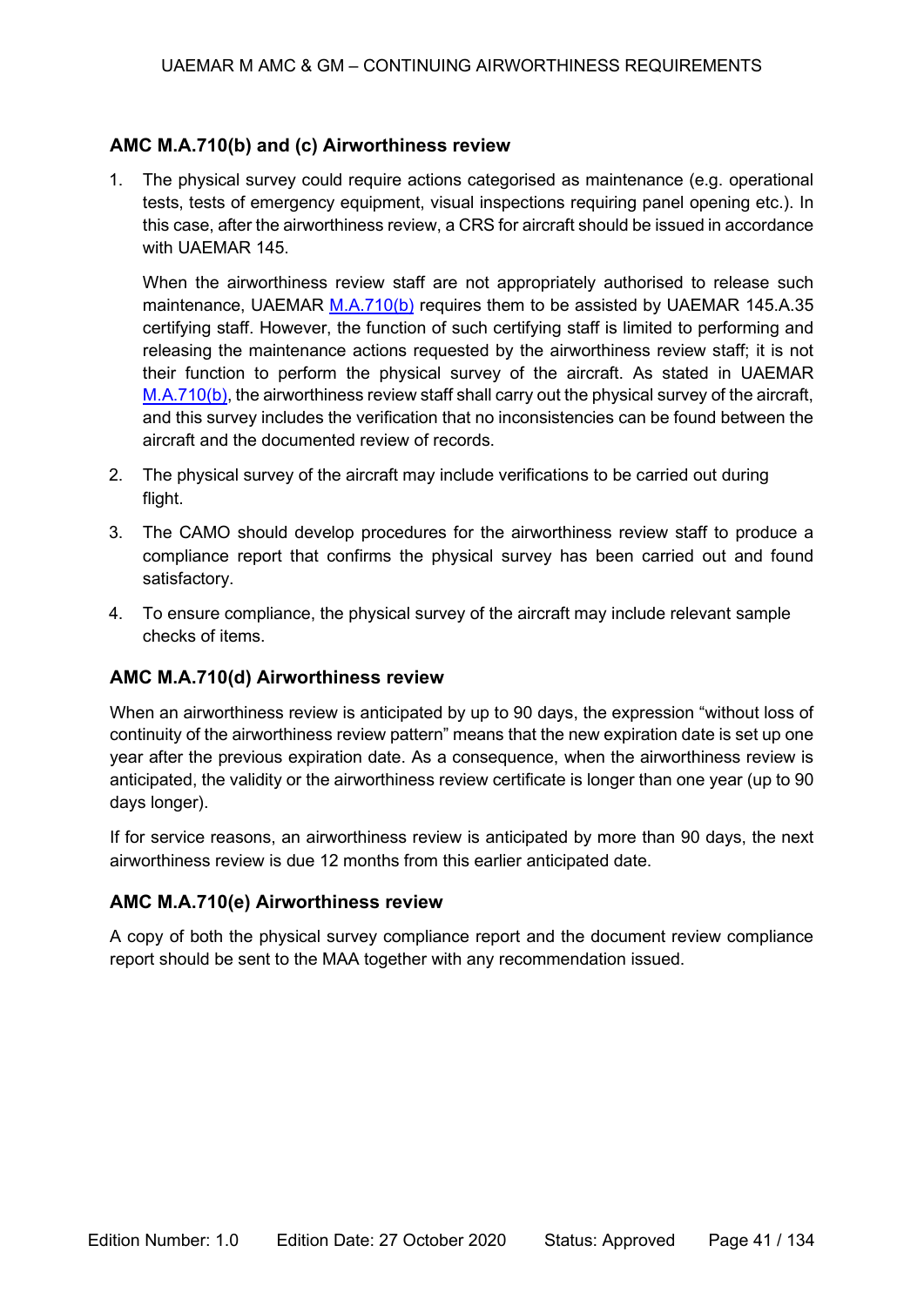### AMC M.A.710(b) and (c) Airworthiness review

1. The physical survey could require actions categorised as maintenance (e.g. operational tests, tests of emergency equipment, visual inspections requiring panel opening etc.). In this case, after the airworthiness review, a CRS for aircraft should be issued in accordance with UAEMAR 145.

   When the airworthiness review staff are not appropriately authorised to release such maintenance, UAEMAR M.A.710(b) requires them to be assisted by UAEMAR 145.A.35 certifying staff. However, the function of such certifying staff is limited to performing and releasing the maintenance actions requested by the airworthiness review staff; it is not their function to perform the physical survey of the aircraft. As stated in UAEMAR M.A.710(b), the airworthiness review staff shall carry out the physical survey of the aircraft, and this survey includes the verification that no inconsistencies can be found between the aircraft and the documented review of records.

2. The physical survey of the aircraft may include verifications to be carried out during flight.

3. The CAMO should develop procedures for the airworthiness review staff to produce a compliance report that confirms the physical survey has been carried out and found satisfactory.

4. To ensure compliance, the physical survey of the aircraft may include relevant sample checks of items.

### AMC M.A.710(d) Airworthiness review

When an airworthiness review is anticipated by up to 90 days, the expression "without loss of continuity of the airworthiness review pattern" means that the new expiration date is set up one year after the previous expiration date. As a consequence, when the airworthiness review is anticipated, the validity or the airworthiness review certificate is longer than one year (up to 90 days longer).

If for service reasons, an airworthiness review is anticipated by more than 90 days, the next airworthiness review is due 12 months from this earlier anticipated date.

### AMC M.A.710(e) Airworthiness review

A copy of both the physical survey compliance report and the document review compliance report should be sent to the MAA together with any recommendation issued.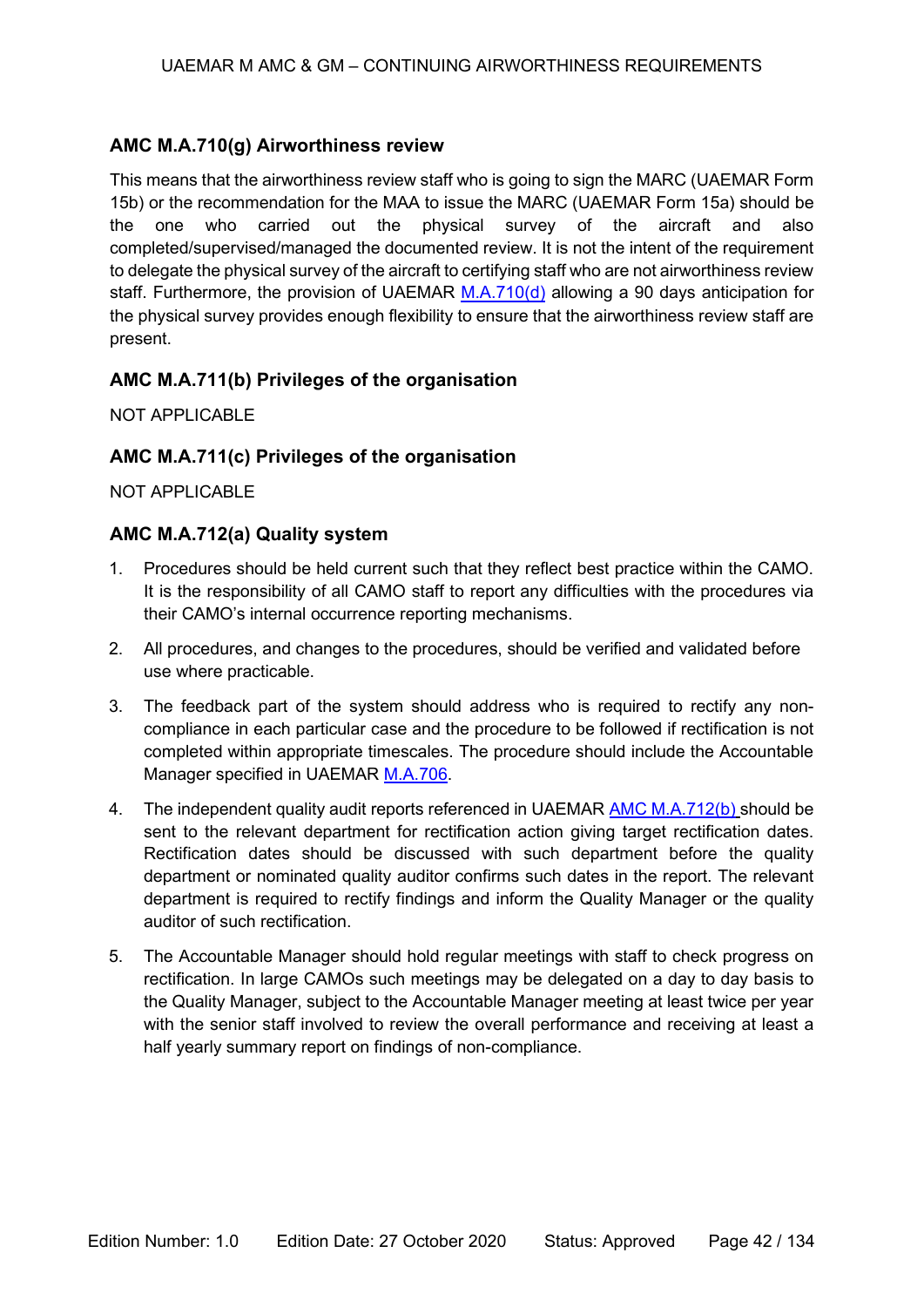### AMC M.A.710(g) Airworthiness review

This means that the airworthiness review staff who is going to sign the MARC (UAEMAR Form 15b) or the recommendation for the MAA to issue the MARC (UAEMAR Form 15a) should be the one who carried out the physical survey of the aircraft and also completed/supervised/managed the documented review. It is not the intent of the requirement to delegate the physical survey of the aircraft to certifying staff who are not airworthiness review staff. Furthermore, the provision of UAEMAR M.A.710(d) allowing a 90 days anticipation for the physical survey provides enough flexibility to ensure that the airworthiness review staff are present.

### AMC M.A.711(b) Privileges of the organisation

NOT APPLICABLE

### AMC M.A.711(c) Privileges of the organisation

NOT APPLICABLE

### AMC M.A.712(a) Quality system

1. Procedures should be held current such that they reflect best practice within the CAMO. It is the responsibility of all CAMO staff to report any difficulties with the procedures via their CAMO's internal occurrence reporting mechanisms.

2. All procedures, and changes to the procedures, should be verified and validated before use where practicable.

3. The feedback part of the system should address who is required to rectify any non-compliance in each particular case and the procedure to be followed if rectification is not completed within appropriate timescales. The procedure should include the Accountable Manager specified in UAEMAR M.A.706.

4. The independent quality audit reports referenced in UAEMAR AMC M.A.712(b) should be sent to the relevant department for rectification action giving target rectification dates. Rectification dates should be discussed with such department before the quality department or nominated quality auditor confirms such dates in the report. The relevant department is required to rectify findings and inform the Quality Manager or the quality auditor of such rectification.

5. The Accountable Manager should hold regular meetings with staff to check progress on rectification. In large CAMOs such meetings may be delegated on a day to day basis to the Quality Manager, subject to the Accountable Manager meeting at least twice per year with the senior staff involved to review the overall performance and receiving at least a half yearly summary report on findings of non-compliance.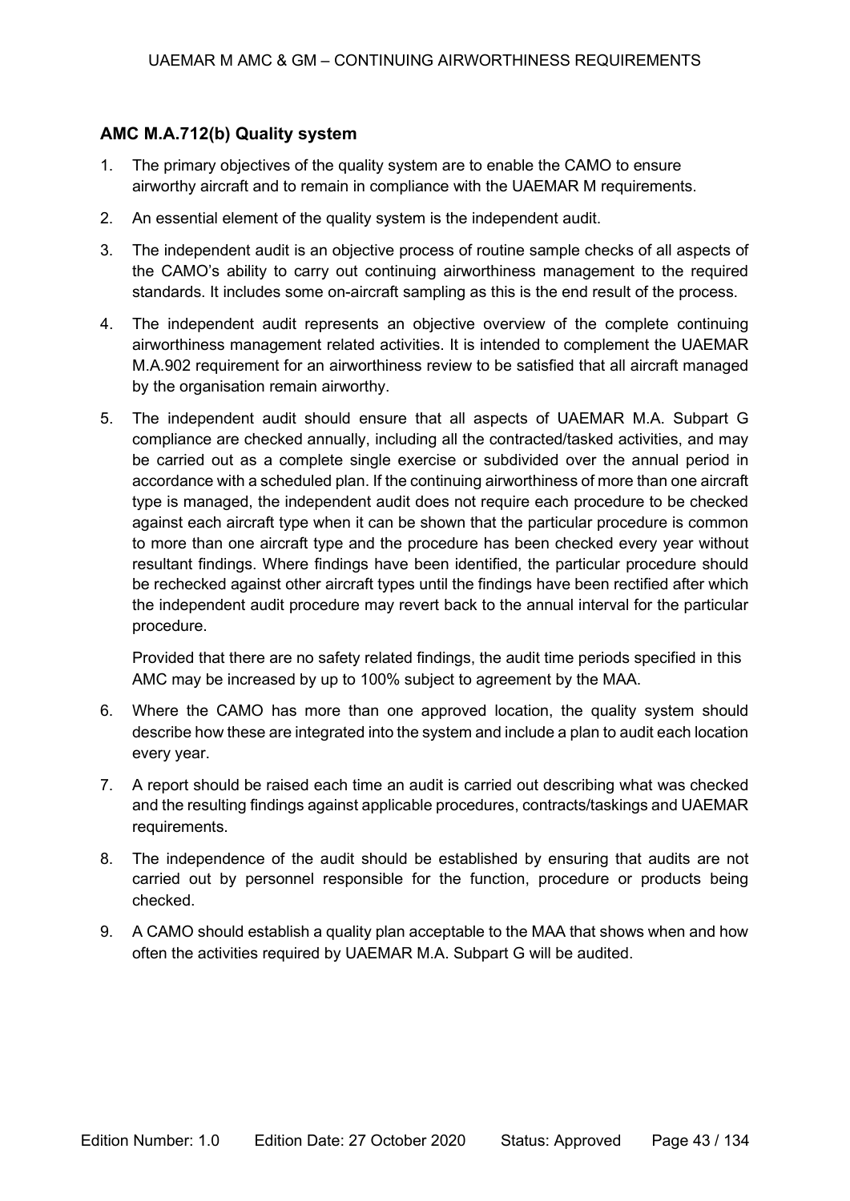### AMC M.A.712(b) Quality system

1. The primary objectives of the quality system are to enable the CAMO to ensure airworthy aircraft and to remain in compliance with the UAEMAR M requirements.
2. An essential element of the quality system is the independent audit.
3. The independent audit is an objective process of routine sample checks of all aspects of the CAMO's ability to carry out continuing airworthiness management to the required standards. It includes some on-aircraft sampling as this is the end result of the process.
4. The independent audit represents an objective overview of the complete continuing airworthiness management related activities. It is intended to complement the UAEMAR M.A.902 requirement for an airworthiness review to be satisfied that all aircraft managed by the organisation remain airworthy.
5. The independent audit should ensure that all aspects of UAEMAR M.A. Subpart G compliance are checked annually, including all the contracted/tasked activities, and may be carried out as a complete single exercise or subdivided over the annual period in accordance with a scheduled plan. If the continuing airworthiness of more than one aircraft type is managed, the independent audit does not require each procedure to be checked against each aircraft type when it can be shown that the particular procedure is common to more than one aircraft type and the procedure has been checked every year without resultant findings. Where findings have been identified, the particular procedure should be rechecked against other aircraft types until the findings have been rectified after which the independent audit procedure may revert back to the annual interval for the particular procedure.

   Provided that there are no safety related findings, the audit time periods specified in this AMC may be increased by up to 100% subject to agreement by the MAA.

6. Where the CAMO has more than one approved location, the quality system should describe how these are integrated into the system and include a plan to audit each location every year.
7. A report should be raised each time an audit is carried out describing what was checked and the resulting findings against applicable procedures, contracts/taskings and UAEMAR requirements.
8. The independence of the audit should be established by ensuring that audits are not carried out by personnel responsible for the function, procedure or products being checked.
9. A CAMO should establish a quality plan acceptable to the MAA that shows when and how often the activities required by UAEMAR M.A. Subpart G will be audited.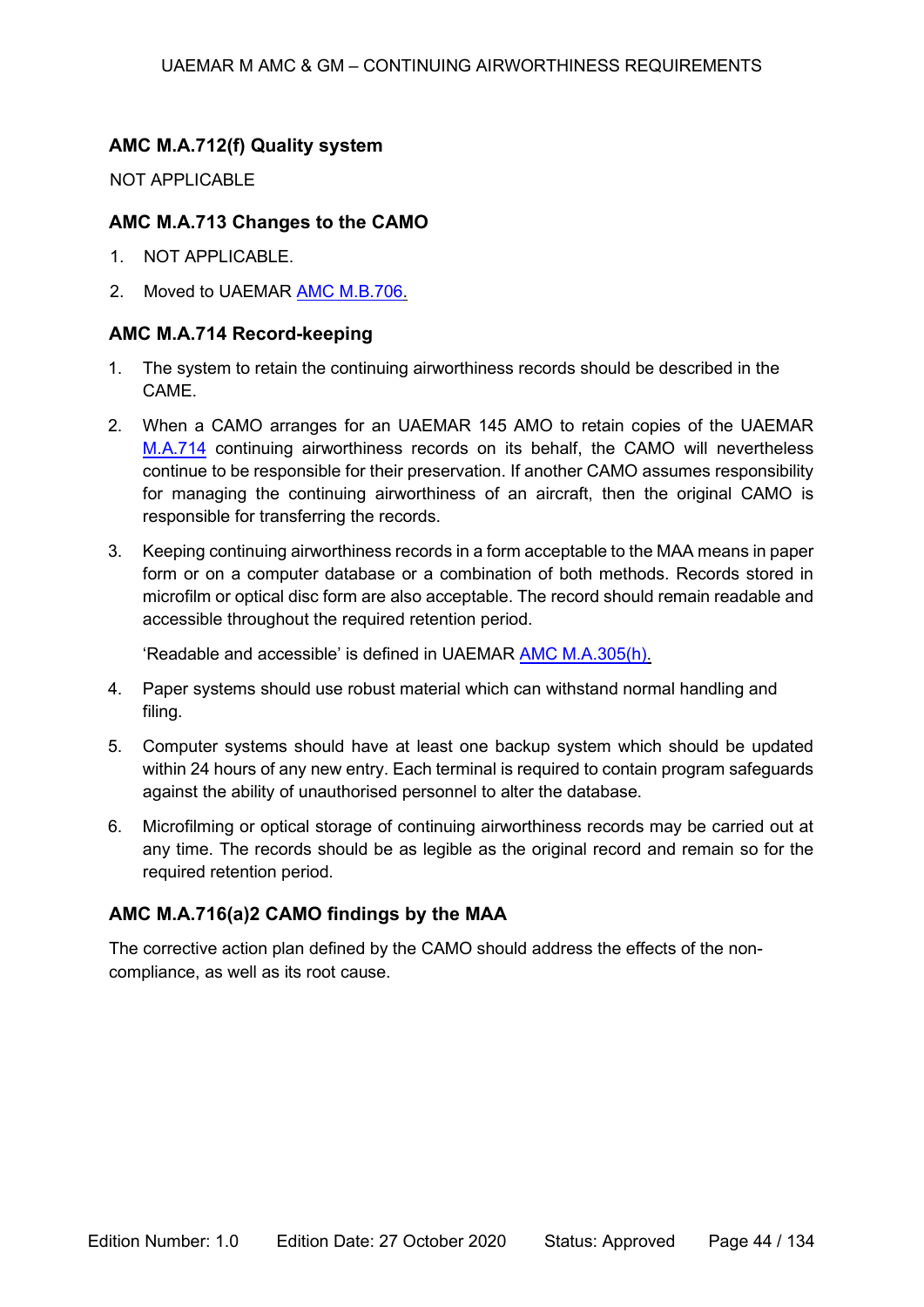### AMC M.A.712(f) Quality system

NOT APPLICABLE

### AMC M.A.713 Changes to the CAMO

1. NOT APPLICABLE.
2. Moved to UAEMAR AMC M.B.706.

### AMC M.A.714 Record-keeping

1. The system to retain the continuing airworthiness records should be described in the CAME.
2. When a CAMO arranges for an UAEMAR 145 AMO to retain copies of the UAEMAR M.A.714 continuing airworthiness records on its behalf, the CAMO will nevertheless continue to be responsible for their preservation. If another CAMO assumes responsibility for managing the continuing airworthiness of an aircraft, then the original CAMO is responsible for transferring the records.
3. Keeping continuing airworthiness records in a form acceptable to the MAA means in paper form or on a computer database or a combination of both methods. Records stored in microfilm or optical disc form are also acceptable. The record should remain readable and accessible throughout the required retention period.

   'Readable and accessible' is defined in UAEMAR AMC M.A.305(h).
4. Paper systems should use robust material which can withstand normal handling and filing.
5. Computer systems should have at least one backup system which should be updated within 24 hours of any new entry. Each terminal is required to contain program safeguards against the ability of unauthorised personnel to alter the database.
6. Microfilming or optical storage of continuing airworthiness records may be carried out at any time. The records should be as legible as the original record and remain so for the required retention period.

### AMC M.A.716(a)2 CAMO findings by the MAA

The corrective action plan defined by the CAMO should address the effects of the non-compliance, as well as its root cause.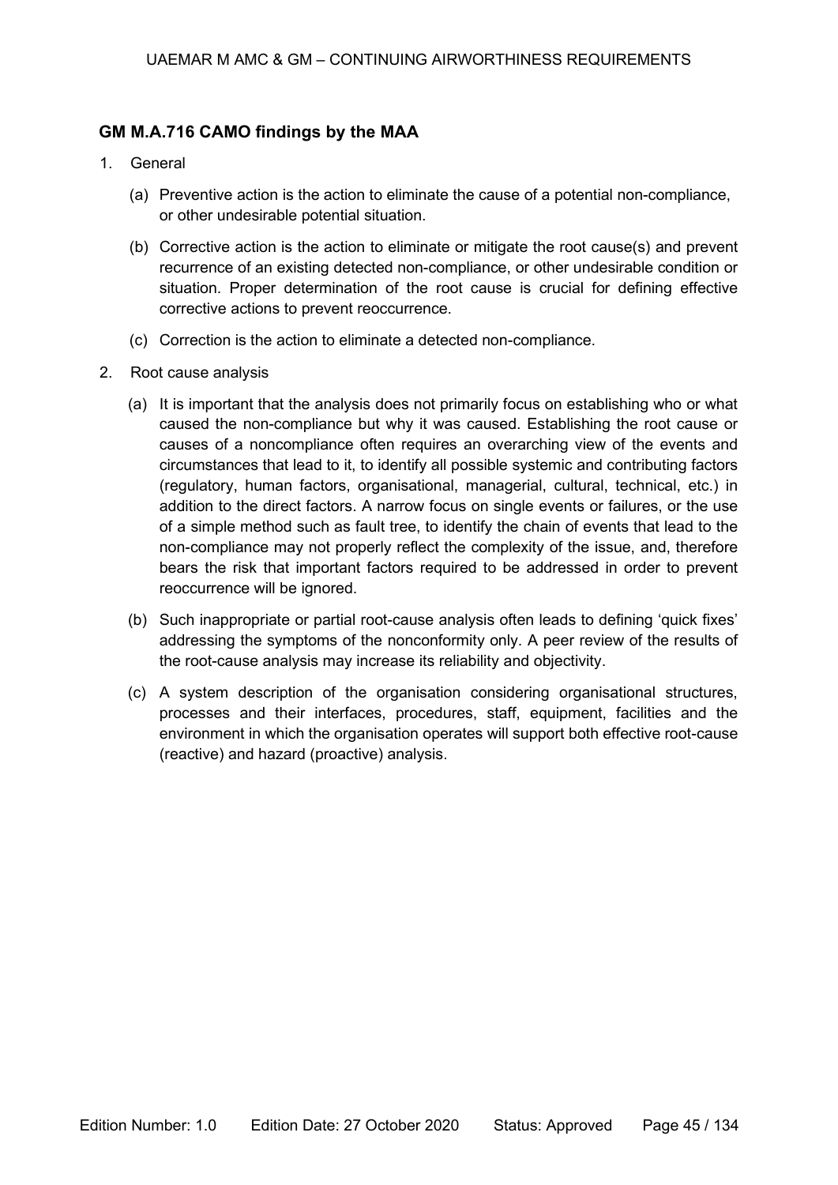## GM M.A.716 CAMO findings by the MAA

1. General

   (a) Preventive action is the action to eliminate the cause of a potential non-compliance, or other undesirable potential situation.

   (b) Corrective action is the action to eliminate or mitigate the root cause(s) and prevent recurrence of an existing detected non-compliance, or other undesirable condition or situation. Proper determination of the root cause is crucial for defining effective corrective actions to prevent reoccurrence.

   (c) Correction is the action to eliminate a detected non-compliance.

2. Root cause analysis

   (a) It is important that the analysis does not primarily focus on establishing who or what caused the non-compliance but why it was caused. Establishing the root cause or causes of a noncompliance often requires an overarching view of the events and circumstances that lead to it, to identify all possible systemic and contributing factors (regulatory, human factors, organisational, managerial, cultural, technical, etc.) in addition to the direct factors. A narrow focus on single events or failures, or the use of a simple method such as fault tree, to identify the chain of events that lead to the non-compliance may not properly reflect the complexity of the issue, and, therefore bears the risk that important factors required to be addressed in order to prevent reoccurrence will be ignored.

   (b) Such inappropriate or partial root-cause analysis often leads to defining 'quick fixes' addressing the symptoms of the nonconformity only. A peer review of the results of the root-cause analysis may increase its reliability and objectivity.

   (c) A system description of the organisation considering organisational structures, processes and their interfaces, procedures, staff, equipment, facilities and the environment in which the organisation operates will support both effective root-cause (reactive) and hazard (proactive) analysis.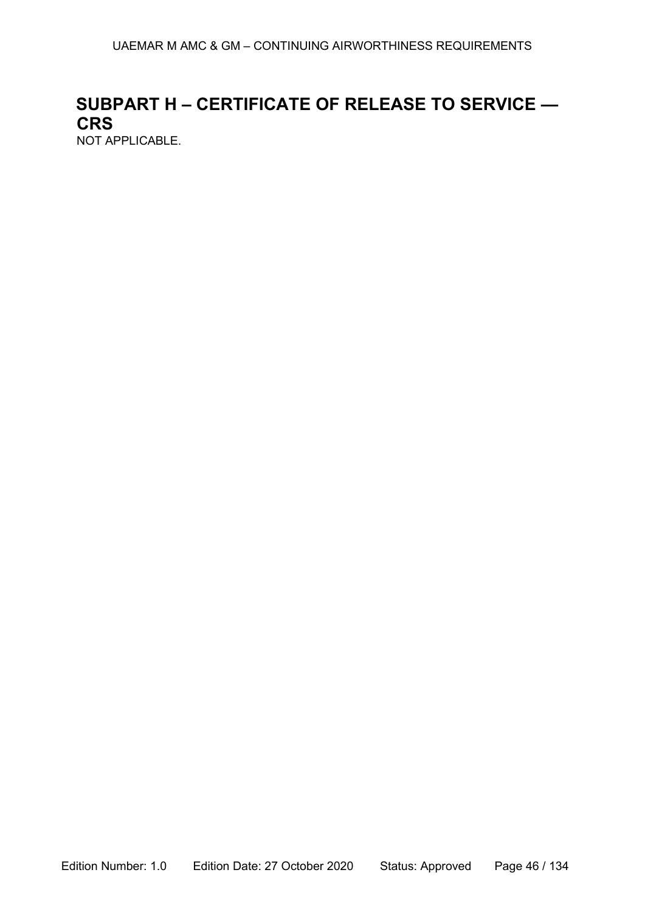# SUBPART H – CERTIFICATE OF RELEASE TO SERVICE — CRS

NOT APPLICABLE.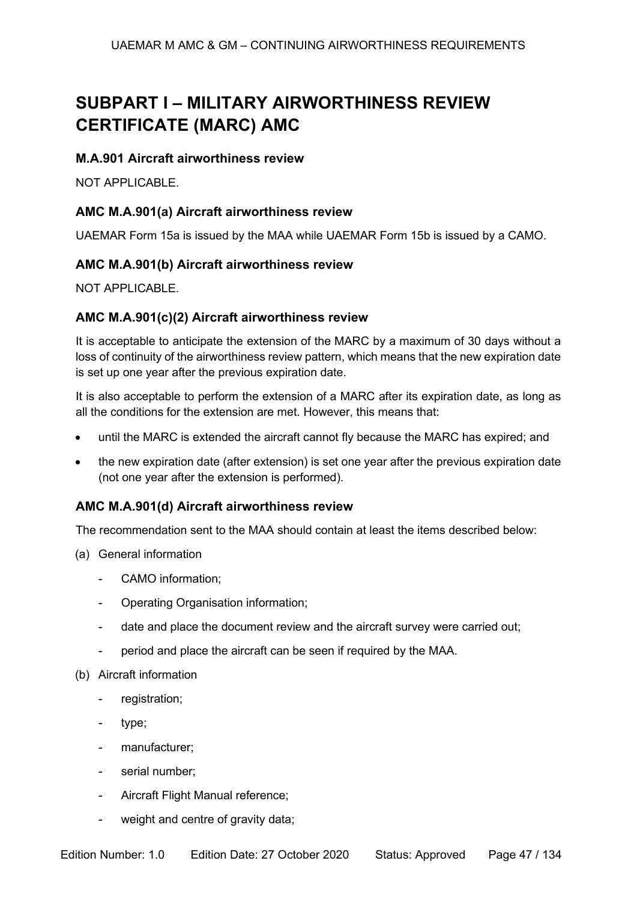# SUBPART I – MILITARY AIRWORTHINESS REVIEW CERTIFICATE (MARC) AMC

### M.A.901 Aircraft airworthiness review

NOT APPLICABLE.

### AMC M.A.901(a) Aircraft airworthiness review

UAEMAR Form 15a is issued by the MAA while UAEMAR Form 15b is issued by a CAMO.

### AMC M.A.901(b) Aircraft airworthiness review

NOT APPLICABLE.

### AMC M.A.901(c)(2) Aircraft airworthiness review

It is acceptable to anticipate the extension of the MARC by a maximum of 30 days without a loss of continuity of the airworthiness review pattern, which means that the new expiration date is set up one year after the previous expiration date.

It is also acceptable to perform the extension of a MARC after its expiration date, as long as all the conditions for the extension are met. However, this means that:

- until the MARC is extended the aircraft cannot fly because the MARC has expired; and
- the new expiration date (after extension) is set one year after the previous expiration date (not one year after the extension is performed).

### AMC M.A.901(d) Aircraft airworthiness review

The recommendation sent to the MAA should contain at least the items described below:

(a) General information

- CAMO information;
- Operating Organisation information;
- date and place the document review and the aircraft survey were carried out;
- period and place the aircraft can be seen if required by the MAA.

(b) Aircraft information

- registration;
- type;
- manufacturer;
- serial number;
- Aircraft Flight Manual reference;
- weight and centre of gravity data;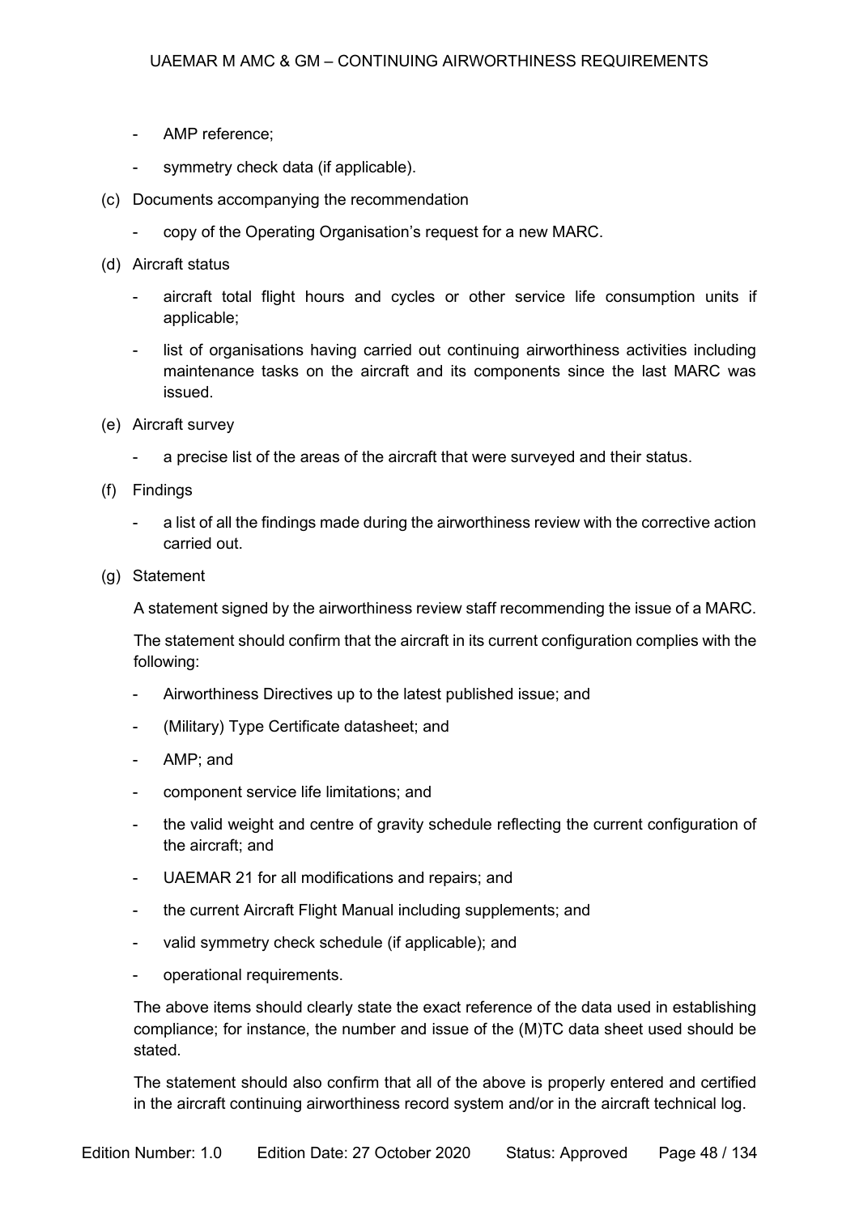- AMP reference;
- symmetry check data (if applicable).

(c) Documents accompanying the recommendation

- copy of the Operating Organisation's request for a new MARC.

(d) Aircraft status

- aircraft total flight hours and cycles or other service life consumption units if applicable;
- list of organisations having carried out continuing airworthiness activities including maintenance tasks on the aircraft and its components since the last MARC was issued.

(e) Aircraft survey

- a precise list of the areas of the aircraft that were surveyed and their status.

(f) Findings

- a list of all the findings made during the airworthiness review with the corrective action carried out.

(g) Statement

A statement signed by the airworthiness review staff recommending the issue of a MARC.

The statement should confirm that the aircraft in its current configuration complies with the following:

- Airworthiness Directives up to the latest published issue; and
- (Military) Type Certificate datasheet; and
- AMP; and
- component service life limitations; and
- the valid weight and centre of gravity schedule reflecting the current configuration of the aircraft; and
- UAEMAR 21 for all modifications and repairs; and
- the current Aircraft Flight Manual including supplements; and
- valid symmetry check schedule (if applicable); and
- operational requirements.

The above items should clearly state the exact reference of the data used in establishing compliance; for instance, the number and issue of the (M)TC data sheet used should be stated.

The statement should also confirm that all of the above is properly entered and certified in the aircraft continuing airworthiness record system and/or in the aircraft technical log.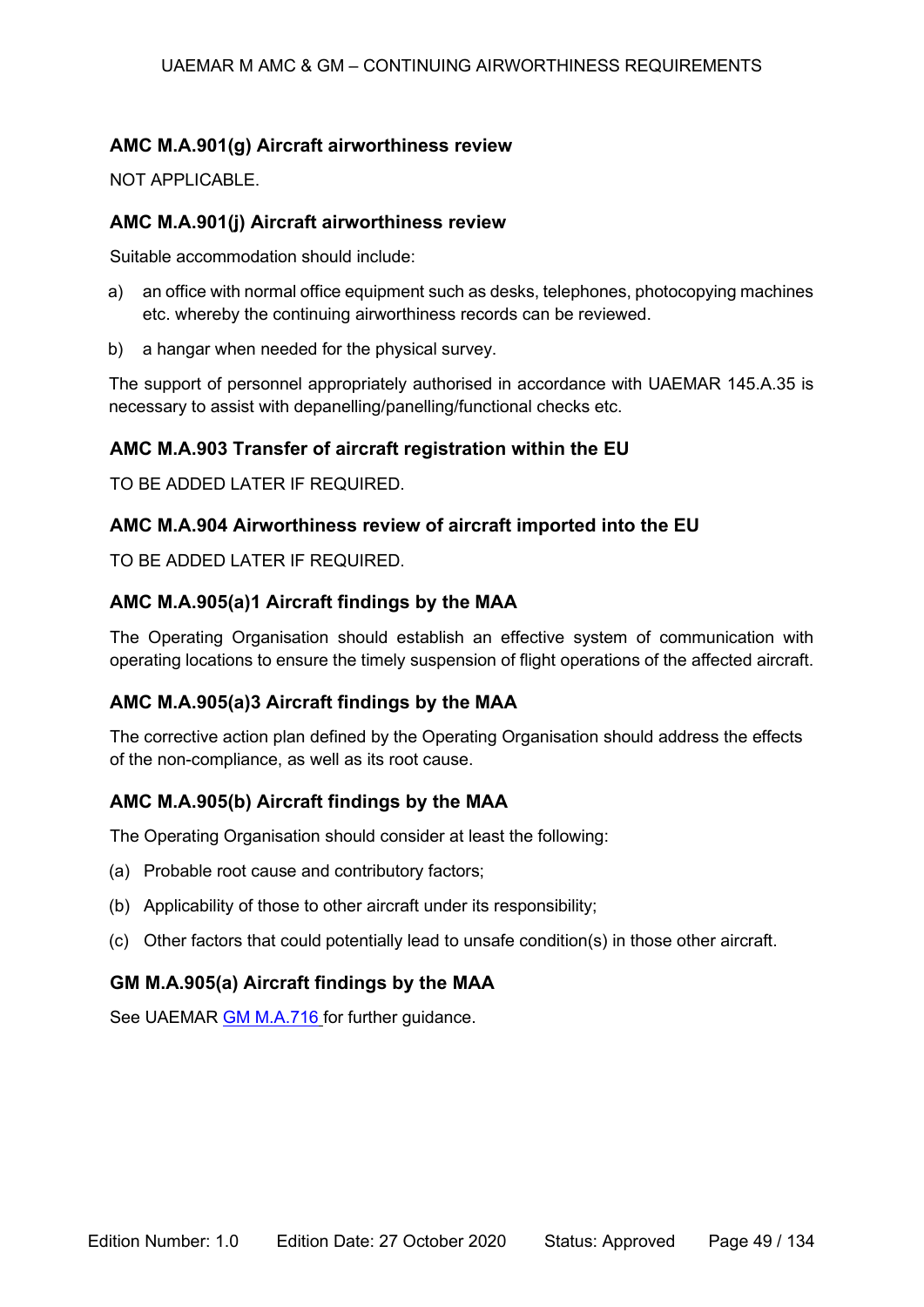### AMC M.A.901(g) Aircraft airworthiness review

NOT APPLICABLE.

### AMC M.A.901(j) Aircraft airworthiness review

Suitable accommodation should include:

a) an office with normal office equipment such as desks, telephones, photocopying machines etc. whereby the continuing airworthiness records can be reviewed.

b) a hangar when needed for the physical survey.

The support of personnel appropriately authorised in accordance with UAEMAR 145.A.35 is necessary to assist with depanelling/panelling/functional checks etc.

### AMC M.A.903 Transfer of aircraft registration within the EU

TO BE ADDED LATER IF REQUIRED.

### AMC M.A.904 Airworthiness review of aircraft imported into the EU

TO BE ADDED LATER IF REQUIRED.

### AMC M.A.905(a)1 Aircraft findings by the MAA

The Operating Organisation should establish an effective system of communication with operating locations to ensure the timely suspension of flight operations of the affected aircraft.

### AMC M.A.905(a)3 Aircraft findings by the MAA

The corrective action plan defined by the Operating Organisation should address the effects of the non-compliance, as well as its root cause.

### AMC M.A.905(b) Aircraft findings by the MAA

The Operating Organisation should consider at least the following:

(a) Probable root cause and contributory factors;

(b) Applicability of those to other aircraft under its responsibility;

(c) Other factors that could potentially lead to unsafe condition(s) in those other aircraft.

### GM M.A.905(a) Aircraft findings by the MAA

See UAEMAR GM M.A.716 for further guidance.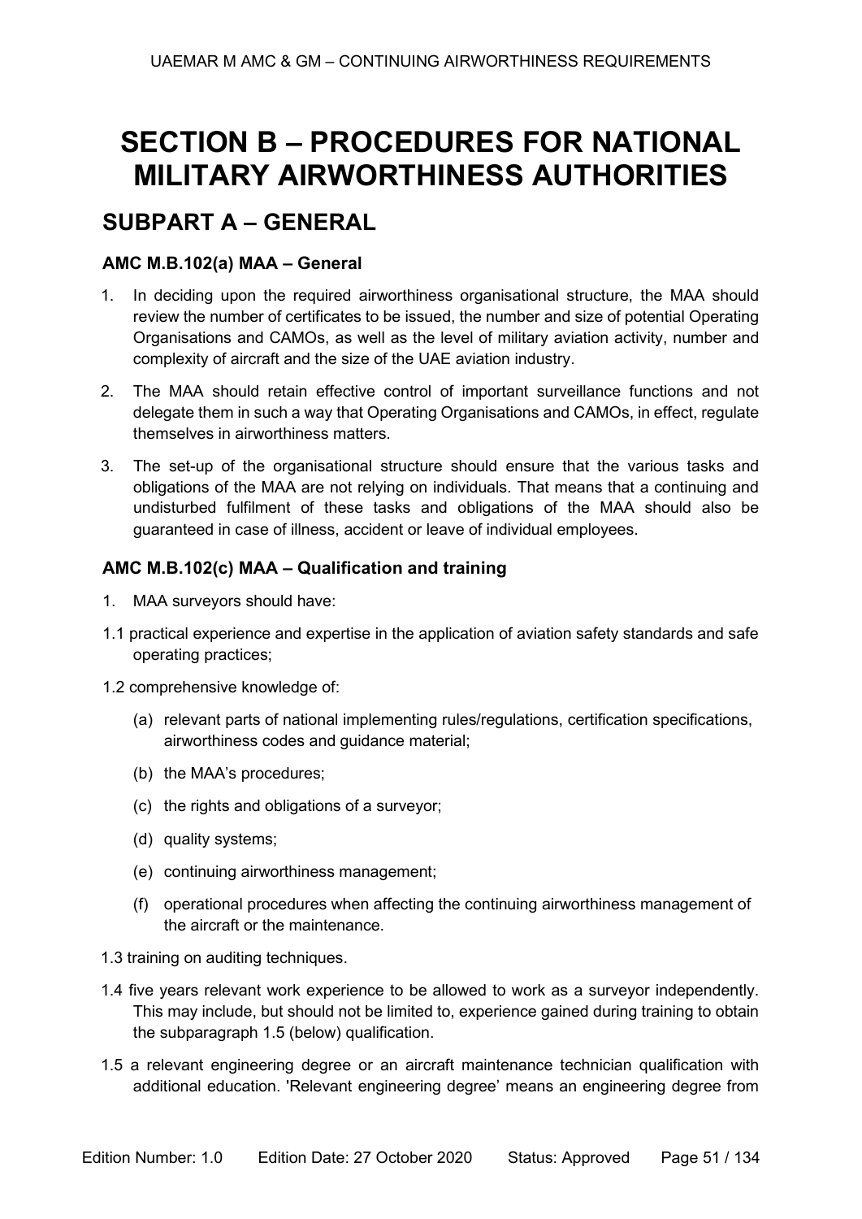# SECTION B – PROCEDURES FOR NATIONAL MILITARY AIRWORTHINESS AUTHORITIES

## SUBPART A – GENERAL

### AMC M.B.102(a) MAA – General

1. In deciding upon the required airworthiness organisational structure, the MAA should review the number of certificates to be issued, the number and size of potential Operating Organisations and CAMOs, as well as the level of military aviation activity, number and complexity of aircraft and the size of the UAE aviation industry.
2. The MAA should retain effective control of important surveillance functions and not delegate them in such a way that Operating Organisations and CAMOs, in effect, regulate themselves in airworthiness matters.
3. The set-up of the organisational structure should ensure that the various tasks and obligations of the MAA are not relying on individuals. That means that a continuing and undisturbed fulfilment of these tasks and obligations of the MAA should also be guaranteed in case of illness, accident or leave of individual employees.

### AMC M.B.102(c) MAA – Qualification and training

1. MAA surveyors should have:

1.1 practical experience and expertise in the application of aviation safety standards and safe operating practices;

1.2 comprehensive knowledge of:

- (a) relevant parts of national implementing rules/regulations, certification specifications, airworthiness codes and guidance material;
- (b) the MAA's procedures;
- (c) the rights and obligations of a surveyor;
- (d) quality systems;
- (e) continuing airworthiness management;
- (f) operational procedures when affecting the continuing airworthiness management of the aircraft or the maintenance.

1.3 training on auditing techniques.

1.4 five years relevant work experience to be allowed to work as a surveyor independently. This may include, but should not be limited to, experience gained during training to obtain the subparagraph 1.5 (below) qualification.

1.5 a relevant engineering degree or an aircraft maintenance technician qualification with additional education. 'Relevant engineering degree' means an engineering degree from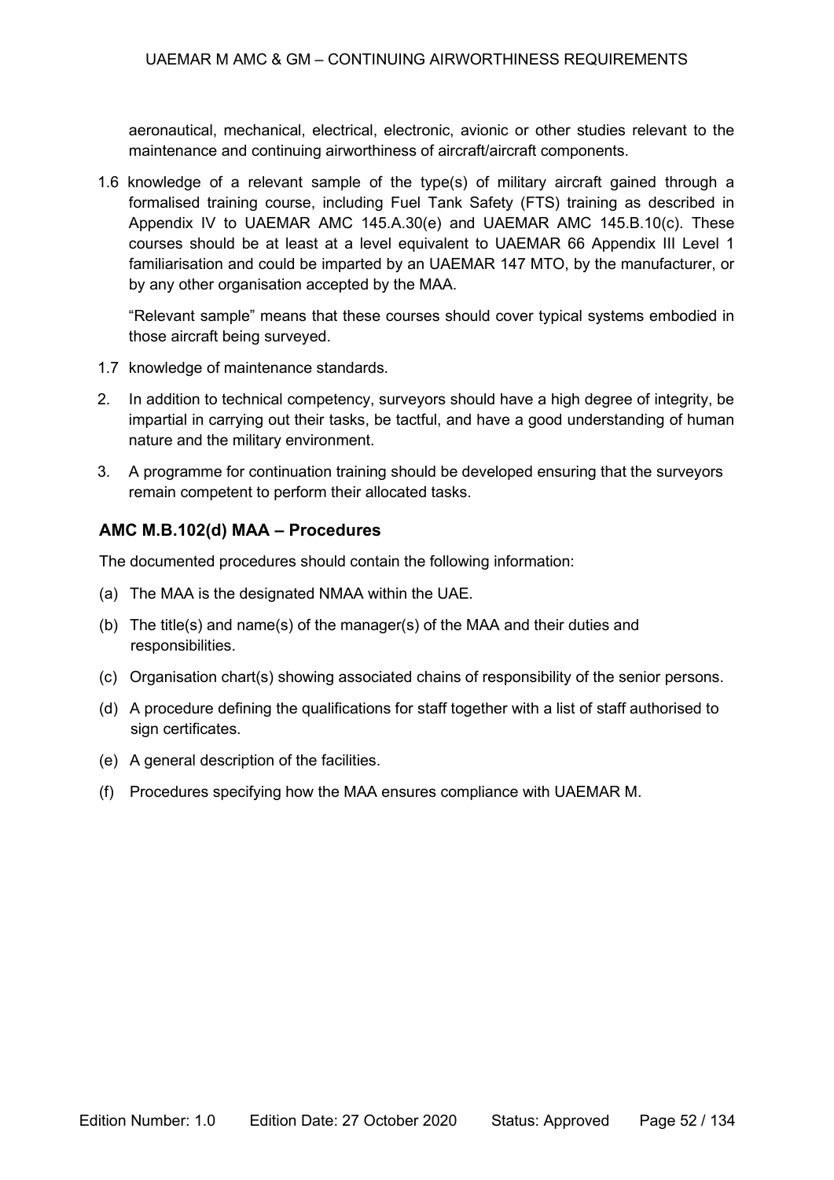aeronautical, mechanical, electrical, electronic, avionic or other studies relevant to the maintenance and continuing airworthiness of aircraft/aircraft components.

1.6 knowledge of a relevant sample of the type(s) of military aircraft gained through a formalised training course, including Fuel Tank Safety (FTS) training as described in Appendix IV to UAEMAR AMC 145.A.30(e) and UAEMAR AMC 145.B.10(c). These courses should be at least at a level equivalent to UAEMAR 66 Appendix III Level 1 familiarisation and could be imparted by an UAEMAR 147 MTO, by the manufacturer, or by any other organisation accepted by the MAA.

"Relevant sample" means that these courses should cover typical systems embodied in those aircraft being surveyed.

1.7 knowledge of maintenance standards.

2. In addition to technical competency, surveyors should have a high degree of integrity, be impartial in carrying out their tasks, be tactful, and have a good understanding of human nature and the military environment.

3. A programme for continuation training should be developed ensuring that the surveyors remain competent to perform their allocated tasks.

### AMC M.B.102(d) MAA – Procedures

The documented procedures should contain the following information:

(a) The MAA is the designated NMAA within the UAE.

(b) The title(s) and name(s) of the manager(s) of the MAA and their duties and responsibilities.

(c) Organisation chart(s) showing associated chains of responsibility of the senior persons.

(d) A procedure defining the qualifications for staff together with a list of staff authorised to sign certificates.

(e) A general description of the facilities.

(f) Procedures specifying how the MAA ensures compliance with UAEMAR M.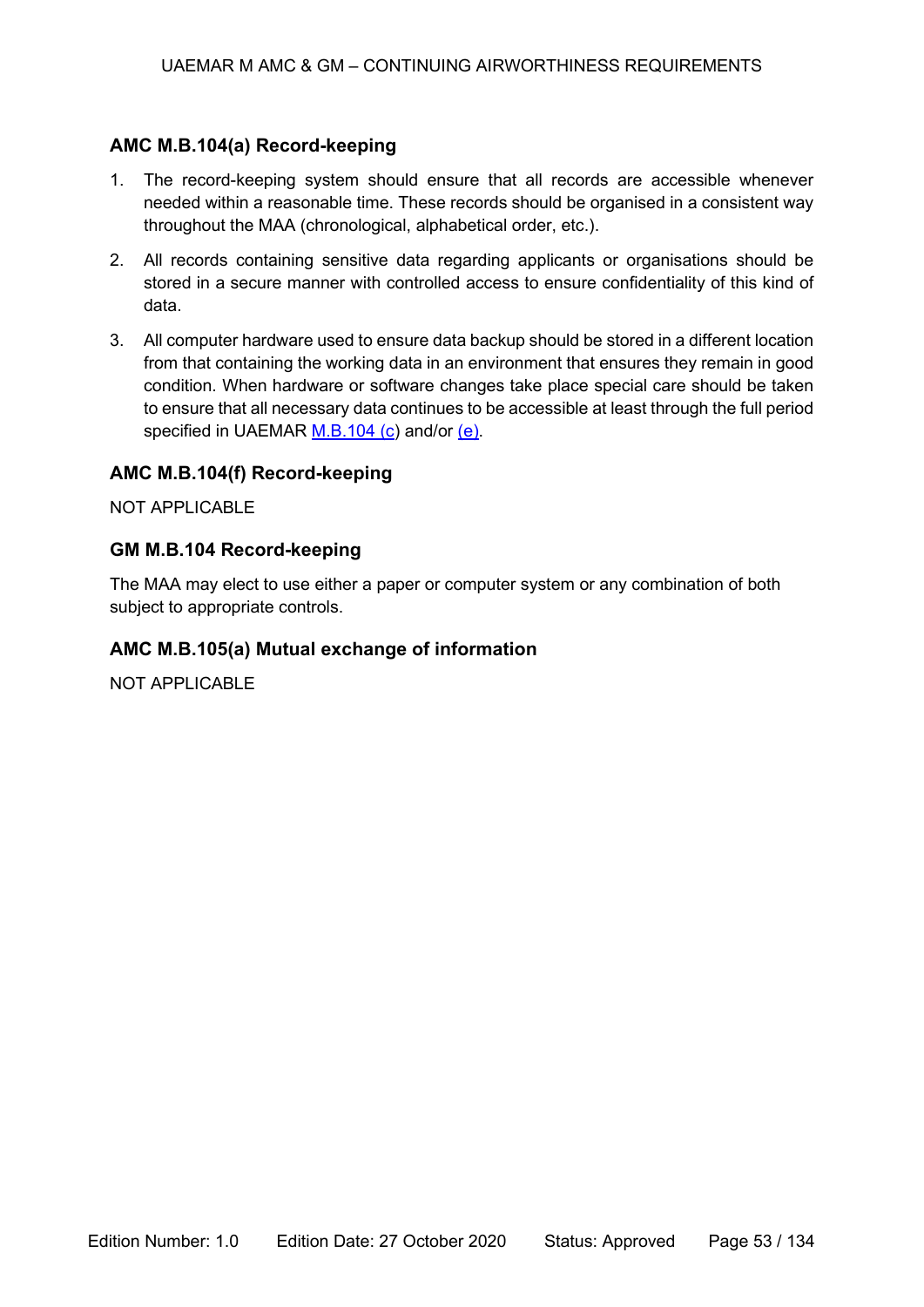### AMC M.B.104(a) Record-keeping

1. The record-keeping system should ensure that all records are accessible whenever needed within a reasonable time. These records should be organised in a consistent way throughout the MAA (chronological, alphabetical order, etc.).
2. All records containing sensitive data regarding applicants or organisations should be stored in a secure manner with controlled access to ensure confidentiality of this kind of data.
3. All computer hardware used to ensure data backup should be stored in a different location from that containing the working data in an environment that ensures they remain in good condition. When hardware or software changes take place special care should be taken to ensure that all necessary data continues to be accessible at least through the full period specified in UAEMAR M.B.104 (c) and/or (e).

### AMC M.B.104(f) Record-keeping

NOT APPLICABLE

### GM M.B.104 Record-keeping

The MAA may elect to use either a paper or computer system or any combination of both subject to appropriate controls.

### AMC M.B.105(a) Mutual exchange of information

NOT APPLICABLE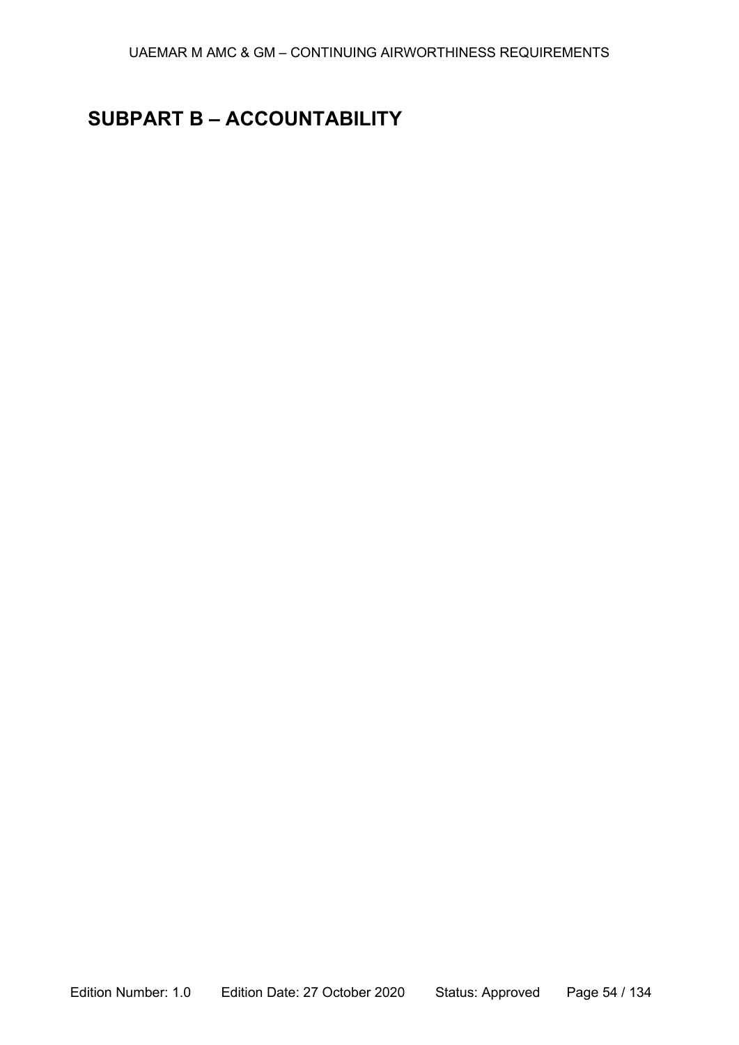# SUBPART B – ACCOUNTABILITY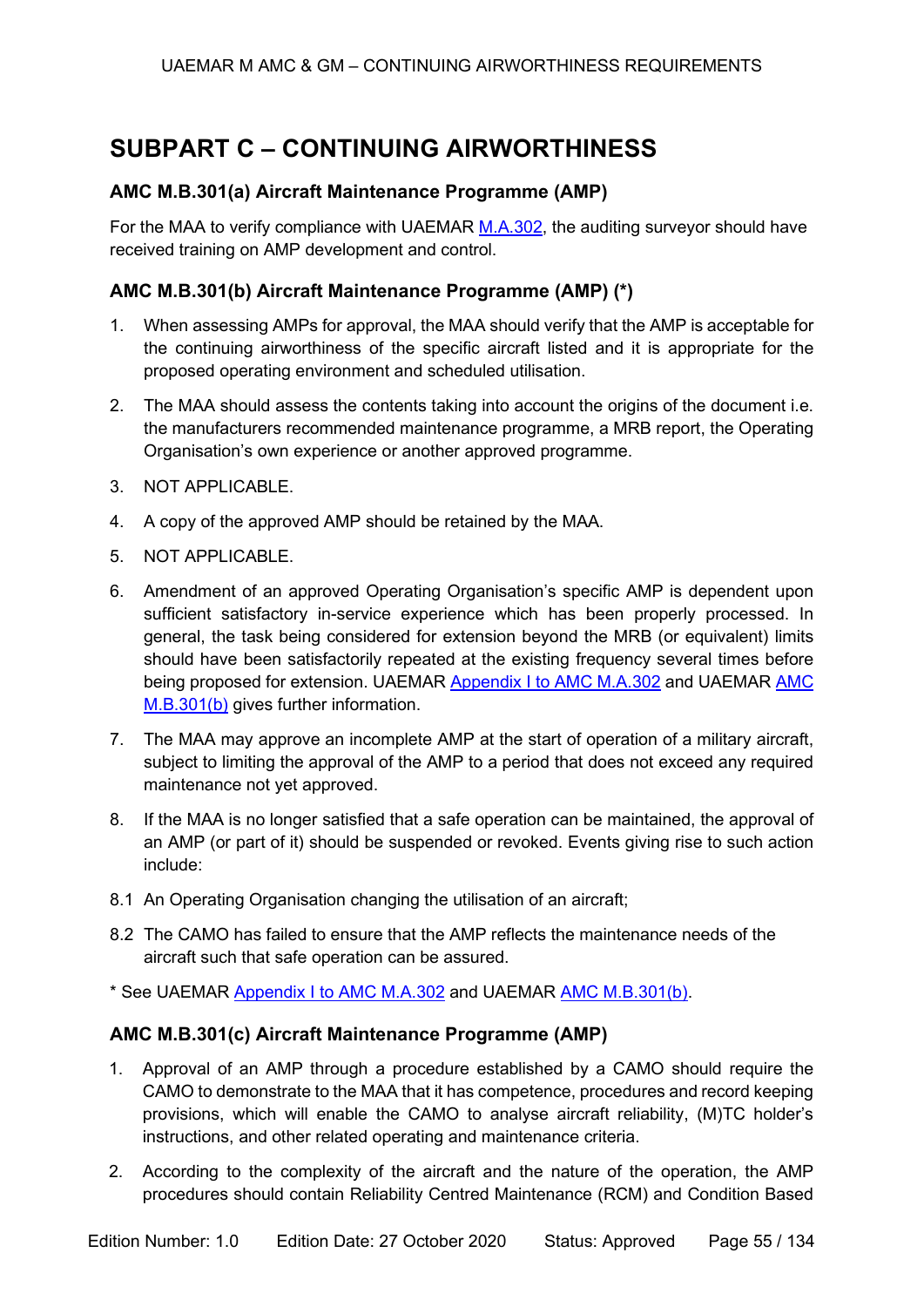# SUBPART C – CONTINUING AIRWORTHINESS

### AMC M.B.301(a) Aircraft Maintenance Programme (AMP)

For the MAA to verify compliance with UAEMAR M.A.302, the auditing surveyor should have received training on AMP development and control.

### AMC M.B.301(b) Aircraft Maintenance Programme (AMP) (*)

1. When assessing AMPs for approval, the MAA should verify that the AMP is acceptable for the continuing airworthiness of the specific aircraft listed and it is appropriate for the proposed operating environment and scheduled utilisation.
2. The MAA should assess the contents taking into account the origins of the document i.e. the manufacturers recommended maintenance programme, a MRB report, the Operating Organisation's own experience or another approved programme.
3. NOT APPLICABLE.
4. A copy of the approved AMP should be retained by the MAA.
5. NOT APPLICABLE.
6. Amendment of an approved Operating Organisation's specific AMP is dependent upon sufficient satisfactory in-service experience which has been properly processed. In general, the task being considered for extension beyond the MRB (or equivalent) limits should have been satisfactorily repeated at the existing frequency several times before being proposed for extension. UAEMAR Appendix I to AMC M.A.302 and UAEMAR AMC M.B.301(b) gives further information.
7. The MAA may approve an incomplete AMP at the start of operation of a military aircraft, subject to limiting the approval of the AMP to a period that does not exceed any required maintenance not yet approved.
8. If the MAA is no longer satisfied that a safe operation can be maintained, the approval of an AMP (or part of it) should be suspended or revoked. Events giving rise to such action include:

8.1 An Operating Organisation changing the utilisation of an aircraft;

8.2 The CAMO has failed to ensure that the AMP reflects the maintenance needs of the aircraft such that safe operation can be assured.

* See UAEMAR Appendix I to AMC M.A.302 and UAEMAR AMC M.B.301(b).

### AMC M.B.301(c) Aircraft Maintenance Programme (AMP)

1. Approval of an AMP through a procedure established by a CAMO should require the CAMO to demonstrate to the MAA that it has competence, procedures and record keeping provisions, which will enable the CAMO to analyse aircraft reliability, (M)TC holder's instructions, and other related operating and maintenance criteria.
2. According to the complexity of the aircraft and the nature of the operation, the AMP procedures should contain Reliability Centred Maintenance (RCM) and Condition Based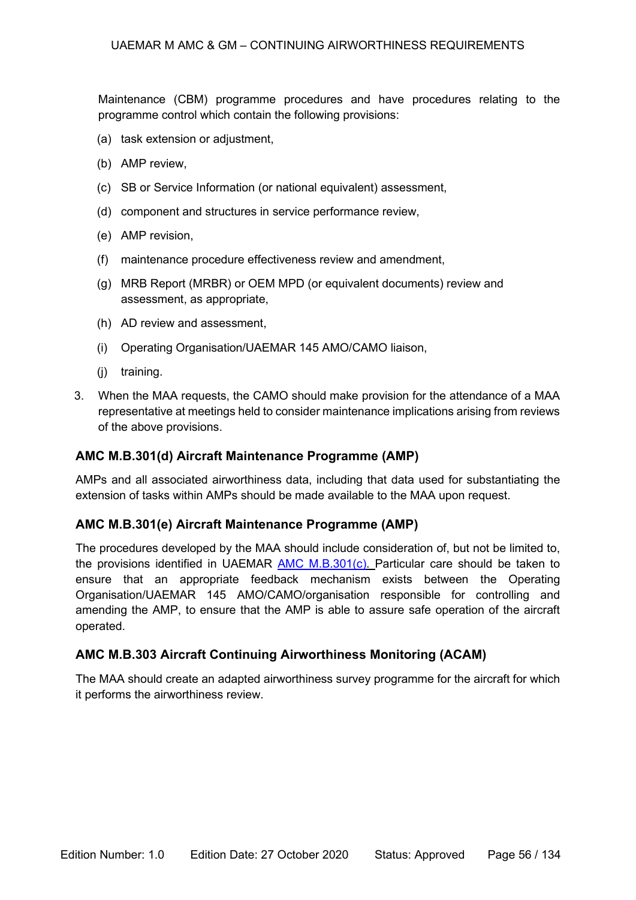Maintenance (CBM) programme procedures and have procedures relating to the programme control which contain the following provisions:

(a) task extension or adjustment,

(b) AMP review,

(c) SB or Service Information (or national equivalent) assessment,

(d) component and structures in service performance review,

(e) AMP revision,

(f) maintenance procedure effectiveness review and amendment,

(g) MRB Report (MRBR) or OEM MPD (or equivalent documents) review and assessment, as appropriate,

(h) AD review and assessment,

(i) Operating Organisation/UAEMAR 145 AMO/CAMO liaison,

(j) training.

3. When the MAA requests, the CAMO should make provision for the attendance of a MAA representative at meetings held to consider maintenance implications arising from reviews of the above provisions.

### AMC M.B.301(d) Aircraft Maintenance Programme (AMP)

AMPs and all associated airworthiness data, including that data used for substantiating the extension of tasks within AMPs should be made available to the MAA upon request.

### AMC M.B.301(e) Aircraft Maintenance Programme (AMP)

The procedures developed by the MAA should include consideration of, but not be limited to, the provisions identified in UAEMAR AMC M.B.301(c). Particular care should be taken to ensure that an appropriate feedback mechanism exists between the Operating Organisation/UAEMAR 145 AMO/CAMO/organisation responsible for controlling and amending the AMP, to ensure that the AMP is able to assure safe operation of the aircraft operated.

### AMC M.B.303 Aircraft Continuing Airworthiness Monitoring (ACAM)

The MAA should create an adapted airworthiness survey programme for the aircraft for which it performs the airworthiness review.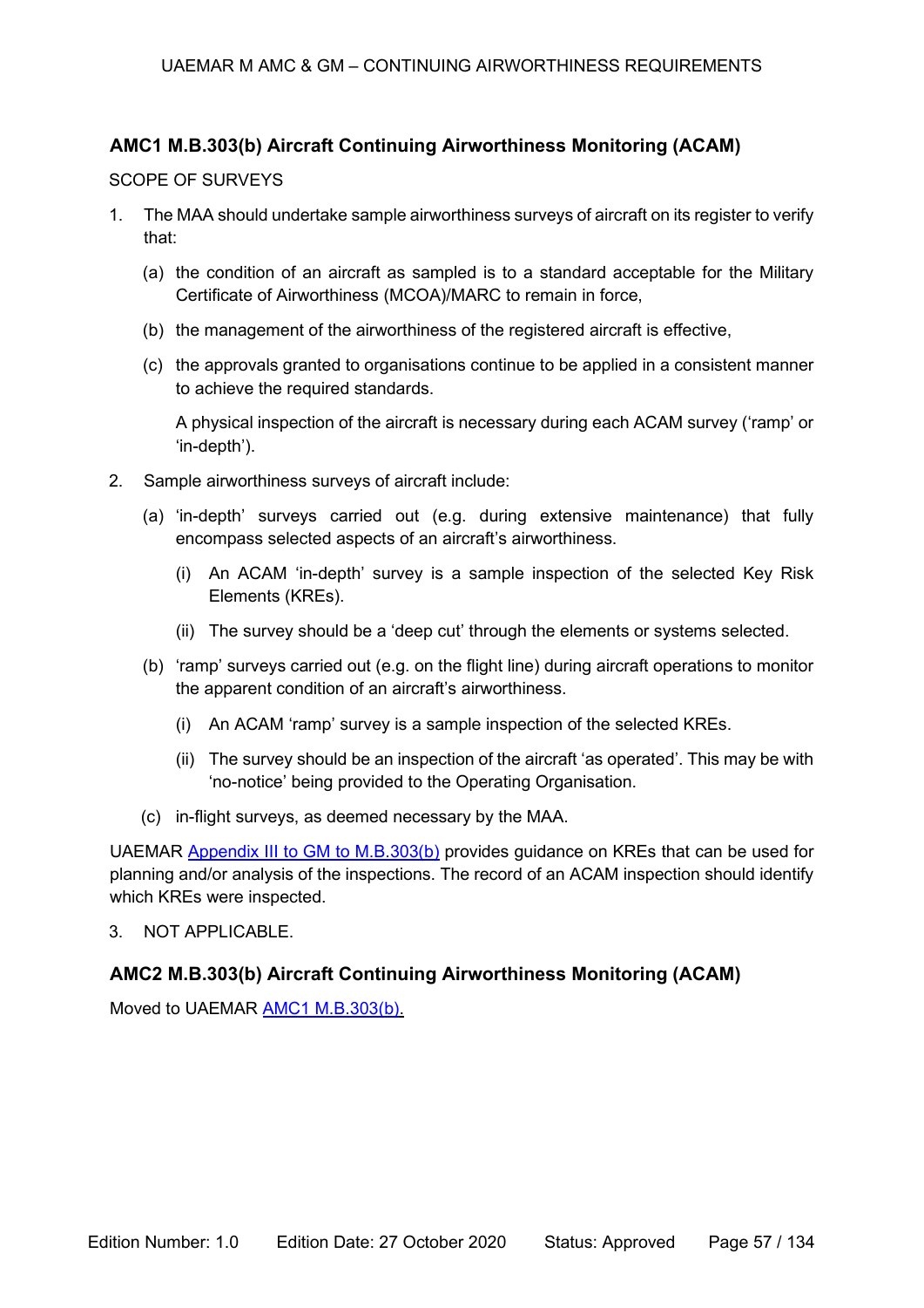**AMC1 M.B.303(b) Aircraft Continuing Airworthiness Monitoring (ACAM)**

SCOPE OF SURVEYS

1. The MAA should undertake sample airworthiness surveys of aircraft on its register to verify that:

   (a) the condition of an aircraft as sampled is to a standard acceptable for the Military Certificate of Airworthiness (MCOA)/MARC to remain in force,

   (b) the management of the airworthiness of the registered aircraft is effective,

   (c) the approvals granted to organisations continue to be applied in a consistent manner to achieve the required standards.

   A physical inspection of the aircraft is necessary during each ACAM survey ('ramp' or 'in-depth').

2. Sample airworthiness surveys of aircraft include:

   (a) 'in-depth' surveys carried out (e.g. during extensive maintenance) that fully encompass selected aspects of an aircraft's airworthiness.

      (i) An ACAM 'in-depth' survey is a sample inspection of the selected Key Risk Elements (KREs).

      (ii) The survey should be a 'deep cut' through the elements or systems selected.

   (b) 'ramp' surveys carried out (e.g. on the flight line) during aircraft operations to monitor the apparent condition of an aircraft's airworthiness.

      (i) An ACAM 'ramp' survey is a sample inspection of the selected KREs.

      (ii) The survey should be an inspection of the aircraft 'as operated'. This may be with 'no-notice' being provided to the Operating Organisation.

   (c) in-flight surveys, as deemed necessary by the MAA.

UAEMAR Appendix III to GM to M.B.303(b) provides guidance on KREs that can be used for planning and/or analysis of the inspections. The record of an ACAM inspection should identify which KREs were inspected.

3. NOT APPLICABLE.

**AMC2 M.B.303(b) Aircraft Continuing Airworthiness Monitoring (ACAM)**

Moved to UAEMAR AMC1 M.B.303(b).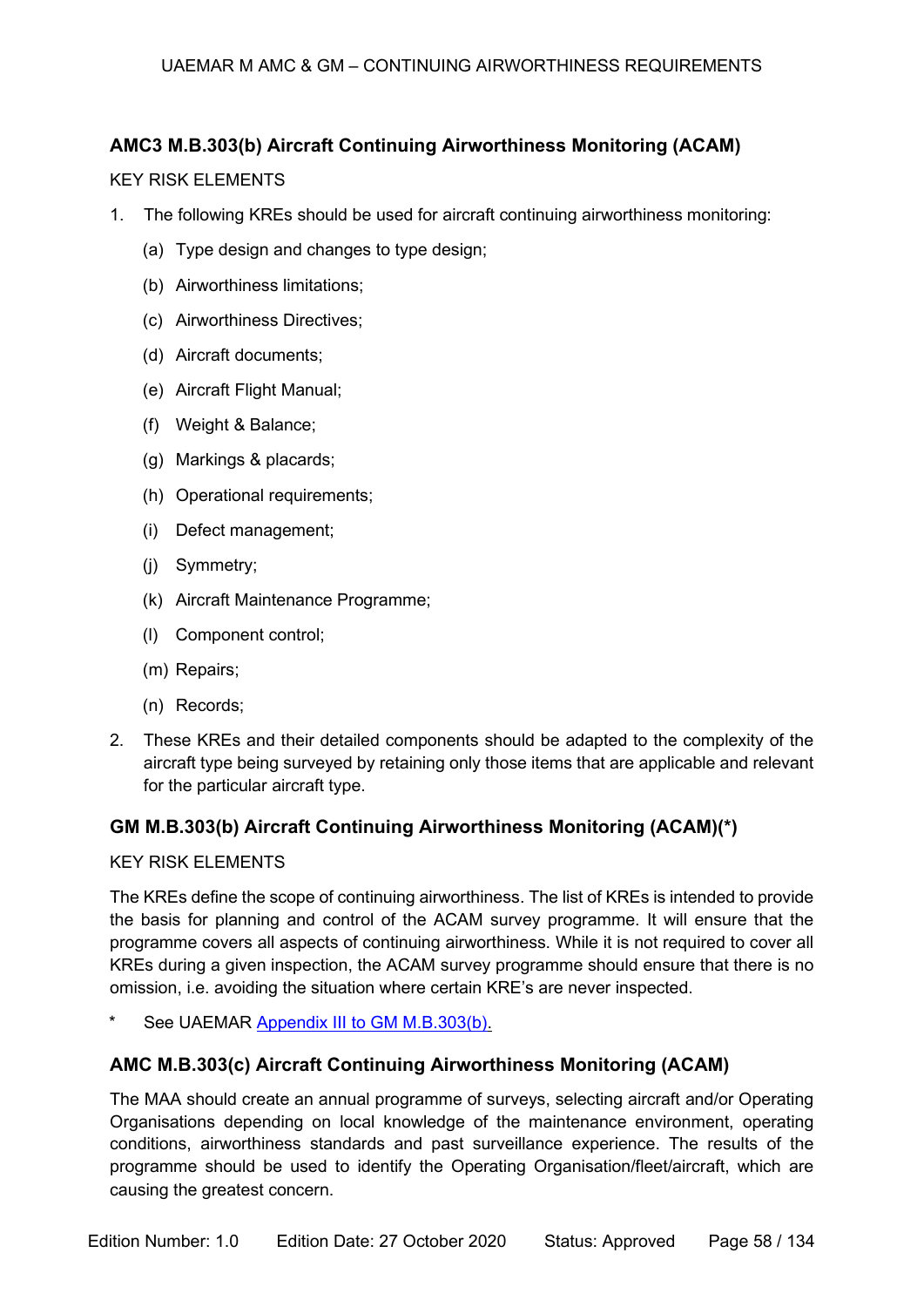### AMC3 M.B.303(b) Aircraft Continuing Airworthiness Monitoring (ACAM)

KEY RISK ELEMENTS

1. The following KREs should be used for aircraft continuing airworthiness monitoring:
    (a) Type design and changes to type design;
    (b) Airworthiness limitations;
    (c) Airworthiness Directives;
    (d) Aircraft documents;
    (e) Aircraft Flight Manual;
    (f) Weight & Balance;
    (g) Markings & placards;
    (h) Operational requirements;
    (i) Defect management;
    (j) Symmetry;
    (k) Aircraft Maintenance Programme;
    (l) Component control;
    (m) Repairs;
    (n) Records;
2. These KREs and their detailed components should be adapted to the complexity of the aircraft type being surveyed by retaining only those items that are applicable and relevant for the particular aircraft type.

### GM M.B.303(b) Aircraft Continuing Airworthiness Monitoring (ACAM)(*)

KEY RISK ELEMENTS

The KREs define the scope of continuing airworthiness. The list of KREs is intended to provide the basis for planning and control of the ACAM survey programme. It will ensure that the programme covers all aspects of continuing airworthiness. While it is not required to cover all KREs during a given inspection, the ACAM survey programme should ensure that there is no omission, i.e. avoiding the situation where certain KRE's are never inspected.

\* See UAEMAR Appendix III to GM M.B.303(b).

### AMC M.B.303(c) Aircraft Continuing Airworthiness Monitoring (ACAM)

The MAA should create an annual programme of surveys, selecting aircraft and/or Operating Organisations depending on local knowledge of the maintenance environment, operating conditions, airworthiness standards and past surveillance experience. The results of the programme should be used to identify the Operating Organisation/fleet/aircraft, which are causing the greatest concern.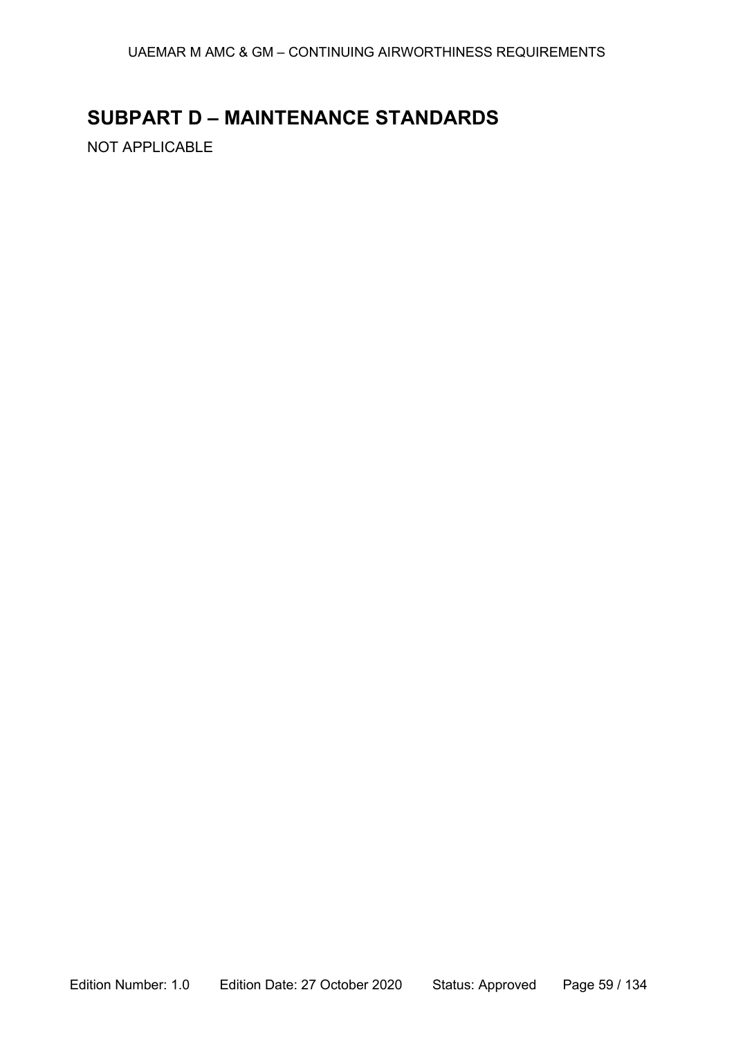# SUBPART D – MAINTENANCE STANDARDS

NOT APPLICABLE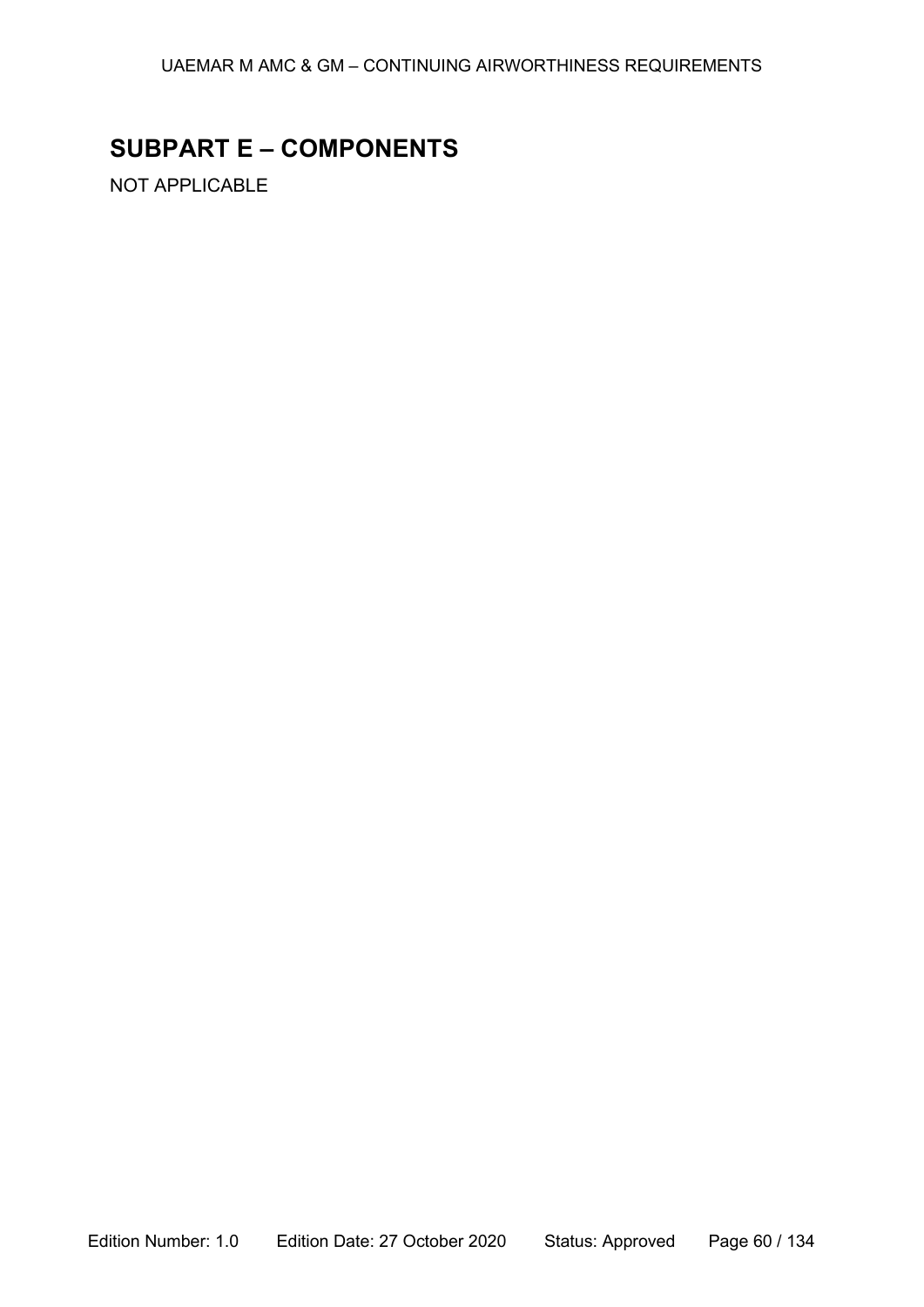## SUBPART E – COMPONENTS

NOT APPLICABLE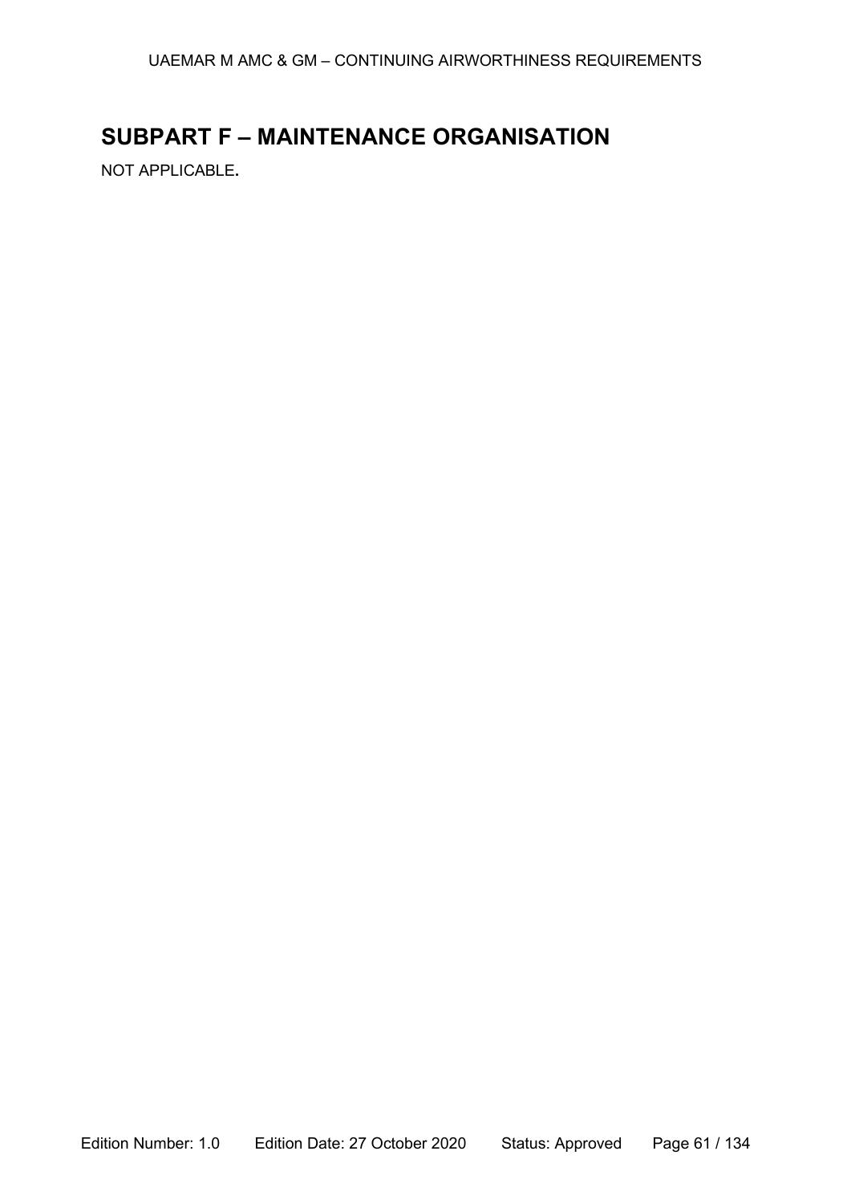## SUBPART F – MAINTENANCE ORGANISATION

NOT APPLICABLE.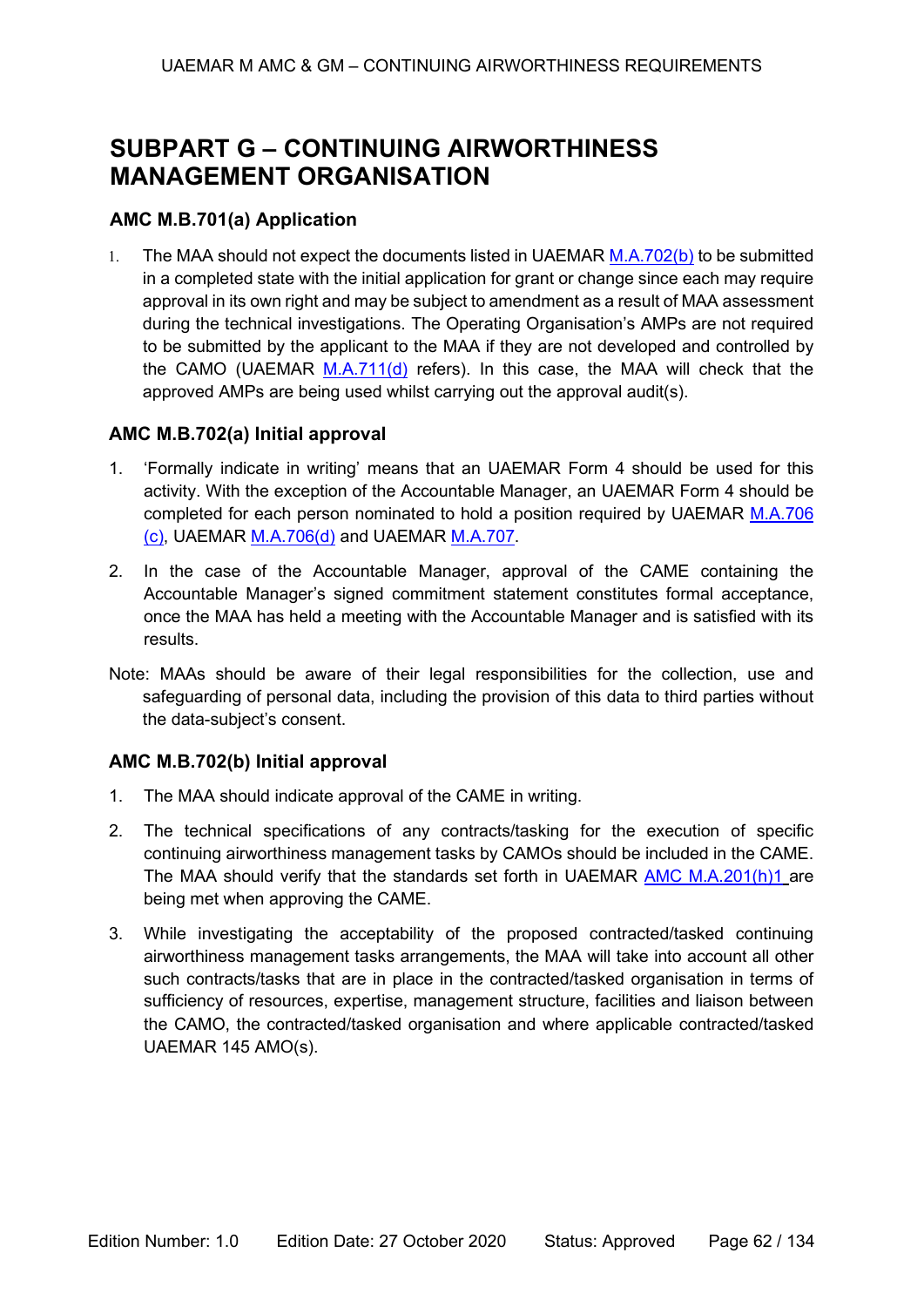# SUBPART G – CONTINUING AIRWORTHINESS MANAGEMENT ORGANISATION

### AMC M.B.701(a) Application

1. The MAA should not expect the documents listed in UAEMAR M.A.702(b) to be submitted in a completed state with the initial application for grant or change since each may require approval in its own right and may be subject to amendment as a result of MAA assessment during the technical investigations. The Operating Organisation's AMPs are not required to be submitted by the applicant to the MAA if they are not developed and controlled by the CAMO (UAEMAR M.A.711(d) refers). In this case, the MAA will check that the approved AMPs are being used whilst carrying out the approval audit(s).

### AMC M.B.702(a) Initial approval

1. 'Formally indicate in writing' means that an UAEMAR Form 4 should be used for this activity. With the exception of the Accountable Manager, an UAEMAR Form 4 should be completed for each person nominated to hold a position required by UAEMAR M.A.706 (c), UAEMAR M.A.706(d) and UAEMAR M.A.707.
2. In the case of the Accountable Manager, approval of the CAME containing the Accountable Manager's signed commitment statement constitutes formal acceptance, once the MAA has held a meeting with the Accountable Manager and is satisfied with its results.

Note: MAAs should be aware of their legal responsibilities for the collection, use and safeguarding of personal data, including the provision of this data to third parties without the data-subject's consent.

### AMC M.B.702(b) Initial approval

1. The MAA should indicate approval of the CAME in writing.
2. The technical specifications of any contracts/tasking for the execution of specific continuing airworthiness management tasks by CAMOs should be included in the CAME. The MAA should verify that the standards set forth in UAEMAR AMC M.A.201(h)1 are being met when approving the CAME.
3. While investigating the acceptability of the proposed contracted/tasked continuing airworthiness management tasks arrangements, the MAA will take into account all other such contracts/tasks that are in place in the contracted/tasked organisation in terms of sufficiency of resources, expertise, management structure, facilities and liaison between the CAMO, the contracted/tasked organisation and where applicable contracted/tasked UAEMAR 145 AMO(s).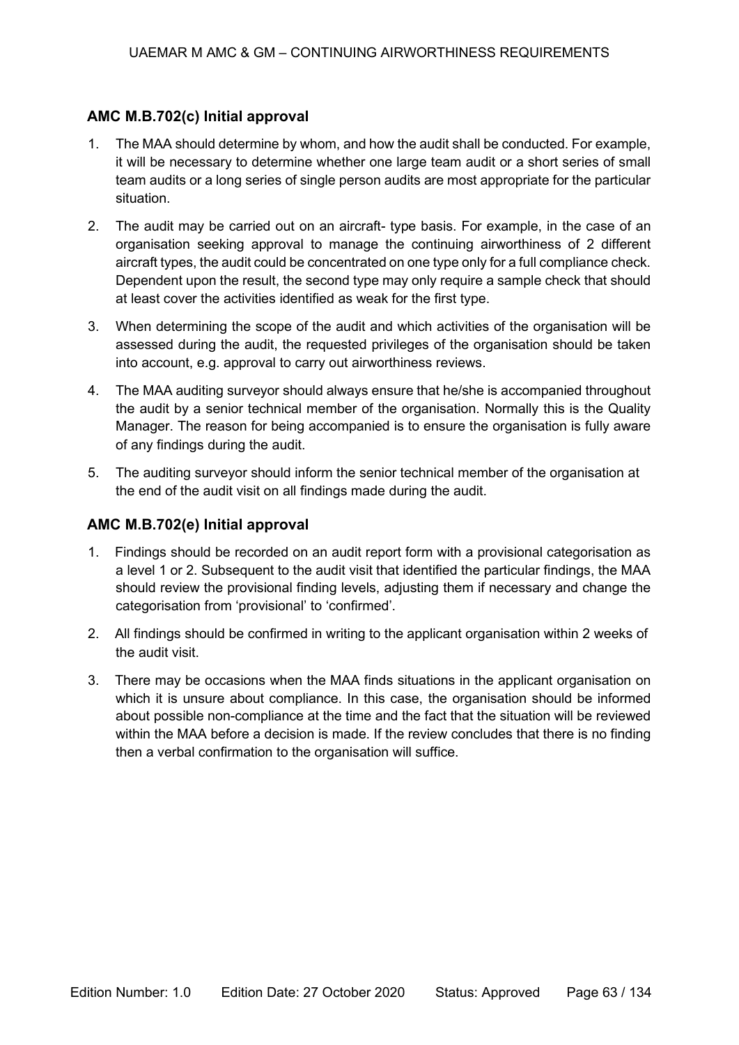### AMC M.B.702(c) Initial approval

1. The MAA should determine by whom, and how the audit shall be conducted. For example, it will be necessary to determine whether one large team audit or a short series of small team audits or a long series of single person audits are most appropriate for the particular situation.
2. The audit may be carried out on an aircraft- type basis. For example, in the case of an organisation seeking approval to manage the continuing airworthiness of 2 different aircraft types, the audit could be concentrated on one type only for a full compliance check. Dependent upon the result, the second type may only require a sample check that should at least cover the activities identified as weak for the first type.
3. When determining the scope of the audit and which activities of the organisation will be assessed during the audit, the requested privileges of the organisation should be taken into account, e.g. approval to carry out airworthiness reviews.
4. The MAA auditing surveyor should always ensure that he/she is accompanied throughout the audit by a senior technical member of the organisation. Normally this is the Quality Manager. The reason for being accompanied is to ensure the organisation is fully aware of any findings during the audit.
5. The auditing surveyor should inform the senior technical member of the organisation at the end of the audit visit on all findings made during the audit.

### AMC M.B.702(e) Initial approval

1. Findings should be recorded on an audit report form with a provisional categorisation as a level 1 or 2. Subsequent to the audit visit that identified the particular findings, the MAA should review the provisional finding levels, adjusting them if necessary and change the categorisation from 'provisional' to 'confirmed'.
2. All findings should be confirmed in writing to the applicant organisation within 2 weeks of the audit visit.
3. There may be occasions when the MAA finds situations in the applicant organisation on which it is unsure about compliance. In this case, the organisation should be informed about possible non-compliance at the time and the fact that the situation will be reviewed within the MAA before a decision is made. If the review concludes that there is no finding then a verbal confirmation to the organisation will suffice.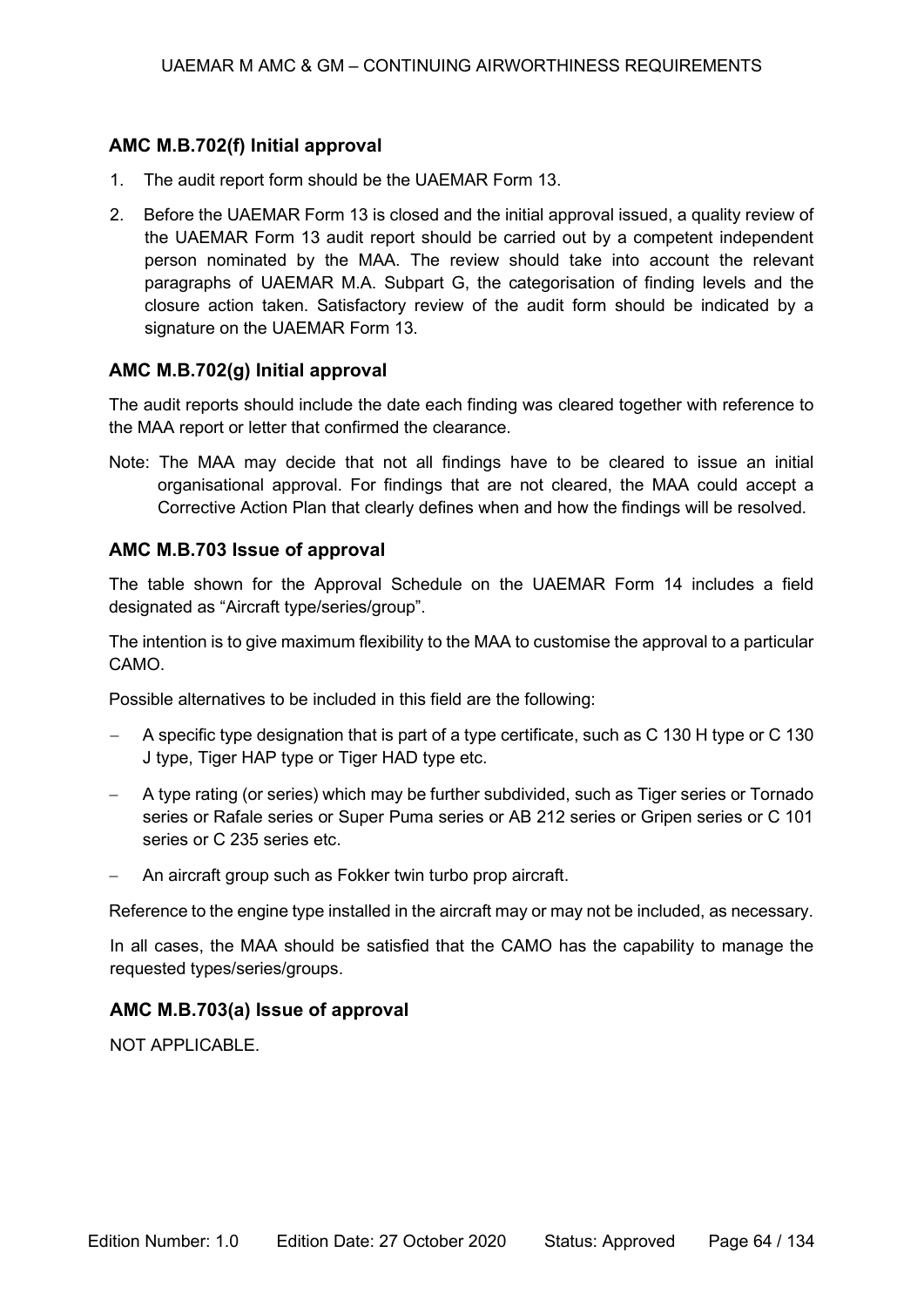### AMC M.B.702(f) Initial approval

1. The audit report form should be the UAEMAR Form 13.
2. Before the UAEMAR Form 13 is closed and the initial approval issued, a quality review of the UAEMAR Form 13 audit report should be carried out by a competent independent person nominated by the MAA. The review should take into account the relevant paragraphs of UAEMAR M.A. Subpart G, the categorisation of finding levels and the closure action taken. Satisfactory review of the audit form should be indicated by a signature on the UAEMAR Form 13.

### AMC M.B.702(g) Initial approval

The audit reports should include the date each finding was cleared together with reference to the MAA report or letter that confirmed the clearance.

Note: The MAA may decide that not all findings have to be cleared to issue an initial organisational approval. For findings that are not cleared, the MAA could accept a Corrective Action Plan that clearly defines when and how the findings will be resolved.

### AMC M.B.703 Issue of approval

The table shown for the Approval Schedule on the UAEMAR Form 14 includes a field designated as "Aircraft type/series/group".

The intention is to give maximum flexibility to the MAA to customise the approval to a particular CAMO.

Possible alternatives to be included in this field are the following:

- A specific type designation that is part of a type certificate, such as C 130 H type or C 130 J type, Tiger HAP type or Tiger HAD type etc.
- A type rating (or series) which may be further subdivided, such as Tiger series or Tornado series or Rafale series or Super Puma series or AB 212 series or Gripen series or C 101 series or C 235 series etc.
- An aircraft group such as Fokker twin turbo prop aircraft.

Reference to the engine type installed in the aircraft may or may not be included, as necessary.

In all cases, the MAA should be satisfied that the CAMO has the capability to manage the requested types/series/groups.

### AMC M.B.703(a) Issue of approval

NOT APPLICABLE.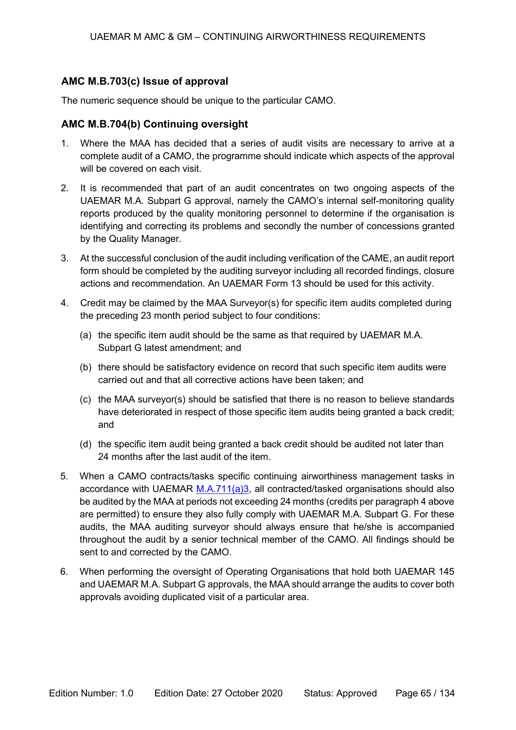## AMC M.B.703(c) Issue of approval

The numeric sequence should be unique to the particular CAMO.

## AMC M.B.704(b) Continuing oversight

1. Where the MAA has decided that a series of audit visits are necessary to arrive at a complete audit of a CAMO, the programme should indicate which aspects of the approval will be covered on each visit.

2. It is recommended that part of an audit concentrates on two ongoing aspects of the UAEMAR M.A. Subpart G approval, namely the CAMO's internal self-monitoring quality reports produced by the quality monitoring personnel to determine if the organisation is identifying and correcting its problems and secondly the number of concessions granted by the Quality Manager.

3. At the successful conclusion of the audit including verification of the CAME, an audit report form should be completed by the auditing surveyor including all recorded findings, closure actions and recommendation. An UAEMAR Form 13 should be used for this activity.

4. Credit may be claimed by the MAA Surveyor(s) for specific item audits completed during the preceding 23 month period subject to four conditions:

   (a) the specific item audit should be the same as that required by UAEMAR M.A. Subpart G latest amendment; and

   (b) there should be satisfactory evidence on record that such specific item audits were carried out and that all corrective actions have been taken; and

   (c) the MAA surveyor(s) should be satisfied that there is no reason to believe standards have deteriorated in respect of those specific item audits being granted a back credit; and

   (d) the specific item audit being granted a back credit should be audited not later than 24 months after the last audit of the item.

5. When a CAMO contracts/tasks specific continuing airworthiness management tasks in accordance with UAEMAR M.A.711(a)3, all contracted/tasked organisations should also be audited by the MAA at periods not exceeding 24 months (credits per paragraph 4 above are permitted) to ensure they also fully comply with UAEMAR M.A. Subpart G. For these audits, the MAA auditing surveyor should always ensure that he/she is accompanied throughout the audit by a senior technical member of the CAMO. All findings should be sent to and corrected by the CAMO.

6. When performing the oversight of Operating Organisations that hold both UAEMAR 145 and UAEMAR M.A. Subpart G approvals, the MAA should arrange the audits to cover both approvals avoiding duplicated visit of a particular area.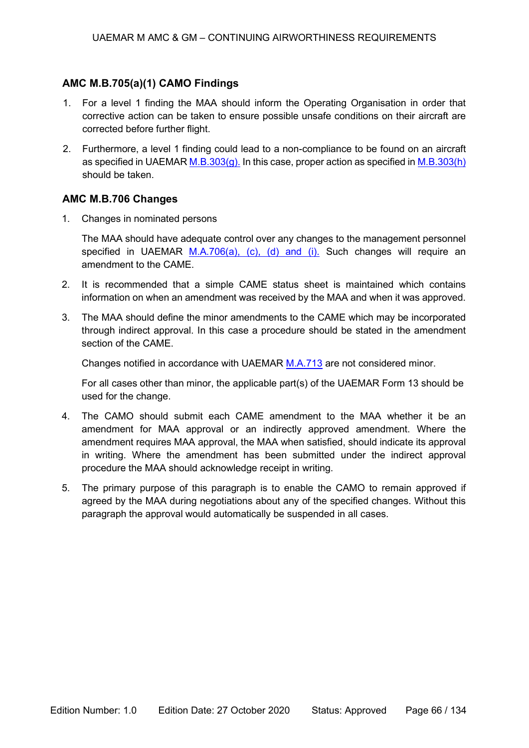## AMC M.B.705(a)(1) CAMO Findings

1. For a level 1 finding the MAA should inform the Operating Organisation in order that corrective action can be taken to ensure possible unsafe conditions on their aircraft are corrected before further flight.
2. Furthermore, a level 1 finding could lead to a non-compliance to be found on an aircraft as specified in UAEMAR M.B.303(g). In this case, proper action as specified in M.B.303(h) should be taken.

## AMC M.B.706 Changes

1. Changes in nominated persons

   The MAA should have adequate control over any changes to the management personnel specified in UAEMAR M.A.706(a), (c), (d) and (i). Such changes will require an amendment to the CAME.

2. It is recommended that a simple CAME status sheet is maintained which contains information on when an amendment was received by the MAA and when it was approved.
3. The MAA should define the minor amendments to the CAME which may be incorporated through indirect approval. In this case a procedure should be stated in the amendment section of the CAME.

   Changes notified in accordance with UAEMAR M.A.713 are not considered minor.

   For all cases other than minor, the applicable part(s) of the UAEMAR Form 13 should be used for the change.

4. The CAMO should submit each CAME amendment to the MAA whether it be an amendment for MAA approval or an indirectly approved amendment. Where the amendment requires MAA approval, the MAA when satisfied, should indicate its approval in writing. Where the amendment has been submitted under the indirect approval procedure the MAA should acknowledge receipt in writing.
5. The primary purpose of this paragraph is to enable the CAMO to remain approved if agreed by the MAA during negotiations about any of the specified changes. Without this paragraph the approval would automatically be suspended in all cases.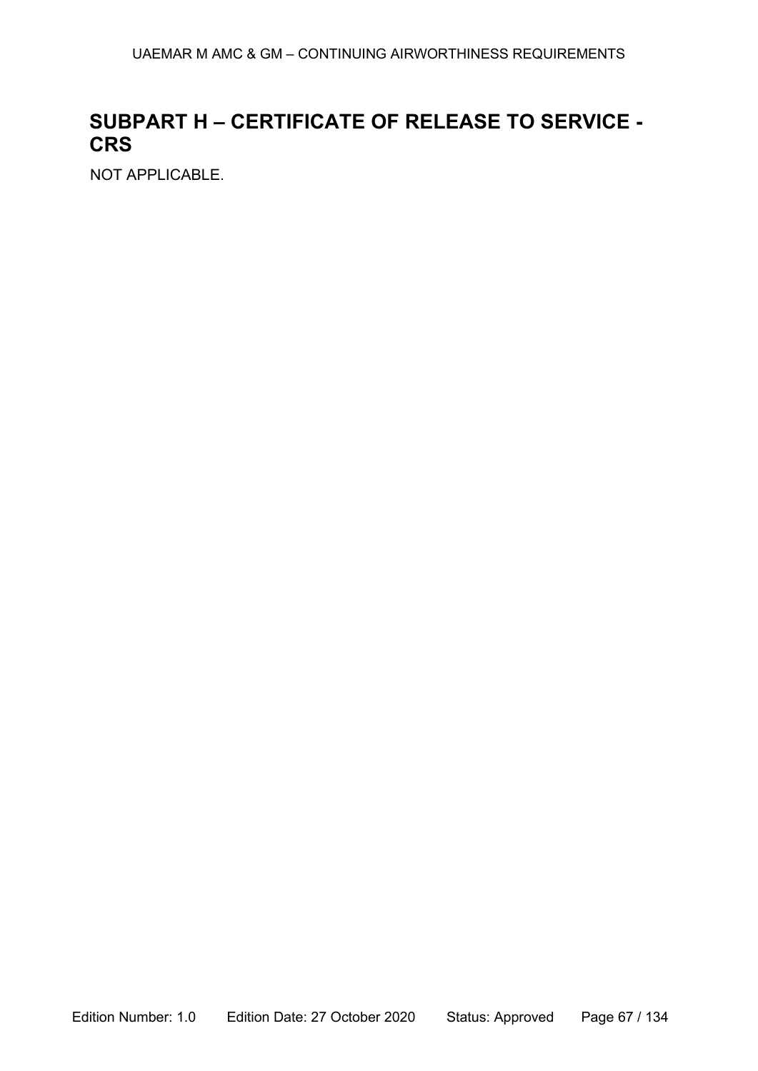## SUBPART H – CERTIFICATE OF RELEASE TO SERVICE - CRS

NOT APPLICABLE.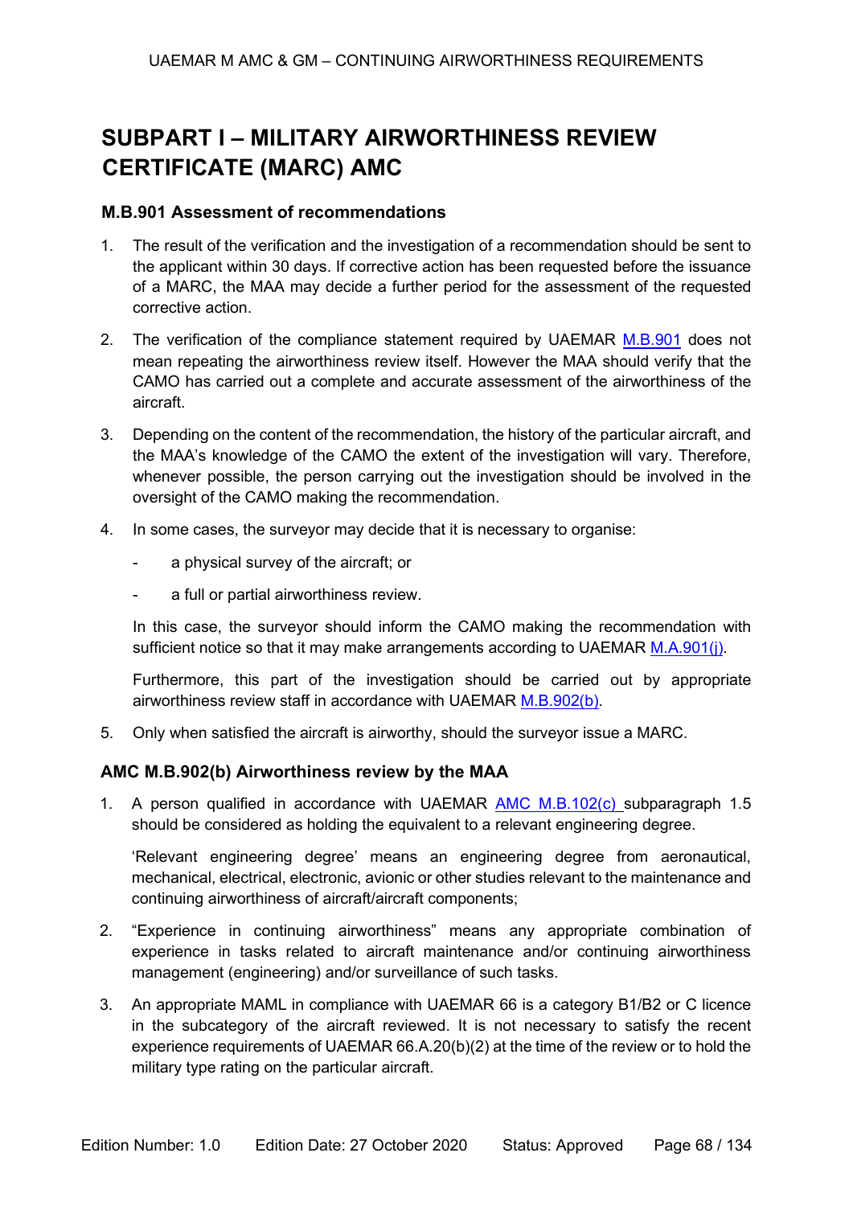# SUBPART I – MILITARY AIRWORTHINESS REVIEW CERTIFICATE (MARC) AMC

### M.B.901 Assessment of recommendations

1. The result of the verification and the investigation of a recommendation should be sent to the applicant within 30 days. If corrective action has been requested before the issuance of a MARC, the MAA may decide a further period for the assessment of the requested corrective action.

2. The verification of the compliance statement required by UAEMAR M.B.901 does not mean repeating the airworthiness review itself. However the MAA should verify that the CAMO has carried out a complete and accurate assessment of the airworthiness of the aircraft.

3. Depending on the content of the recommendation, the history of the particular aircraft, and the MAA's knowledge of the CAMO the extent of the investigation will vary. Therefore, whenever possible, the person carrying out the investigation should be involved in the oversight of the CAMO making the recommendation.

4. In some cases, the surveyor may decide that it is necessary to organise:

   - a physical survey of the aircraft; or
   - a full or partial airworthiness review.

   In this case, the surveyor should inform the CAMO making the recommendation with sufficient notice so that it may make arrangements according to UAEMAR M.A.901(j).

   Furthermore, this part of the investigation should be carried out by appropriate airworthiness review staff in accordance with UAEMAR M.B.902(b).

5. Only when satisfied the aircraft is airworthy, should the surveyor issue a MARC.

### AMC M.B.902(b) Airworthiness review by the MAA

1. A person qualified in accordance with UAEMAR AMC M.B.102(c) subparagraph 1.5 should be considered as holding the equivalent to a relevant engineering degree.

   'Relevant engineering degree' means an engineering degree from aeronautical, mechanical, electrical, electronic, avionic or other studies relevant to the maintenance and continuing airworthiness of aircraft/aircraft components;

2. "Experience in continuing airworthiness" means any appropriate combination of experience in tasks related to aircraft maintenance and/or continuing airworthiness management (engineering) and/or surveillance of such tasks.

3. An appropriate MAML in compliance with UAEMAR 66 is a category B1/B2 or C licence in the subcategory of the aircraft reviewed. It is not necessary to satisfy the recent experience requirements of UAEMAR 66.A.20(b)(2) at the time of the review or to hold the military type rating on the particular aircraft.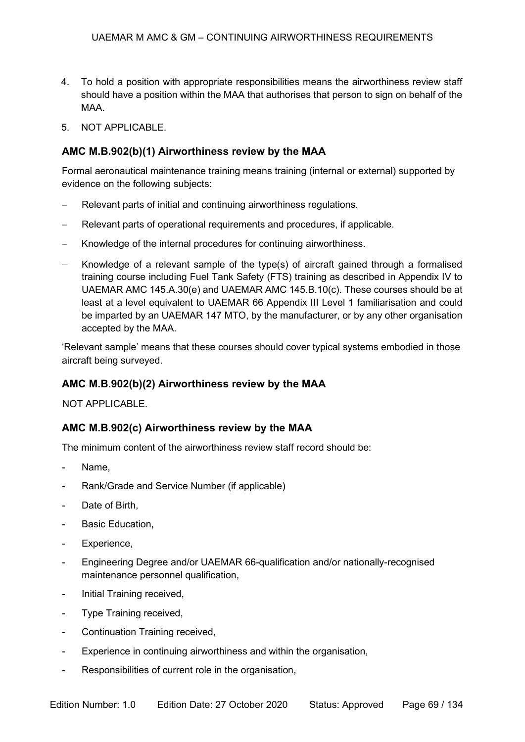4. To hold a position with appropriate responsibilities means the airworthiness review staff should have a position within the MAA that authorises that person to sign on behalf of the MAA.
5. NOT APPLICABLE.

### AMC M.B.902(b)(1) Airworthiness review by the MAA

Formal aeronautical maintenance training means training (internal or external) supported by evidence on the following subjects:

- Relevant parts of initial and continuing airworthiness regulations.
- Relevant parts of operational requirements and procedures, if applicable.
- Knowledge of the internal procedures for continuing airworthiness.
- Knowledge of a relevant sample of the type(s) of aircraft gained through a formalised training course including Fuel Tank Safety (FTS) training as described in Appendix IV to UAEMAR AMC 145.A.30(e) and UAEMAR AMC 145.B.10(c). These courses should be at least at a level equivalent to UAEMAR 66 Appendix III Level 1 familiarisation and could be imparted by an UAEMAR 147 MTO, by the manufacturer, or by any other organisation accepted by the MAA.

'Relevant sample' means that these courses should cover typical systems embodied in those aircraft being surveyed.

### AMC M.B.902(b)(2) Airworthiness review by the MAA

NOT APPLICABLE.

### AMC M.B.902(c) Airworthiness review by the MAA

The minimum content of the airworthiness review staff record should be:

- Name,
- Rank/Grade and Service Number (if applicable)
- Date of Birth,
- Basic Education,
- Experience,
- Engineering Degree and/or UAEMAR 66-qualification and/or nationally-recognised maintenance personnel qualification,
- Initial Training received,
- Type Training received,
- Continuation Training received,
- Experience in continuing airworthiness and within the organisation,
- Responsibilities of current role in the organisation,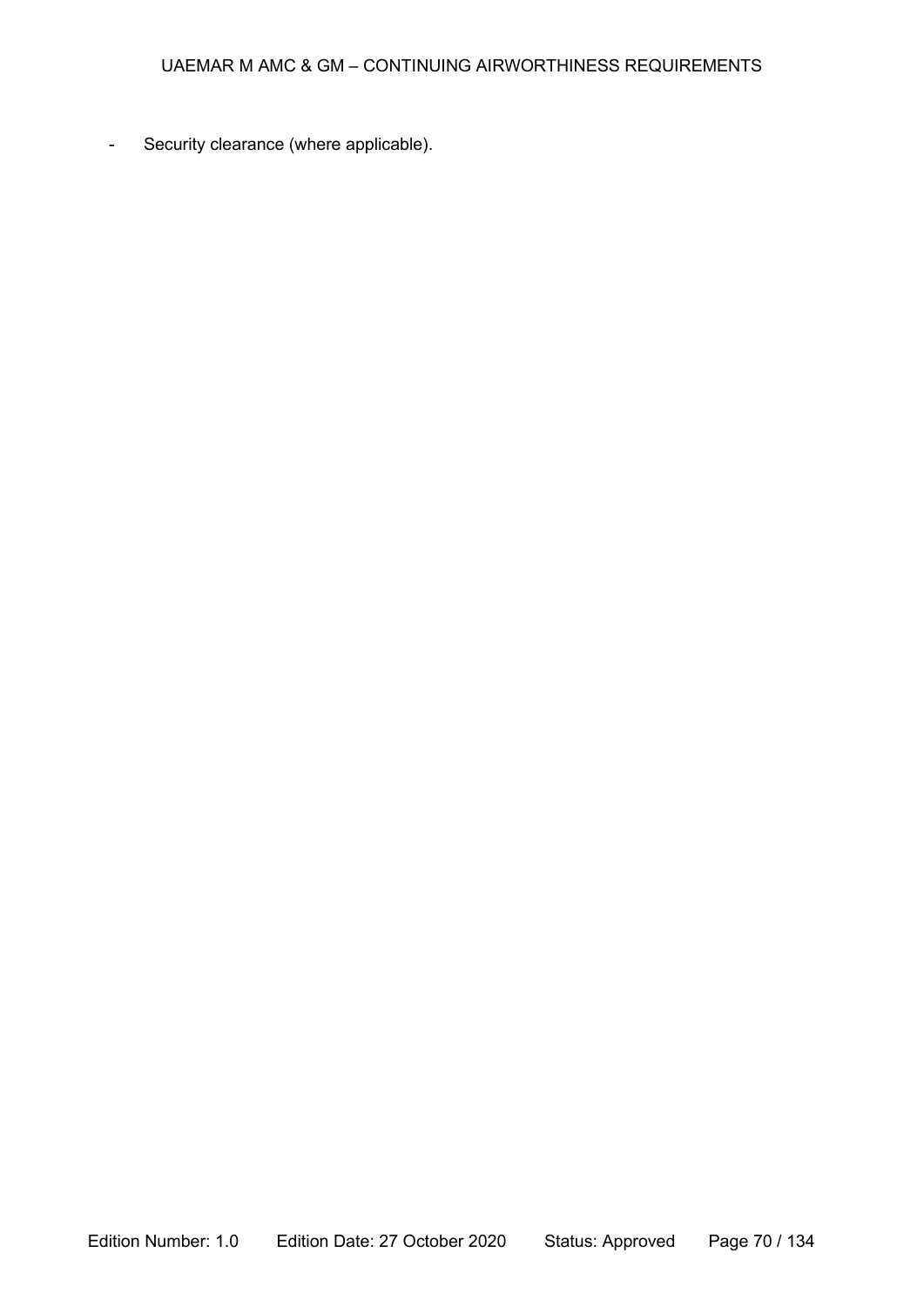- Security clearance (where applicable).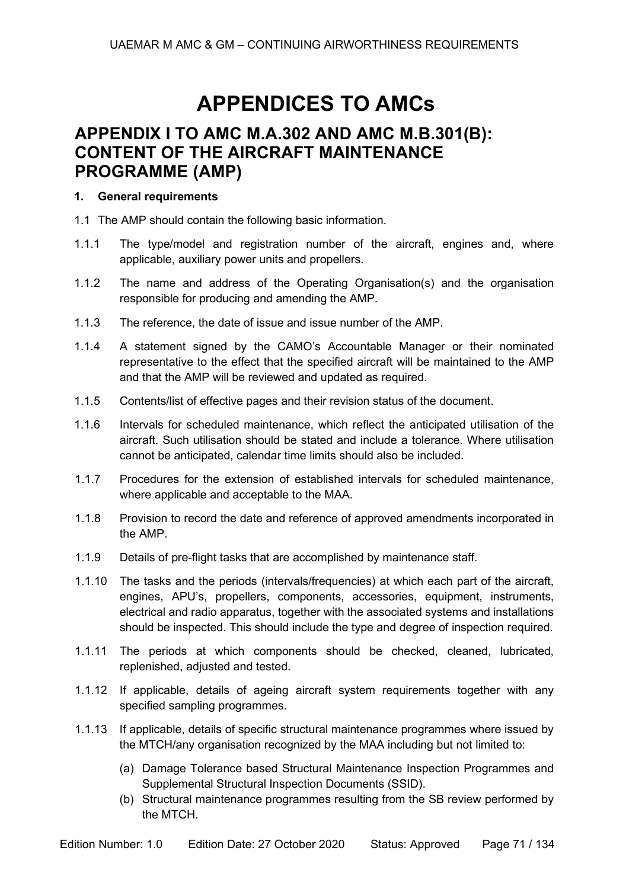# APPENDICES TO AMCs

## APPENDIX I TO AMC M.A.302 AND AMC M.B.301(B): CONTENT OF THE AIRCRAFT MAINTENANCE PROGRAMME (AMP)

### 1. General requirements

1.1 The AMP should contain the following basic information.

1.1.1 The type/model and registration number of the aircraft, engines and, where applicable, auxiliary power units and propellers.

1.1.2 The name and address of the Operating Organisation(s) and the organisation responsible for producing and amending the AMP.

1.1.3 The reference, the date of issue and issue number of the AMP.

1.1.4 A statement signed by the CAMO's Accountable Manager or their nominated representative to the effect that the specified aircraft will be maintained to the AMP and that the AMP will be reviewed and updated as required.

1.1.5 Contents/list of effective pages and their revision status of the document.

1.1.6 Intervals for scheduled maintenance, which reflect the anticipated utilisation of the aircraft. Such utilisation should be stated and include a tolerance. Where utilisation cannot be anticipated, calendar time limits should also be included.

1.1.7 Procedures for the extension of established intervals for scheduled maintenance, where applicable and acceptable to the MAA.

1.1.8 Provision to record the date and reference of approved amendments incorporated in the AMP.

1.1.9 Details of pre-flight tasks that are accomplished by maintenance staff.

1.1.10 The tasks and the periods (intervals/frequencies) at which each part of the aircraft, engines, APU's, propellers, components, accessories, equipment, instruments, electrical and radio apparatus, together with the associated systems and installations should be inspected. This should include the type and degree of inspection required.

1.1.11 The periods at which components should be checked, cleaned, lubricated, replenished, adjusted and tested.

1.1.12 If applicable, details of ageing aircraft system requirements together with any specified sampling programmes.

1.1.13 If applicable, details of specific structural maintenance programmes where issued by the MTCH/any organisation recognized by the MAA including but not limited to:

(a) Damage Tolerance based Structural Maintenance Inspection Programmes and Supplemental Structural Inspection Documents (SSID).

(b) Structural maintenance programmes resulting from the SB review performed by the MTCH.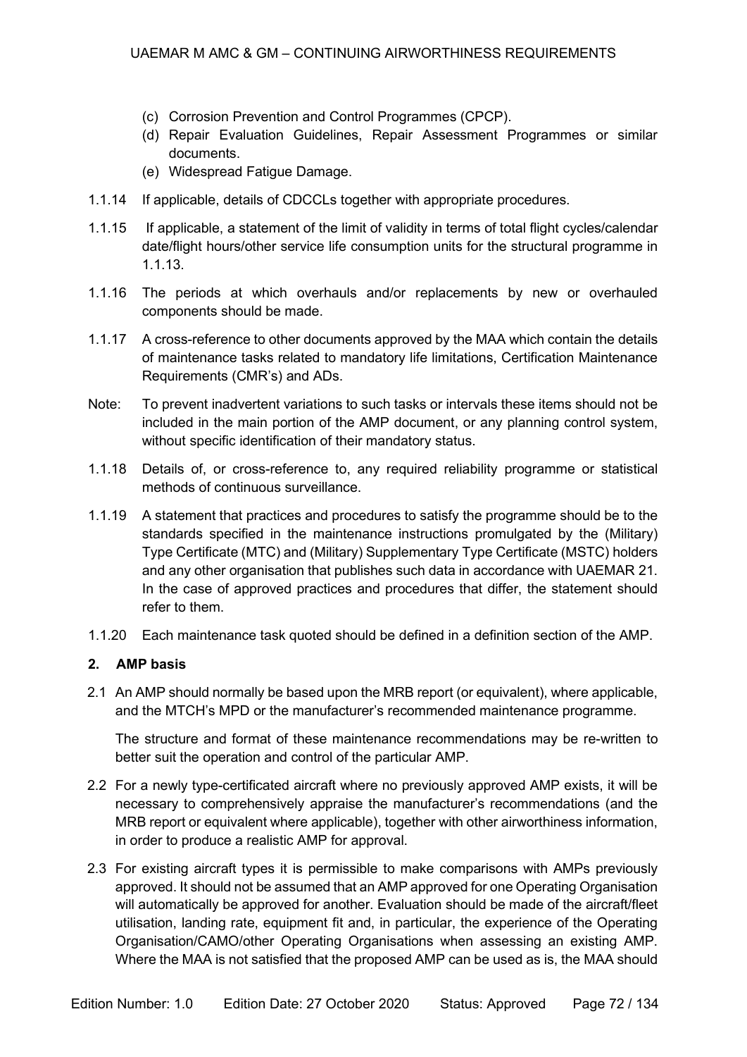(c) Corrosion Prevention and Control Programmes (CPCP).

(d) Repair Evaluation Guidelines, Repair Assessment Programmes or similar documents.

(e) Widespread Fatigue Damage.

1.1.14 If applicable, details of CDCCLs together with appropriate procedures.

1.1.15 If applicable, a statement of the limit of validity in terms of total flight cycles/calendar date/flight hours/other service life consumption units for the structural programme in 1.1.13.

1.1.16 The periods at which overhauls and/or replacements by new or overhauled components should be made.

1.1.17 A cross-reference to other documents approved by the MAA which contain the details of maintenance tasks related to mandatory life limitations, Certification Maintenance Requirements (CMR's) and ADs.

Note: To prevent inadvertent variations to such tasks or intervals these items should not be included in the main portion of the AMP document, or any planning control system, without specific identification of their mandatory status.

1.1.18 Details of, or cross-reference to, any required reliability programme or statistical methods of continuous surveillance.

1.1.19 A statement that practices and procedures to satisfy the programme should be to the standards specified in the maintenance instructions promulgated by the (Military) Type Certificate (MTC) and (Military) Supplementary Type Certificate (MSTC) holders and any other organisation that publishes such data in accordance with UAEMAR 21. In the case of approved practices and procedures that differ, the statement should refer to them.

1.1.20 Each maintenance task quoted should be defined in a definition section of the AMP.

**2. AMP basis**

2.1 An AMP should normally be based upon the MRB report (or equivalent), where applicable, and the MTCH's MPD or the manufacturer's recommended maintenance programme.

The structure and format of these maintenance recommendations may be re-written to better suit the operation and control of the particular AMP.

2.2 For a newly type-certificated aircraft where no previously approved AMP exists, it will be necessary to comprehensively appraise the manufacturer's recommendations (and the MRB report or equivalent where applicable), together with other airworthiness information, in order to produce a realistic AMP for approval.

2.3 For existing aircraft types it is permissible to make comparisons with AMPs previously approved. It should not be assumed that an AMP approved for one Operating Organisation will automatically be approved for another. Evaluation should be made of the aircraft/fleet utilisation, landing rate, equipment fit and, in particular, the experience of the Operating Organisation/CAMO/other Operating Organisations when assessing an existing AMP. Where the MAA is not satisfied that the proposed AMP can be used as is, the MAA should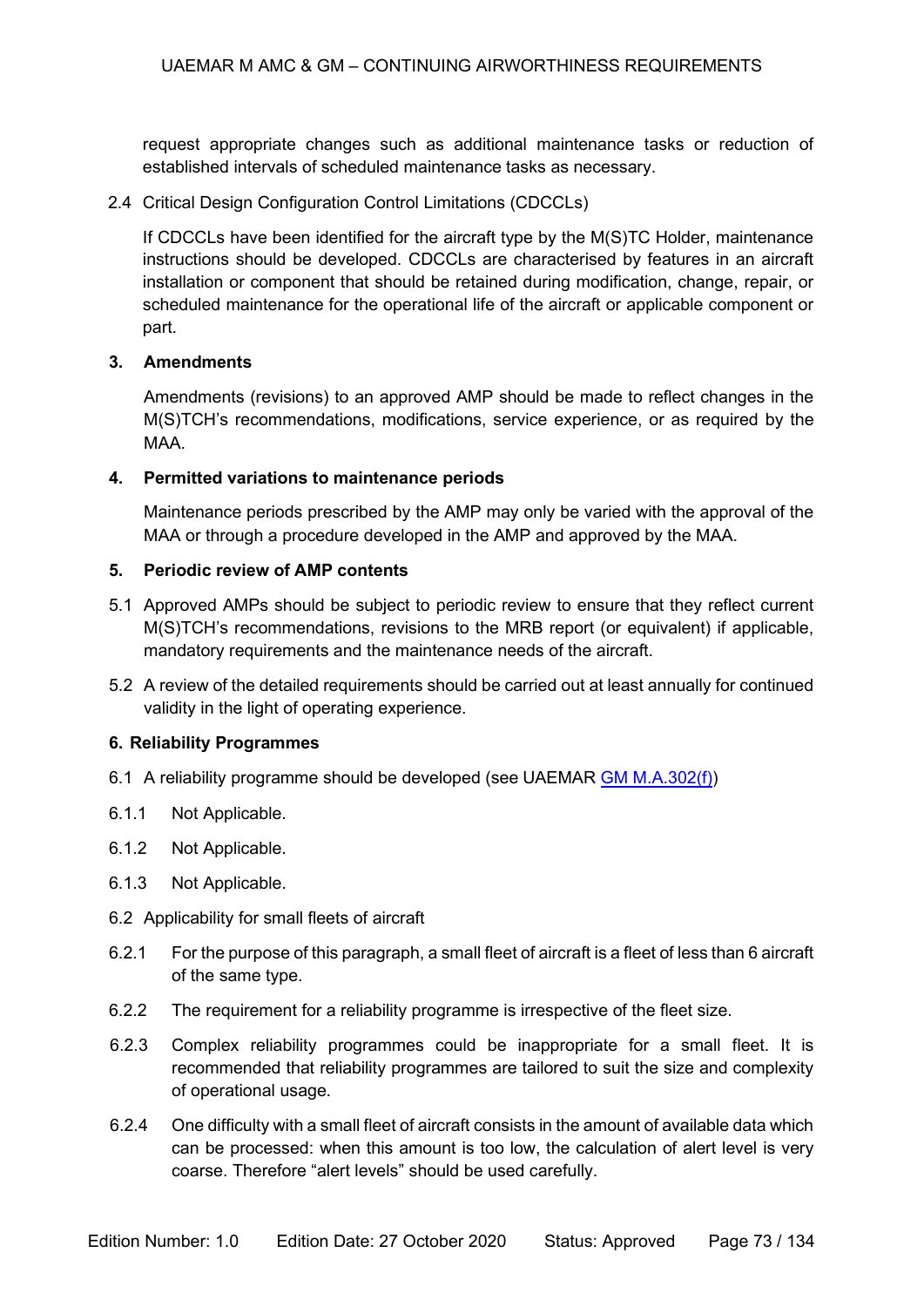request appropriate changes such as additional maintenance tasks or reduction of established intervals of scheduled maintenance tasks as necessary.

2.4 Critical Design Configuration Control Limitations (CDCCLs)

If CDCCLs have been identified for the aircraft type by the M(S)TC Holder, maintenance instructions should be developed. CDCCLs are characterised by features in an aircraft installation or component that should be retained during modification, change, repair, or scheduled maintenance for the operational life of the aircraft or applicable component or part.

**3. Amendments**

Amendments (revisions) to an approved AMP should be made to reflect changes in the M(S)TCH's recommendations, modifications, service experience, or as required by the MAA.

**4. Permitted variations to maintenance periods**

Maintenance periods prescribed by the AMP may only be varied with the approval of the MAA or through a procedure developed in the AMP and approved by the MAA.

**5. Periodic review of AMP contents**

5.1 Approved AMPs should be subject to periodic review to ensure that they reflect current M(S)TCH's recommendations, revisions to the MRB report (or equivalent) if applicable, mandatory requirements and the maintenance needs of the aircraft.

5.2 A review of the detailed requirements should be carried out at least annually for continued validity in the light of operating experience.

**6. Reliability Programmes**

6.1 A reliability programme should be developed (see UAEMAR GM M.A.302(f))

6.1.1 Not Applicable.

6.1.2 Not Applicable.

6.1.3 Not Applicable.

6.2 Applicability for small fleets of aircraft

6.2.1 For the purpose of this paragraph, a small fleet of aircraft is a fleet of less than 6 aircraft of the same type.

6.2.2 The requirement for a reliability programme is irrespective of the fleet size.

6.2.3 Complex reliability programmes could be inappropriate for a small fleet. It is recommended that reliability programmes are tailored to suit the size and complexity of operational usage.

6.2.4 One difficulty with a small fleet of aircraft consists in the amount of available data which can be processed: when this amount is too low, the calculation of alert level is very coarse. Therefore "alert levels" should be used carefully.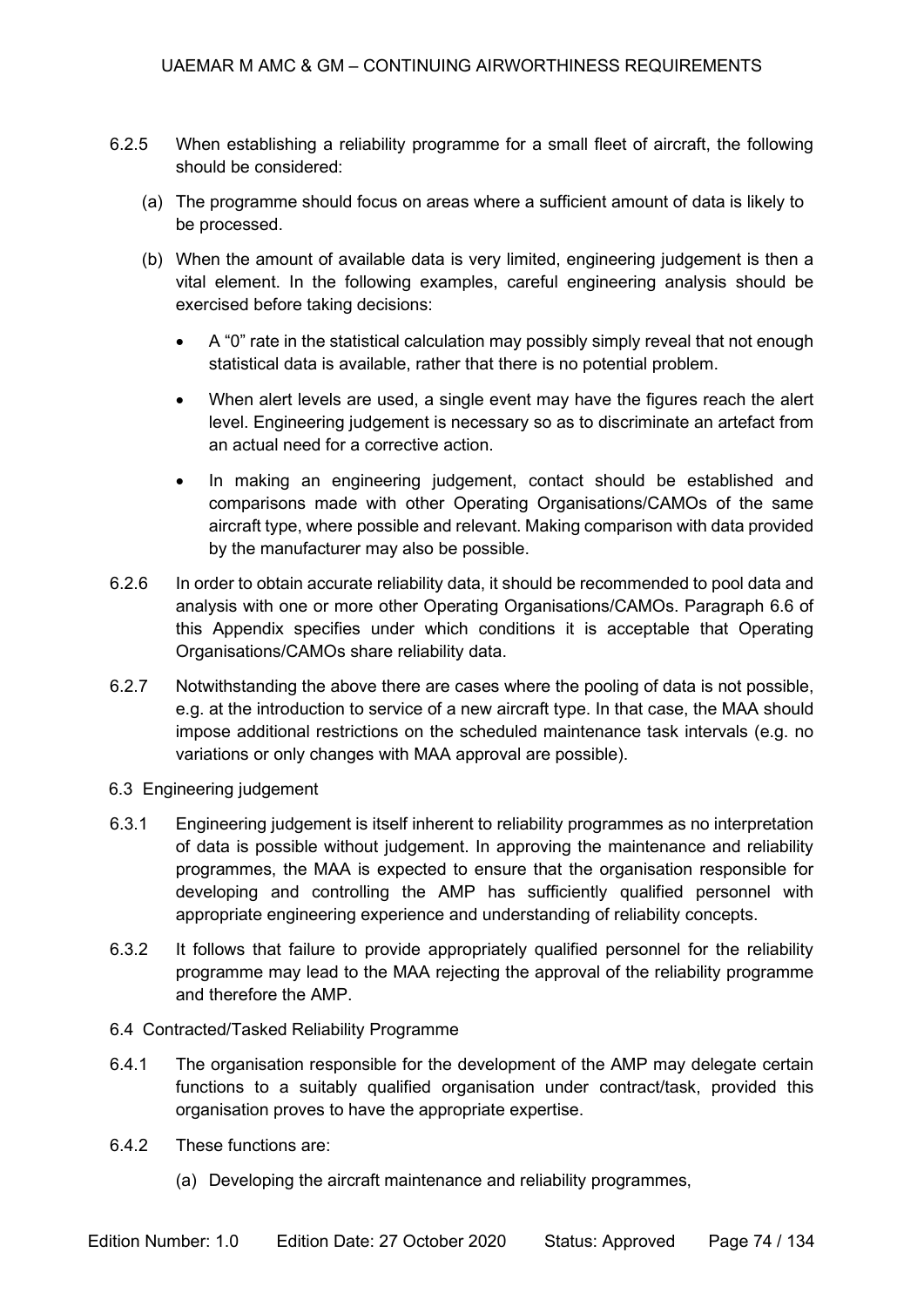6.2.5 When establishing a reliability programme for a small fleet of aircraft, the following should be considered:

(a) The programme should focus on areas where a sufficient amount of data is likely to be processed.

(b) When the amount of available data is very limited, engineering judgement is then a vital element. In the following examples, careful engineering analysis should be exercised before taking decisions:

- A "0" rate in the statistical calculation may possibly simply reveal that not enough statistical data is available, rather that there is no potential problem.
- When alert levels are used, a single event may have the figures reach the alert level. Engineering judgement is necessary so as to discriminate an artefact from an actual need for a corrective action.
- In making an engineering judgement, contact should be established and comparisons made with other Operating Organisations/CAMOs of the same aircraft type, where possible and relevant. Making comparison with data provided by the manufacturer may also be possible.

6.2.6 In order to obtain accurate reliability data, it should be recommended to pool data and analysis with one or more other Operating Organisations/CAMOs. Paragraph 6.6 of this Appendix specifies under which conditions it is acceptable that Operating Organisations/CAMOs share reliability data.

6.2.7 Notwithstanding the above there are cases where the pooling of data is not possible, e.g. at the introduction to service of a new aircraft type. In that case, the MAA should impose additional restrictions on the scheduled maintenance task intervals (e.g. no variations or only changes with MAA approval are possible).

6.3 Engineering judgement

6.3.1 Engineering judgement is itself inherent to reliability programmes as no interpretation of data is possible without judgement. In approving the maintenance and reliability programmes, the MAA is expected to ensure that the organisation responsible for developing and controlling the AMP has sufficiently qualified personnel with appropriate engineering experience and understanding of reliability concepts.

6.3.2 It follows that failure to provide appropriately qualified personnel for the reliability programme may lead to the MAA rejecting the approval of the reliability programme and therefore the AMP.

6.4 Contracted/Tasked Reliability Programme

6.4.1 The organisation responsible for the development of the AMP may delegate certain functions to a suitably qualified organisation under contract/task, provided this organisation proves to have the appropriate expertise.

6.4.2 These functions are:

(a) Developing the aircraft maintenance and reliability programmes,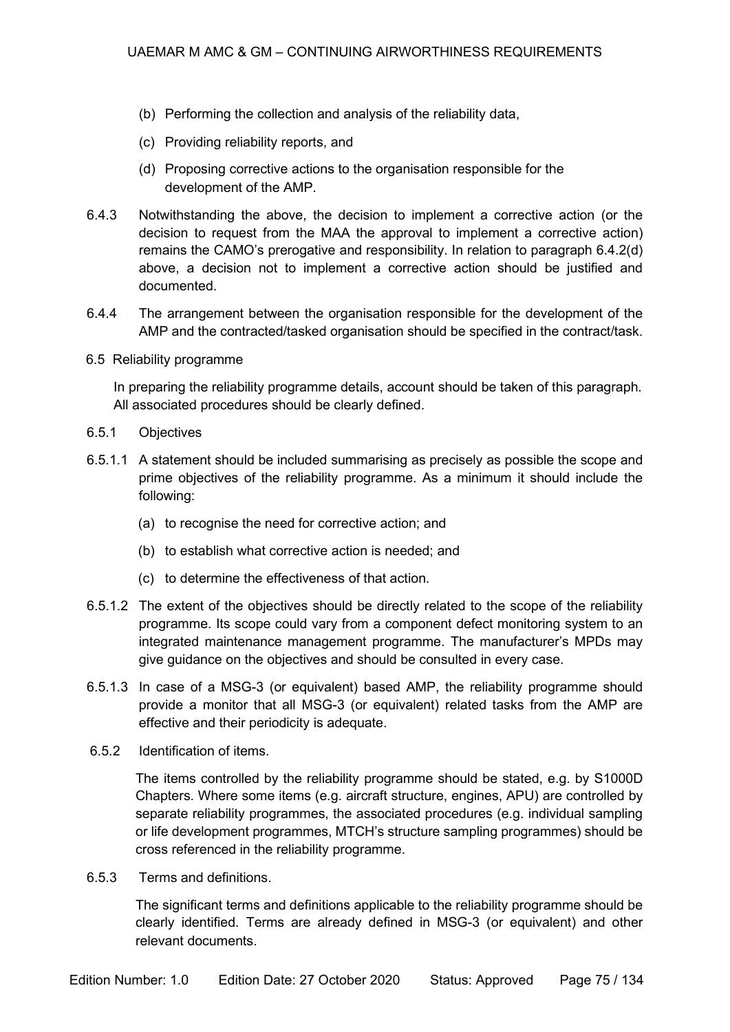(b) Performing the collection and analysis of the reliability data,

(c) Providing reliability reports, and

(d) Proposing corrective actions to the organisation responsible for the development of the AMP.

6.4.3 Notwithstanding the above, the decision to implement a corrective action (or the decision to request from the MAA the approval to implement a corrective action) remains the CAMO's prerogative and responsibility. In relation to paragraph 6.4.2(d) above, a decision not to implement a corrective action should be justified and documented.

6.4.4 The arrangement between the organisation responsible for the development of the AMP and the contracted/tasked organisation should be specified in the contract/task.

6.5 Reliability programme

In preparing the reliability programme details, account should be taken of this paragraph. All associated procedures should be clearly defined.

6.5.1 Objectives

6.5.1.1 A statement should be included summarising as precisely as possible the scope and prime objectives of the reliability programme. As a minimum it should include the following:

(a) to recognise the need for corrective action; and

(b) to establish what corrective action is needed; and

(c) to determine the effectiveness of that action.

6.5.1.2 The extent of the objectives should be directly related to the scope of the reliability programme. Its scope could vary from a component defect monitoring system to an integrated maintenance management programme. The manufacturer's MPDs may give guidance on the objectives and should be consulted in every case.

6.5.1.3 In case of a MSG-3 (or equivalent) based AMP, the reliability programme should provide a monitor that all MSG-3 (or equivalent) related tasks from the AMP are effective and their periodicity is adequate.

6.5.2 Identification of items.

The items controlled by the reliability programme should be stated, e.g. by S1000D Chapters. Where some items (e.g. aircraft structure, engines, APU) are controlled by separate reliability programmes, the associated procedures (e.g. individual sampling or life development programmes, MTCH's structure sampling programmes) should be cross referenced in the reliability programme.

6.5.3 Terms and definitions.

The significant terms and definitions applicable to the reliability programme should be clearly identified. Terms are already defined in MSG-3 (or equivalent) and other relevant documents.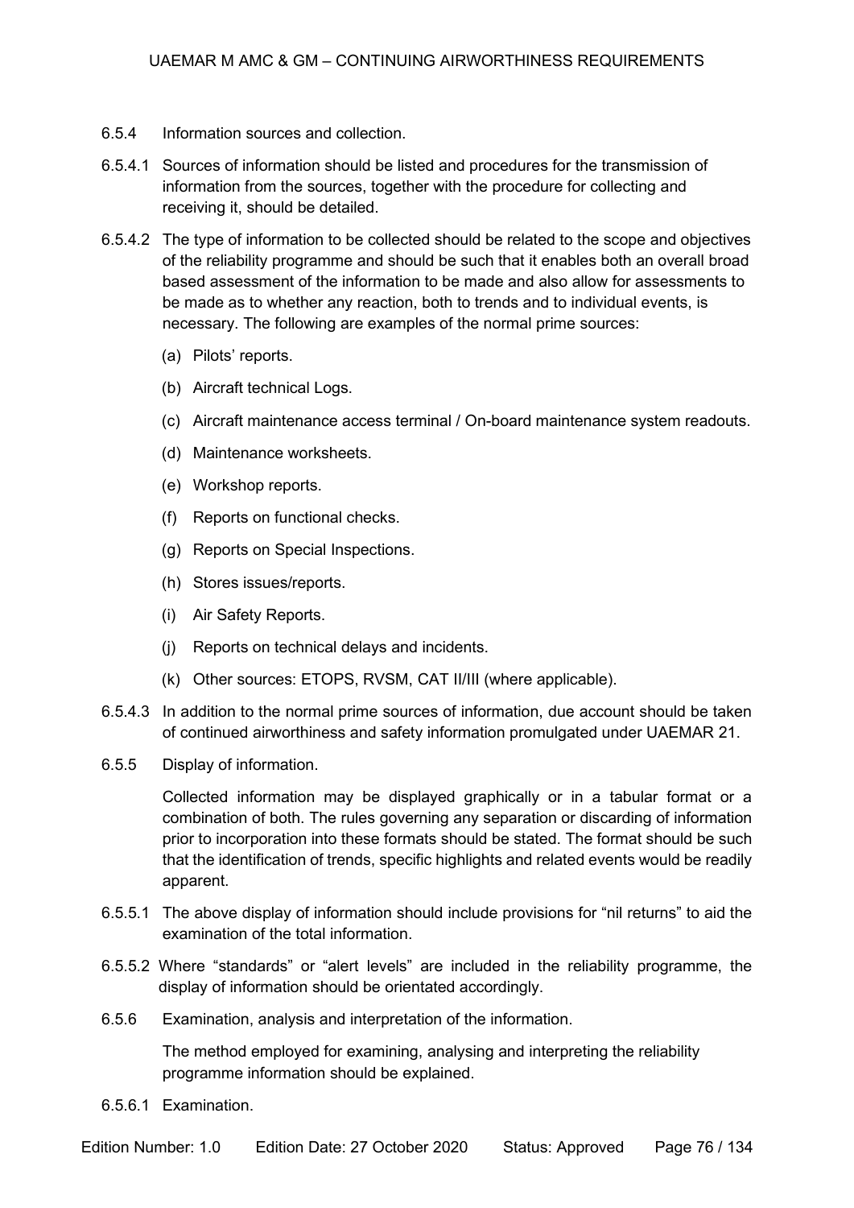6.5.4 Information sources and collection.

6.5.4.1 Sources of information should be listed and procedures for the transmission of information from the sources, together with the procedure for collecting and receiving it, should be detailed.

6.5.4.2 The type of information to be collected should be related to the scope and objectives of the reliability programme and should be such that it enables both an overall broad based assessment of the information to be made and also allow for assessments to be made as to whether any reaction, both to trends and to individual events, is necessary. The following are examples of the normal prime sources:

(a) Pilots' reports.

(b) Aircraft technical Logs.

(c) Aircraft maintenance access terminal / On-board maintenance system readouts.

(d) Maintenance worksheets.

(e) Workshop reports.

(f) Reports on functional checks.

(g) Reports on Special Inspections.

(h) Stores issues/reports.

(i) Air Safety Reports.

(j) Reports on technical delays and incidents.

(k) Other sources: ETOPS, RVSM, CAT II/III (where applicable).

6.5.4.3 In addition to the normal prime sources of information, due account should be taken of continued airworthiness and safety information promulgated under UAEMAR 21.

6.5.5 Display of information.

Collected information may be displayed graphically or in a tabular format or a combination of both. The rules governing any separation or discarding of information prior to incorporation into these formats should be stated. The format should be such that the identification of trends, specific highlights and related events would be readily apparent.

6.5.5.1 The above display of information should include provisions for "nil returns" to aid the examination of the total information.

6.5.5.2 Where "standards" or "alert levels" are included in the reliability programme, the display of information should be orientated accordingly.

6.5.6 Examination, analysis and interpretation of the information.

The method employed for examining, analysing and interpreting the reliability programme information should be explained.

6.5.6.1 Examination.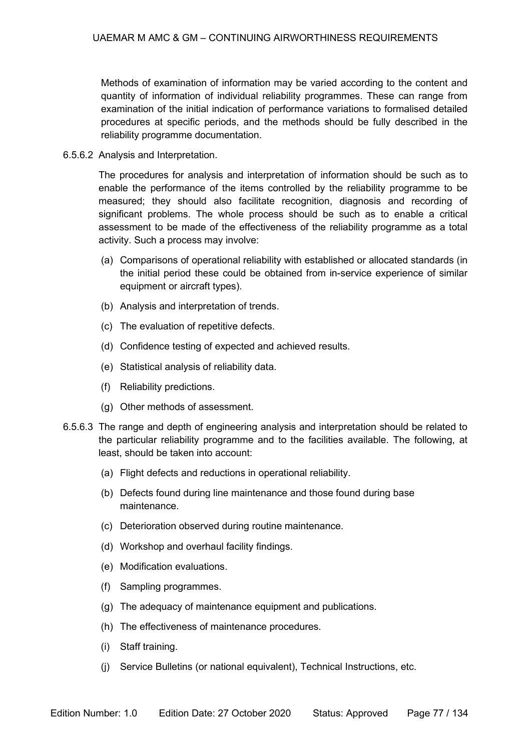Methods of examination of information may be varied according to the content and quantity of information of individual reliability programmes. These can range from examination of the initial indication of performance variations to formalised detailed procedures at specific periods, and the methods should be fully described in the reliability programme documentation.

6.5.6.2 Analysis and Interpretation.

The procedures for analysis and interpretation of information should be such as to enable the performance of the items controlled by the reliability programme to be measured; they should also facilitate recognition, diagnosis and recording of significant problems. The whole process should be such as to enable a critical assessment to be made of the effectiveness of the reliability programme as a total activity. Such a process may involve:

(a) Comparisons of operational reliability with established or allocated standards (in the initial period these could be obtained from in-service experience of similar equipment or aircraft types).

(b) Analysis and interpretation of trends.

(c) The evaluation of repetitive defects.

(d) Confidence testing of expected and achieved results.

(e) Statistical analysis of reliability data.

(f) Reliability predictions.

(g) Other methods of assessment.

6.5.6.3 The range and depth of engineering analysis and interpretation should be related to the particular reliability programme and to the facilities available. The following, at least, should be taken into account:

(a) Flight defects and reductions in operational reliability.

(b) Defects found during line maintenance and those found during base maintenance.

(c) Deterioration observed during routine maintenance.

(d) Workshop and overhaul facility findings.

(e) Modification evaluations.

(f) Sampling programmes.

(g) The adequacy of maintenance equipment and publications.

(h) The effectiveness of maintenance procedures.

(i) Staff training.

(j) Service Bulletins (or national equivalent), Technical Instructions, etc.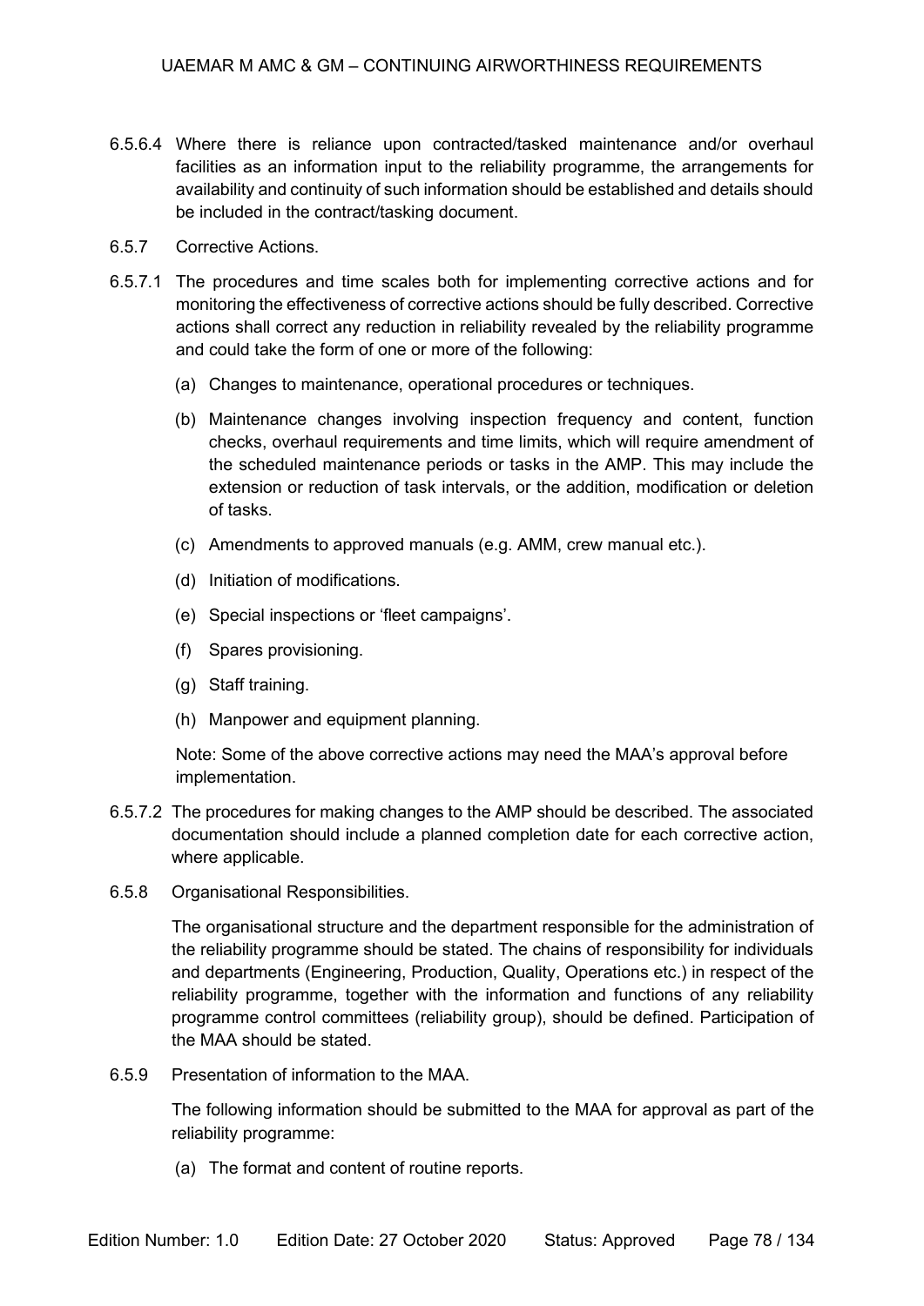6.5.6.4 Where there is reliance upon contracted/tasked maintenance and/or overhaul facilities as an information input to the reliability programme, the arrangements for availability and continuity of such information should be established and details should be included in the contract/tasking document.

6.5.7 Corrective Actions.

6.5.7.1 The procedures and time scales both for implementing corrective actions and for monitoring the effectiveness of corrective actions should be fully described. Corrective actions shall correct any reduction in reliability revealed by the reliability programme and could take the form of one or more of the following:

(a) Changes to maintenance, operational procedures or techniques.

(b) Maintenance changes involving inspection frequency and content, function checks, overhaul requirements and time limits, which will require amendment of the scheduled maintenance periods or tasks in the AMP. This may include the extension or reduction of task intervals, or the addition, modification or deletion of tasks.

(c) Amendments to approved manuals (e.g. AMM, crew manual etc.).

(d) Initiation of modifications.

(e) Special inspections or 'fleet campaigns'.

(f) Spares provisioning.

(g) Staff training.

(h) Manpower and equipment planning.

Note: Some of the above corrective actions may need the MAA's approval before implementation.

6.5.7.2 The procedures for making changes to the AMP should be described. The associated documentation should include a planned completion date for each corrective action, where applicable.

6.5.8 Organisational Responsibilities.

The organisational structure and the department responsible for the administration of the reliability programme should be stated. The chains of responsibility for individuals and departments (Engineering, Production, Quality, Operations etc.) in respect of the reliability programme, together with the information and functions of any reliability programme control committees (reliability group), should be defined. Participation of the MAA should be stated.

6.5.9 Presentation of information to the MAA.

The following information should be submitted to the MAA for approval as part of the reliability programme:

(a) The format and content of routine reports.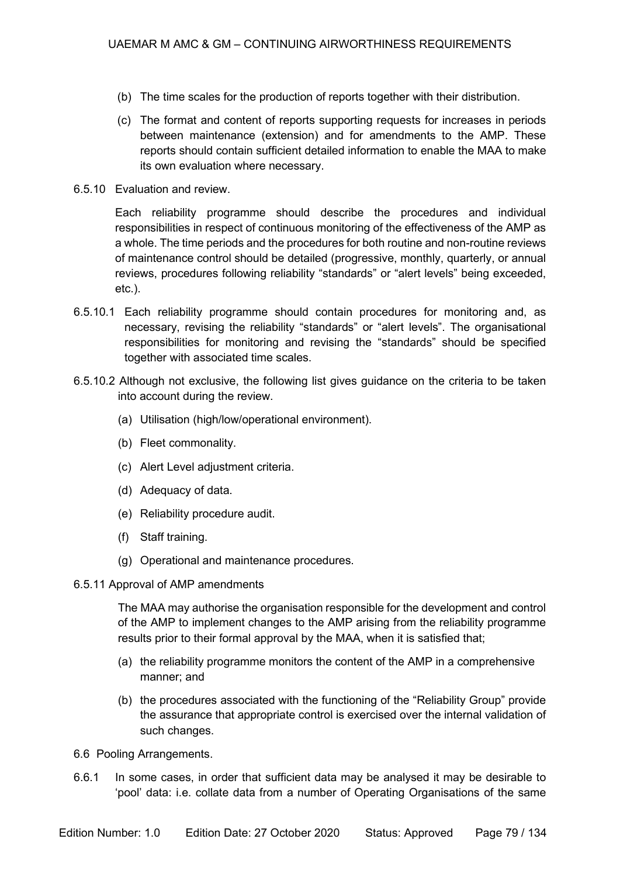(b) The time scales for the production of reports together with their distribution.

(c) The format and content of reports supporting requests for increases in periods between maintenance (extension) and for amendments to the AMP. These reports should contain sufficient detailed information to enable the MAA to make its own evaluation where necessary.

6.5.10 Evaluation and review.

Each reliability programme should describe the procedures and individual responsibilities in respect of continuous monitoring of the effectiveness of the AMP as a whole. The time periods and the procedures for both routine and non-routine reviews of maintenance control should be detailed (progressive, monthly, quarterly, or annual reviews, procedures following reliability "standards" or "alert levels" being exceeded, etc.).

6.5.10.1 Each reliability programme should contain procedures for monitoring and, as necessary, revising the reliability "standards" or "alert levels". The organisational responsibilities for monitoring and revising the "standards" should be specified together with associated time scales.

6.5.10.2 Although not exclusive, the following list gives guidance on the criteria to be taken into account during the review.

(a) Utilisation (high/low/operational environment).

(b) Fleet commonality.

(c) Alert Level adjustment criteria.

(d) Adequacy of data.

(e) Reliability procedure audit.

(f) Staff training.

(g) Operational and maintenance procedures.

6.5.11 Approval of AMP amendments

The MAA may authorise the organisation responsible for the development and control of the AMP to implement changes to the AMP arising from the reliability programme results prior to their formal approval by the MAA, when it is satisfied that;

(a) the reliability programme monitors the content of the AMP in a comprehensive manner; and

(b) the procedures associated with the functioning of the "Reliability Group" provide the assurance that appropriate control is exercised over the internal validation of such changes.

6.6 Pooling Arrangements.

6.6.1 In some cases, in order that sufficient data may be analysed it may be desirable to 'pool' data: i.e. collate data from a number of Operating Organisations of the same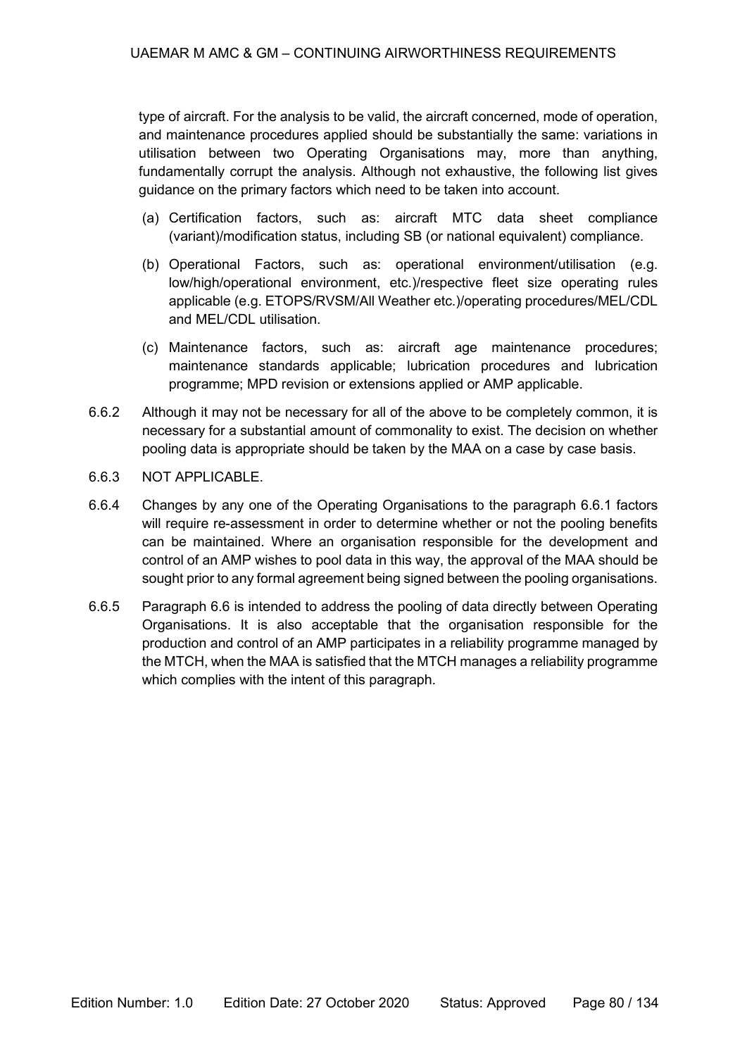type of aircraft. For the analysis to be valid, the aircraft concerned, mode of operation, and maintenance procedures applied should be substantially the same: variations in utilisation between two Operating Organisations may, more than anything, fundamentally corrupt the analysis. Although not exhaustive, the following list gives guidance on the primary factors which need to be taken into account.

(a) Certification factors, such as: aircraft MTC data sheet compliance (variant)/modification status, including SB (or national equivalent) compliance.

(b) Operational Factors, such as: operational environment/utilisation (e.g. low/high/operational environment, etc.)/respective fleet size operating rules applicable (e.g. ETOPS/RVSM/All Weather etc.)/operating procedures/MEL/CDL and MEL/CDL utilisation.

(c) Maintenance factors, such as: aircraft age maintenance procedures; maintenance standards applicable; lubrication procedures and lubrication programme; MPD revision or extensions applied or AMP applicable.

6.6.2 Although it may not be necessary for all of the above to be completely common, it is necessary for a substantial amount of commonality to exist. The decision on whether pooling data is appropriate should be taken by the MAA on a case by case basis.

6.6.3 NOT APPLICABLE.

6.6.4 Changes by any one of the Operating Organisations to the paragraph 6.6.1 factors will require re-assessment in order to determine whether or not the pooling benefits can be maintained. Where an organisation responsible for the development and control of an AMP wishes to pool data in this way, the approval of the MAA should be sought prior to any formal agreement being signed between the pooling organisations.

6.6.5 Paragraph 6.6 is intended to address the pooling of data directly between Operating Organisations. It is also acceptable that the organisation responsible for the production and control of an AMP participates in a reliability programme managed by the MTCH, when the MAA is satisfied that the MTCH manages a reliability programme which complies with the intent of this paragraph.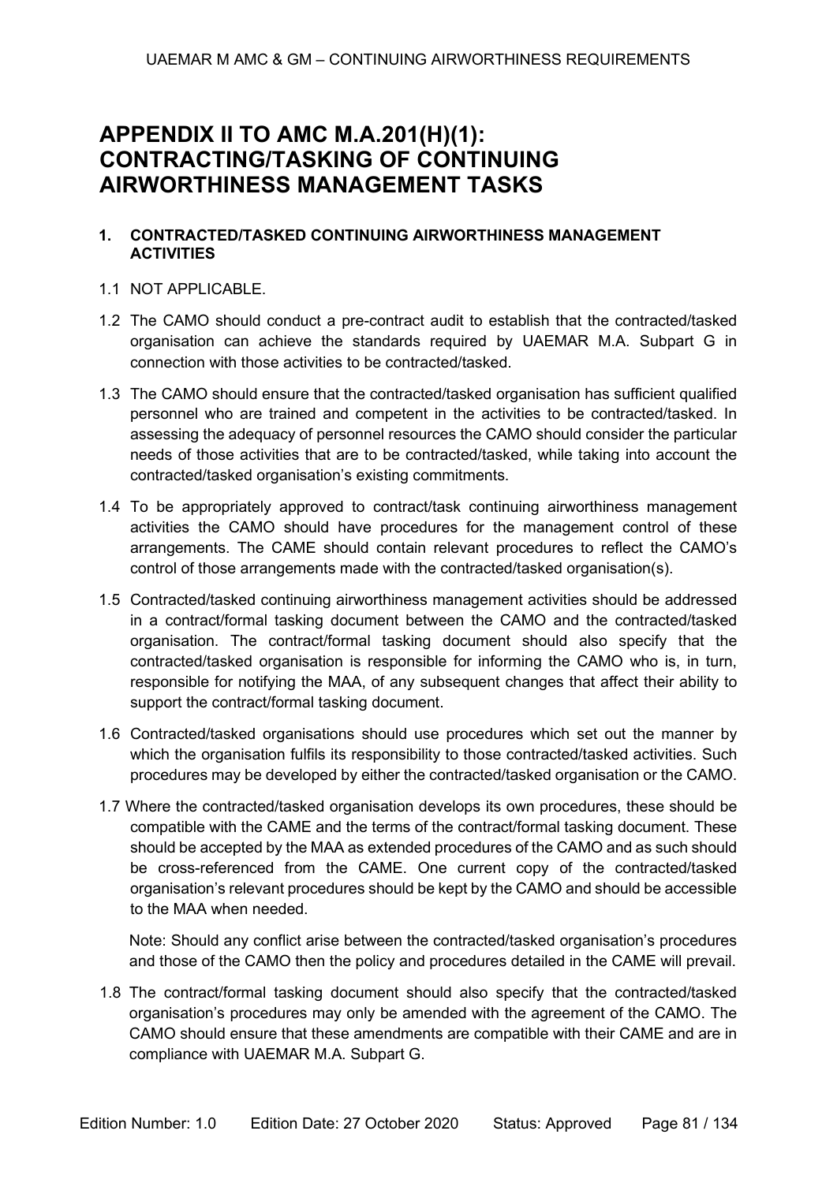# APPENDIX II TO AMC M.A.201(H)(1): CONTRACTING/TASKING OF CONTINUING AIRWORTHINESS MANAGEMENT TASKS

## 1. CONTRACTED/TASKED CONTINUING AIRWORTHINESS MANAGEMENT ACTIVITIES

1.1 NOT APPLICABLE.

1.2 The CAMO should conduct a pre-contract audit to establish that the contracted/tasked organisation can achieve the standards required by UAEMAR M.A. Subpart G in connection with those activities to be contracted/tasked.

1.3 The CAMO should ensure that the contracted/tasked organisation has sufficient qualified personnel who are trained and competent in the activities to be contracted/tasked. In assessing the adequacy of personnel resources the CAMO should consider the particular needs of those activities that are to be contracted/tasked, while taking into account the contracted/tasked organisation's existing commitments.

1.4 To be appropriately approved to contract/task continuing airworthiness management activities the CAMO should have procedures for the management control of these arrangements. The CAME should contain relevant procedures to reflect the CAMO's control of those arrangements made with the contracted/tasked organisation(s).

1.5 Contracted/tasked continuing airworthiness management activities should be addressed in a contract/formal tasking document between the CAMO and the contracted/tasked organisation. The contract/formal tasking document should also specify that the contracted/tasked organisation is responsible for informing the CAMO who is, in turn, responsible for notifying the MAA, of any subsequent changes that affect their ability to support the contract/formal tasking document.

1.6 Contracted/tasked organisations should use procedures which set out the manner by which the organisation fulfils its responsibility to those contracted/tasked activities. Such procedures may be developed by either the contracted/tasked organisation or the CAMO.

1.7 Where the contracted/tasked organisation develops its own procedures, these should be compatible with the CAME and the terms of the contract/formal tasking document. These should be accepted by the MAA as extended procedures of the CAMO and as such should be cross-referenced from the CAME. One current copy of the contracted/tasked organisation's relevant procedures should be kept by the CAMO and should be accessible to the MAA when needed.

Note: Should any conflict arise between the contracted/tasked organisation's procedures and those of the CAMO then the policy and procedures detailed in the CAME will prevail.

1.8 The contract/formal tasking document should also specify that the contracted/tasked organisation's procedures may only be amended with the agreement of the CAMO. The CAMO should ensure that these amendments are compatible with their CAME and are in compliance with UAEMAR M.A. Subpart G.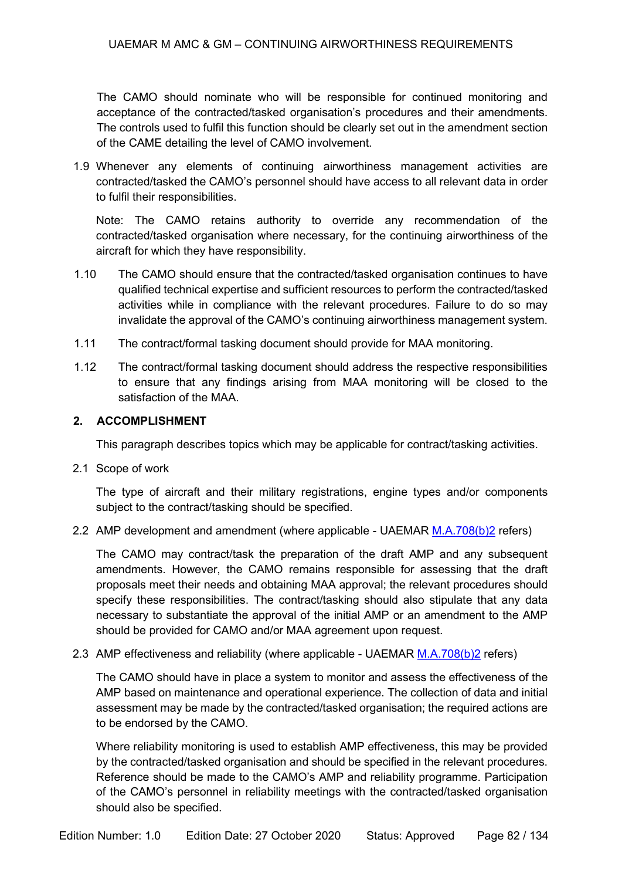The CAMO should nominate who will be responsible for continued monitoring and acceptance of the contracted/tasked organisation's procedures and their amendments. The controls used to fulfil this function should be clearly set out in the amendment section of the CAME detailing the level of CAMO involvement.

1.9 Whenever any elements of continuing airworthiness management activities are contracted/tasked the CAMO's personnel should have access to all relevant data in order to fulfil their responsibilities.

Note: The CAMO retains authority to override any recommendation of the contracted/tasked organisation where necessary, for the continuing airworthiness of the aircraft for which they have responsibility.

1.10 The CAMO should ensure that the contracted/tasked organisation continues to have qualified technical expertise and sufficient resources to perform the contracted/tasked activities while in compliance with the relevant procedures. Failure to do so may invalidate the approval of the CAMO's continuing airworthiness management system.

1.11 The contract/formal tasking document should provide for MAA monitoring.

1.12 The contract/formal tasking document should address the respective responsibilities to ensure that any findings arising from MAA monitoring will be closed to the satisfaction of the MAA.

## 2. ACCOMPLISHMENT

This paragraph describes topics which may be applicable for contract/tasking activities.

2.1 Scope of work

The type of aircraft and their military registrations, engine types and/or components subject to the contract/tasking should be specified.

2.2 AMP development and amendment (where applicable - UAEMAR M.A.708(b)2 refers)

The CAMO may contract/task the preparation of the draft AMP and any subsequent amendments. However, the CAMO remains responsible for assessing that the draft proposals meet their needs and obtaining MAA approval; the relevant procedures should specify these responsibilities. The contract/tasking should also stipulate that any data necessary to substantiate the approval of the initial AMP or an amendment to the AMP should be provided for CAMO and/or MAA agreement upon request.

2.3 AMP effectiveness and reliability (where applicable - UAEMAR M.A.708(b)2 refers)

The CAMO should have in place a system to monitor and assess the effectiveness of the AMP based on maintenance and operational experience. The collection of data and initial assessment may be made by the contracted/tasked organisation; the required actions are to be endorsed by the CAMO.

Where reliability monitoring is used to establish AMP effectiveness, this may be provided by the contracted/tasked organisation and should be specified in the relevant procedures. Reference should be made to the CAMO's AMP and reliability programme. Participation of the CAMO's personnel in reliability meetings with the contracted/tasked organisation should also be specified.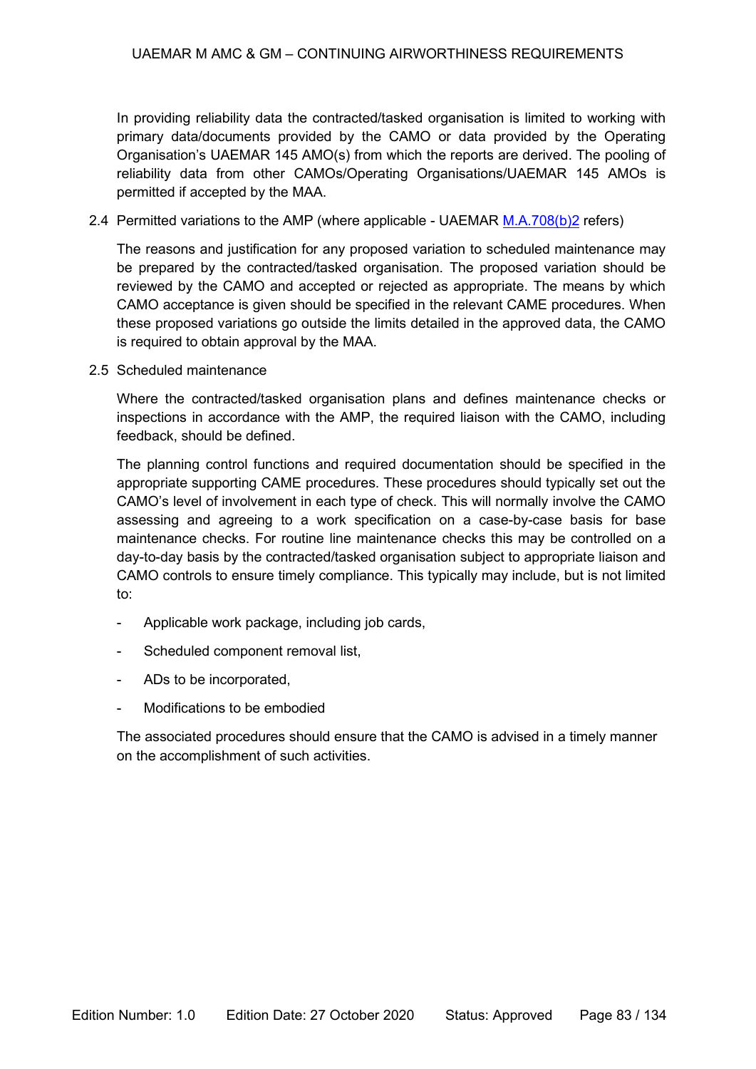In providing reliability data the contracted/tasked organisation is limited to working with primary data/documents provided by the CAMO or data provided by the Operating Organisation's UAEMAR 145 AMO(s) from which the reports are derived. The pooling of reliability data from other CAMOs/Operating Organisations/UAEMAR 145 AMOs is permitted if accepted by the MAA.

2.4 Permitted variations to the AMP (where applicable - UAEMAR M.A.708(b)2 refers)

The reasons and justification for any proposed variation to scheduled maintenance may be prepared by the contracted/tasked organisation. The proposed variation should be reviewed by the CAMO and accepted or rejected as appropriate. The means by which CAMO acceptance is given should be specified in the relevant CAME procedures. When these proposed variations go outside the limits detailed in the approved data, the CAMO is required to obtain approval by the MAA.

2.5 Scheduled maintenance

Where the contracted/tasked organisation plans and defines maintenance checks or inspections in accordance with the AMP, the required liaison with the CAMO, including feedback, should be defined.

The planning control functions and required documentation should be specified in the appropriate supporting CAME procedures. These procedures should typically set out the CAMO's level of involvement in each type of check. This will normally involve the CAMO assessing and agreeing to a work specification on a case-by-case basis for base maintenance checks. For routine line maintenance checks this may be controlled on a day-to-day basis by the contracted/tasked organisation subject to appropriate liaison and CAMO controls to ensure timely compliance. This typically may include, but is not limited to:

- Applicable work package, including job cards,
- Scheduled component removal list,
- ADs to be incorporated,
- Modifications to be embodied

The associated procedures should ensure that the CAMO is advised in a timely manner on the accomplishment of such activities.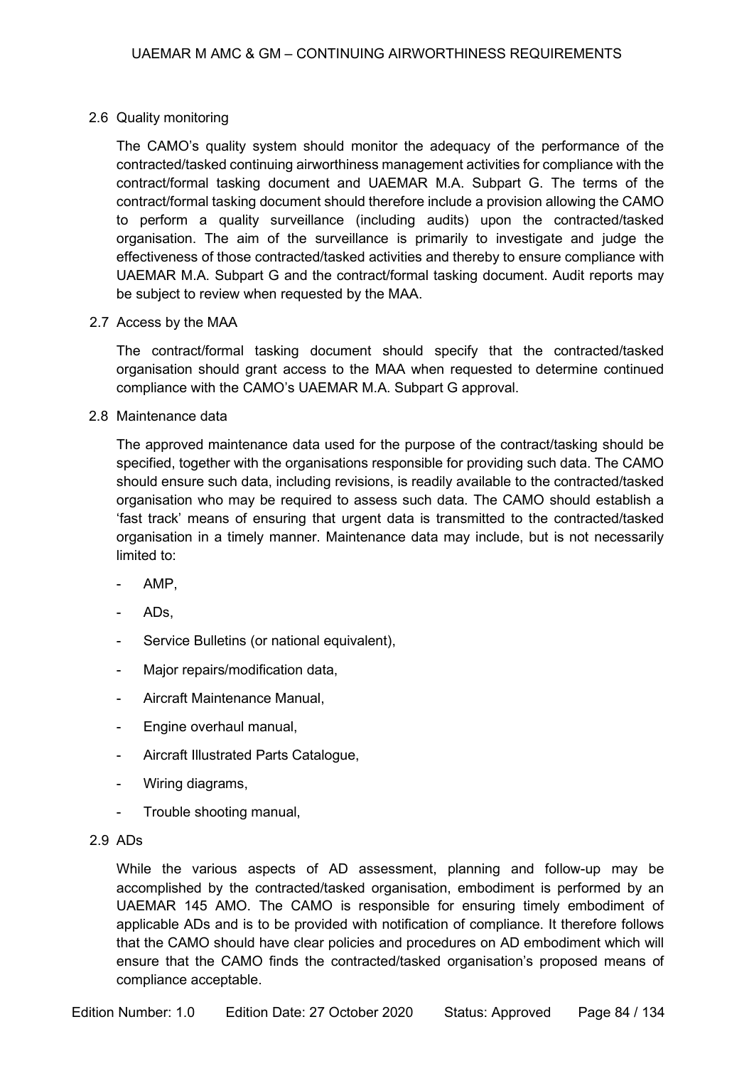2.6 Quality monitoring

The CAMO's quality system should monitor the adequacy of the performance of the contracted/tasked continuing airworthiness management activities for compliance with the contract/formal tasking document and UAEMAR M.A. Subpart G. The terms of the contract/formal tasking document should therefore include a provision allowing the CAMO to perform a quality surveillance (including audits) upon the contracted/tasked organisation. The aim of the surveillance is primarily to investigate and judge the effectiveness of those contracted/tasked activities and thereby to ensure compliance with UAEMAR M.A. Subpart G and the contract/formal tasking document. Audit reports may be subject to review when requested by the MAA.

2.7 Access by the MAA

The contract/formal tasking document should specify that the contracted/tasked organisation should grant access to the MAA when requested to determine continued compliance with the CAMO's UAEMAR M.A. Subpart G approval.

2.8 Maintenance data

The approved maintenance data used for the purpose of the contract/tasking should be specified, together with the organisations responsible for providing such data. The CAMO should ensure such data, including revisions, is readily available to the contracted/tasked organisation who may be required to assess such data. The CAMO should establish a 'fast track' means of ensuring that urgent data is transmitted to the contracted/tasked organisation in a timely manner. Maintenance data may include, but is not necessarily limited to:

- AMP,
- ADs,
- Service Bulletins (or national equivalent),
- Major repairs/modification data,
- Aircraft Maintenance Manual,
- Engine overhaul manual,
- Aircraft Illustrated Parts Catalogue,
- Wiring diagrams,
- Trouble shooting manual,

2.9 ADs

While the various aspects of AD assessment, planning and follow-up may be accomplished by the contracted/tasked organisation, embodiment is performed by an UAEMAR 145 AMO. The CAMO is responsible for ensuring timely embodiment of applicable ADs and is to be provided with notification of compliance. It therefore follows that the CAMO should have clear policies and procedures on AD embodiment which will ensure that the CAMO finds the contracted/tasked organisation's proposed means of compliance acceptable.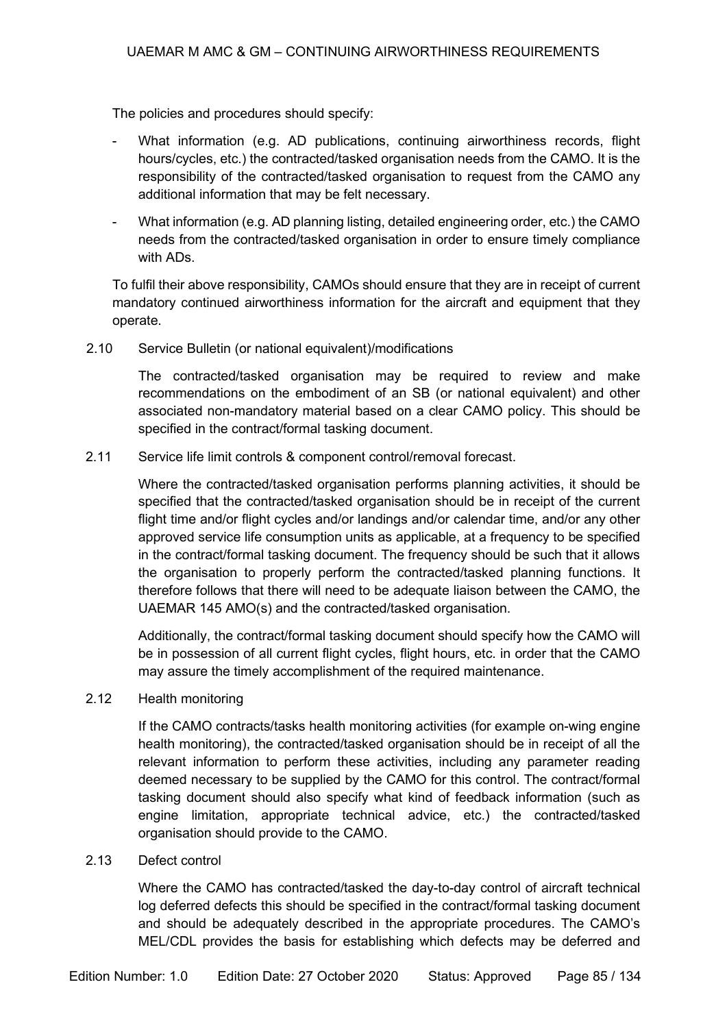The policies and procedures should specify:

- What information (e.g. AD publications, continuing airworthiness records, flight hours/cycles, etc.) the contracted/tasked organisation needs from the CAMO. It is the responsibility of the contracted/tasked organisation to request from the CAMO any additional information that may be felt necessary.
- What information (e.g. AD planning listing, detailed engineering order, etc.) the CAMO needs from the contracted/tasked organisation in order to ensure timely compliance with ADs.

To fulfil their above responsibility, CAMOs should ensure that they are in receipt of current mandatory continued airworthiness information for the aircraft and equipment that they operate.

2.10 Service Bulletin (or national equivalent)/modifications

The contracted/tasked organisation may be required to review and make recommendations on the embodiment of an SB (or national equivalent) and other associated non-mandatory material based on a clear CAMO policy. This should be specified in the contract/formal tasking document.

2.11 Service life limit controls & component control/removal forecast.

Where the contracted/tasked organisation performs planning activities, it should be specified that the contracted/tasked organisation should be in receipt of the current flight time and/or flight cycles and/or landings and/or calendar time, and/or any other approved service life consumption units as applicable, at a frequency to be specified in the contract/formal tasking document. The frequency should be such that it allows the organisation to properly perform the contracted/tasked planning functions. It therefore follows that there will need to be adequate liaison between the CAMO, the UAEMAR 145 AMO(s) and the contracted/tasked organisation.

Additionally, the contract/formal tasking document should specify how the CAMO will be in possession of all current flight cycles, flight hours, etc. in order that the CAMO may assure the timely accomplishment of the required maintenance.

2.12 Health monitoring

If the CAMO contracts/tasks health monitoring activities (for example on-wing engine health monitoring), the contracted/tasked organisation should be in receipt of all the relevant information to perform these activities, including any parameter reading deemed necessary to be supplied by the CAMO for this control. The contract/formal tasking document should also specify what kind of feedback information (such as engine limitation, appropriate technical advice, etc.) the contracted/tasked organisation should provide to the CAMO.

2.13 Defect control

Where the CAMO has contracted/tasked the day-to-day control of aircraft technical log deferred defects this should be specified in the contract/formal tasking document and should be adequately described in the appropriate procedures. The CAMO's MEL/CDL provides the basis for establishing which defects may be deferred and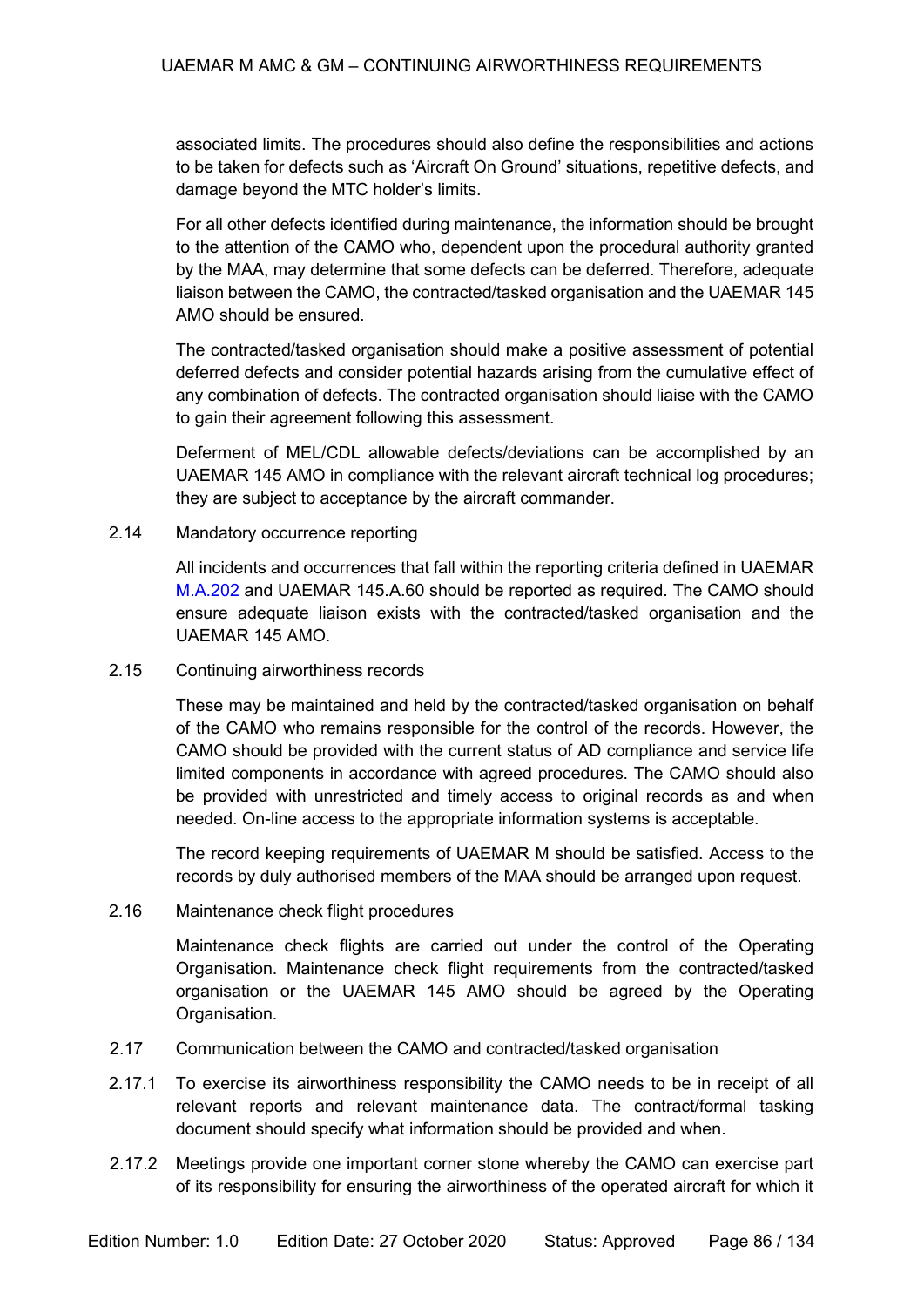associated limits. The procedures should also define the responsibilities and actions to be taken for defects such as 'Aircraft On Ground' situations, repetitive defects, and damage beyond the MTC holder's limits.

For all other defects identified during maintenance, the information should be brought to the attention of the CAMO who, dependent upon the procedural authority granted by the MAA, may determine that some defects can be deferred. Therefore, adequate liaison between the CAMO, the contracted/tasked organisation and the UAEMAR 145 AMO should be ensured.

The contracted/tasked organisation should make a positive assessment of potential deferred defects and consider potential hazards arising from the cumulative effect of any combination of defects. The contracted organisation should liaise with the CAMO to gain their agreement following this assessment.

Deferment of MEL/CDL allowable defects/deviations can be accomplished by an UAEMAR 145 AMO in compliance with the relevant aircraft technical log procedures; they are subject to acceptance by the aircraft commander.

2.14 Mandatory occurrence reporting

All incidents and occurrences that fall within the reporting criteria defined in UAEMAR M.A.202 and UAEMAR 145.A.60 should be reported as required. The CAMO should ensure adequate liaison exists with the contracted/tasked organisation and the UAEMAR 145 AMO.

2.15 Continuing airworthiness records

These may be maintained and held by the contracted/tasked organisation on behalf of the CAMO who remains responsible for the control of the records. However, the CAMO should be provided with the current status of AD compliance and service life limited components in accordance with agreed procedures. The CAMO should also be provided with unrestricted and timely access to original records as and when needed. On-line access to the appropriate information systems is acceptable.

The record keeping requirements of UAEMAR M should be satisfied. Access to the records by duly authorised members of the MAA should be arranged upon request.

2.16 Maintenance check flight procedures

Maintenance check flights are carried out under the control of the Operating Organisation. Maintenance check flight requirements from the contracted/tasked organisation or the UAEMAR 145 AMO should be agreed by the Operating Organisation.

2.17 Communication between the CAMO and contracted/tasked organisation

2.17.1 To exercise its airworthiness responsibility the CAMO needs to be in receipt of all relevant reports and relevant maintenance data. The contract/formal tasking document should specify what information should be provided and when.

2.17.2 Meetings provide one important corner stone whereby the CAMO can exercise part of its responsibility for ensuring the airworthiness of the operated aircraft for which it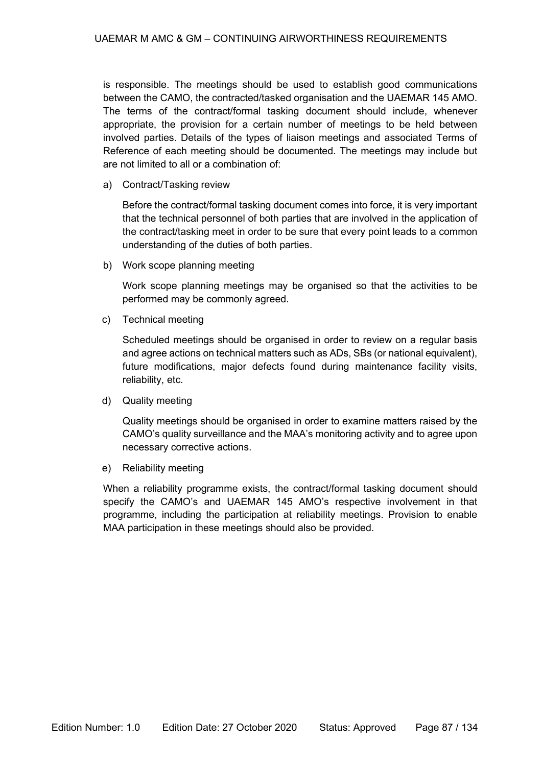is responsible. The meetings should be used to establish good communications between the CAMO, the contracted/tasked organisation and the UAEMAR 145 AMO. The terms of the contract/formal tasking document should include, whenever appropriate, the provision for a certain number of meetings to be held between involved parties. Details of the types of liaison meetings and associated Terms of Reference of each meeting should be documented. The meetings may include but are not limited to all or a combination of:

a) Contract/Tasking review

   Before the contract/formal tasking document comes into force, it is very important that the technical personnel of both parties that are involved in the application of the contract/tasking meet in order to be sure that every point leads to a common understanding of the duties of both parties.

b) Work scope planning meeting

   Work scope planning meetings may be organised so that the activities to be performed may be commonly agreed.

c) Technical meeting

   Scheduled meetings should be organised in order to review on a regular basis and agree actions on technical matters such as ADs, SBs (or national equivalent), future modifications, major defects found during maintenance facility visits, reliability, etc.

d) Quality meeting

   Quality meetings should be organised in order to examine matters raised by the CAMO's quality surveillance and the MAA's monitoring activity and to agree upon necessary corrective actions.

e) Reliability meeting

When a reliability programme exists, the contract/formal tasking document should specify the CAMO's and UAEMAR 145 AMO's respective involvement in that programme, including the participation at reliability meetings. Provision to enable MAA participation in these meetings should also be provided.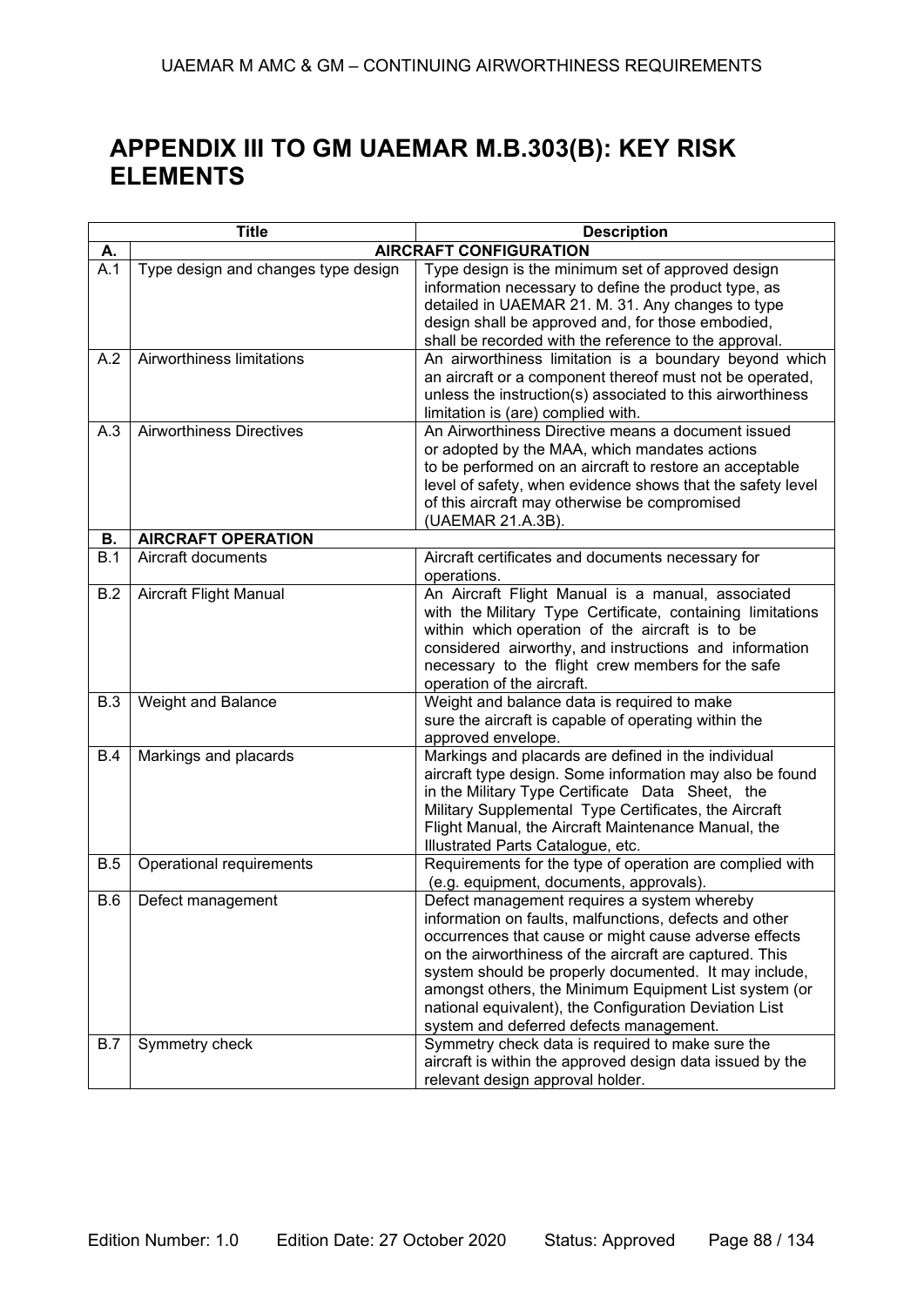# APPENDIX III TO GM UAEMAR M.B.303(B): KEY RISK ELEMENTS

| | Title | Description |
|---|---|---|
| **A.** | | **AIRCRAFT CONFIGURATION** |
| A.1 | Type design and changes type design | Type design is the minimum set of approved design information necessary to define the product type, as detailed in UAEMAR 21. M. 31. Any changes to type design shall be approved and, for those embodied, shall be recorded with the reference to the approval. |
| A.2 | Airworthiness limitations | An airworthiness limitation is a boundary beyond which an aircraft or a component thereof must not be operated, unless the instruction(s) associated to this airworthiness limitation is (are) complied with. |
| A.3 | Airworthiness Directives | An Airworthiness Directive means a document issued or adopted by the MAA, which mandates actions to be performed on an aircraft to restore an acceptable level of safety, when evidence shows that the safety level of this aircraft may otherwise be compromised (UAEMAR 21.A.3B). |
| **B.** | **AIRCRAFT OPERATION** | |
| B.1 | Aircraft documents | Aircraft certificates and documents necessary for operations. |
| B.2 | Aircraft Flight Manual | An Aircraft Flight Manual is a manual, associated with the Military Type Certificate, containing limitations within which operation of the aircraft is to be considered airworthy, and instructions and information necessary to the flight crew members for the safe operation of the aircraft. |
| B.3 | Weight and Balance | Weight and balance data is required to make sure the aircraft is capable of operating within the approved envelope. |
| B.4 | Markings and placards | Markings and placards are defined in the individual aircraft type design. Some information may also be found in the Military Type Certificate Data Sheet, the Military Supplemental Type Certificates, the Aircraft Flight Manual, the Aircraft Maintenance Manual, the Illustrated Parts Catalogue, etc. |
| B.5 | Operational requirements | Requirements for the type of operation are complied with (e.g. equipment, documents, approvals). |
| B.6 | Defect management | Defect management requires a system whereby information on faults, malfunctions, defects and other occurrences that cause or might cause adverse effects on the airworthiness of the aircraft are captured. This system should be properly documented. It may include, amongst others, the Minimum Equipment List system (or national equivalent), the Configuration Deviation List system and deferred defects management. |
| B.7 | Symmetry check | Symmetry check data is required to make sure the aircraft is within the approved design data issued by the relevant design approval holder. |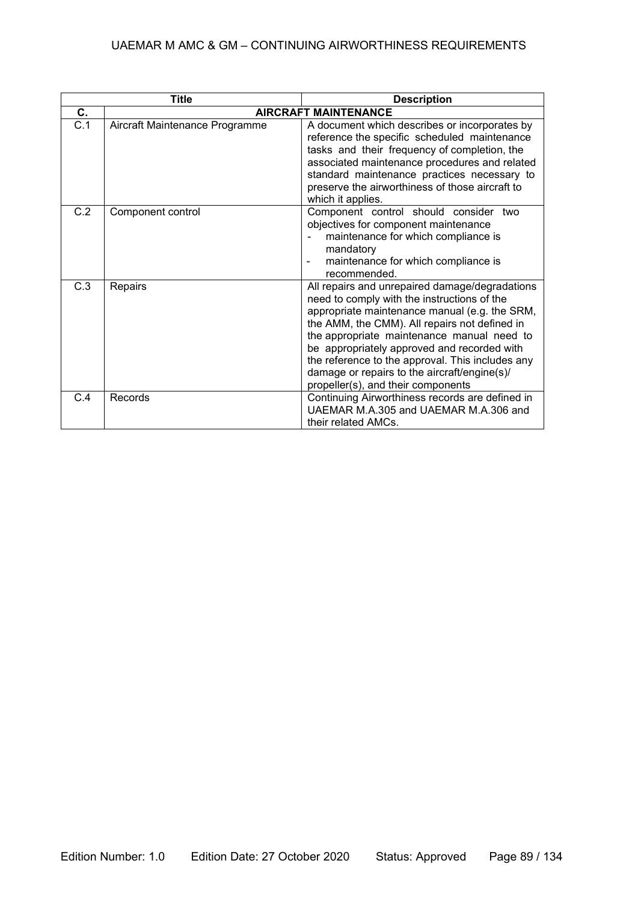| Title | | Description |
|---|---|---|
| **C.** | **AIRCRAFT MAINTENANCE** | |
| C.1 | Aircraft Maintenance Programme | A document which describes or incorporates by reference the specific scheduled maintenance tasks and their frequency of completion, the associated maintenance procedures and related standard maintenance practices necessary to preserve the airworthiness of those aircraft to which it applies. |
| C.2 | Component control | Component control should consider two objectives for component maintenance<br>- maintenance for which compliance is mandatory<br>- maintenance for which compliance is recommended. |
| C.3 | Repairs | All repairs and unrepaired damage/degradations need to comply with the instructions of the appropriate maintenance manual (e.g. the SRM, the AMM, the CMM). All repairs not defined in the appropriate maintenance manual need to be appropriately approved and recorded with the reference to the approval. This includes any damage or repairs to the aircraft/engine(s)/ propeller(s), and their components |
| C.4 | Records | Continuing Airworthiness records are defined in UAEMAR M.A.305 and UAEMAR M.A.306 and their related AMCs. |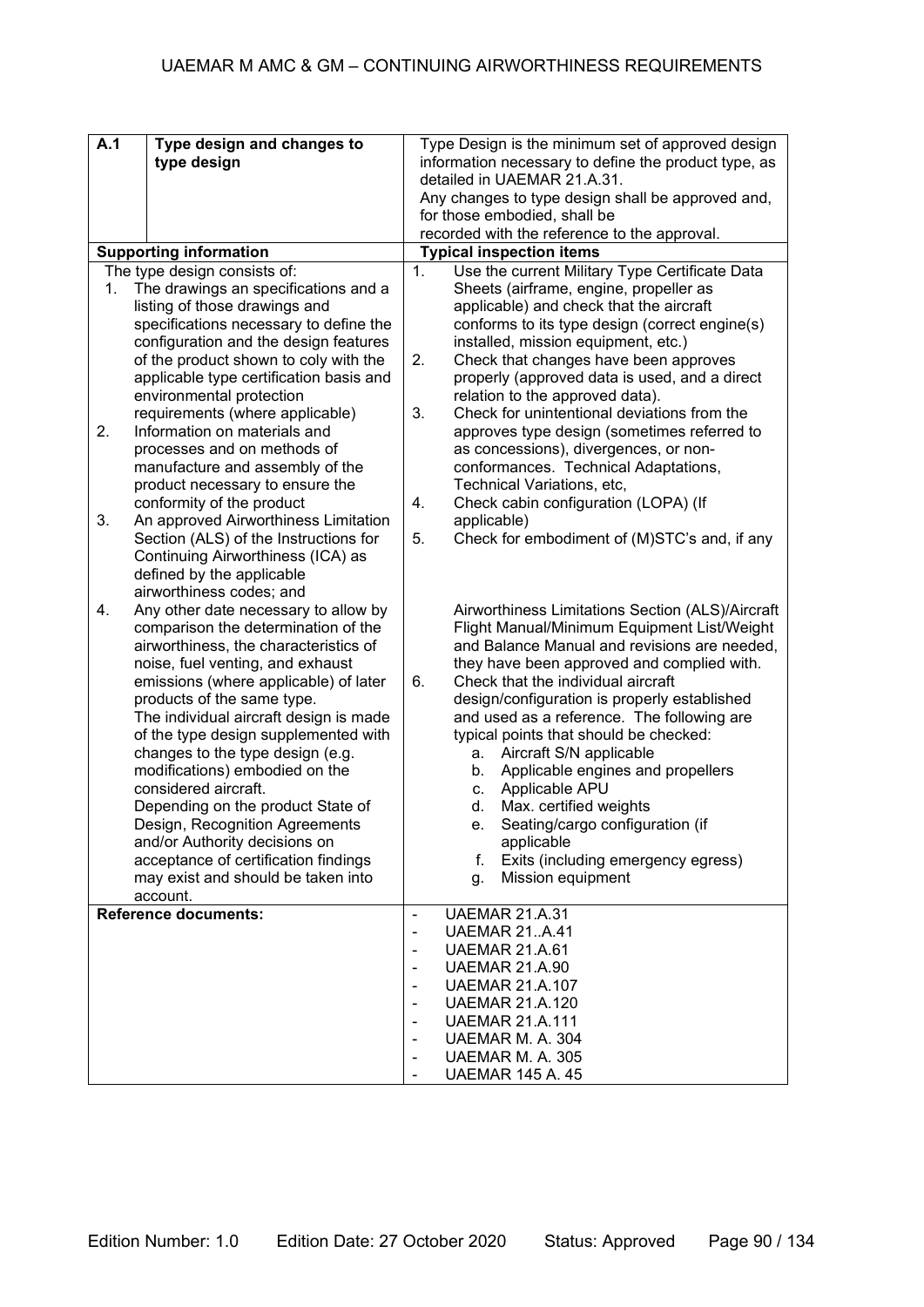| A.1 | Type design and changes to type design | Type Design is the minimum set of approved design information necessary to define the product type, as detailed in UAEMAR 21.A.31.<br>Any changes to type design shall be approved and, for those embodied, shall be recorded with the reference to the approval. |
|---|---|---|
| **Supporting information** | | **Typical inspection items** |
| The type design consists of:<br>1. The drawings an specifications and a listing of those drawings and specifications necessary to define the configuration and the design features of the product shown to coly with the applicable type certification basis and environmental protection requirements (where applicable)<br>2. Information on materials and processes and on methods of manufacture and assembly of the product necessary to ensure the conformity of the product<br>3. An approved Airworthiness Limitation Section (ALS) of the Instructions for Continuing Airworthiness (ICA) as defined by the applicable airworthiness codes; and<br>4. Any other date necessary to allow by comparison the determination of the airworthiness, the characteristics of noise, fuel venting, and exhaust emissions (where applicable) of later products of the same type.<br>The individual aircraft design is made of the type design supplemented with changes to the type design (e.g. modifications) embodied on the considered aircraft.<br>Depending on the product State of Design, Recognition Agreements and/or Authority decisions on acceptance of certification findings may exist and should be taken into account. | | 1. Use the current Military Type Certificate Data Sheets (airframe, engine, propeller as applicable) and check that the aircraft conforms to its type design (correct engine(s) installed, mission equipment, etc.)<br>2. Check that changes have been approves properly (approved data is used, and a direct relation to the approved data).<br>3. Check for unintentional deviations from the approves type design (sometimes referred to as concessions), divergences, or non-conformances. Technical Adaptations, Technical Variations, etc,<br>4. Check cabin configuration (LOPA) (If applicable)<br>5. Check for embodiment of (M)STC's and, if any<br><br>Airworthiness Limitations Section (ALS)/Aircraft Flight Manual/Minimum Equipment List/Weight and Balance Manual and revisions are needed, they have been approved and complied with.<br>6. Check that the individual aircraft design/configuration is properly established and used as a reference. The following are typical points that should be checked:<br>a. Aircraft S/N applicable<br>b. Applicable engines and propellers<br>c. Applicable APU<br>d. Max. certified weights<br>e. Seating/cargo configuration (if applicable<br>f. Exits (including emergency egress)<br>g. Mission equipment |
| **Reference documents:** | | - UAEMAR 21.A.31<br>- UAEMAR 21..A.41<br>- UAEMAR 21.A.61<br>- UAEMAR 21.A.90<br>- UAEMAR 21.A.107<br>- UAEMAR 21.A.120<br>- UAEMAR 21.A.111<br>- UAEMAR M. A. 304<br>- UAEMAR M. A. 305<br>- UAEMAR 145 A. 45 |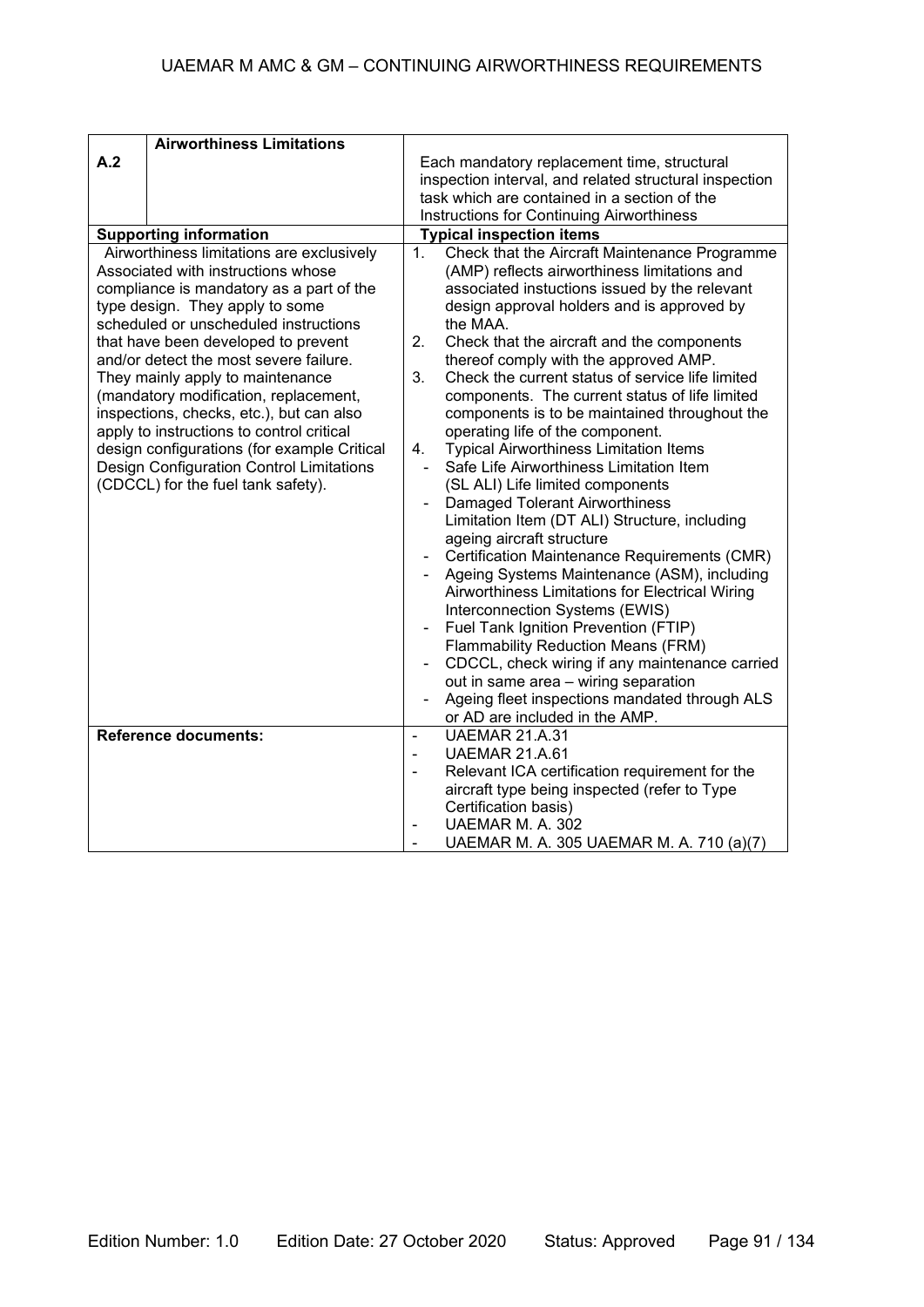| A.2 | **Airworthiness Limitations** | Each mandatory replacement time, structural inspection interval, and related structural inspection task which are contained in a section of the Instructions for Continuing Airworthiness |
|---|---|---|
| **Supporting information** | | **Typical inspection items** |
| Airworthiness limitations are exclusively Associated with instructions whose compliance is mandatory as a part of the type design. They apply to some scheduled or unscheduled instructions that have been developed to prevent and/or detect the most severe failure. They mainly apply to maintenance (mandatory modification, replacement, inspections, checks, etc.), but can also apply to instructions to control critical design configurations (for example Critical Design Configuration Control Limitations (CDCCL) for the fuel tank safety). | | 1. Check that the Aircraft Maintenance Programme (AMP) reflects airworthiness limitations and associated instuctions issued by the relevant design approval holders and is approved by the MAA.<br>2. Check that the aircraft and the components thereof comply with the approved AMP.<br>3. Check the current status of service life limited components. The current status of life limited components is to be maintained throughout the operating life of the component.<br>4. Typical Airworthiness Limitation Items<br>- Safe Life Airworthiness Limitation Item (SL ALI) Life limited components<br>- Damaged Tolerant Airworthiness Limitation Item (DT ALI) Structure, including ageing aircraft structure<br>- Certification Maintenance Requirements (CMR)<br>- Ageing Systems Maintenance (ASM), including Airworthiness Limitations for Electrical Wiring Interconnection Systems (EWIS)<br>- Fuel Tank Ignition Prevention (FTIP) Flammability Reduction Means (FRM)<br>- CDCCL, check wiring if any maintenance carried out in same area – wiring separation<br>- Ageing fleet inspections mandated through ALS or AD are included in the AMP. |
| **Reference documents:** | | - UAEMAR 21.A.31<br>- UAEMAR 21.A.61<br>- Relevant ICA certification requirement for the aircraft type being inspected (refer to Type Certification basis)<br>- UAEMAR M. A. 302<br>- UAEMAR M. A. 305 UAEMAR M. A. 710 (a)(7) |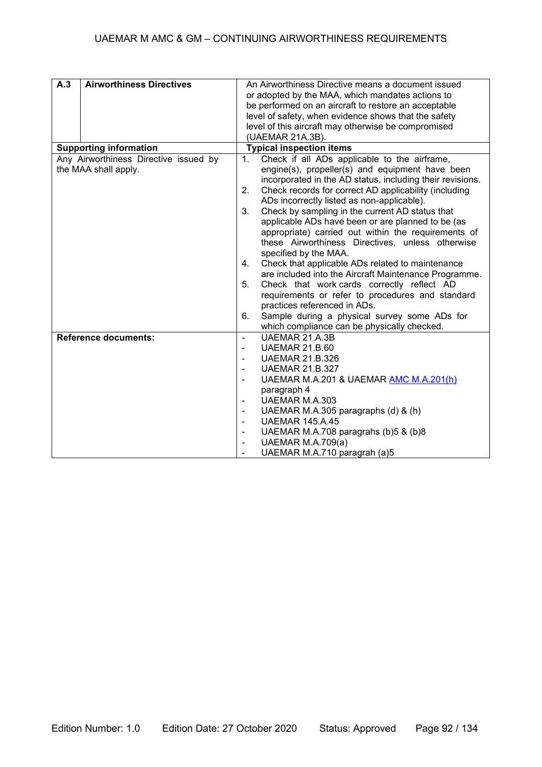| A.3 | Airworthiness Directives | An Airworthiness Directive means a document issued or adopted by the MAA, which mandates actions to be performed on an aircraft to restore an acceptable level of safety, when evidence shows that the safety level of this aircraft may otherwise be compromised (UAEMAR 21A.3B). |
|---|---|---|
| **Supporting information** | | **Typical inspection items** |
| Any Airworthiness Directive issued by the MAA shall apply. | | 1. Check if all ADs applicable to the airframe, engine(s), propeller(s) and equipment have been incorporated in the AD status, including their revisions.<br>2. Check records for correct AD applicability (including ADs incorrectly listed as non-applicable).<br>3. Check by sampling in the current AD status that applicable ADs have been or are planned to be (as appropriate) carried out within the requirements of these Airworthiness Directives, unless otherwise specified by the MAA.<br>4. Check that applicable ADs related to maintenance are included into the Aircraft Maintenance Programme.<br>5. Check that work cards correctly reflect AD requirements or refer to procedures and standard practices referenced in ADs.<br>6. Sample during a physical survey some ADs for which compliance can be physically checked. |
| **Reference documents:** | | - UAEMAR 21.A.3B<br>- UAEMAR 21.B.60<br>- UAEMAR 21.B.326<br>- UAEMAR 21.B.327<br>- UAEMAR M.A.201 & UAEMAR AMC M.A.201(h) paragraph 4<br>- UAEMAR M.A.303<br>- UAEMAR M.A.305 paragraphs (d) & (h)<br>- UAEMAR 145.A.45<br>- UAEMAR M.A.708 paragrahs (b)5 & (b)8<br>- UAEMAR M.A.709(a)<br>- UAEMAR M.A.710 paragrah (a)5 |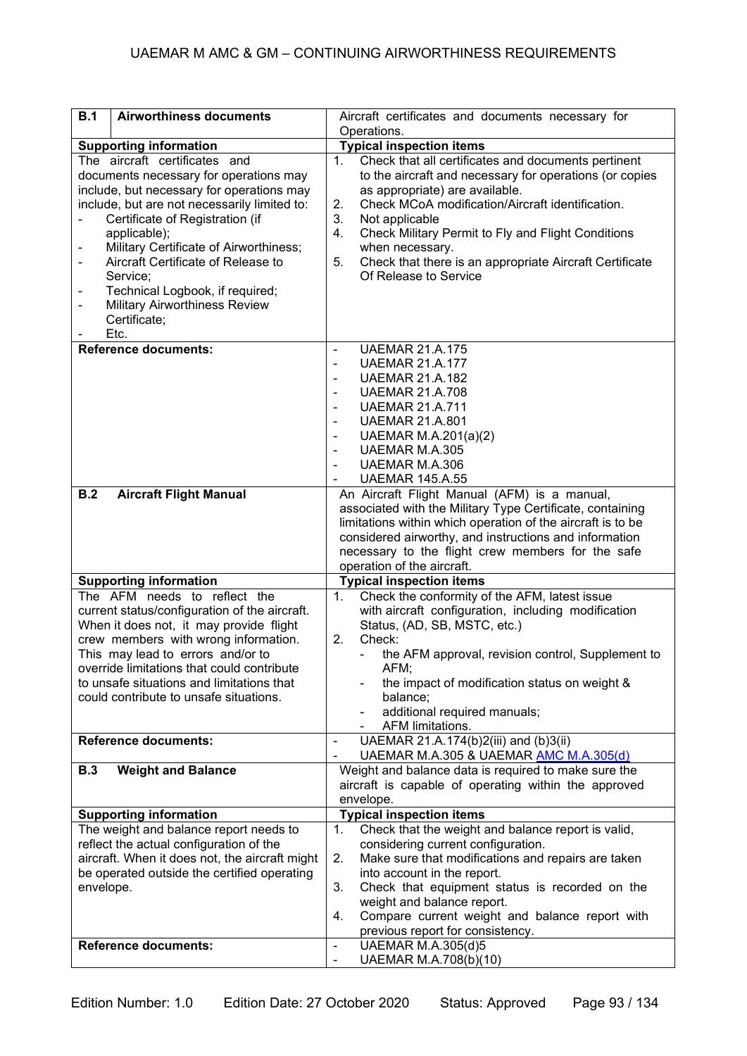| **B.1** | **Airworthiness documents** | Aircraft certificates and documents necessary for Operations. |
|---|---|---|
| **Supporting information** | | **Typical inspection items** |
| The aircraft certificates and documents necessary for operations may include, but necessary for operations may include, but are not necessarily limited to:<br>- Certificate of Registration (if applicable);<br>- Military Certificate of Airworthiness;<br>- Aircraft Certificate of Release to Service;<br>- Technical Logbook, if required;<br>- Military Airworthiness Review Certificate;<br>- Etc. | | 1. Check that all certificates and documents pertinent to the aircraft and necessary for operations (or copies as appropriate) are available.<br>2. Check MCoA modification/Aircraft identification.<br>3. Not applicable<br>4. Check Military Permit to Fly and Flight Conditions when necessary.<br>5. Check that there is an appropriate Aircraft Certificate Of Release to Service |
| **Reference documents:** | | - UAEMAR 21.A.175<br>- UAEMAR 21.A.177<br>- UAEMAR 21.A.182<br>- UAEMAR 21.A.708<br>- UAEMAR 21.A.711<br>- UAEMAR 21.A.801<br>- UAEMAR M.A.201(a)(2)<br>- UAEMAR M.A.305<br>- UAEMAR M.A.306<br>- UAEMAR 145.A.55 |
| **B.2** | **Aircraft Flight Manual** | An Aircraft Flight Manual (AFM) is a manual, associated with the Military Type Certificate, containing limitations within which operation of the aircraft is to be considered airworthy, and instructions and information necessary to the flight crew members for the safe operation of the aircraft. |
| **Supporting information** | | **Typical inspection items** |
| The AFM needs to reflect the current status/configuration of the aircraft. When it does not, it may provide flight crew members with wrong information. This may lead to errors and/or to override limitations that could contribute to unsafe situations and limitations that could contribute to unsafe situations. | | 1. Check the conformity of the AFM, latest issue with aircraft configuration, including modification Status, (AD, SB, MSTC, etc.)<br>2. Check:<br>- the AFM approval, revision control, Supplement to AFM;<br>- the impact of modification status on weight & balance;<br>- additional required manuals;<br>- AFM limitations. |
| **Reference documents:** | | - UAEMAR 21.A.174(b)2(iii) and (b)3(ii)<br>- UAEMAR M.A.305 & UAEMAR AMC M.A.305(d) |
| **B.3** | **Weight and Balance** | Weight and balance data is required to make sure the aircraft is capable of operating within the approved envelope. |
| **Supporting information** | | **Typical inspection items** |
| The weight and balance report needs to reflect the actual configuration of the aircraft. When it does not, the aircraft might be operated outside the certified operating envelope. | | 1. Check that the weight and balance report is valid, considering current configuration.<br>2. Make sure that modifications and repairs are taken into account in the report.<br>3. Check that equipment status is recorded on the weight and balance report.<br>4. Compare current weight and balance report with previous report for consistency. |
| **Reference documents:** | | - UAEMAR M.A.305(d)5<br>- UAEMAR M.A.708(b)(10) |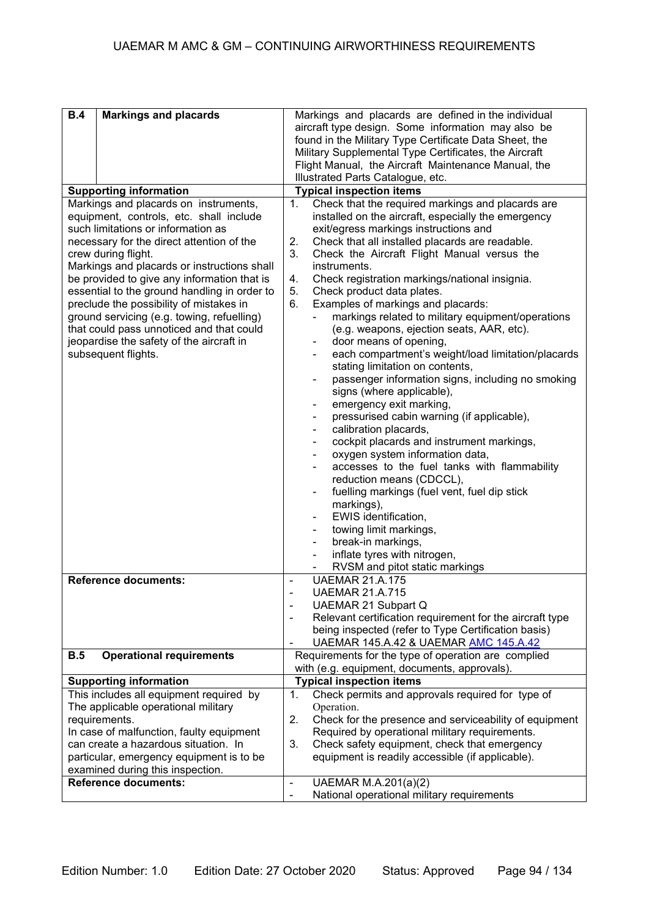| B.4 Markings and placards | Markings and placards are defined in the individual aircraft type design. Some information may also be found in the Military Type Certificate Data Sheet, the Military Supplemental Type Certificates, the Aircraft Flight Manual, the Aircraft Maintenance Manual, the Illustrated Parts Catalogue, etc. |
|---|---|
| **Supporting information** | **Typical inspection items** |
| Markings and placards on instruments, equipment, controls, etc. shall include such limitations or information as necessary for the direct attention of the crew during flight.<br>Markings and placards or instructions shall be provided to give any information that is essential to the ground handling in order to preclude the possibility of mistakes in ground servicing (e.g. towing, refuelling) that could pass unnoticed and that could jeopardise the safety of the aircraft in subsequent flights. | 1. Check that the required markings and placards are installed on the aircraft, especially the emergency exit/egress markings instructions and<br>2. Check that all installed placards are readable.<br>3. Check the Aircraft Flight Manual versus the instruments.<br>4. Check registration markings/national insignia.<br>5. Check product data plates.<br>6. Examples of markings and placards:<br>- markings related to military equipment/operations (e.g. weapons, ejection seats, AAR, etc).<br>- door means of opening,<br>- each compartment's weight/load limitation/placards stating limitation on contents,<br>- passenger information signs, including no smoking signs (where applicable),<br>- emergency exit marking,<br>- pressurised cabin warning (if applicable),<br>- calibration placards,<br>- cockpit placards and instrument markings,<br>- oxygen system information data,<br>- accesses to the fuel tanks with flammability reduction means (CDCCL),<br>- fuelling markings (fuel vent, fuel dip stick markings),<br>- EWIS identification,<br>- towing limit markings,<br>- break-in markings,<br>- inflate tyres with nitrogen,<br>- RVSM and pitot static markings |
| **Reference documents:** | - UAEMAR 21.A.175<br>- UAEMAR 21.A.715<br>- UAEMAR 21 Subpart Q<br>- Relevant certification requirement for the aircraft type being inspected (refer to Type Certification basis)<br>- UAEMAR 145.A.42 & UAEMAR AMC 145.A.42 |
| **B.5 Operational requirements** | Requirements for the type of operation are complied with (e.g. equipment, documents, approvals). |
| **Supporting information** | **Typical inspection items** |
| This includes all equipment required by The applicable operational military requirements.<br>In case of malfunction, faulty equipment can create a hazardous situation. In particular, emergency equipment is to be examined during this inspection. | 1. Check permits and approvals required for type of Operation.<br>2. Check for the presence and serviceability of equipment Required by operational military requirements.<br>3. Check safety equipment, check that emergency equipment is readily accessible (if applicable). |
| **Reference documents:** | - UAEMAR M.A.201(a)(2)<br>- National operational military requirements |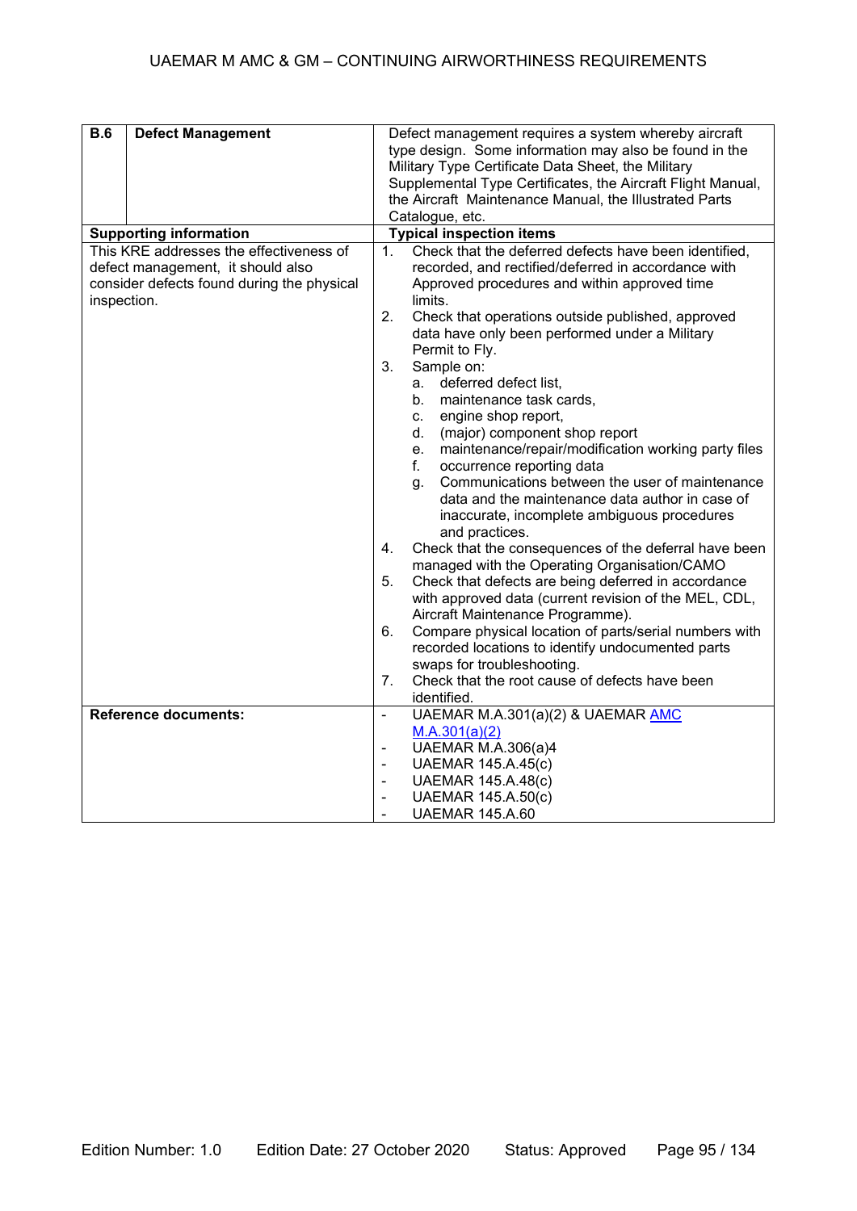| **B.6** | **Defect Management** | Defect management requires a system whereby aircraft type design. Some information may also be found in the Military Type Certificate Data Sheet, the Military Supplemental Type Certificates, the Aircraft Flight Manual, the Aircraft Maintenance Manual, the Illustrated Parts Catalogue, etc. |
|---|---|---|
| **Supporting information** | | **Typical inspection items** |
| This KRE addresses the effectiveness of defect management, it should also consider defects found during the physical inspection. | | 1. Check that the deferred defects have been identified, recorded, and rectified/deferred in accordance with Approved procedures and within approved time limits.<br>2. Check that operations outside published, approved data have only been performed under a Military Permit to Fly.<br>3. Sample on:<br>a. deferred defect list,<br>b. maintenance task cards,<br>c. engine shop report,<br>d. (major) component shop report<br>e. maintenance/repair/modification working party files<br>f. occurrence reporting data<br>g. Communications between the user of maintenance data and the maintenance data author in case of inaccurate, incomplete ambiguous procedures and practices.<br>4. Check that the consequences of the deferral have been managed with the Operating Organisation/CAMO<br>5. Check that defects are being deferred in accordance with approved data (current revision of the MEL, CDL, Aircraft Maintenance Programme).<br>6. Compare physical location of parts/serial numbers with recorded locations to identify undocumented parts swaps for troubleshooting.<br>7. Check that the root cause of defects have been identified. |
| **Reference documents:** | | - UAEMAR M.A.301(a)(2) & UAEMAR AMC M.A.301(a)(2)<br>- UAEMAR M.A.306(a)4<br>- UAEMAR 145.A.45(c)<br>- UAEMAR 145.A.48(c)<br>- UAEMAR 145.A.50(c)<br>- UAEMAR 145.A.60 |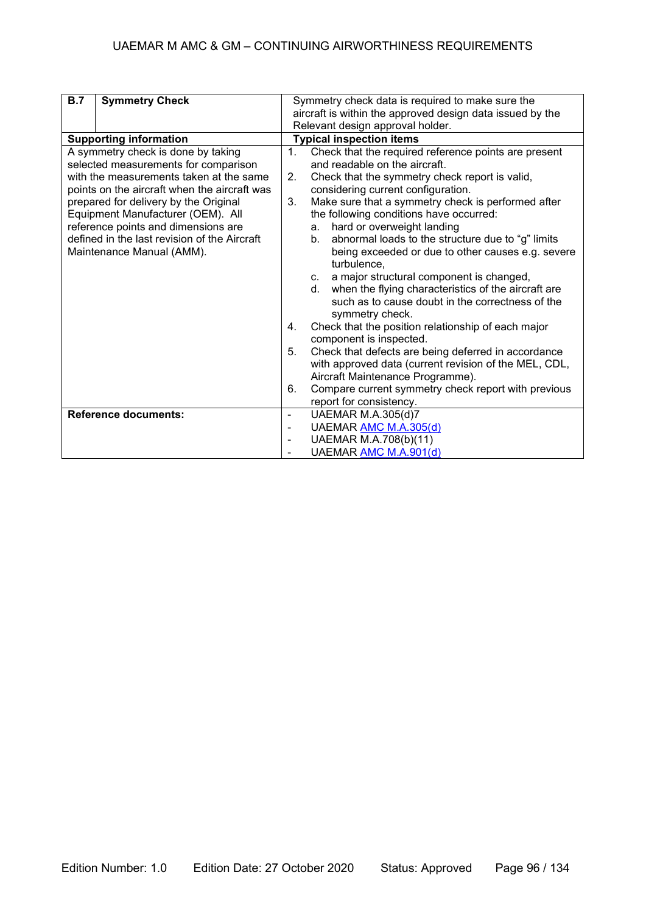| B.7 | Symmetry Check | Symmetry check data is required to make sure the aircraft is within the approved design data issued by the Relevant design approval holder. |
|---|---|---|
| **Supporting information** | | **Typical inspection items** |
| A symmetry check is done by taking selected measurements for comparison with the measurements taken at the same points on the aircraft when the aircraft was prepared for delivery by the Original Equipment Manufacturer (OEM). All reference points and dimensions are defined in the last revision of the Aircraft Maintenance Manual (AMM). | | 1. Check that the required reference points are present and readable on the aircraft.<br>2. Check that the symmetry check report is valid, considering current configuration.<br>3. Make sure that a symmetry check is performed after the following conditions have occurred:<br>a. hard or overweight landing<br>b. abnormal loads to the structure due to "g" limits being exceeded or due to other causes e.g. severe turbulence,<br>c. a major structural component is changed,<br>d. when the flying characteristics of the aircraft are such as to cause doubt in the correctness of the symmetry check.<br>4. Check that the position relationship of each major component is inspected.<br>5. Check that defects are being deferred in accordance with approved data (current revision of the MEL, CDL, Aircraft Maintenance Programme).<br>6. Compare current symmetry check report with previous report for consistency. |
| **Reference documents:** | | - UAEMAR M.A.305(d)7<br>- UAEMAR AMC M.A.305(d)<br>- UAEMAR M.A.708(b)(11)<br>- UAEMAR AMC M.A.901(d) |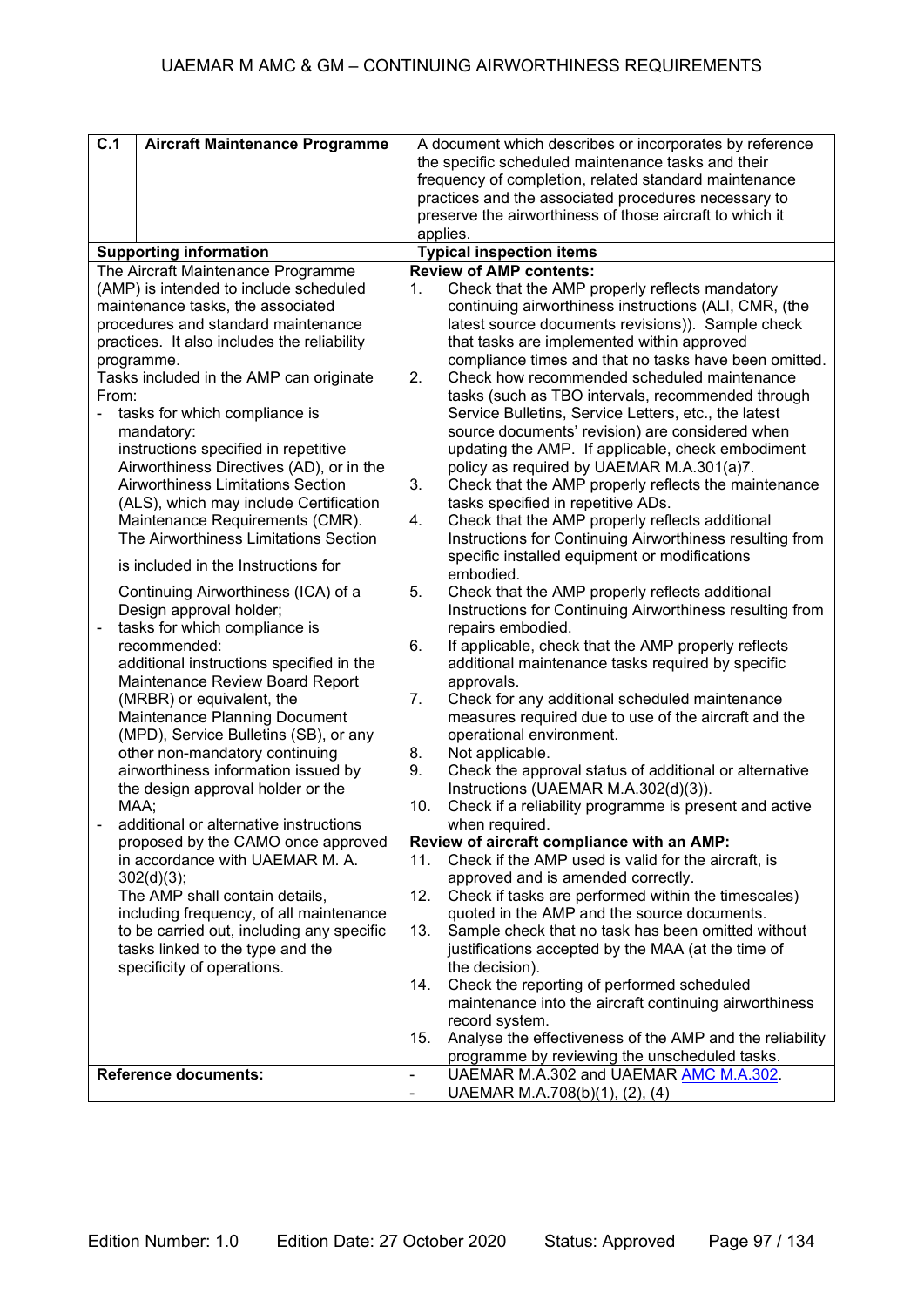| C.1 | Aircraft Maintenance Programme | A document which describes or incorporates by reference the specific scheduled maintenance tasks and their frequency of completion, related standard maintenance practices and the associated procedures necessary to preserve the airworthiness of those aircraft to which it applies. |
|---|---|---|
| **Supporting information** | | **Typical inspection items** |
| The Aircraft Maintenance Programme (AMP) is intended to include scheduled maintenance tasks, the associated procedures and standard maintenance practices. It also includes the reliability programme.<br>Tasks included in the AMP can originate From:<br>- tasks for which compliance is mandatory: instructions specified in repetitive Airworthiness Directives (AD), or in the Airworthiness Limitations Section (ALS), which may include Certification Maintenance Requirements (CMR). The Airworthiness Limitations Section is included in the Instructions for Continuing Airworthiness (ICA) of a Design approval holder;<br>- tasks for which compliance is recommended: additional instructions specified in the Maintenance Review Board Report (MRBR) or equivalent, the Maintenance Planning Document (MPD), Service Bulletins (SB), or any other non-mandatory continuing airworthiness information issued by the design approval holder or the MAA;<br>- additional or alternative instructions proposed by the CAMO once approved in accordance with UAEMAR M. A. 302(d)(3);<br>The AMP shall contain details, including frequency, of all maintenance to be carried out, including any specific tasks linked to the type and the specificity of operations. | | **Review of AMP contents:**<br>1. Check that the AMP properly reflects mandatory continuing airworthiness instructions (ALI, CMR, (the latest source documents revisions)). Sample check that tasks are implemented within approved compliance times and that no tasks have been omitted.<br>2. Check how recommended scheduled maintenance tasks (such as TBO intervals, recommended through Service Bulletins, Service Letters, etc., the latest source documents' revision) are considered when updating the AMP. If applicable, check embodiment policy as required by UAEMAR M.A.301(a)7.<br>3. Check that the AMP properly reflects the maintenance tasks specified in repetitive ADs.<br>4. Check that the AMP properly reflects additional Instructions for Continuing Airworthiness resulting from specific installed equipment or modifications embodied.<br>5. Check that the AMP properly reflects additional Instructions for Continuing Airworthiness resulting from repairs embodied.<br>6. If applicable, check that the AMP properly reflects additional maintenance tasks required by specific approvals.<br>7. Check for any additional scheduled maintenance measures required due to use of the aircraft and the operational environment.<br>8. Not applicable.<br>9. Check the approval status of additional or alternative Instructions (UAEMAR M.A.302(d)(3)).<br>10. Check if a reliability programme is present and active when required.<br>**Review of aircraft compliance with an AMP:**<br>11. Check if the AMP used is valid for the aircraft, is approved and is amended correctly.<br>12. Check if tasks are performed within the timescales) quoted in the AMP and the source documents.<br>13. Sample check that no task has been omitted without justifications accepted by the MAA (at the time of the decision).<br>14. Check the reporting of performed scheduled maintenance into the aircraft continuing airworthiness record system.<br>15. Analyse the effectiveness of the AMP and the reliability programme by reviewing the unscheduled tasks. |
| **Reference documents:** | | - UAEMAR M.A.302 and UAEMAR AMC M.A.302.<br>- UAEMAR M.A.708(b)(1), (2), (4) |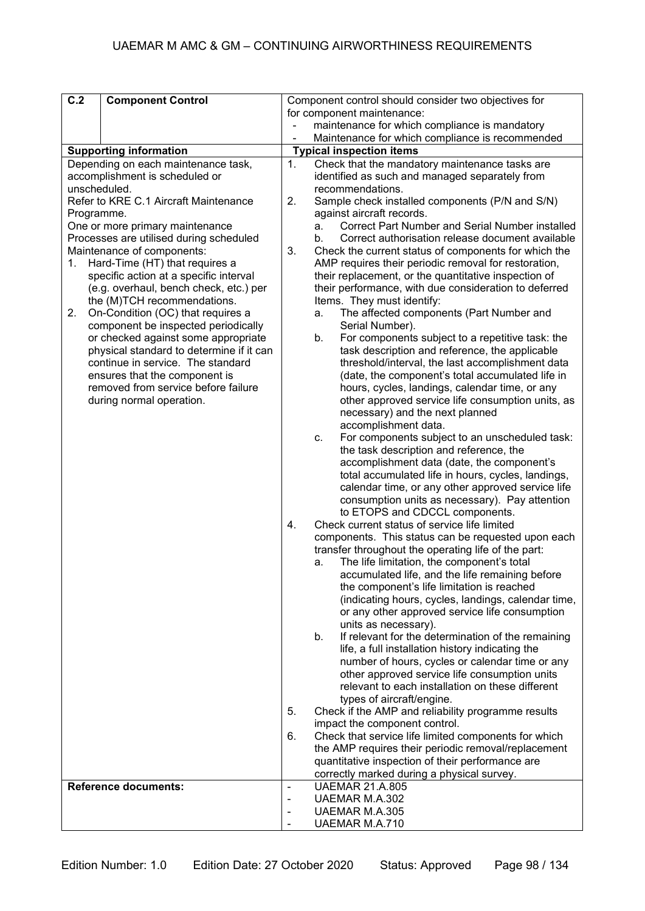| C.2 | Component Control | Component control should consider two objectives for for component maintenance:<br>- maintenance for which compliance is mandatory<br>- Maintenance for which compliance is recommended |
|---|---|---|
| **Supporting information** | | **Typical inspection items** |
| Depending on each maintenance task, accomplishment is scheduled or unscheduled.<br>Refer to KRE C.1 Aircraft Maintenance Programme.<br>One or more primary maintenance Processes are utilised during scheduled Maintenance of components:<br>1. Hard-Time (HT) that requires a specific action at a specific interval (e.g. overhaul, bench check, etc.) per the (M)TCH recommendations.<br>2. On-Condition (OC) that requires a component be inspected periodically or checked against some appropriate physical standard to determine if it can continue in service. The standard ensures that the component is removed from service before failure during normal operation. | | 1. Check that the mandatory maintenance tasks are identified as such and managed separately from recommendations.<br>2. Sample check installed components (P/N and S/N) against aircraft records.<br>a. Correct Part Number and Serial Number installed<br>b. Correct authorisation release document available<br>3. Check the current status of components for which the AMP requires their periodic removal for restoration, their replacement, or the quantitative inspection of their performance, with due consideration to deferred Items. They must identify:<br>a. The affected components (Part Number and Serial Number).<br>b. For components subject to a repetitive task: the task description and reference, the applicable threshold/interval, the last accomplishment data (date, the component's total accumulated life in hours, cycles, landings, calendar time, or any other approved service life consumption units, as necessary) and the next planned accomplishment data.<br>c. For components subject to an unscheduled task: the task description and reference, the accomplishment data (date, the component's total accumulated life in hours, cycles, landings, calendar time, or any other approved service life consumption units as necessary). Pay attention to ETOPS and CDCCL components.<br>4. Check current status of service life limited components. This status can be requested upon each transfer throughout the operating life of the part:<br>a. The life limitation, the component's total accumulated life, and the life remaining before the component's life limitation is reached (indicating hours, cycles, landings, calendar time, or any other approved service life consumption units as necessary).<br>b. If relevant for the determination of the remaining life, a full installation history indicating the number of hours, cycles or calendar time or any other approved service life consumption units relevant to each installation on these different types of aircraft/engine.<br>5. Check if the AMP and reliability programme results impact the component control.<br>6. Check that service life limited components for which the AMP requires their periodic removal/replacement quantitative inspection of their performance are correctly marked during a physical survey. |
| **Reference documents:** | | - UAEMAR 21.A.805<br>- UAEMAR M.A.302<br>- UAEMAR M.A.305<br>- UAEMAR M.A.710 |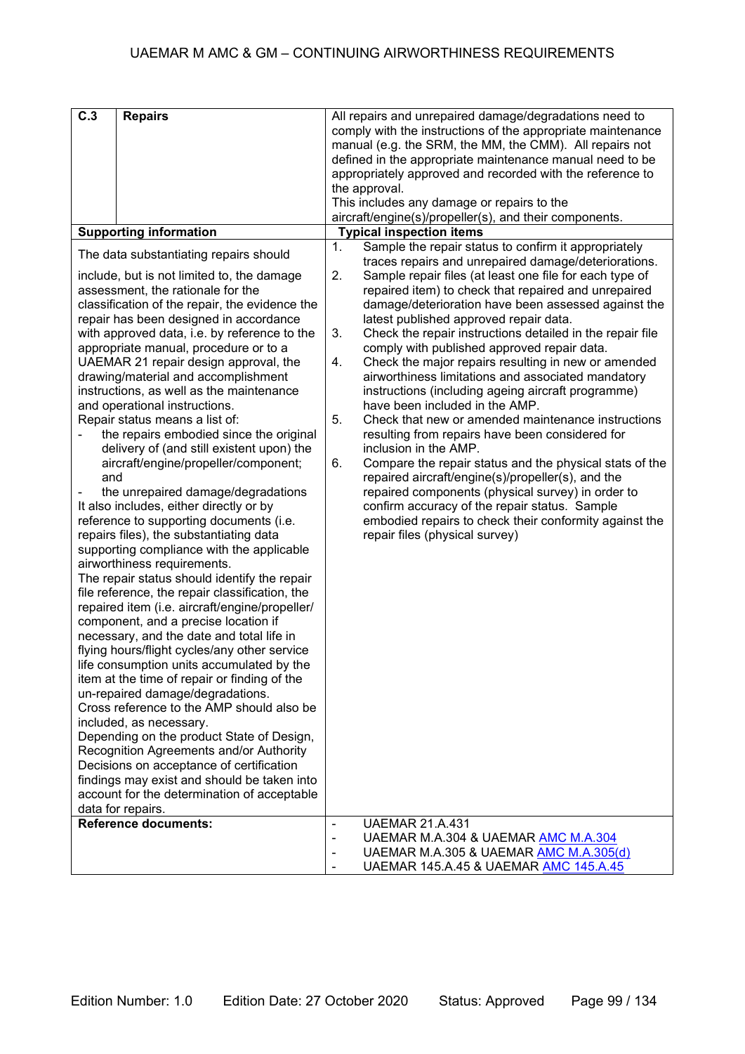| C.3 | Repairs | All repairs and unrepaired damage/degradations need to comply with the instructions of the appropriate maintenance manual (e.g. the SRM, the MM, the CMM). All repairs not defined in the appropriate maintenance manual need to be appropriately approved and recorded with the reference to the approval.<br>This includes any damage or repairs to the aircraft/engine(s)/propeller(s), and their components. |
|---|---|---|
| **Supporting information** | | **Typical inspection items** |
| The data substantiating repairs should include, but is not limited to, the damage assessment, the rationale for the classification of the repair, the evidence the repair has been designed in accordance with approved data, i.e. by reference to the appropriate manual, procedure or to a UAEMAR 21 repair design approval, the drawing/material and accomplishment instructions, as well as the maintenance and operational instructions.<br>Repair status means a list of:<br>- the repairs embodied since the original delivery of (and still existent upon) the aircraft/engine/propeller/component; and<br>- the unrepaired damage/degradations<br>It also includes, either directly or by reference to supporting documents (i.e. repairs files), the substantiating data supporting compliance with the applicable airworthiness requirements.<br>The repair status should identify the repair file reference, the repair classification, the repaired item (i.e. aircraft/engine/propeller/ component, and a precise location if necessary, and the date and total life in flying hours/flight cycles/any other service life consumption units accumulated by the item at the time of repair or finding of the un-repaired damage/degradations.<br>Cross reference to the AMP should also be included, as necessary.<br>Depending on the product State of Design, Recognition Agreements and/or Authority Decisions on acceptance of certification findings may exist and should be taken into account for the determination of acceptable data for repairs. | | 1. Sample the repair status to confirm it appropriately traces repairs and unrepaired damage/deteriorations.<br>2. Sample repair files (at least one file for each type of repaired item) to check that repaired and unrepaired damage/deterioration have been assessed against the latest published approved repair data.<br>3. Check the repair instructions detailed in the repair file comply with published approved repair data.<br>4. Check the major repairs resulting in new or amended airworthiness limitations and associated mandatory instructions (including ageing aircraft programme) have been included in the AMP.<br>5. Check that new or amended maintenance instructions resulting from repairs have been considered for inclusion in the AMP.<br>6. Compare the repair status and the physical stats of the repaired aircraft/engine(s)/propeller(s), and the repaired components (physical survey) in order to confirm accuracy of the repair status. Sample embodied repairs to check their conformity against the repair files (physical survey) |
| **Reference documents:** | | - UAEMAR 21.A.431<br>- UAEMAR M.A.304 & UAEMAR AMC M.A.304<br>- UAEMAR M.A.305 & UAEMAR AMC M.A.305(d)<br>- UAEMAR 145.A.45 & UAEMAR AMC 145.A.45 |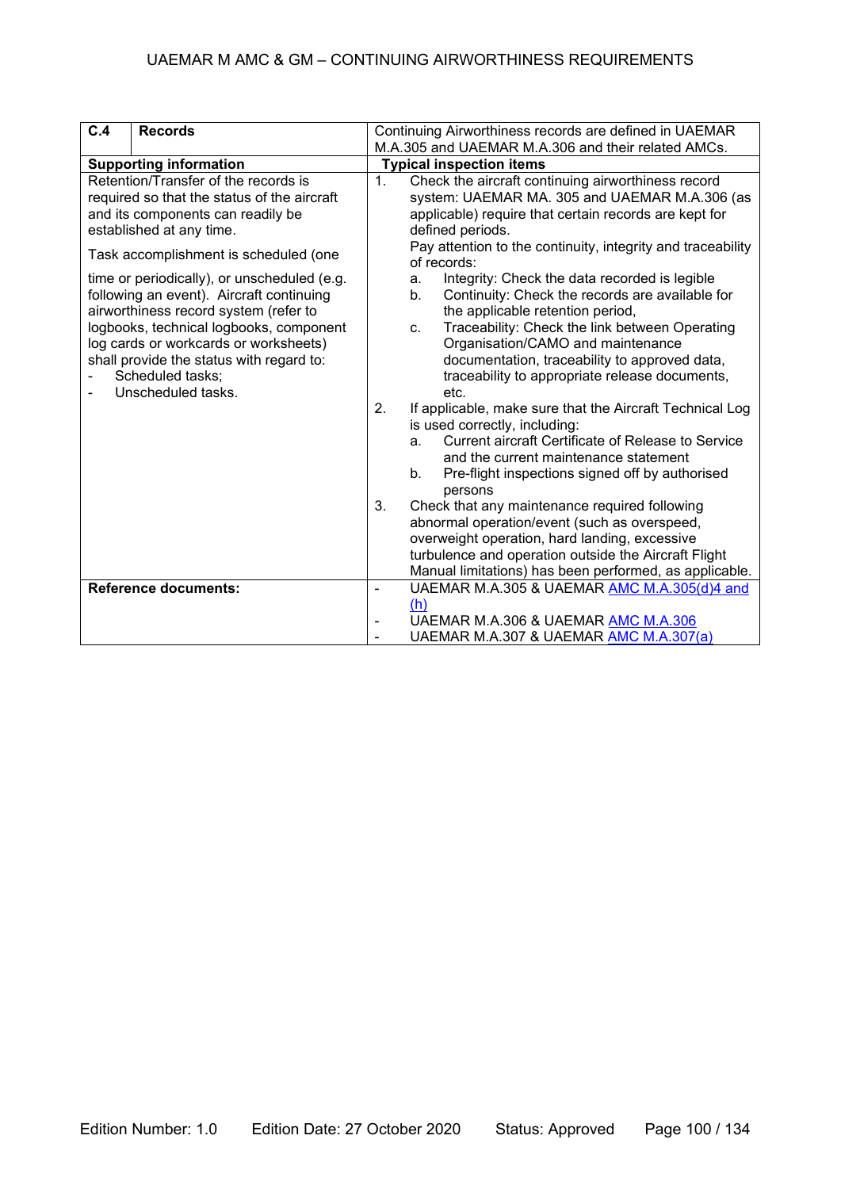| C.4 | Records | Continuing Airworthiness records are defined in UAEMAR M.A.305 and UAEMAR M.A.306 and their related AMCs. |
|---|---|---|
| **Supporting information** | | **Typical inspection items** |
| Retention/Transfer of the records is required so that the status of the aircraft and its components can readily be established at any time.<br><br>Task accomplishment is scheduled (one time or periodically), or unscheduled (e.g. following an event). Aircraft continuing airworthiness record system (refer to logbooks, technical logbooks, component log cards or workcards or worksheets) shall provide the status with regard to:<br>- Scheduled tasks;<br>- Unscheduled tasks. | | 1. Check the aircraft continuing airworthiness record system: UAEMAR MA. 305 and UAEMAR M.A.306 (as applicable) require that certain records are kept for defined periods.<br>Pay attention to the continuity, integrity and traceability of records:<br>a. Integrity: Check the data recorded is legible<br>b. Continuity: Check the records are available for the applicable retention period,<br>c. Traceability: Check the link between Operating Organisation/CAMO and maintenance documentation, traceability to approved data, traceability to appropriate release documents, etc.<br>2. If applicable, make sure that the Aircraft Technical Log is used correctly, including:<br>a. Current aircraft Certificate of Release to Service and the current maintenance statement<br>b. Pre-flight inspections signed off by authorised persons<br>3. Check that any maintenance required following abnormal operation/event (such as overspeed, overweight operation, hard landing, excessive turbulence and operation outside the Aircraft Flight Manual limitations) has been performed, as applicable. |
| **Reference documents:** | | - UAEMAR M.A.305 & UAEMAR AMC M.A.305(d)4 and (h)<br>- UAEMAR M.A.306 & UAEMAR AMC M.A.306<br>- UAEMAR M.A.307 & UAEMAR AMC M.A.307(a) |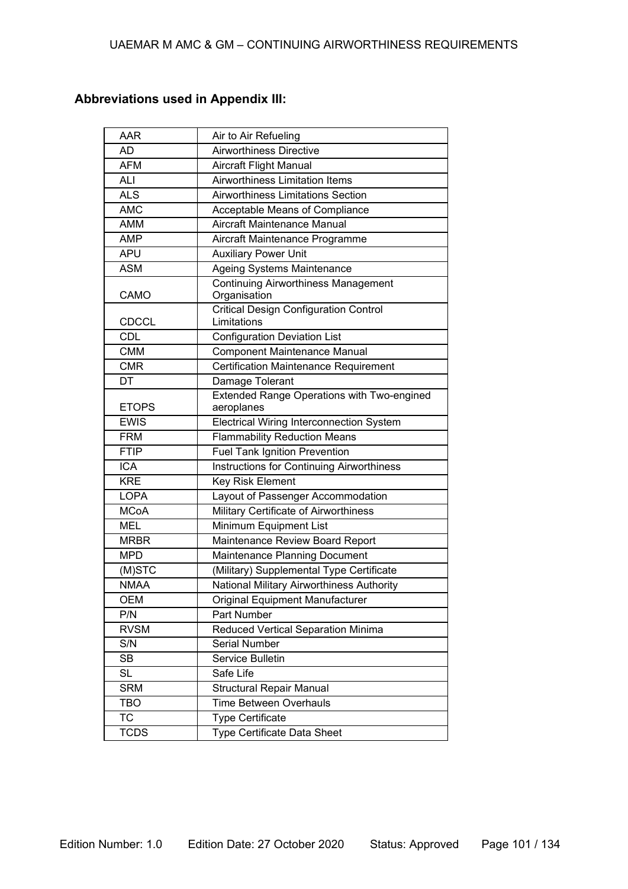**Abbreviations used in Appendix III:**

| | |
|---|---|
| AAR | Air to Air Refueling |
| AD | Airworthiness Directive |
| AFM | Aircraft Flight Manual |
| ALI | Airworthiness Limitation Items |
| ALS | Airworthiness Limitations Section |
| AMC | Acceptable Means of Compliance |
| AMM | Aircraft Maintenance Manual |
| AMP | Aircraft Maintenance Programme |
| APU | Auxiliary Power Unit |
| ASM | Ageing Systems Maintenance |
| CAMO | Continuing Airworthiness Management Organisation |
| CDCCL | Critical Design Configuration Control Limitations |
| CDL | Configuration Deviation List |
| CMM | Component Maintenance Manual |
| CMR | Certification Maintenance Requirement |
| DT | Damage Tolerant |
| ETOPS | Extended Range Operations with Two-engined aeroplanes |
| EWIS | Electrical Wiring Interconnection System |
| FRM | Flammability Reduction Means |
| FTIP | Fuel Tank Ignition Prevention |
| ICA | Instructions for Continuing Airworthiness |
| KRE | Key Risk Element |
| LOPA | Layout of Passenger Accommodation |
| MCoA | Military Certificate of Airworthiness |
| MEL | Minimum Equipment List |
| MRBR | Maintenance Review Board Report |
| MPD | Maintenance Planning Document |
| (M)STC | (Military) Supplemental Type Certificate |
| NMAA | National Military Airworthiness Authority |
| OEM | Original Equipment Manufacturer |
| P/N | Part Number |
| RVSM | Reduced Vertical Separation Minima |
| S/N | Serial Number |
| SB | Service Bulletin |
| SL | Safe Life |
| SRM | Structural Repair Manual |
| TBO | Time Between Overhauls |
| TC | Type Certificate |
| TCDS | Type Certificate Data Sheet |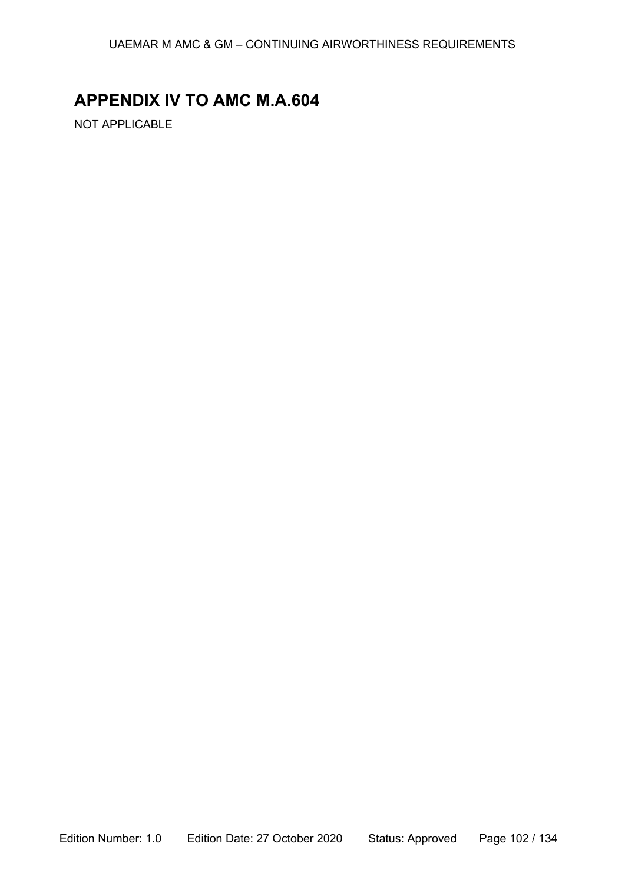# APPENDIX IV TO AMC M.A.604

NOT APPLICABLE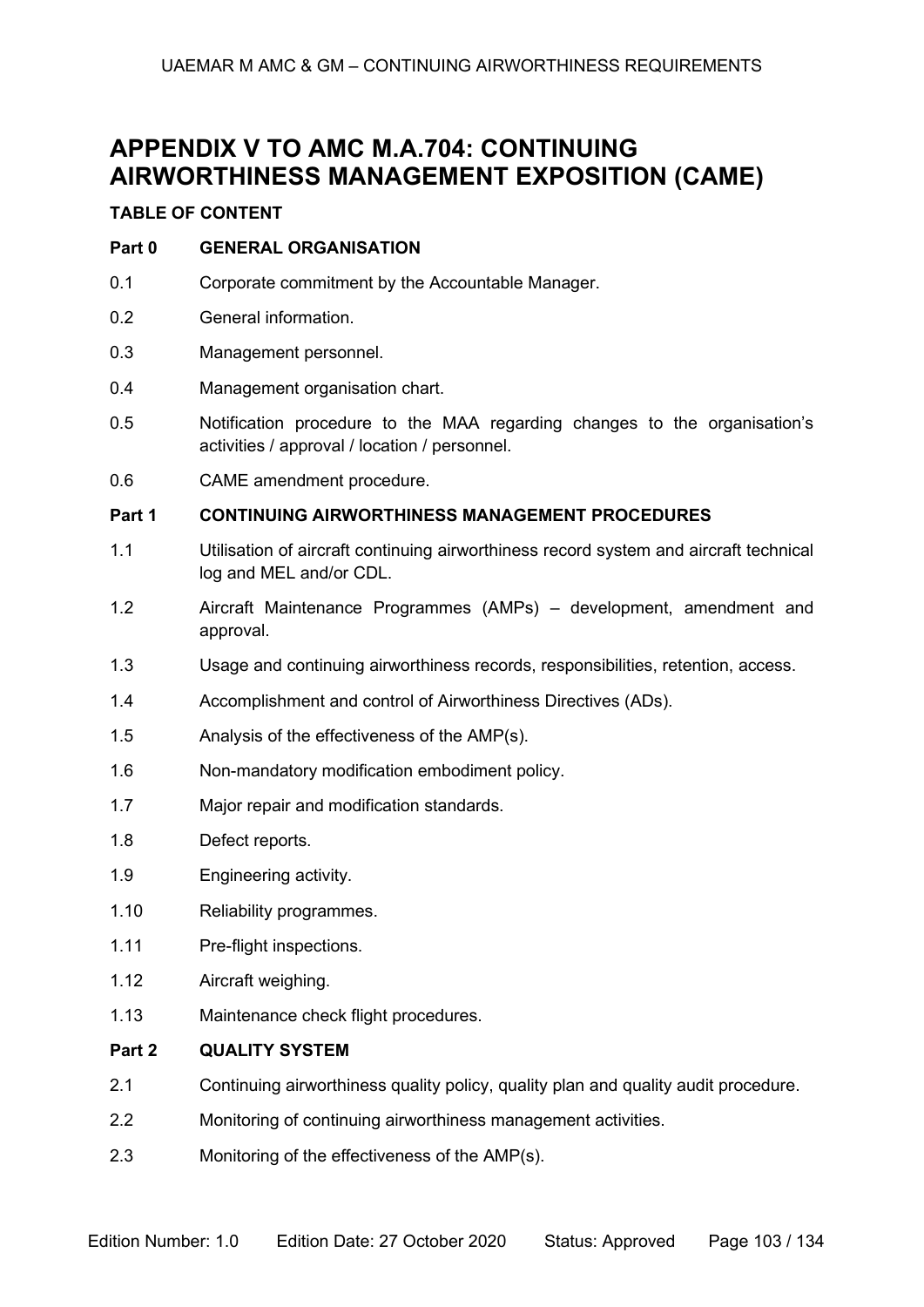# APPENDIX V TO AMC M.A.704: CONTINUING AIRWORTHINESS MANAGEMENT EXPOSITION (CAME)

**TABLE OF CONTENT**

**Part 0 GENERAL ORGANISATION**

0.1 Corporate commitment by the Accountable Manager.

0.2 General information.

0.3 Management personnel.

0.4 Management organisation chart.

0.5 Notification procedure to the MAA regarding changes to the organisation's activities / approval / location / personnel.

0.6 CAME amendment procedure.

**Part 1 CONTINUING AIRWORTHINESS MANAGEMENT PROCEDURES**

1.1 Utilisation of aircraft continuing airworthiness record system and aircraft technical log and MEL and/or CDL.

1.2 Aircraft Maintenance Programmes (AMPs) – development, amendment and approval.

1.3 Usage and continuing airworthiness records, responsibilities, retention, access.

1.4 Accomplishment and control of Airworthiness Directives (ADs).

1.5 Analysis of the effectiveness of the AMP(s).

1.6 Non-mandatory modification embodiment policy.

1.7 Major repair and modification standards.

1.8 Defect reports.

1.9 Engineering activity.

1.10 Reliability programmes.

1.11 Pre-flight inspections.

1.12 Aircraft weighing.

1.13 Maintenance check flight procedures.

**Part 2 QUALITY SYSTEM**

2.1 Continuing airworthiness quality policy, quality plan and quality audit procedure.

2.2 Monitoring of continuing airworthiness management activities.

2.3 Monitoring of the effectiveness of the AMP(s).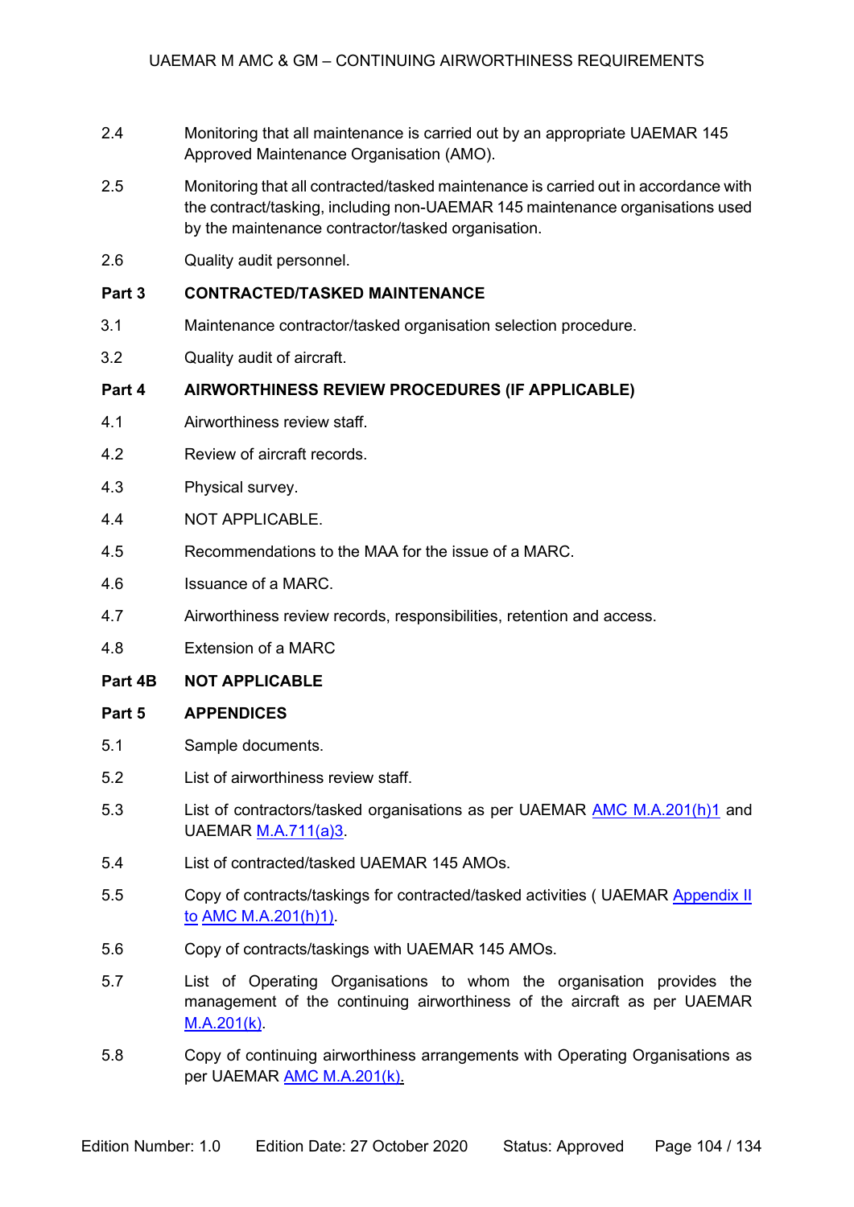2.4 Monitoring that all maintenance is carried out by an appropriate UAEMAR 145 Approved Maintenance Organisation (AMO).

2.5 Monitoring that all contracted/tasked maintenance is carried out in accordance with the contract/tasking, including non-UAEMAR 145 maintenance organisations used by the maintenance contractor/tasked organisation.

2.6 Quality audit personnel.

**Part 3 CONTRACTED/TASKED MAINTENANCE**

3.1 Maintenance contractor/tasked organisation selection procedure.

3.2 Quality audit of aircraft.

**Part 4 AIRWORTHINESS REVIEW PROCEDURES (IF APPLICABLE)**

4.1 Airworthiness review staff.

4.2 Review of aircraft records.

4.3 Physical survey.

4.4 NOT APPLICABLE.

4.5 Recommendations to the MAA for the issue of a MARC.

4.6 Issuance of a MARC.

4.7 Airworthiness review records, responsibilities, retention and access.

4.8 Extension of a MARC

**Part 4B NOT APPLICABLE**

**Part 5 APPENDICES**

5.1 Sample documents.

5.2 List of airworthiness review staff.

5.3 List of contractors/tasked organisations as per UAEMAR AMC M.A.201(h)1 and UAEMAR M.A.711(a)3.

5.4 List of contracted/tasked UAEMAR 145 AMOs.

5.5 Copy of contracts/taskings for contracted/tasked activities ( UAEMAR Appendix II to AMC M.A.201(h)1).

5.6 Copy of contracts/taskings with UAEMAR 145 AMOs.

5.7 List of Operating Organisations to whom the organisation provides the management of the continuing airworthiness of the aircraft as per UAEMAR M.A.201(k).

5.8 Copy of continuing airworthiness arrangements with Operating Organisations as per UAEMAR AMC M.A.201(k).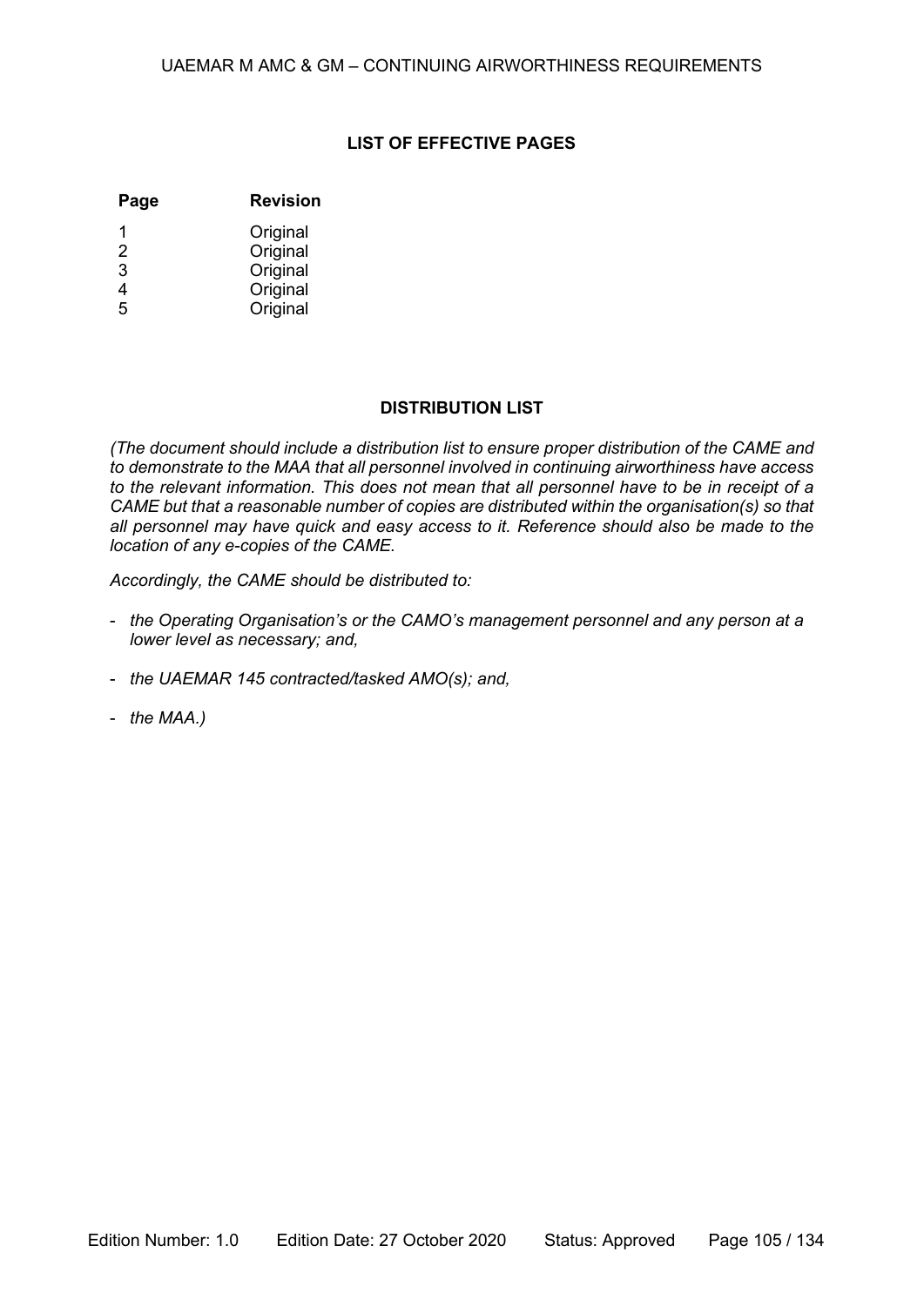## LIST OF EFFECTIVE PAGES

| Page | Revision |
| --- | --- |
| 1 | Original |
| 2 | Original |
| 3 | Original |
| 4 | Original |
| 5 | Original |

## DISTRIBUTION LIST

*(The document should include a distribution list to ensure proper distribution of the CAME and to demonstrate to the MAA that all personnel involved in continuing airworthiness have access to the relevant information. This does not mean that all personnel have to be in receipt of a CAME but that a reasonable number of copies are distributed within the organisation(s) so that all personnel may have quick and easy access to it. Reference should also be made to the location of any e-copies of the CAME.*

*Accordingly, the CAME should be distributed to:*

- *the Operating Organisation's or the CAMO's management personnel and any person at a lower level as necessary; and,*
- *the UAEMAR 145 contracted/tasked AMO(s); and,*
- *the MAA.)*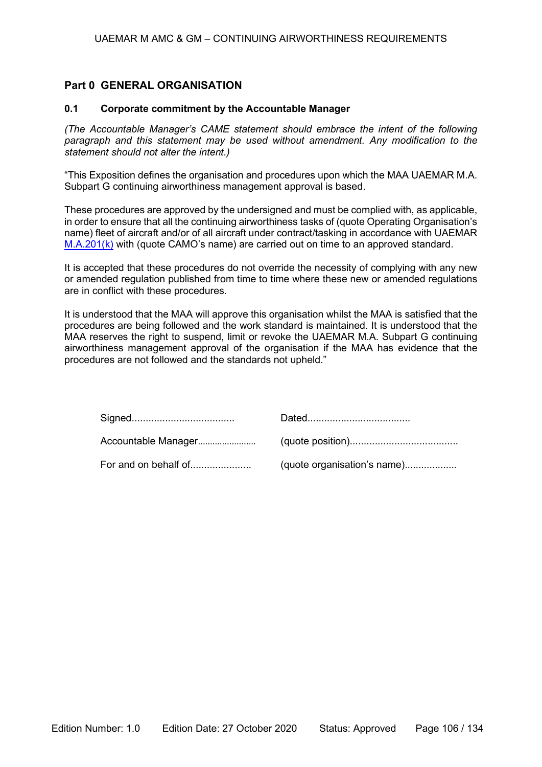## Part 0 GENERAL ORGANISATION

### 0.1 Corporate commitment by the Accountable Manager

*(The Accountable Manager's CAME statement should embrace the intent of the following paragraph and this statement may be used without amendment. Any modification to the statement should not alter the intent.)*

"This Exposition defines the organisation and procedures upon which the MAA UAEMAR M.A. Subpart G continuing airworthiness management approval is based.

These procedures are approved by the undersigned and must be complied with, as applicable, in order to ensure that all the continuing airworthiness tasks of (quote Operating Organisation's name) fleet of aircraft and/or of all aircraft under contract/tasking in accordance with UAEMAR M.A.201(k) with (quote CAMO's name) are carried out on time to an approved standard.

It is accepted that these procedures do not override the necessity of complying with any new or amended regulation published from time to time where these new or amended regulations are in conflict with these procedures.

It is understood that the MAA will approve this organisation whilst the MAA is satisfied that the procedures are being followed and the work standard is maintained. It is understood that the MAA reserves the right to suspend, limit or revoke the UAEMAR M.A. Subpart G continuing airworthiness management approval of the organisation if the MAA has evidence that the procedures are not followed and the standards not upheld."

Signed.................................... Dated....................................

Accountable Manager....................... (quote position)......................................

For and on behalf of..................... (quote organisation's name)..................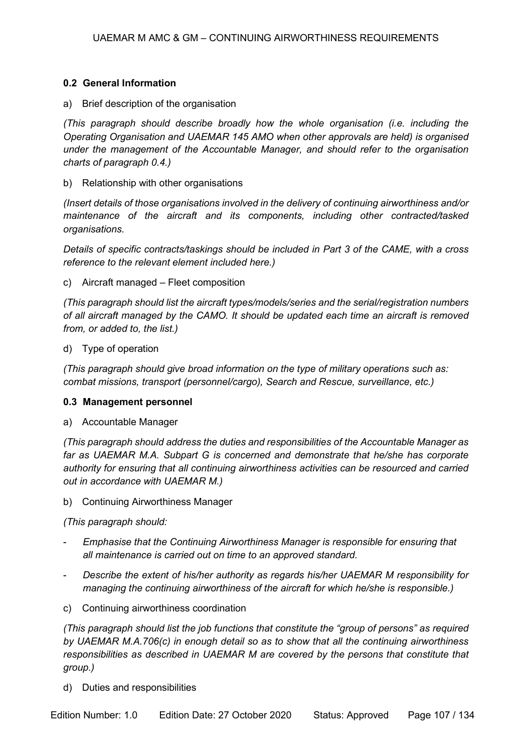### 0.2 General Information

a) Brief description of the organisation

*(This paragraph should describe broadly how the whole organisation (i.e. including the Operating Organisation and UAEMAR 145 AMO when other approvals are held) is organised under the management of the Accountable Manager, and should refer to the organisation charts of paragraph 0.4.)*

b) Relationship with other organisations

*(Insert details of those organisations involved in the delivery of continuing airworthiness and/or maintenance of the aircraft and its components, including other contracted/tasked organisations.*

*Details of specific contracts/taskings should be included in Part 3 of the CAME, with a cross reference to the relevant element included here.)*

c) Aircraft managed – Fleet composition

*(This paragraph should list the aircraft types/models/series and the serial/registration numbers of all aircraft managed by the CAMO. It should be updated each time an aircraft is removed from, or added to, the list.)*

d) Type of operation

*(This paragraph should give broad information on the type of military operations such as: combat missions, transport (personnel/cargo), Search and Rescue, surveillance, etc.)*

### 0.3 Management personnel

a) Accountable Manager

*(This paragraph should address the duties and responsibilities of the Accountable Manager as far as UAEMAR M.A. Subpart G is concerned and demonstrate that he/she has corporate authority for ensuring that all continuing airworthiness activities can be resourced and carried out in accordance with UAEMAR M.)*

b) Continuing Airworthiness Manager

*(This paragraph should:*

- *Emphasise that the Continuing Airworthiness Manager is responsible for ensuring that all maintenance is carried out on time to an approved standard.*
- *Describe the extent of his/her authority as regards his/her UAEMAR M responsibility for managing the continuing airworthiness of the aircraft for which he/she is responsible.)*

c) Continuing airworthiness coordination

*(This paragraph should list the job functions that constitute the "group of persons" as required by UAEMAR M.A.706(c) in enough detail so as to show that all the continuing airworthiness responsibilities as described in UAEMAR M are covered by the persons that constitute that group.)*

d) Duties and responsibilities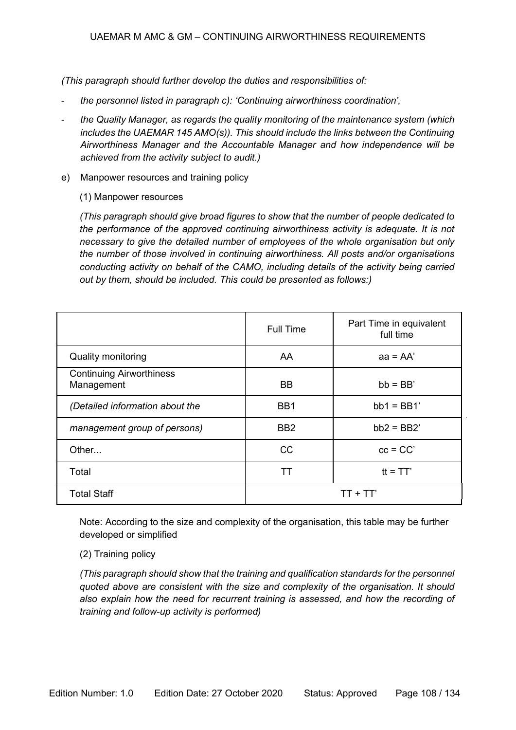*(This paragraph should further develop the duties and responsibilities of:*

- *the personnel listed in paragraph c): 'Continuing airworthiness coordination',*
- *the Quality Manager, as regards the quality monitoring of the maintenance system (which includes the UAEMAR 145 AMO(s)). This should include the links between the Continuing Airworthiness Manager and the Accountable Manager and how independence will be achieved from the activity subject to audit.)*

e) Manpower resources and training policy

(1) Manpower resources

*(This paragraph should give broad figures to show that the number of people dedicated to the performance of the approved continuing airworthiness activity is adequate. It is not necessary to give the detailed number of employees of the whole organisation but only the number of those involved in continuing airworthiness. All posts and/or organisations conducting activity on behalf of the CAMO, including details of the activity being carried out by them, should be included. This could be presented as follows:)*

| | Full Time | Part Time in equivalent full time |
|---|---|---|
| Quality monitoring | AA | aa = AA' |
| Continuing Airworthiness Management | BB | bb = BB' |
| *(Detailed information about the* | BB1 | bb1 = BB1' |
| *management group of persons)* | BB2 | bb2 = BB2' |
| Other... | CC | cc = CC' |
| Total | TT | tt = TT' |
| Total Staff | TT + TT' | |

Note: According to the size and complexity of the organisation, this table may be further developed or simplified

(2) Training policy

*(This paragraph should show that the training and qualification standards for the personnel quoted above are consistent with the size and complexity of the organisation. It should also explain how the need for recurrent training is assessed, and how the recording of training and follow-up activity is performed)*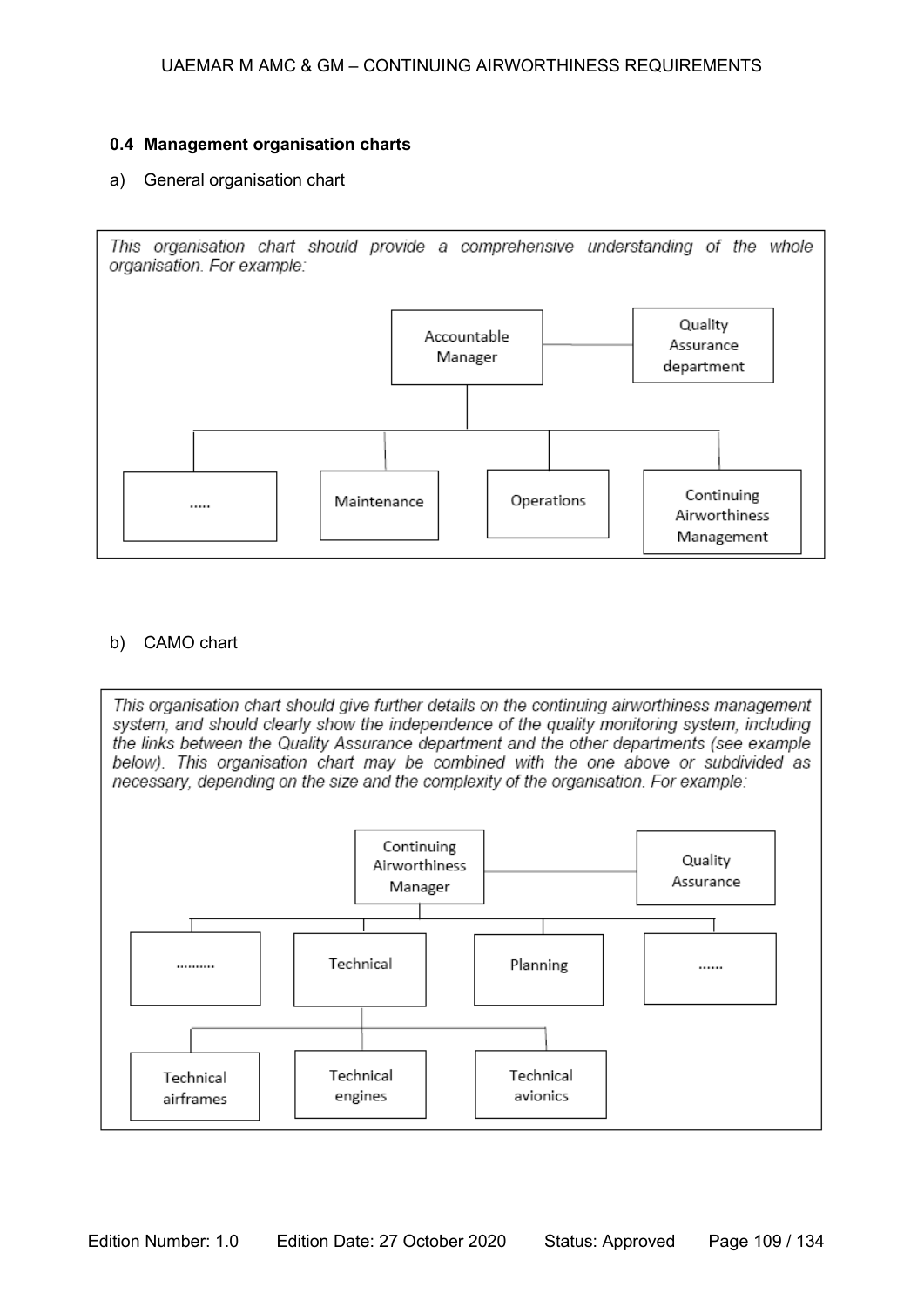#### 0.4 Management organisation charts

a) General organisation chart

*This organisation chart should provide a comprehensive understanding of the whole organisation. For example:*

Accountable Manager — Quality Assurance department

- .....
- Maintenance
- Operations
- Continuing Airworthiness Management

b) CAMO chart

*This organisation chart should give further details on the continuing airworthiness management system, and should clearly show the independence of the quality monitoring system, including the links between the Quality Assurance department and the other departments (see example below). This organisation chart may be combined with the one above or subdivided as necessary, depending on the size and the complexity of the organisation. For example:*

Continuing Airworthiness Manager — Quality Assurance

- .........
- Technical
  - Technical airframes
  - Technical engines
  - Technical avionics
- Planning
- ......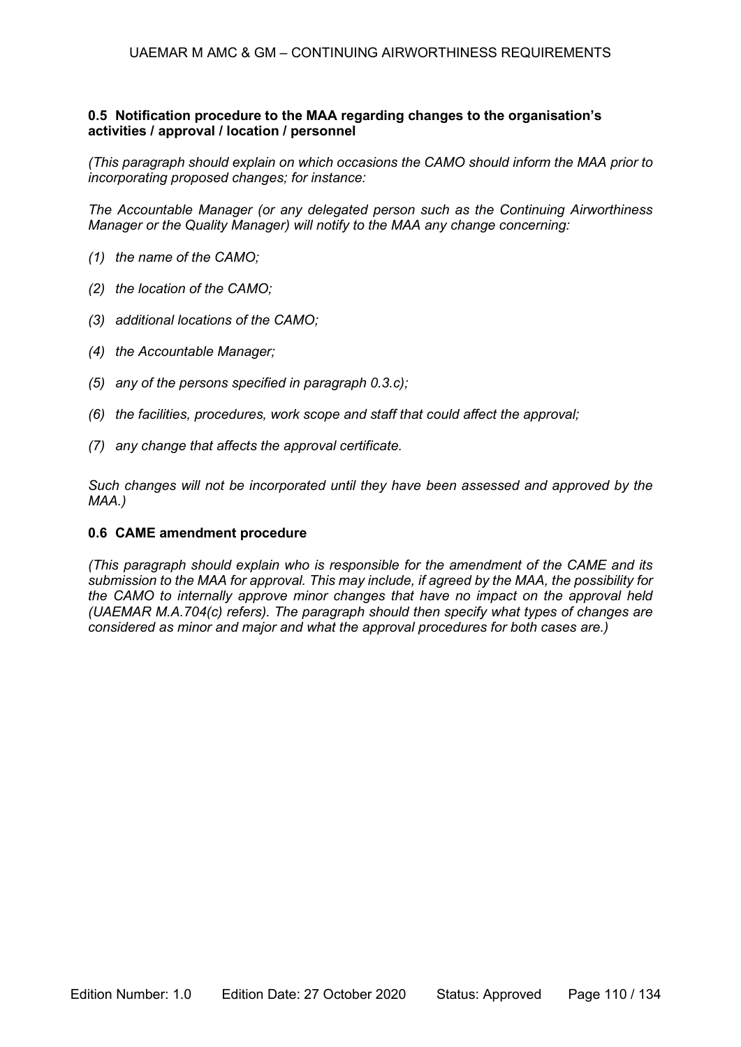### 0.5 Notification procedure to the MAA regarding changes to the organisation's activities / approval / location / personnel

*(This paragraph should explain on which occasions the CAMO should inform the MAA prior to incorporating proposed changes; for instance:*

*The Accountable Manager (or any delegated person such as the Continuing Airworthiness Manager or the Quality Manager) will notify to the MAA any change concerning:*

*(1) the name of the CAMO;*

*(2) the location of the CAMO;*

*(3) additional locations of the CAMO;*

*(4) the Accountable Manager;*

*(5) any of the persons specified in paragraph 0.3.c);*

*(6) the facilities, procedures, work scope and staff that could affect the approval;*

*(7) any change that affects the approval certificate.*

*Such changes will not be incorporated until they have been assessed and approved by the MAA.)*

### 0.6 CAME amendment procedure

*(This paragraph should explain who is responsible for the amendment of the CAME and its submission to the MAA for approval. This may include, if agreed by the MAA, the possibility for the CAMO to internally approve minor changes that have no impact on the approval held (UAEMAR M.A.704(c) refers). The paragraph should then specify what types of changes are considered as minor and major and what the approval procedures for both cases are.)*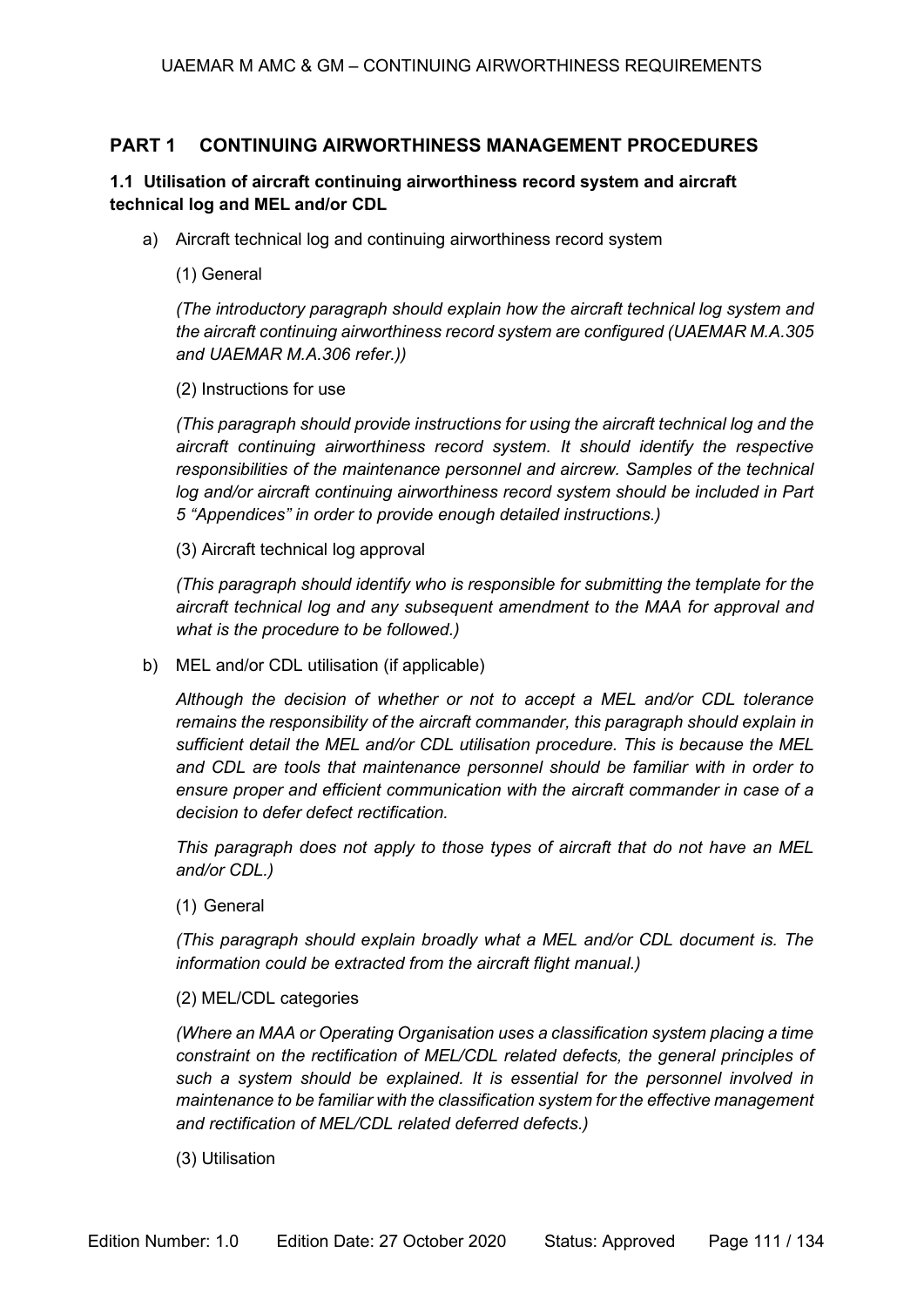## PART 1 CONTINUING AIRWORTHINESS MANAGEMENT PROCEDURES

### 1.1 Utilisation of aircraft continuing airworthiness record system and aircraft technical log and MEL and/or CDL

a) Aircraft technical log and continuing airworthiness record system

(1) General

*(The introductory paragraph should explain how the aircraft technical log system and the aircraft continuing airworthiness record system are configured (UAEMAR M.A.305 and UAEMAR M.A.306 refer.))*

(2) Instructions for use

*(This paragraph should provide instructions for using the aircraft technical log and the aircraft continuing airworthiness record system. It should identify the respective responsibilities of the maintenance personnel and aircrew. Samples of the technical log and/or aircraft continuing airworthiness record system should be included in Part 5 "Appendices" in order to provide enough detailed instructions.)*

(3) Aircraft technical log approval

*(This paragraph should identify who is responsible for submitting the template for the aircraft technical log and any subsequent amendment to the MAA for approval and what is the procedure to be followed.)*

b) MEL and/or CDL utilisation (if applicable)

*Although the decision of whether or not to accept a MEL and/or CDL tolerance remains the responsibility of the aircraft commander, this paragraph should explain in sufficient detail the MEL and/or CDL utilisation procedure. This is because the MEL and CDL are tools that maintenance personnel should be familiar with in order to ensure proper and efficient communication with the aircraft commander in case of a decision to defer defect rectification.*

*This paragraph does not apply to those types of aircraft that do not have an MEL and/or CDL.)*

(1) General

*(This paragraph should explain broadly what a MEL and/or CDL document is. The information could be extracted from the aircraft flight manual.)*

(2) MEL/CDL categories

*(Where an MAA or Operating Organisation uses a classification system placing a time constraint on the rectification of MEL/CDL related defects, the general principles of such a system should be explained. It is essential for the personnel involved in maintenance to be familiar with the classification system for the effective management and rectification of MEL/CDL related deferred defects.)*

(3) Utilisation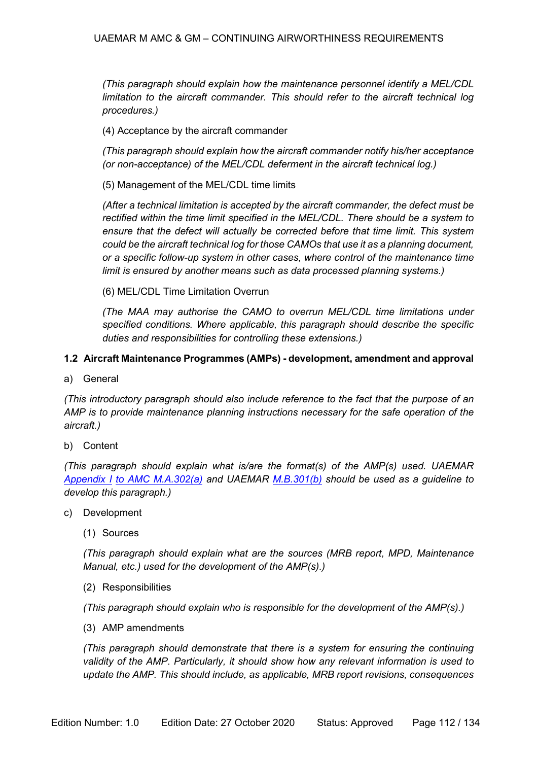*(This paragraph should explain how the maintenance personnel identify a MEL/CDL limitation to the aircraft commander. This should refer to the aircraft technical log procedures.)*

(4) Acceptance by the aircraft commander

*(This paragraph should explain how the aircraft commander notify his/her acceptance (or non-acceptance) of the MEL/CDL deferment in the aircraft technical log.)*

(5) Management of the MEL/CDL time limits

*(After a technical limitation is accepted by the aircraft commander, the defect must be rectified within the time limit specified in the MEL/CDL. There should be a system to ensure that the defect will actually be corrected before that time limit. This system could be the aircraft technical log for those CAMOs that use it as a planning document, or a specific follow-up system in other cases, where control of the maintenance time limit is ensured by another means such as data processed planning systems.)*

(6) MEL/CDL Time Limitation Overrun

*(The MAA may authorise the CAMO to overrun MEL/CDL time limitations under specified conditions. Where applicable, this paragraph should describe the specific duties and responsibilities for controlling these extensions.)*

**1.2 Aircraft Maintenance Programmes (AMPs) - development, amendment and approval**

a) General

*(This introductory paragraph should also include reference to the fact that the purpose of an AMP is to provide maintenance planning instructions necessary for the safe operation of the aircraft.)*

b) Content

*(This paragraph should explain what is/are the format(s) of the AMP(s) used. UAEMAR Appendix I to AMC M.A.302(a) and UAEMAR M.B.301(b) should be used as a guideline to develop this paragraph.)*

c) Development

(1) Sources

*(This paragraph should explain what are the sources (MRB report, MPD, Maintenance Manual, etc.) used for the development of the AMP(s).)*

(2) Responsibilities

*(This paragraph should explain who is responsible for the development of the AMP(s).)*

(3) AMP amendments

*(This paragraph should demonstrate that there is a system for ensuring the continuing validity of the AMP. Particularly, it should show how any relevant information is used to update the AMP. This should include, as applicable, MRB report revisions, consequences*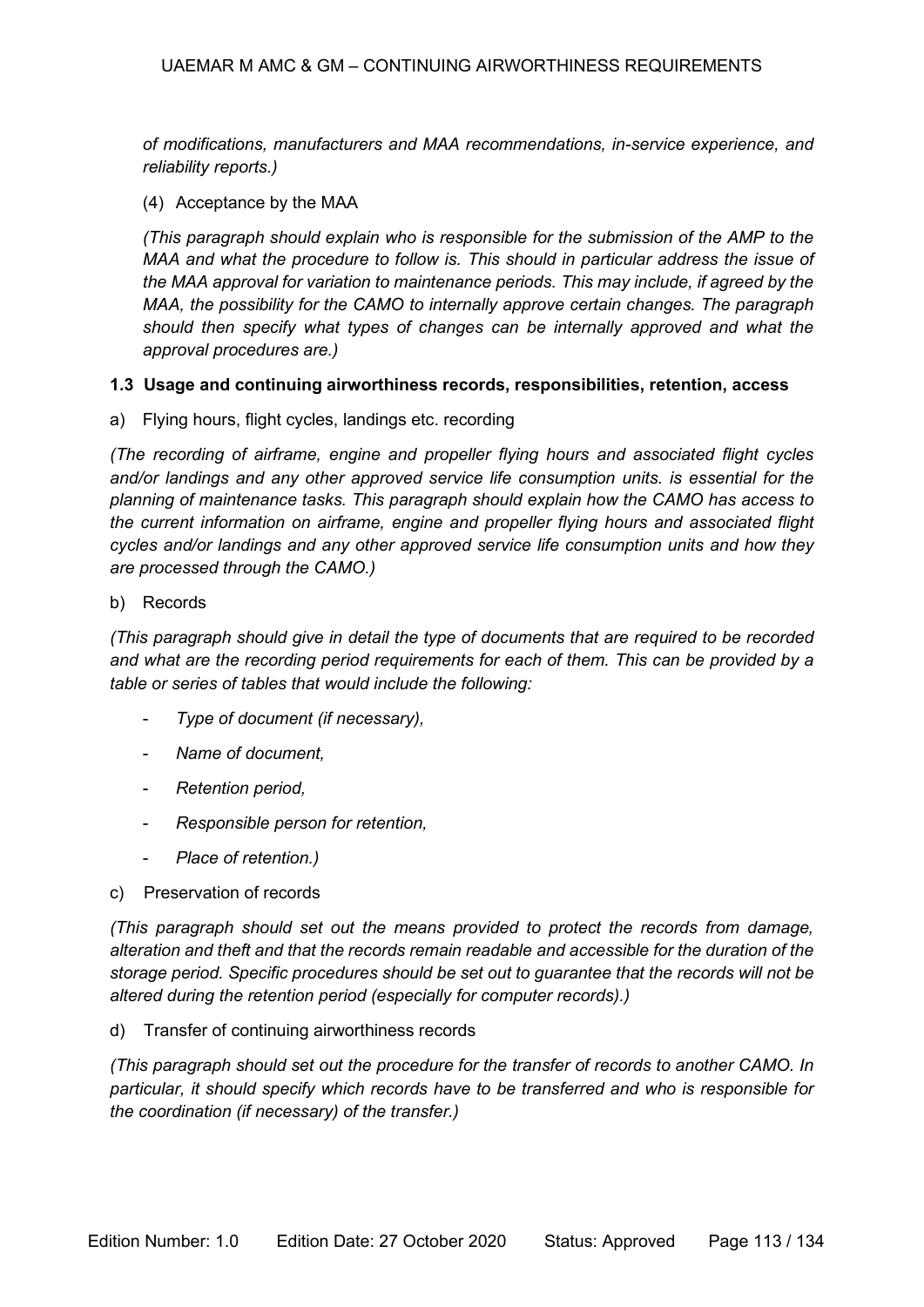*of modifications, manufacturers and MAA recommendations, in-service experience, and reliability reports.)*

(4) Acceptance by the MAA

*(This paragraph should explain who is responsible for the submission of the AMP to the MAA and what the procedure to follow is. This should in particular address the issue of the MAA approval for variation to maintenance periods. This may include, if agreed by the MAA, the possibility for the CAMO to internally approve certain changes. The paragraph should then specify what types of changes can be internally approved and what the approval procedures are.)*

**1.3 Usage and continuing airworthiness records, responsibilities, retention, access**

a) Flying hours, flight cycles, landings etc. recording

*(The recording of airframe, engine and propeller flying hours and associated flight cycles and/or landings and any other approved service life consumption units. is essential for the planning of maintenance tasks. This paragraph should explain how the CAMO has access to the current information on airframe, engine and propeller flying hours and associated flight cycles and/or landings and any other approved service life consumption units and how they are processed through the CAMO.)*

b) Records

*(This paragraph should give in detail the type of documents that are required to be recorded and what are the recording period requirements for each of them. This can be provided by a table or series of tables that would include the following:*

- *Type of document (if necessary),*
- *Name of document,*
- *Retention period,*
- *Responsible person for retention,*
- *Place of retention.)*

c) Preservation of records

*(This paragraph should set out the means provided to protect the records from damage, alteration and theft and that the records remain readable and accessible for the duration of the storage period. Specific procedures should be set out to guarantee that the records will not be altered during the retention period (especially for computer records).)*

d) Transfer of continuing airworthiness records

*(This paragraph should set out the procedure for the transfer of records to another CAMO. In particular, it should specify which records have to be transferred and who is responsible for the coordination (if necessary) of the transfer.)*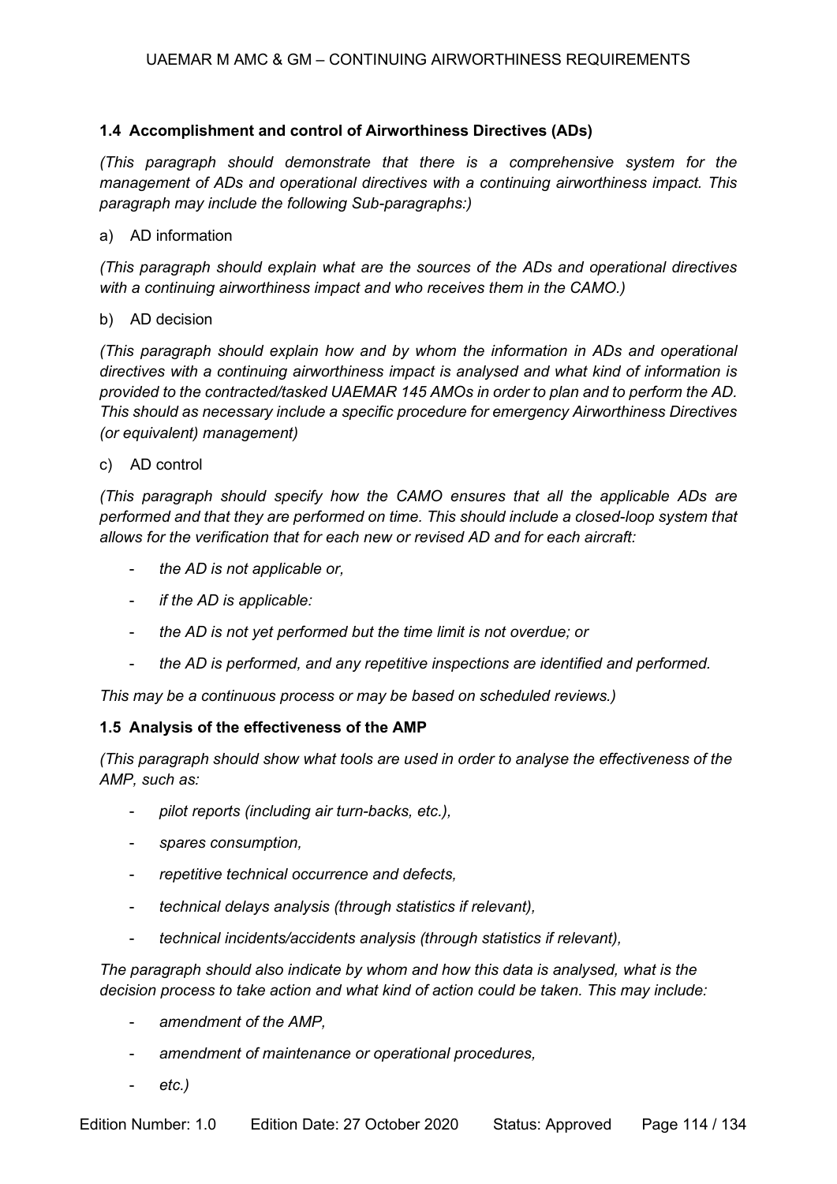### 1.4 Accomplishment and control of Airworthiness Directives (ADs)

*(This paragraph should demonstrate that there is a comprehensive system for the management of ADs and operational directives with a continuing airworthiness impact. This paragraph may include the following Sub-paragraphs:)*

a) AD information

*(This paragraph should explain what are the sources of the ADs and operational directives with a continuing airworthiness impact and who receives them in the CAMO.)*

b) AD decision

*(This paragraph should explain how and by whom the information in ADs and operational directives with a continuing airworthiness impact is analysed and what kind of information is provided to the contracted/tasked UAEMAR 145 AMOs in order to plan and to perform the AD. This should as necessary include a specific procedure for emergency Airworthiness Directives (or equivalent) management)*

c) AD control

*(This paragraph should specify how the CAMO ensures that all the applicable ADs are performed and that they are performed on time. This should include a closed-loop system that allows for the verification that for each new or revised AD and for each aircraft:*

- *the AD is not applicable or,*
- *if the AD is applicable:*
- *the AD is not yet performed but the time limit is not overdue; or*
- *the AD is performed, and any repetitive inspections are identified and performed.*

*This may be a continuous process or may be based on scheduled reviews.)*

### 1.5 Analysis of the effectiveness of the AMP

*(This paragraph should show what tools are used in order to analyse the effectiveness of the AMP, such as:*

- *pilot reports (including air turn-backs, etc.),*
- *spares consumption,*
- *repetitive technical occurrence and defects,*
- *technical delays analysis (through statistics if relevant),*
- *technical incidents/accidents analysis (through statistics if relevant),*

*The paragraph should also indicate by whom and how this data is analysed, what is the decision process to take action and what kind of action could be taken. This may include:*

- *amendment of the AMP,*
- *amendment of maintenance or operational procedures,*
- *etc.)*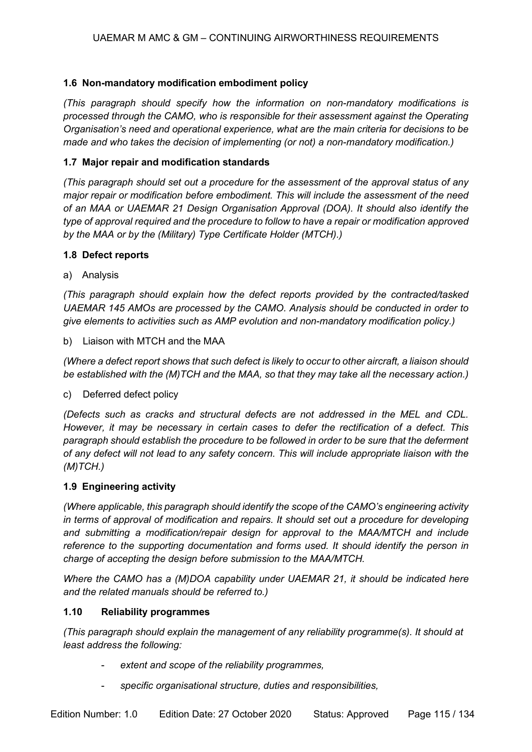### 1.6 Non-mandatory modification embodiment policy

*(This paragraph should specify how the information on non-mandatory modifications is processed through the CAMO, who is responsible for their assessment against the Operating Organisation's need and operational experience, what are the main criteria for decisions to be made and who takes the decision of implementing (or not) a non-mandatory modification.)*

### 1.7 Major repair and modification standards

*(This paragraph should set out a procedure for the assessment of the approval status of any major repair or modification before embodiment. This will include the assessment of the need of an MAA or UAEMAR 21 Design Organisation Approval (DOA). It should also identify the type of approval required and the procedure to follow to have a repair or modification approved by the MAA or by the (Military) Type Certificate Holder (MTCH).)*

### 1.8 Defect reports

a) Analysis

*(This paragraph should explain how the defect reports provided by the contracted/tasked UAEMAR 145 AMOs are processed by the CAMO. Analysis should be conducted in order to give elements to activities such as AMP evolution and non-mandatory modification policy.)*

b) Liaison with MTCH and the MAA

*(Where a defect report shows that such defect is likely to occur to other aircraft, a liaison should be established with the (M)TCH and the MAA, so that they may take all the necessary action.)*

c) Deferred defect policy

*(Defects such as cracks and structural defects are not addressed in the MEL and CDL. However, it may be necessary in certain cases to defer the rectification of a defect. This paragraph should establish the procedure to be followed in order to be sure that the deferment of any defect will not lead to any safety concern. This will include appropriate liaison with the (M)TCH.)*

### 1.9 Engineering activity

*(Where applicable, this paragraph should identify the scope of the CAMO's engineering activity in terms of approval of modification and repairs. It should set out a procedure for developing and submitting a modification/repair design for approval to the MAA/MTCH and include reference to the supporting documentation and forms used. It should identify the person in charge of accepting the design before submission to the MAA/MTCH.*

*Where the CAMO has a (M)DOA capability under UAEMAR 21, it should be indicated here and the related manuals should be referred to.)*

### 1.10 Reliability programmes

*(This paragraph should explain the management of any reliability programme(s). It should at least address the following:*

- *extent and scope of the reliability programmes,*
- *specific organisational structure, duties and responsibilities,*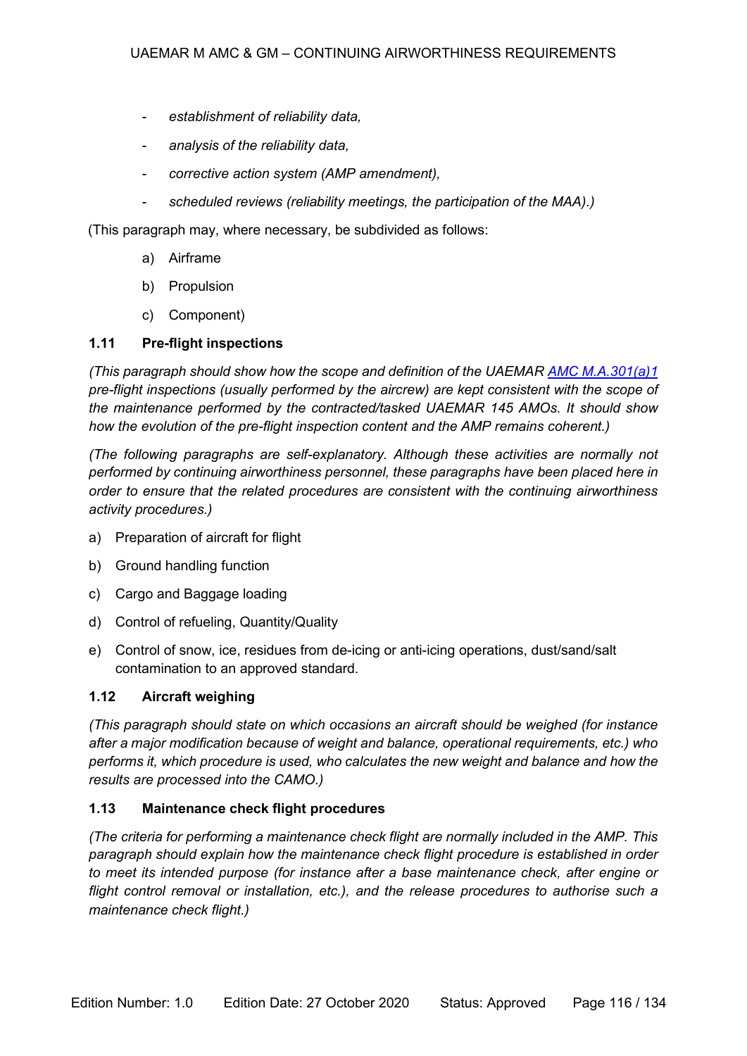- *establishment of reliability data,*
- *analysis of the reliability data,*
- *corrective action system (AMP amendment),*
- *scheduled reviews (reliability meetings, the participation of the MAA).)*

(This paragraph may, where necessary, be subdivided as follows:

a) Airframe

b) Propulsion

c) Component)

### 1.11 Pre-flight inspections

*(This paragraph should show how the scope and definition of the UAEMAR AMC M.A.301(a)1 pre-flight inspections (usually performed by the aircrew) are kept consistent with the scope of the maintenance performed by the contracted/tasked UAEMAR 145 AMOs. It should show how the evolution of the pre-flight inspection content and the AMP remains coherent.)*

*(The following paragraphs are self-explanatory. Although these activities are normally not performed by continuing airworthiness personnel, these paragraphs have been placed here in order to ensure that the related procedures are consistent with the continuing airworthiness activity procedures.)*

a) Preparation of aircraft for flight

b) Ground handling function

c) Cargo and Baggage loading

d) Control of refueling, Quantity/Quality

e) Control of snow, ice, residues from de-icing or anti-icing operations, dust/sand/salt contamination to an approved standard.

### 1.12 Aircraft weighing

*(This paragraph should state on which occasions an aircraft should be weighed (for instance after a major modification because of weight and balance, operational requirements, etc.) who performs it, which procedure is used, who calculates the new weight and balance and how the results are processed into the CAMO.)*

### 1.13 Maintenance check flight procedures

*(The criteria for performing a maintenance check flight are normally included in the AMP. This paragraph should explain how the maintenance check flight procedure is established in order to meet its intended purpose (for instance after a base maintenance check, after engine or flight control removal or installation, etc.), and the release procedures to authorise such a maintenance check flight.)*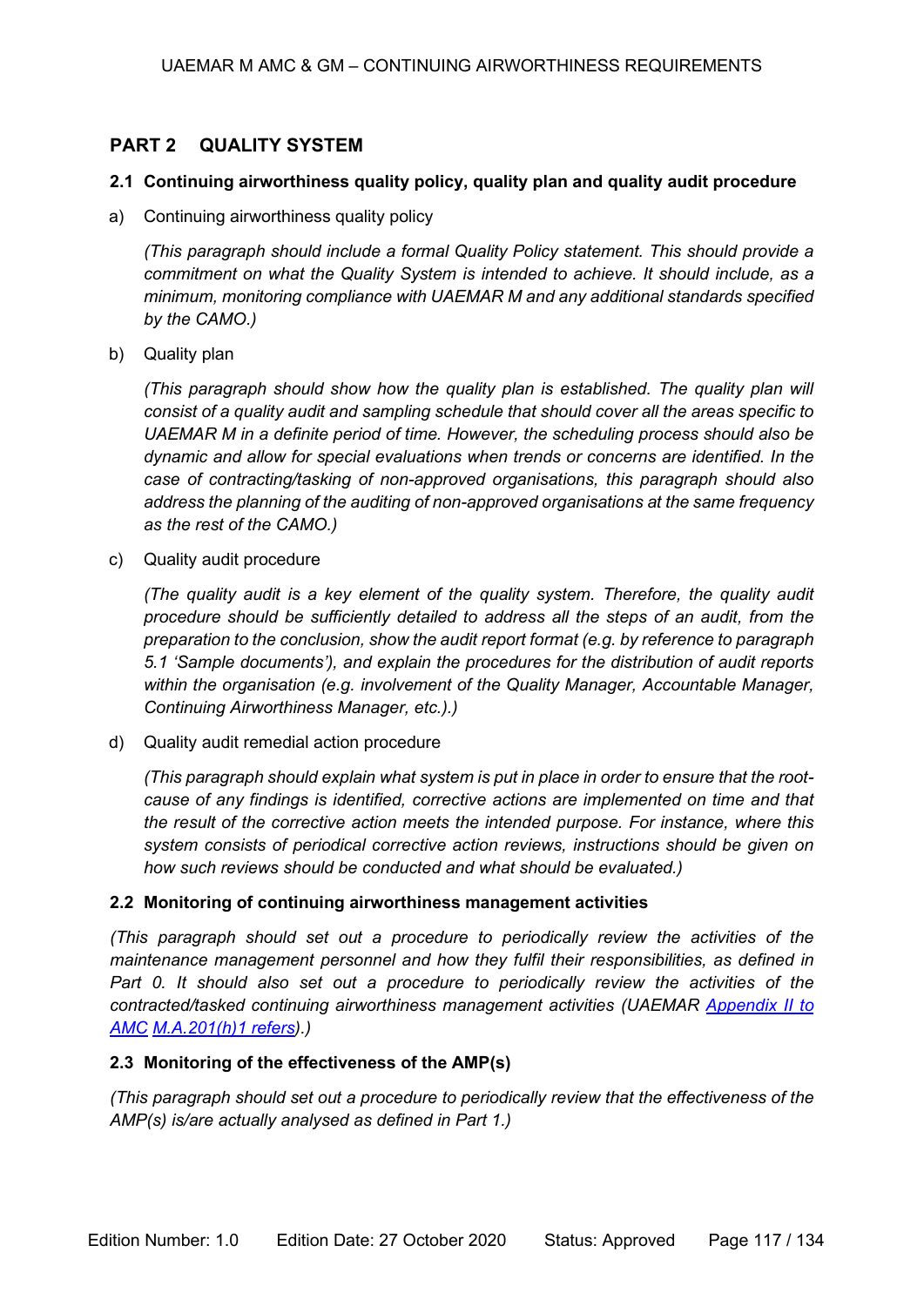## PART 2 QUALITY SYSTEM

### 2.1 Continuing airworthiness quality policy, quality plan and quality audit procedure

a) Continuing airworthiness quality policy

*(This paragraph should include a formal Quality Policy statement. This should provide a commitment on what the Quality System is intended to achieve. It should include, as a minimum, monitoring compliance with UAEMAR M and any additional standards specified by the CAMO.)*

b) Quality plan

*(This paragraph should show how the quality plan is established. The quality plan will consist of a quality audit and sampling schedule that should cover all the areas specific to UAEMAR M in a definite period of time. However, the scheduling process should also be dynamic and allow for special evaluations when trends or concerns are identified. In the case of contracting/tasking of non-approved organisations, this paragraph should also address the planning of the auditing of non-approved organisations at the same frequency as the rest of the CAMO.)*

c) Quality audit procedure

*(The quality audit is a key element of the quality system. Therefore, the quality audit procedure should be sufficiently detailed to address all the steps of an audit, from the preparation to the conclusion, show the audit report format (e.g. by reference to paragraph 5.1 'Sample documents'), and explain the procedures for the distribution of audit reports within the organisation (e.g. involvement of the Quality Manager, Accountable Manager, Continuing Airworthiness Manager, etc.).)*

d) Quality audit remedial action procedure

*(This paragraph should explain what system is put in place in order to ensure that the root-cause of any findings is identified, corrective actions are implemented on time and that the result of the corrective action meets the intended purpose. For instance, where this system consists of periodical corrective action reviews, instructions should be given on how such reviews should be conducted and what should be evaluated.)*

### 2.2 Monitoring of continuing airworthiness management activities

*(This paragraph should set out a procedure to periodically review the activities of the maintenance management personnel and how they fulfil their responsibilities, as defined in Part 0. It should also set out a procedure to periodically review the activities of the contracted/tasked continuing airworthiness management activities (UAEMAR Appendix II to AMC M.A.201(h)1 refers).)*

### 2.3 Monitoring of the effectiveness of the AMP(s)

*(This paragraph should set out a procedure to periodically review that the effectiveness of the AMP(s) is/are actually analysed as defined in Part 1.)*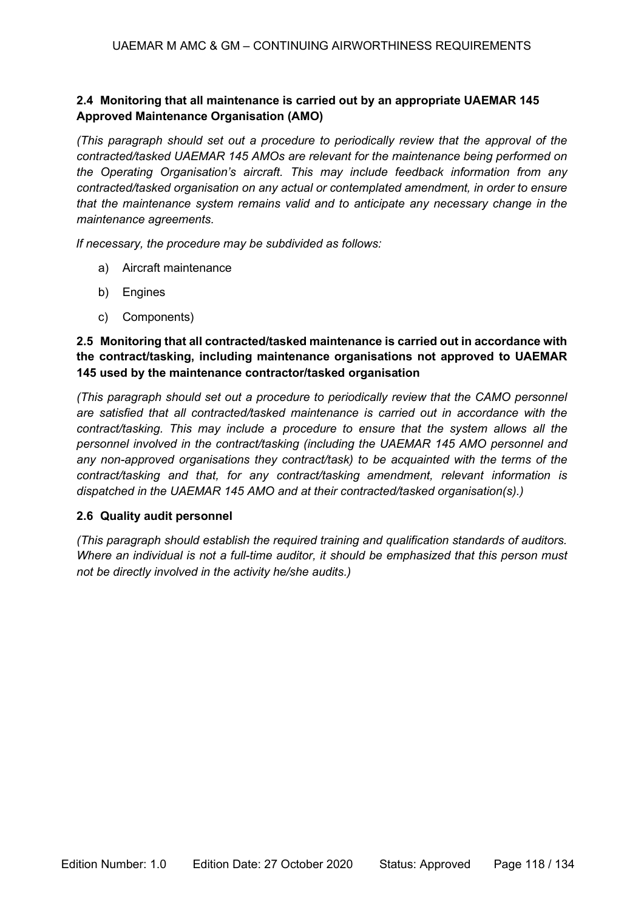### 2.4 Monitoring that all maintenance is carried out by an appropriate UAEMAR 145 Approved Maintenance Organisation (AMO)

*(This paragraph should set out a procedure to periodically review that the approval of the contracted/tasked UAEMAR 145 AMOs are relevant for the maintenance being performed on the Operating Organisation's aircraft. This may include feedback information from any contracted/tasked organisation on any actual or contemplated amendment, in order to ensure that the maintenance system remains valid and to anticipate any necessary change in the maintenance agreements.*

*If necessary, the procedure may be subdivided as follows:*

a) Aircraft maintenance

b) Engines

c) Components)

### 2.5 Monitoring that all contracted/tasked maintenance is carried out in accordance with the contract/tasking, including maintenance organisations not approved to UAEMAR 145 used by the maintenance contractor/tasked organisation

*(This paragraph should set out a procedure to periodically review that the CAMO personnel are satisfied that all contracted/tasked maintenance is carried out in accordance with the contract/tasking. This may include a procedure to ensure that the system allows all the personnel involved in the contract/tasking (including the UAEMAR 145 AMO personnel and any non-approved organisations they contract/task) to be acquainted with the terms of the contract/tasking and that, for any contract/tasking amendment, relevant information is dispatched in the UAEMAR 145 AMO and at their contracted/tasked organisation(s).)*

### 2.6 Quality audit personnel

*(This paragraph should establish the required training and qualification standards of auditors. Where an individual is not a full-time auditor, it should be emphasized that this person must not be directly involved in the activity he/she audits.)*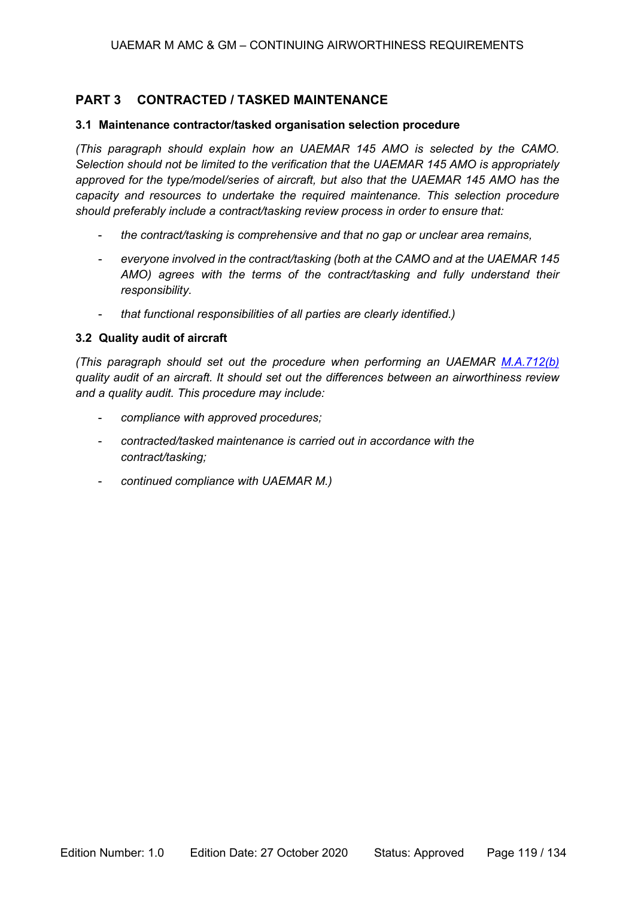## PART 3 CONTRACTED / TASKED MAINTENANCE

### 3.1 Maintenance contractor/tasked organisation selection procedure

*(This paragraph should explain how an UAEMAR 145 AMO is selected by the CAMO. Selection should not be limited to the verification that the UAEMAR 145 AMO is appropriately approved for the type/model/series of aircraft, but also that the UAEMAR 145 AMO has the capacity and resources to undertake the required maintenance. This selection procedure should preferably include a contract/tasking review process in order to ensure that:*

- *the contract/tasking is comprehensive and that no gap or unclear area remains,*
- *everyone involved in the contract/tasking (both at the CAMO and at the UAEMAR 145 AMO) agrees with the terms of the contract/tasking and fully understand their responsibility.*
- *that functional responsibilities of all parties are clearly identified.)*

### 3.2 Quality audit of aircraft

*(This paragraph should set out the procedure when performing an UAEMAR M.A.712(b) quality audit of an aircraft. It should set out the differences between an airworthiness review and a quality audit. This procedure may include:*

- *compliance with approved procedures;*
- *contracted/tasked maintenance is carried out in accordance with the contract/tasking;*
- *continued compliance with UAEMAR M.)*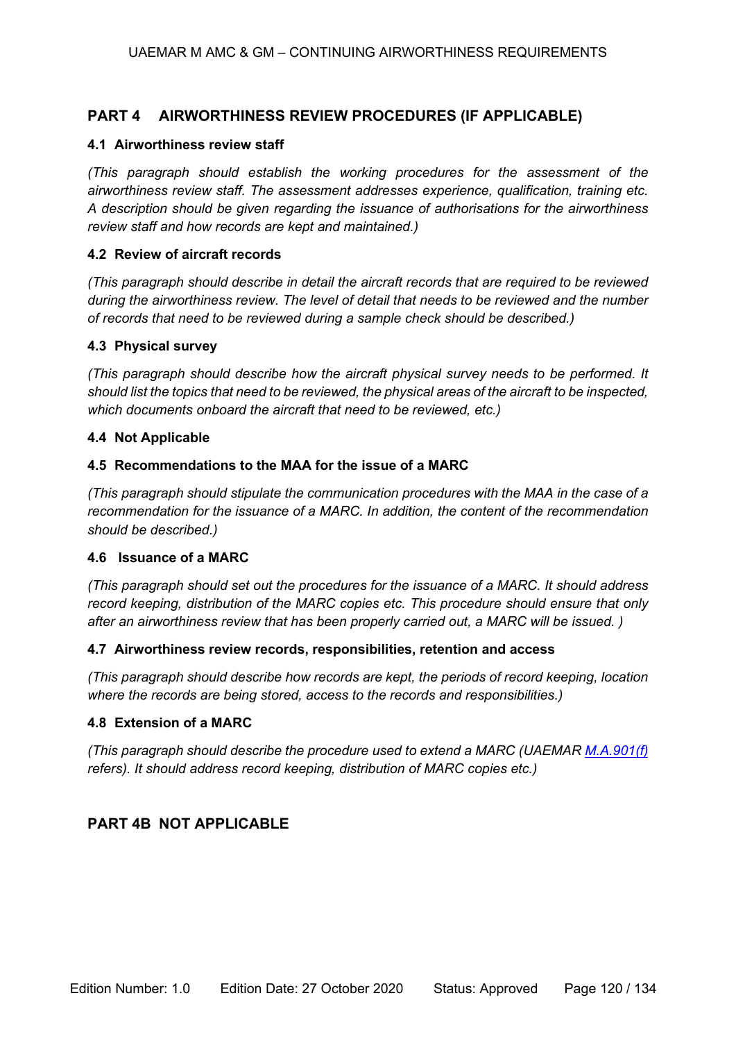## PART 4 AIRWORTHINESS REVIEW PROCEDURES (IF APPLICABLE)

### 4.1 Airworthiness review staff

*(This paragraph should establish the working procedures for the assessment of the airworthiness review staff. The assessment addresses experience, qualification, training etc. A description should be given regarding the issuance of authorisations for the airworthiness review staff and how records are kept and maintained.)*

### 4.2 Review of aircraft records

*(This paragraph should describe in detail the aircraft records that are required to be reviewed during the airworthiness review. The level of detail that needs to be reviewed and the number of records that need to be reviewed during a sample check should be described.)*

### 4.3 Physical survey

*(This paragraph should describe how the aircraft physical survey needs to be performed. It should list the topics that need to be reviewed, the physical areas of the aircraft to be inspected, which documents onboard the aircraft that need to be reviewed, etc.)*

### 4.4 Not Applicable

### 4.5 Recommendations to the MAA for the issue of a MARC

*(This paragraph should stipulate the communication procedures with the MAA in the case of a recommendation for the issuance of a MARC. In addition, the content of the recommendation should be described.)*

### 4.6 Issuance of a MARC

*(This paragraph should set out the procedures for the issuance of a MARC. It should address record keeping, distribution of the MARC copies etc. This procedure should ensure that only after an airworthiness review that has been properly carried out, a MARC will be issued. )*

### 4.7 Airworthiness review records, responsibilities, retention and access

*(This paragraph should describe how records are kept, the periods of record keeping, location where the records are being stored, access to the records and responsibilities.)*

### 4.8 Extension of a MARC

*(This paragraph should describe the procedure used to extend a MARC (UAEMAR M.A.901(f) refers). It should address record keeping, distribution of MARC copies etc.)*

## PART 4B NOT APPLICABLE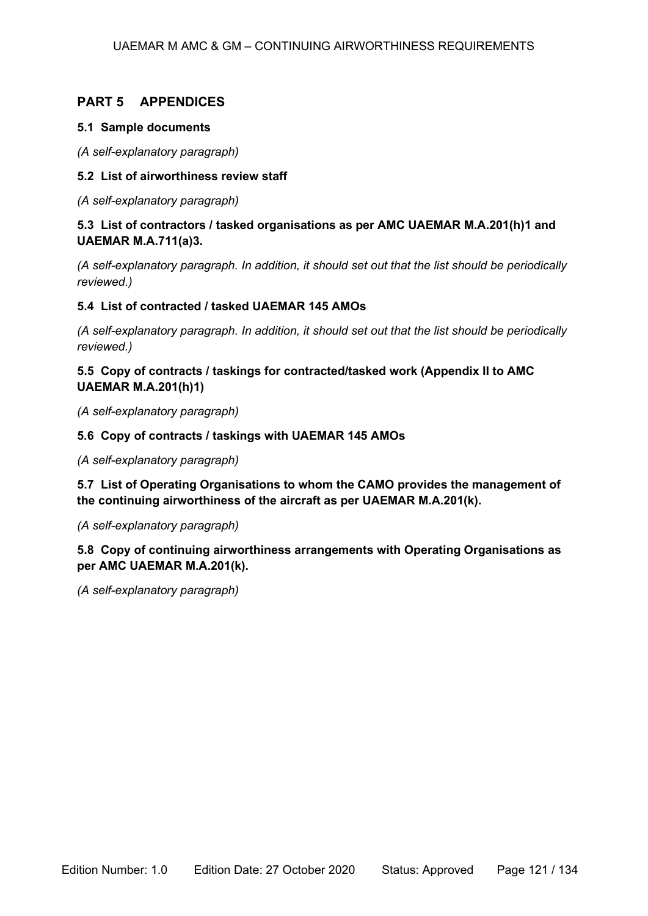## PART 5 APPENDICES

### 5.1 Sample documents

*(A self-explanatory paragraph)*

### 5.2 List of airworthiness review staff

*(A self-explanatory paragraph)*

### 5.3 List of contractors / tasked organisations as per AMC UAEMAR M.A.201(h)1 and UAEMAR M.A.711(a)3.

*(A self-explanatory paragraph. In addition, it should set out that the list should be periodically reviewed.)*

### 5.4 List of contracted / tasked UAEMAR 145 AMOs

*(A self-explanatory paragraph. In addition, it should set out that the list should be periodically reviewed.)*

### 5.5 Copy of contracts / taskings for contracted/tasked work (Appendix II to AMC UAEMAR M.A.201(h)1)

*(A self-explanatory paragraph)*

### 5.6 Copy of contracts / taskings with UAEMAR 145 AMOs

*(A self-explanatory paragraph)*

### 5.7 List of Operating Organisations to whom the CAMO provides the management of the continuing airworthiness of the aircraft as per UAEMAR M.A.201(k).

*(A self-explanatory paragraph)*

### 5.8 Copy of continuing airworthiness arrangements with Operating Organisations as per AMC UAEMAR M.A.201(k).

*(A self-explanatory paragraph)*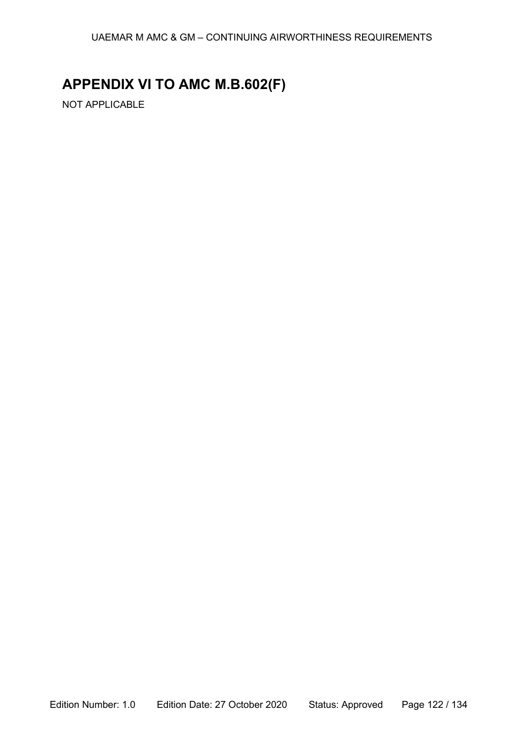# APPENDIX VI TO AMC M.B.602(F)

NOT APPLICABLE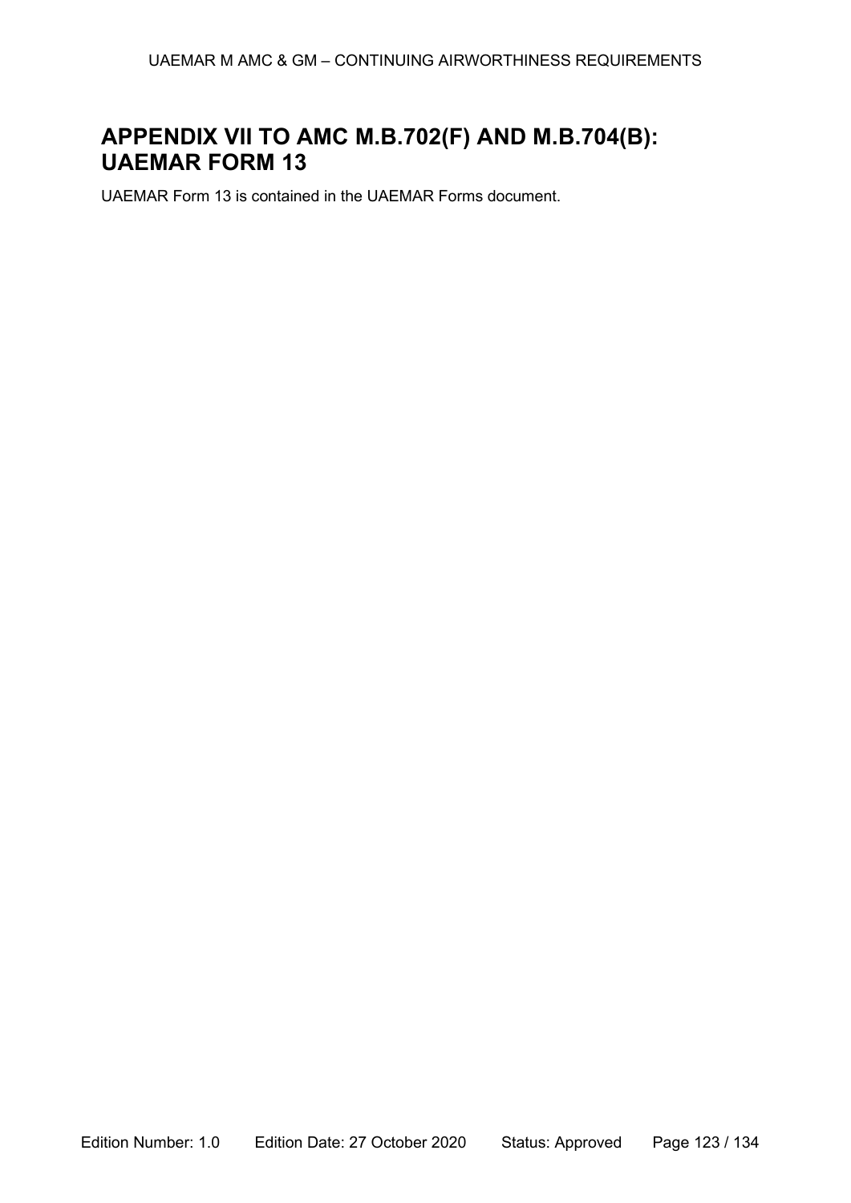# APPENDIX VII TO AMC M.B.702(F) AND M.B.704(B): UAEMAR FORM 13

UAEMAR Form 13 is contained in the UAEMAR Forms document.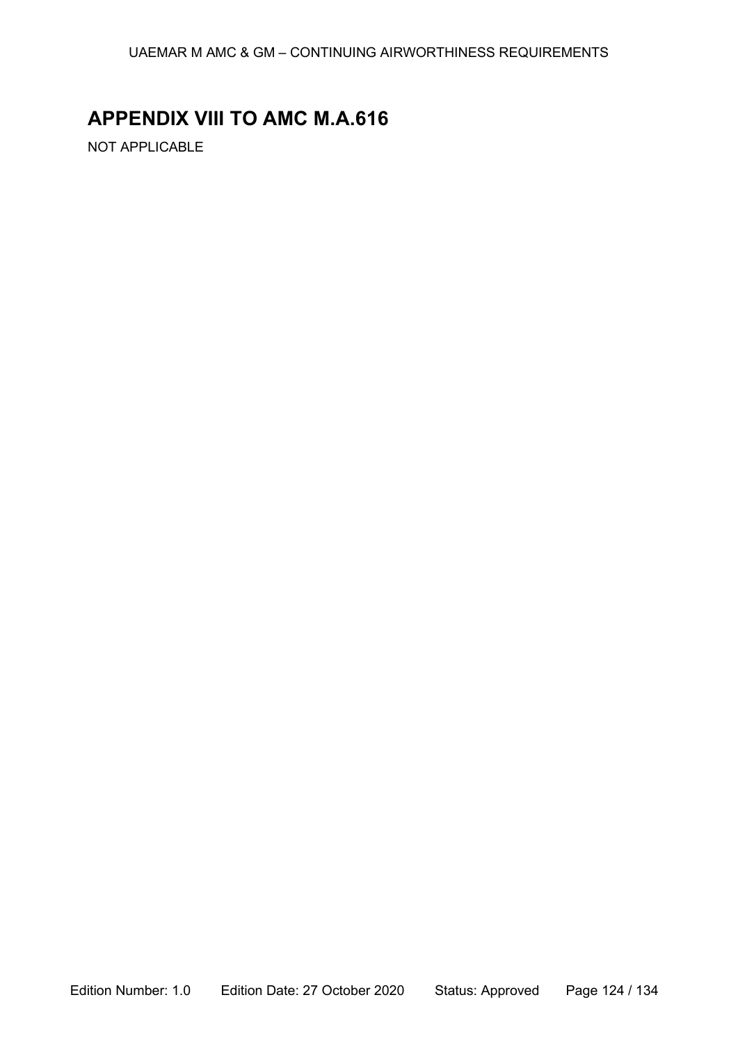# APPENDIX VIII TO AMC M.A.616

NOT APPLICABLE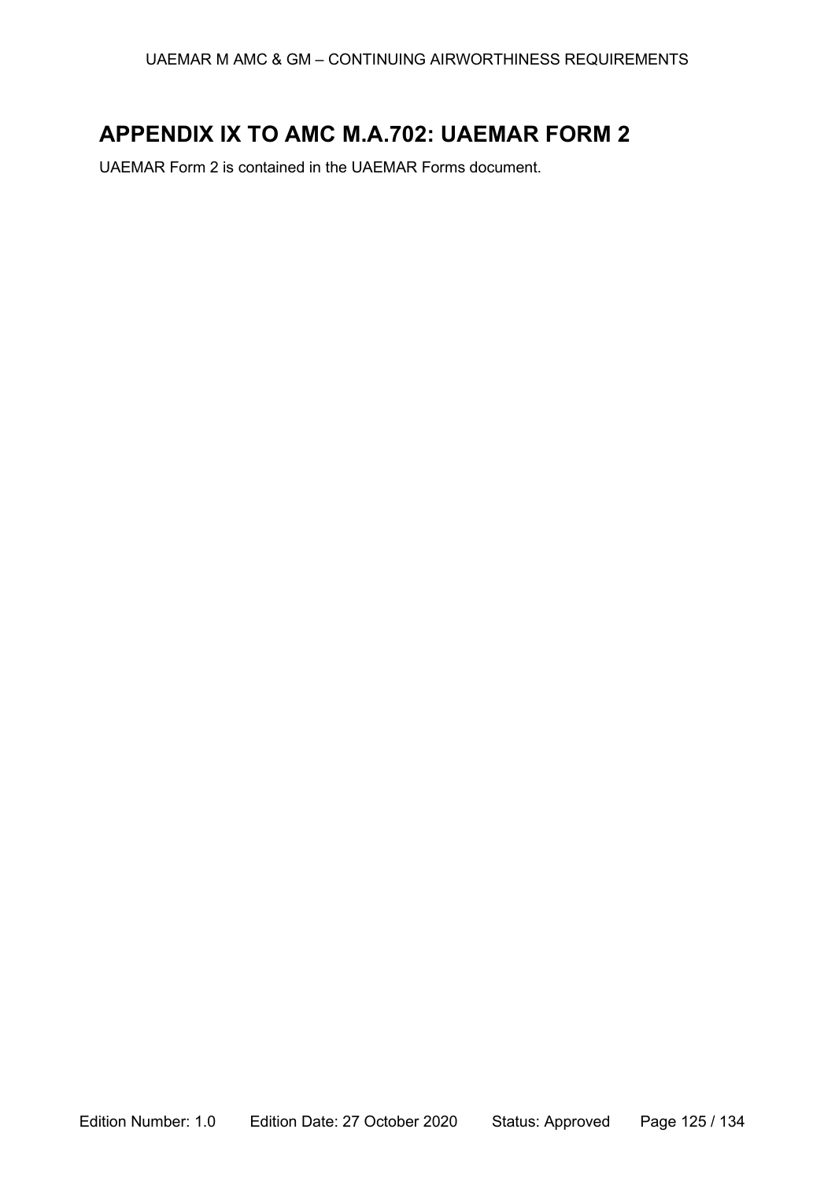# APPENDIX IX TO AMC M.A.702: UAEMAR FORM 2

UAEMAR Form 2 is contained in the UAEMAR Forms document.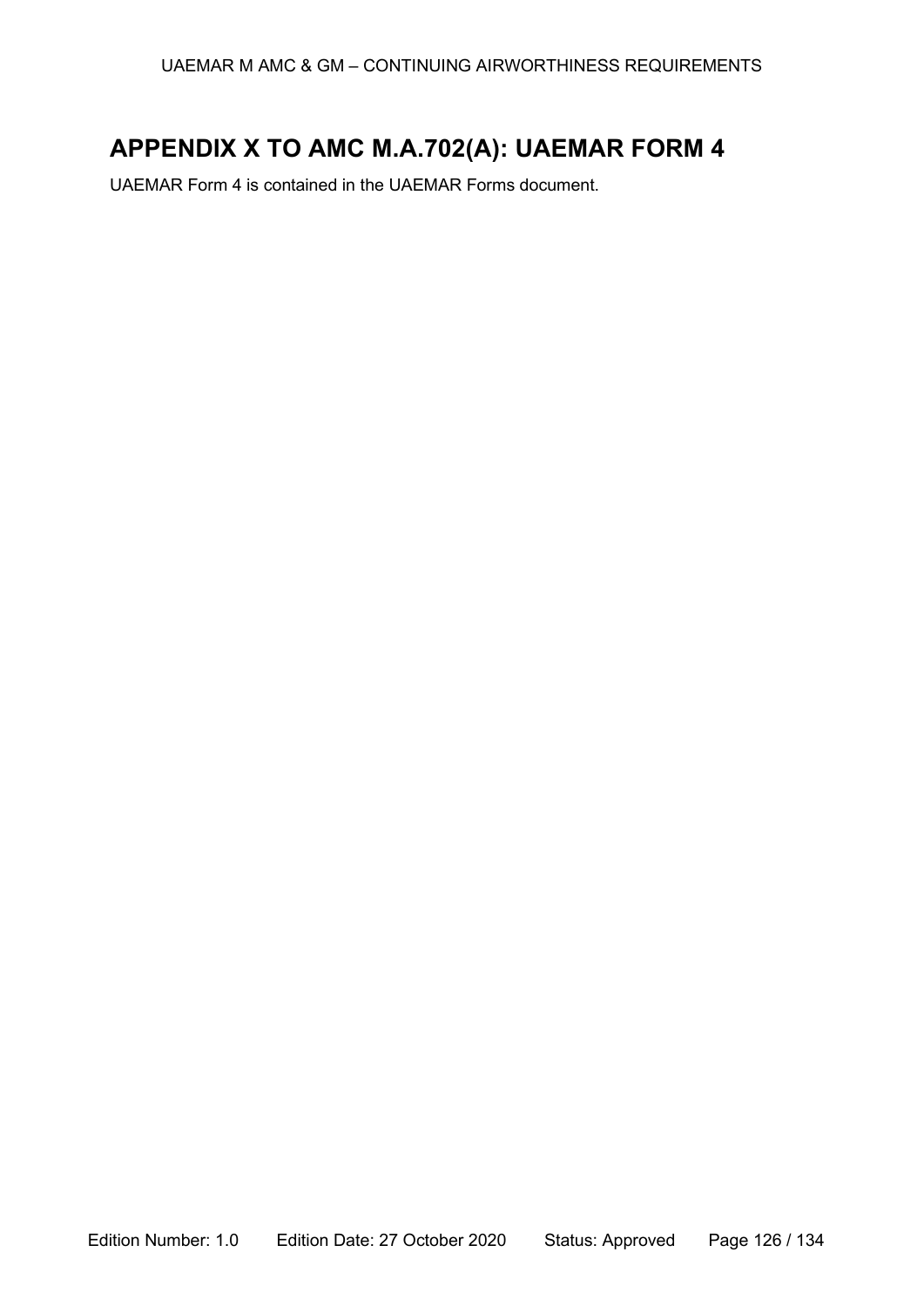# APPENDIX X TO AMC M.A.702(A): UAEMAR FORM 4

UAEMAR Form 4 is contained in the UAEMAR Forms document.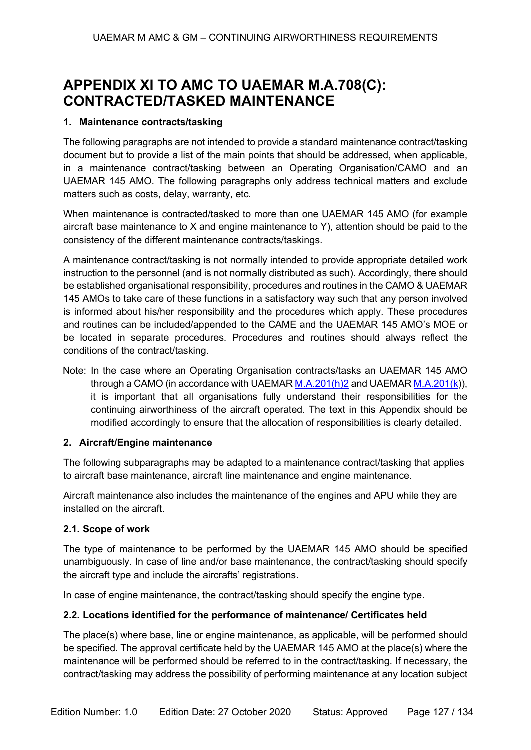# APPENDIX XI TO AMC TO UAEMAR M.A.708(C): CONTRACTED/TASKED MAINTENANCE

## 1. Maintenance contracts/tasking

The following paragraphs are not intended to provide a standard maintenance contract/tasking document but to provide a list of the main points that should be addressed, when applicable, in a maintenance contract/tasking between an Operating Organisation/CAMO and an UAEMAR 145 AMO. The following paragraphs only address technical matters and exclude matters such as costs, delay, warranty, etc.

When maintenance is contracted/tasked to more than one UAEMAR 145 AMO (for example aircraft base maintenance to X and engine maintenance to Y), attention should be paid to the consistency of the different maintenance contracts/taskings.

A maintenance contract/tasking is not normally intended to provide appropriate detailed work instruction to the personnel (and is not normally distributed as such). Accordingly, there should be established organisational responsibility, procedures and routines in the CAMO & UAEMAR 145 AMOs to take care of these functions in a satisfactory way such that any person involved is informed about his/her responsibility and the procedures which apply. These procedures and routines can be included/appended to the CAME and the UAEMAR 145 AMO's MOE or be located in separate procedures. Procedures and routines should always reflect the conditions of the contract/tasking.

Note: In the case where an Operating Organisation contracts/tasks an UAEMAR 145 AMO through a CAMO (in accordance with UAEMAR M.A.201(h)2 and UAEMAR M.A.201(k)), it is important that all organisations fully understand their responsibilities for the continuing airworthiness of the aircraft operated. The text in this Appendix should be modified accordingly to ensure that the allocation of responsibilities is clearly detailed.

## 2. Aircraft/Engine maintenance

The following subparagraphs may be adapted to a maintenance contract/tasking that applies to aircraft base maintenance, aircraft line maintenance and engine maintenance.

Aircraft maintenance also includes the maintenance of the engines and APU while they are installed on the aircraft.

### 2.1. Scope of work

The type of maintenance to be performed by the UAEMAR 145 AMO should be specified unambiguously. In case of line and/or base maintenance, the contract/tasking should specify the aircraft type and include the aircrafts' registrations.

In case of engine maintenance, the contract/tasking should specify the engine type.

### 2.2. Locations identified for the performance of maintenance/ Certificates held

The place(s) where base, line or engine maintenance, as applicable, will be performed should be specified. The approval certificate held by the UAEMAR 145 AMO at the place(s) where the maintenance will be performed should be referred to in the contract/tasking. If necessary, the contract/tasking may address the possibility of performing maintenance at any location subject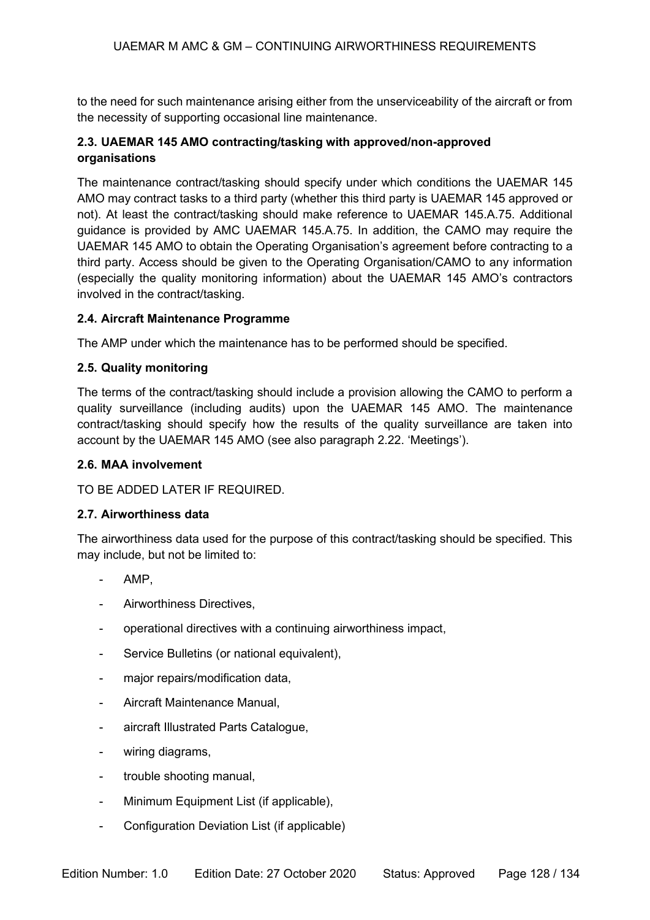to the need for such maintenance arising either from the unserviceability of the aircraft or from the necessity of supporting occasional line maintenance.

### 2.3. UAEMAR 145 AMO contracting/tasking with approved/non-approved organisations

The maintenance contract/tasking should specify under which conditions the UAEMAR 145 AMO may contract tasks to a third party (whether this third party is UAEMAR 145 approved or not). At least the contract/tasking should make reference to UAEMAR 145.A.75. Additional guidance is provided by AMC UAEMAR 145.A.75. In addition, the CAMO may require the UAEMAR 145 AMO to obtain the Operating Organisation's agreement before contracting to a third party. Access should be given to the Operating Organisation/CAMO to any information (especially the quality monitoring information) about the UAEMAR 145 AMO's contractors involved in the contract/tasking.

### 2.4. Aircraft Maintenance Programme

The AMP under which the maintenance has to be performed should be specified.

### 2.5. Quality monitoring

The terms of the contract/tasking should include a provision allowing the CAMO to perform a quality surveillance (including audits) upon the UAEMAR 145 AMO. The maintenance contract/tasking should specify how the results of the quality surveillance are taken into account by the UAEMAR 145 AMO (see also paragraph 2.22. 'Meetings').

### 2.6. MAA involvement

TO BE ADDED LATER IF REQUIRED.

### 2.7. Airworthiness data

The airworthiness data used for the purpose of this contract/tasking should be specified. This may include, but not be limited to:

- AMP,
- Airworthiness Directives,
- operational directives with a continuing airworthiness impact,
- Service Bulletins (or national equivalent),
- major repairs/modification data,
- Aircraft Maintenance Manual,
- aircraft Illustrated Parts Catalogue,
- wiring diagrams,
- trouble shooting manual,
- Minimum Equipment List (if applicable),
- Configuration Deviation List (if applicable)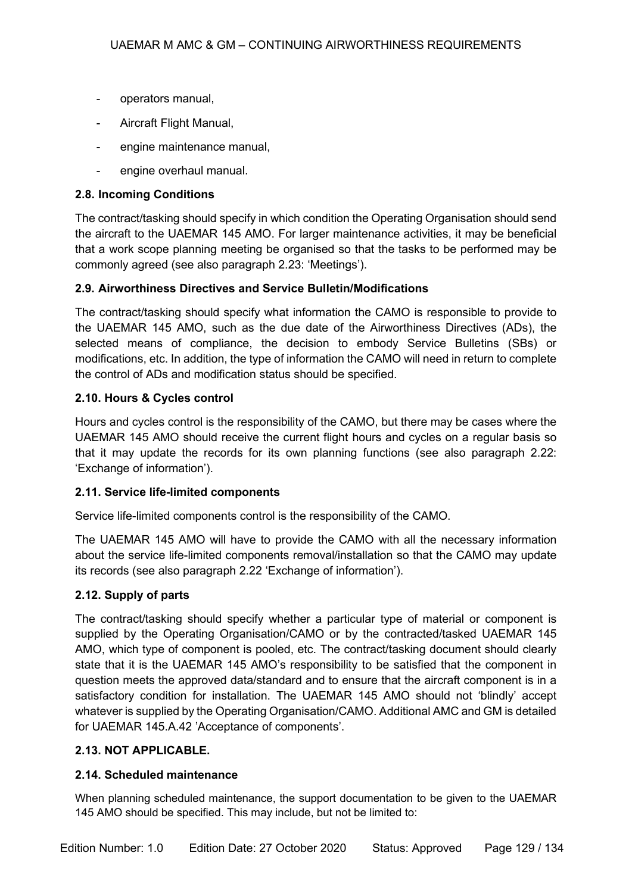- operators manual,
- Aircraft Flight Manual,
- engine maintenance manual,
- engine overhaul manual.

### 2.8. Incoming Conditions

The contract/tasking should specify in which condition the Operating Organisation should send the aircraft to the UAEMAR 145 AMO. For larger maintenance activities, it may be beneficial that a work scope planning meeting be organised so that the tasks to be performed may be commonly agreed (see also paragraph 2.23: 'Meetings').

### 2.9. Airworthiness Directives and Service Bulletin/Modifications

The contract/tasking should specify what information the CAMO is responsible to provide to the UAEMAR 145 AMO, such as the due date of the Airworthiness Directives (ADs), the selected means of compliance, the decision to embody Service Bulletins (SBs) or modifications, etc. In addition, the type of information the CAMO will need in return to complete the control of ADs and modification status should be specified.

### 2.10. Hours & Cycles control

Hours and cycles control is the responsibility of the CAMO, but there may be cases where the UAEMAR 145 AMO should receive the current flight hours and cycles on a regular basis so that it may update the records for its own planning functions (see also paragraph 2.22: 'Exchange of information').

### 2.11. Service life-limited components

Service life-limited components control is the responsibility of the CAMO.

The UAEMAR 145 AMO will have to provide the CAMO with all the necessary information about the service life-limited components removal/installation so that the CAMO may update its records (see also paragraph 2.22 'Exchange of information').

### 2.12. Supply of parts

The contract/tasking should specify whether a particular type of material or component is supplied by the Operating Organisation/CAMO or by the contracted/tasked UAEMAR 145 AMO, which type of component is pooled, etc. The contract/tasking document should clearly state that it is the UAEMAR 145 AMO's responsibility to be satisfied that the component in question meets the approved data/standard and to ensure that the aircraft component is in a satisfactory condition for installation. The UAEMAR 145 AMO should not 'blindly' accept whatever is supplied by the Operating Organisation/CAMO. Additional AMC and GM is detailed for UAEMAR 145.A.42 'Acceptance of components'.

### 2.13. NOT APPLICABLE.

### 2.14. Scheduled maintenance

When planning scheduled maintenance, the support documentation to be given to the UAEMAR 145 AMO should be specified. This may include, but not be limited to: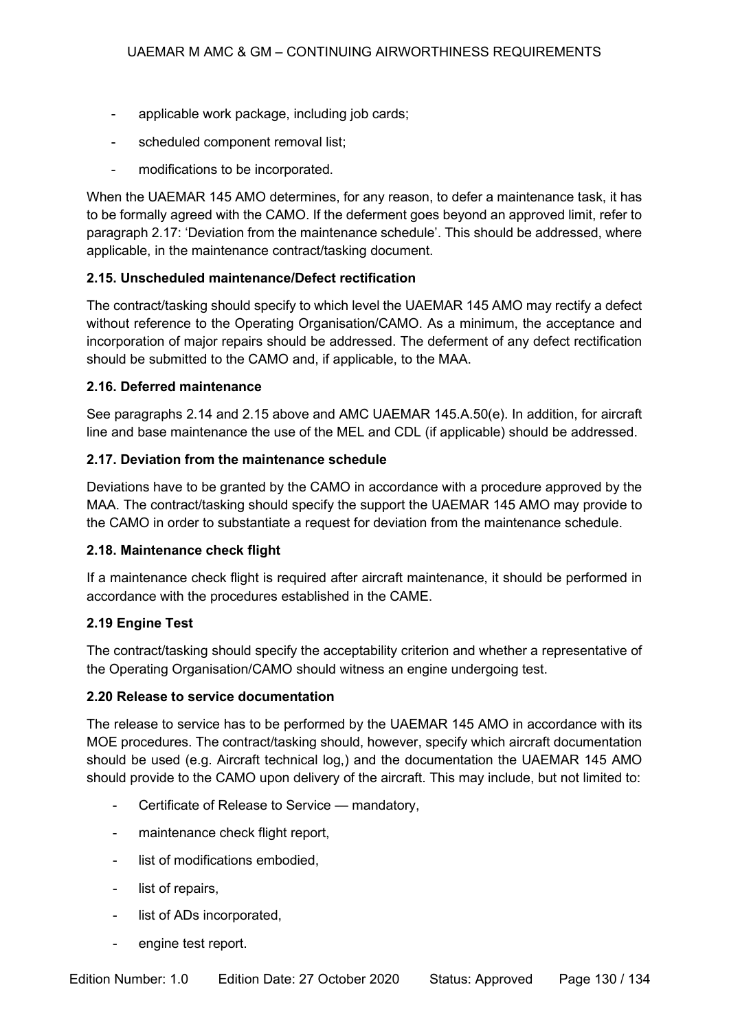- applicable work package, including job cards;
- scheduled component removal list;
- modifications to be incorporated.

When the UAEMAR 145 AMO determines, for any reason, to defer a maintenance task, it has to be formally agreed with the CAMO. If the deferment goes beyond an approved limit, refer to paragraph 2.17: 'Deviation from the maintenance schedule'. This should be addressed, where applicable, in the maintenance contract/tasking document.

**2.15. Unscheduled maintenance/Defect rectification**

The contract/tasking should specify to which level the UAEMAR 145 AMO may rectify a defect without reference to the Operating Organisation/CAMO. As a minimum, the acceptance and incorporation of major repairs should be addressed. The deferment of any defect rectification should be submitted to the CAMO and, if applicable, to the MAA.

**2.16. Deferred maintenance**

See paragraphs 2.14 and 2.15 above and AMC UAEMAR 145.A.50(e). In addition, for aircraft line and base maintenance the use of the MEL and CDL (if applicable) should be addressed.

**2.17. Deviation from the maintenance schedule**

Deviations have to be granted by the CAMO in accordance with a procedure approved by the MAA. The contract/tasking should specify the support the UAEMAR 145 AMO may provide to the CAMO in order to substantiate a request for deviation from the maintenance schedule.

**2.18. Maintenance check flight**

If a maintenance check flight is required after aircraft maintenance, it should be performed in accordance with the procedures established in the CAME.

**2.19 Engine Test**

The contract/tasking should specify the acceptability criterion and whether a representative of the Operating Organisation/CAMO should witness an engine undergoing test.

**2.20 Release to service documentation**

The release to service has to be performed by the UAEMAR 145 AMO in accordance with its MOE procedures. The contract/tasking should, however, specify which aircraft documentation should be used (e.g. Aircraft technical log,) and the documentation the UAEMAR 145 AMO should provide to the CAMO upon delivery of the aircraft. This may include, but not limited to:

- Certificate of Release to Service — mandatory,
- maintenance check flight report,
- list of modifications embodied,
- list of repairs,
- list of ADs incorporated,
- engine test report.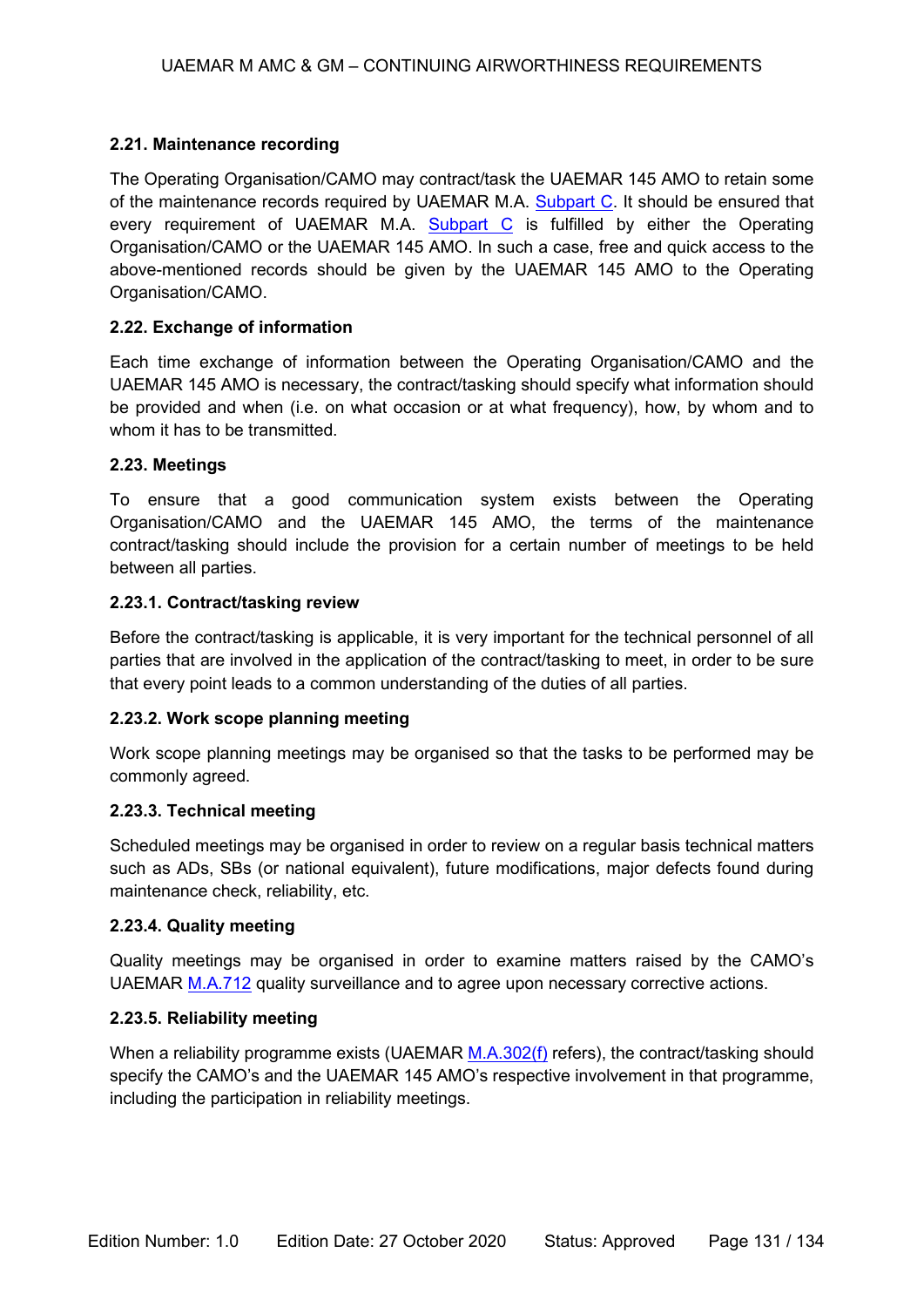### 2.21. Maintenance recording

The Operating Organisation/CAMO may contract/task the UAEMAR 145 AMO to retain some of the maintenance records required by UAEMAR M.A. Subpart C. It should be ensured that every requirement of UAEMAR M.A. Subpart C is fulfilled by either the Operating Organisation/CAMO or the UAEMAR 145 AMO. In such a case, free and quick access to the above-mentioned records should be given by the UAEMAR 145 AMO to the Operating Organisation/CAMO.

### 2.22. Exchange of information

Each time exchange of information between the Operating Organisation/CAMO and the UAEMAR 145 AMO is necessary, the contract/tasking should specify what information should be provided and when (i.e. on what occasion or at what frequency), how, by whom and to whom it has to be transmitted.

### 2.23. Meetings

To ensure that a good communication system exists between the Operating Organisation/CAMO and the UAEMAR 145 AMO, the terms of the maintenance contract/tasking should include the provision for a certain number of meetings to be held between all parties.

#### 2.23.1. Contract/tasking review

Before the contract/tasking is applicable, it is very important for the technical personnel of all parties that are involved in the application of the contract/tasking to meet, in order to be sure that every point leads to a common understanding of the duties of all parties.

#### 2.23.2. Work scope planning meeting

Work scope planning meetings may be organised so that the tasks to be performed may be commonly agreed.

#### 2.23.3. Technical meeting

Scheduled meetings may be organised in order to review on a regular basis technical matters such as ADs, SBs (or national equivalent), future modifications, major defects found during maintenance check, reliability, etc.

#### 2.23.4. Quality meeting

Quality meetings may be organised in order to examine matters raised by the CAMO's UAEMAR M.A.712 quality surveillance and to agree upon necessary corrective actions.

#### 2.23.5. Reliability meeting

When a reliability programme exists (UAEMAR M.A.302(f) refers), the contract/tasking should specify the CAMO's and the UAEMAR 145 AMO's respective involvement in that programme, including the participation in reliability meetings.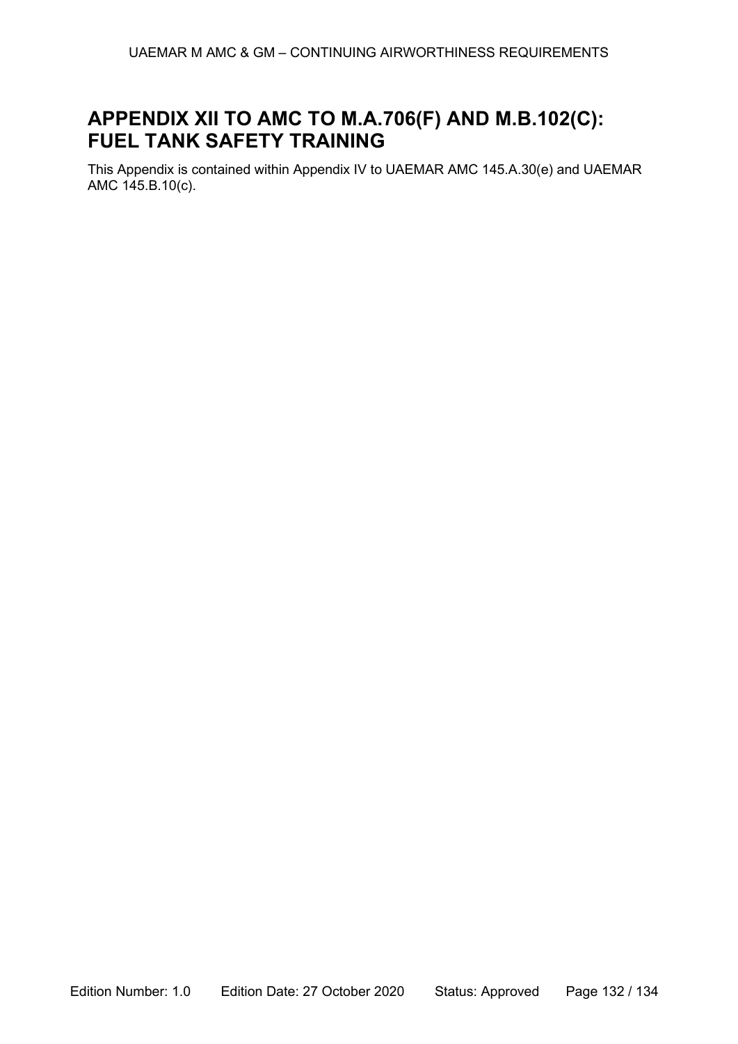# APPENDIX XII TO AMC TO M.A.706(F) AND M.B.102(C): FUEL TANK SAFETY TRAINING

This Appendix is contained within Appendix IV to UAEMAR AMC 145.A.30(e) and UAEMAR AMC 145.B.10(c).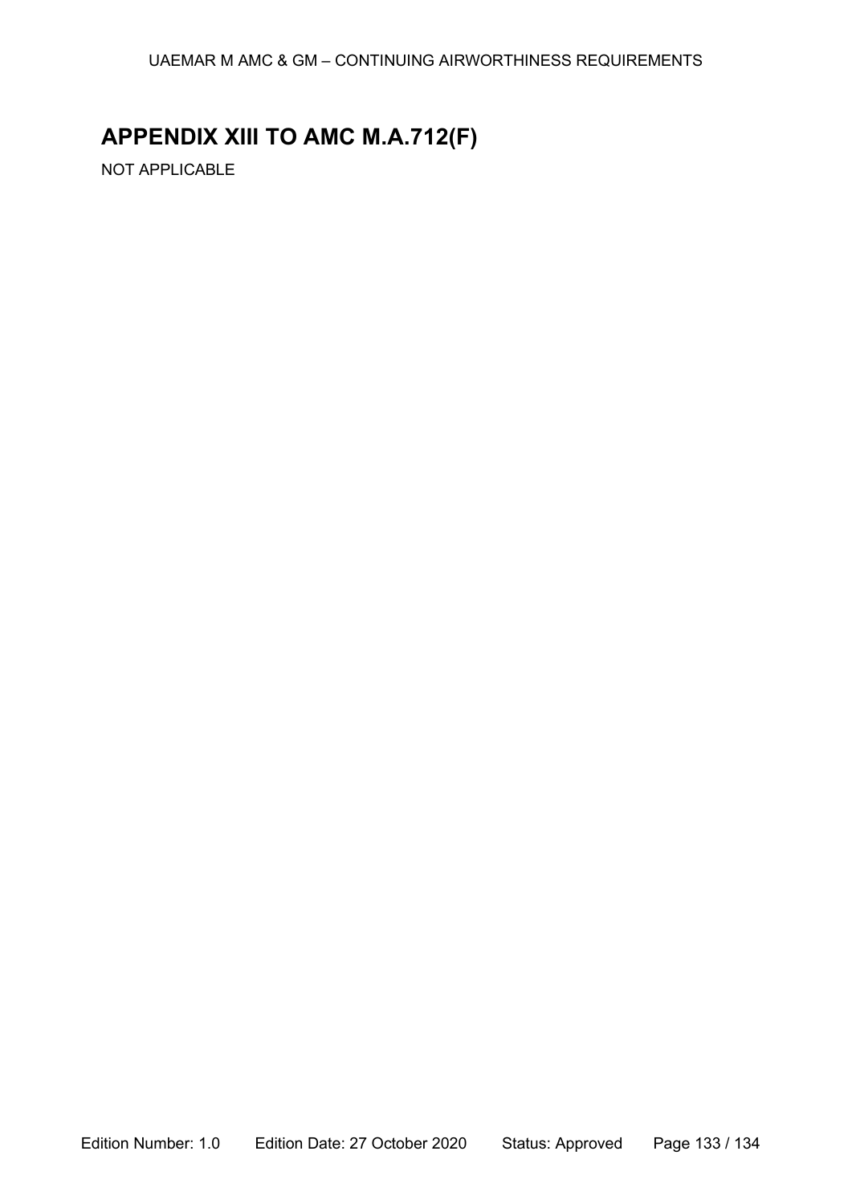# APPENDIX XIII TO AMC M.A.712(F)

NOT APPLICABLE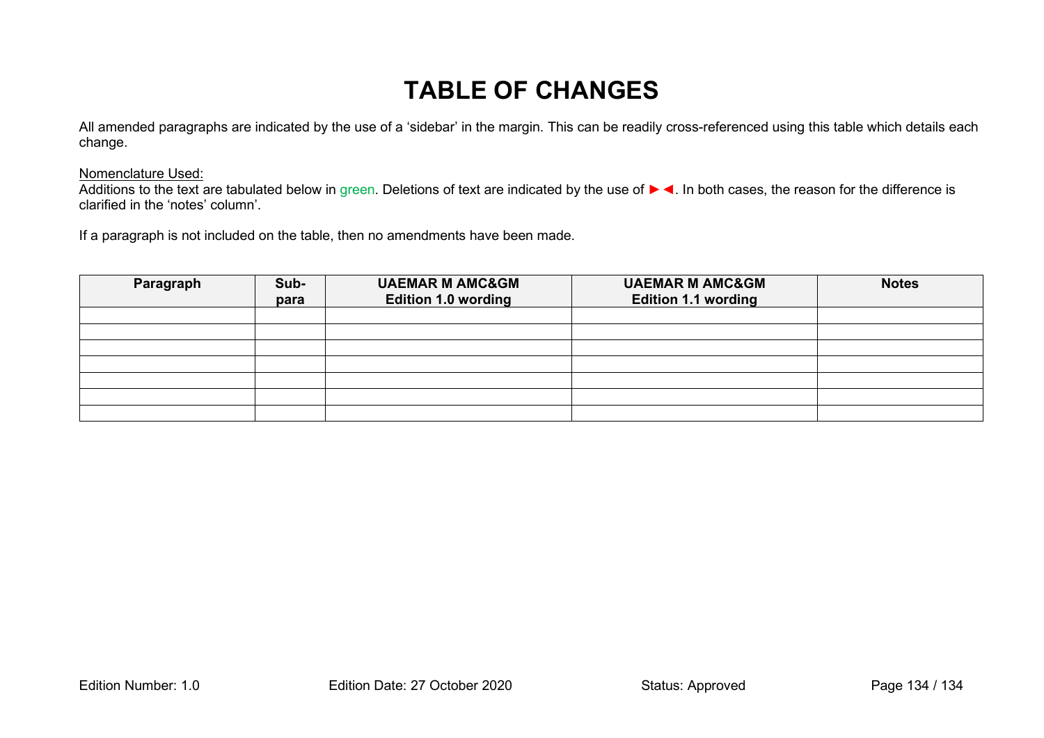# TABLE OF CHANGES

All amended paragraphs are indicated by the use of a 'sidebar' in the margin. This can be readily cross-referenced using this table which details each change.

Nomenclature Used:
Additions to the text are tabulated below in green. Deletions of text are indicated by the use of ►◄. In both cases, the reason for the difference is clarified in the 'notes' column'.

If a paragraph is not included on the table, then no amendments have been made.

| Paragraph | Sub-para | UAEMAR M AMC&GM Edition 1.0 wording | UAEMAR M AMC&GM Edition 1.1 wording | Notes |
|---|---|---|---|---|
| | | | | |
| | | | | |
| | | | | |
| | | | | |
| | | | | |
| | | | | |
| | | | | |